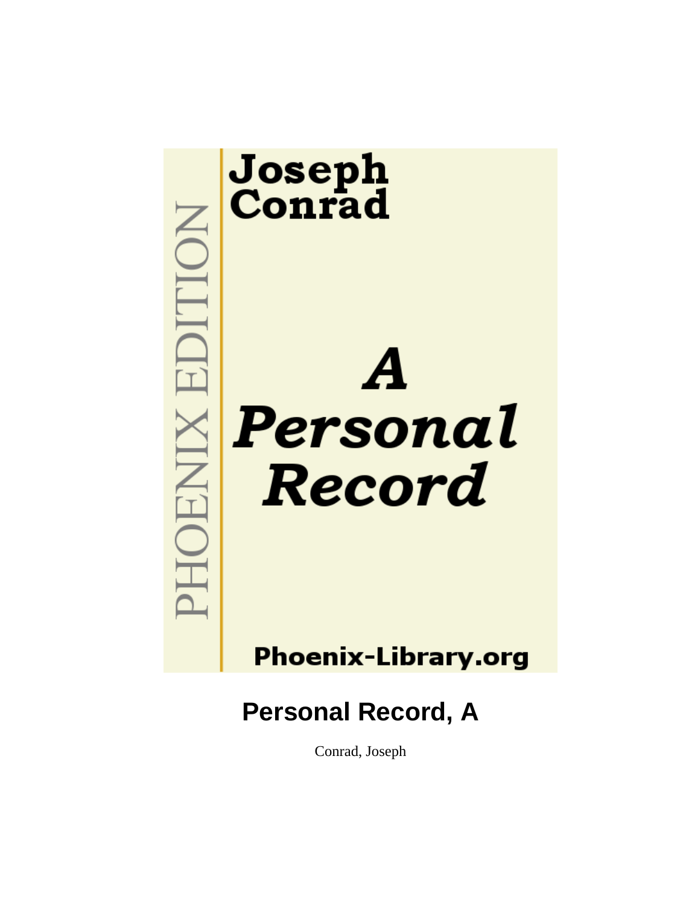PHOENIX EDITION

Joseph Conrad

*A Personal Record*

Phoenix-Library.org

# Personal Record, A

Conrad, Joseph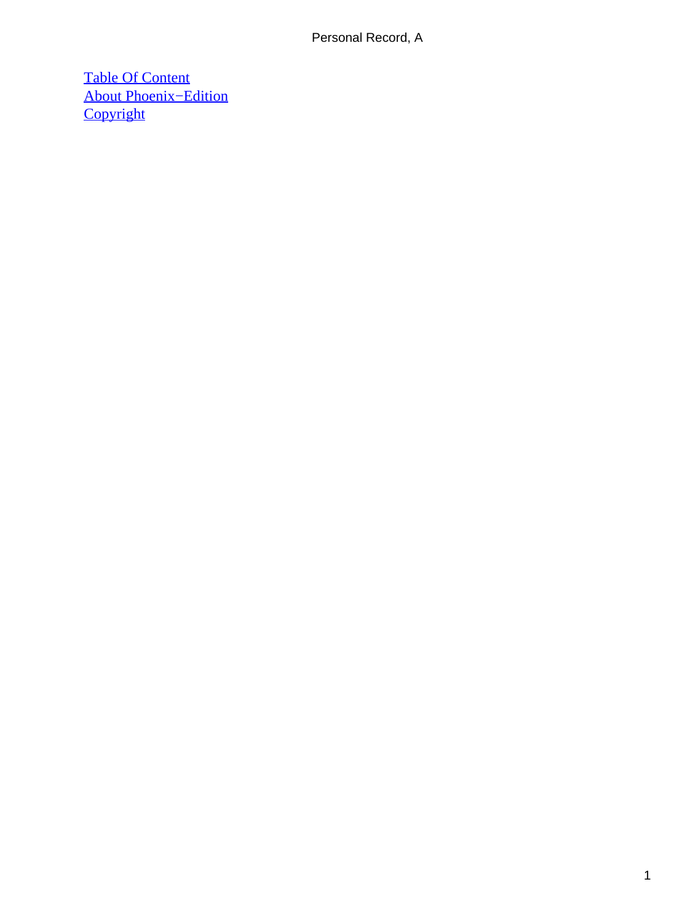Table Of Content
About Phoenix−Edition
Copyright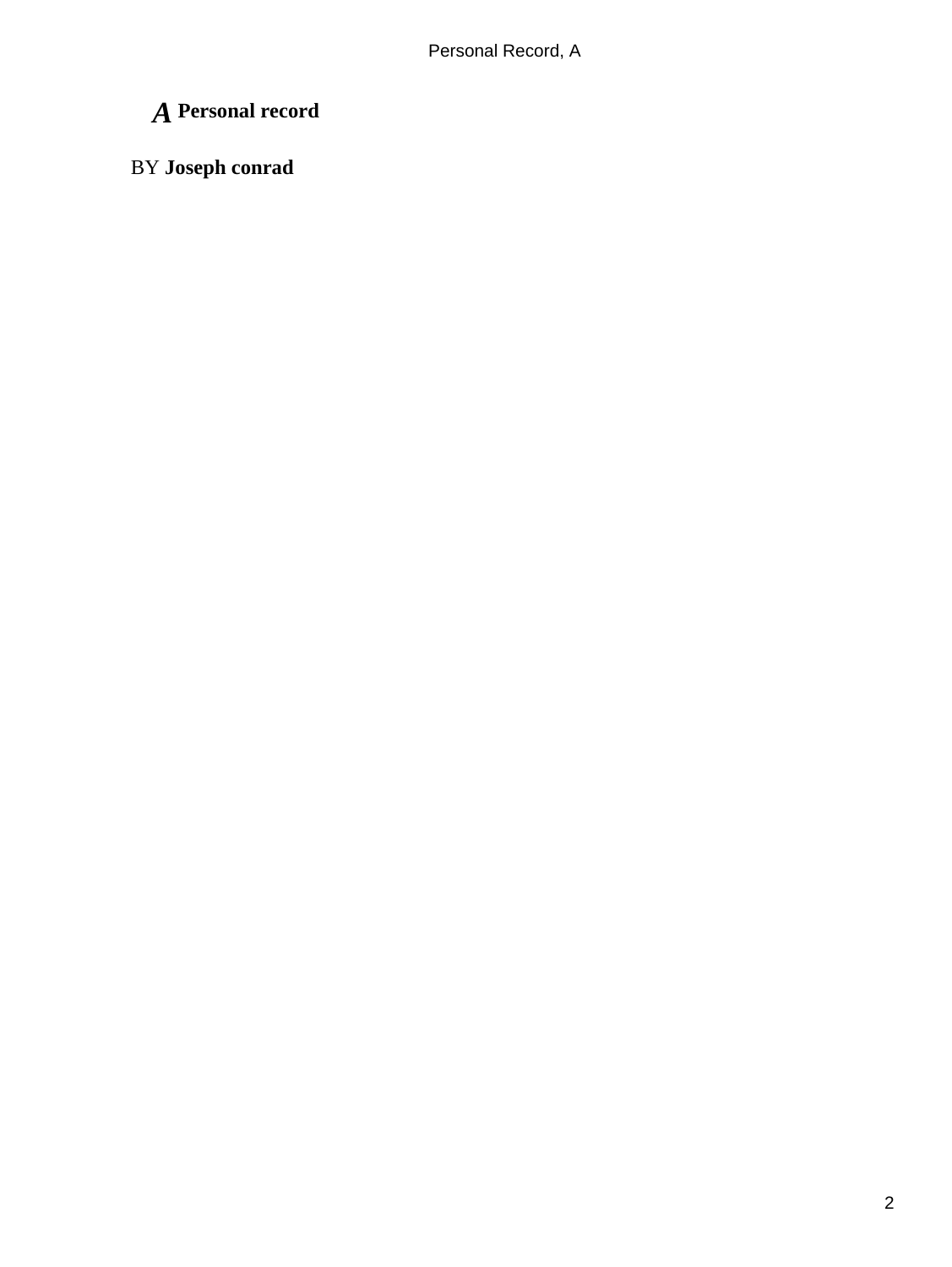# *A* Personal record

BY **Joseph conrad**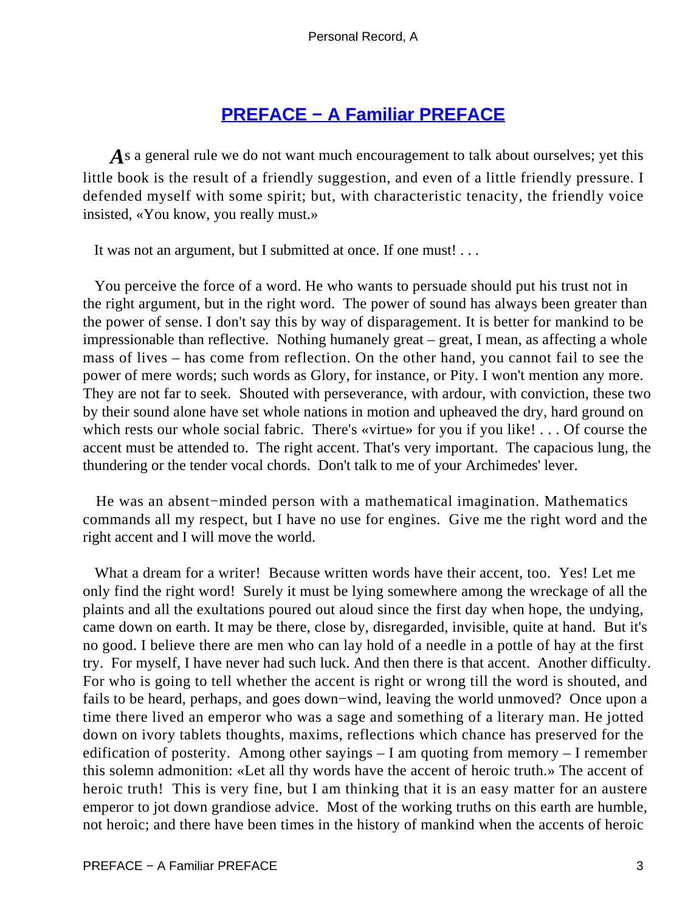# PREFACE − A Familiar PREFACE

As a general rule we do not want much encouragement to talk about ourselves; yet this little book is the result of a friendly suggestion, and even of a little friendly pressure. I defended myself with some spirit; but, with characteristic tenacity, the friendly voice insisted, «You know, you really must.»

It was not an argument, but I submitted at once. If one must! . . .

You perceive the force of a word. He who wants to persuade should put his trust not in the right argument, but in the right word. The power of sound has always been greater than the power of sense. I don't say this by way of disparagement. It is better for mankind to be impressionable than reflective. Nothing humanely great – great, I mean, as affecting a whole mass of lives – has come from reflection. On the other hand, you cannot fail to see the power of mere words; such words as Glory, for instance, or Pity. I won't mention any more. They are not far to seek. Shouted with perseverance, with ardour, with conviction, these two by their sound alone have set whole nations in motion and upheaved the dry, hard ground on which rests our whole social fabric. There's «virtue» for you if you like! . . . Of course the accent must be attended to. The right accent. That's very important. The capacious lung, the thundering or the tender vocal chords. Don't talk to me of your Archimedes' lever.

He was an absent−minded person with a mathematical imagination. Mathematics commands all my respect, but I have no use for engines. Give me the right word and the right accent and I will move the world.

What a dream for a writer! Because written words have their accent, too. Yes! Let me only find the right word! Surely it must be lying somewhere among the wreckage of all the plaints and all the exultations poured out aloud since the first day when hope, the undying, came down on earth. It may be there, close by, disregarded, invisible, quite at hand. But it's no good. I believe there are men who can lay hold of a needle in a pottle of hay at the first try. For myself, I have never had such luck. And then there is that accent. Another difficulty. For who is going to tell whether the accent is right or wrong till the word is shouted, and fails to be heard, perhaps, and goes down−wind, leaving the world unmoved? Once upon a time there lived an emperor who was a sage and something of a literary man. He jotted down on ivory tablets thoughts, maxims, reflections which chance has preserved for the edification of posterity. Among other sayings – I am quoting from memory – I remember this solemn admonition: «Let all thy words have the accent of heroic truth.» The accent of heroic truth! This is very fine, but I am thinking that it is an easy matter for an austere emperor to jot down grandiose advice. Most of the working truths on this earth are humble, not heroic; and there have been times in the history of mankind when the accents of heroic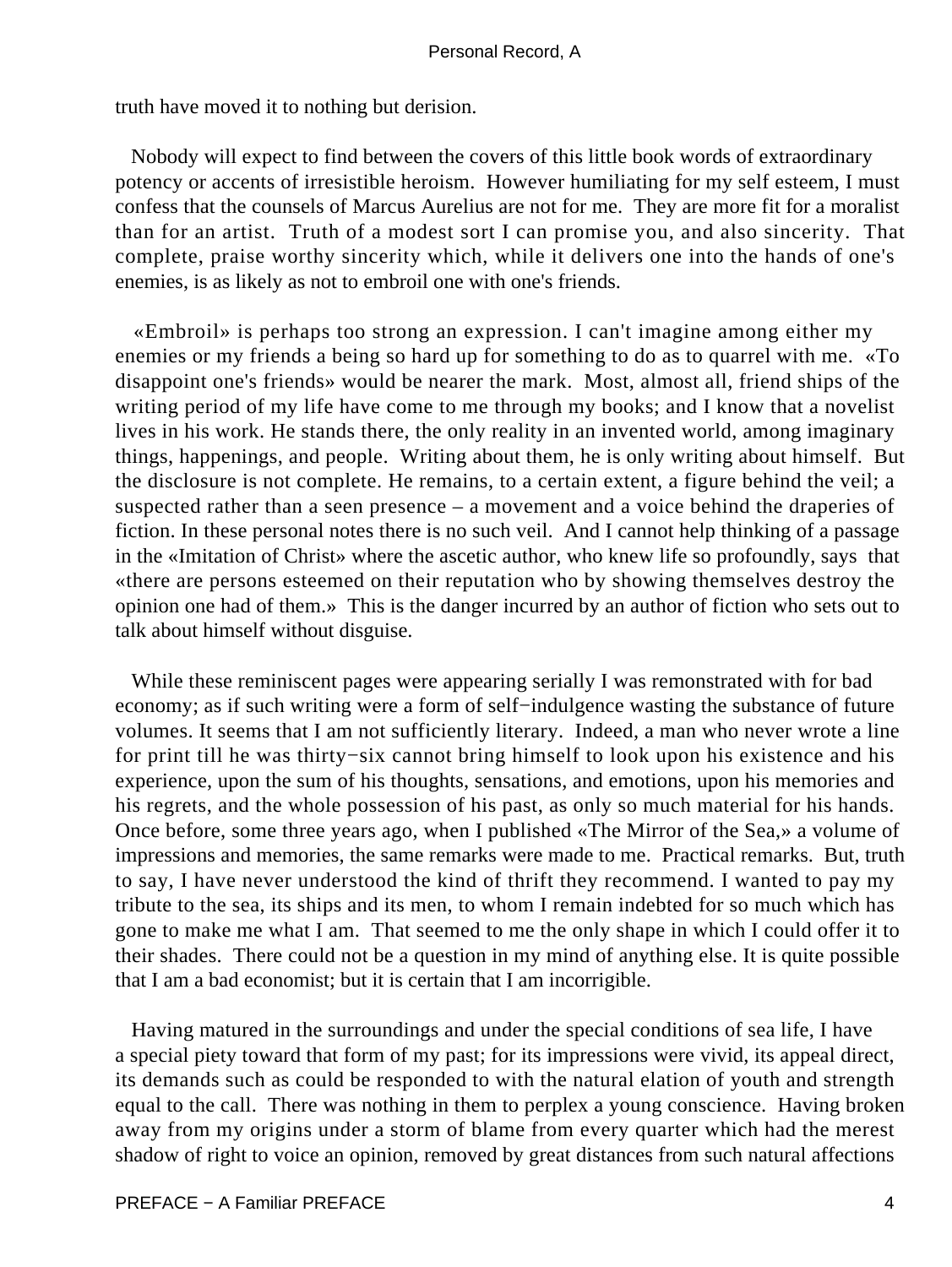truth have moved it to nothing but derision.

Nobody will expect to find between the covers of this little book words of extraordinary potency or accents of irresistible heroism. However humiliating for my self esteem, I must confess that the counsels of Marcus Aurelius are not for me. They are more fit for a moralist than for an artist. Truth of a modest sort I can promise you, and also sincerity. That complete, praise worthy sincerity which, while it delivers one into the hands of one's enemies, is as likely as not to embroil one with one's friends.

«Embroil» is perhaps too strong an expression. I can't imagine among either my enemies or my friends a being so hard up for something to do as to quarrel with me. «To disappoint one's friends» would be nearer the mark. Most, almost all, friend ships of the writing period of my life have come to me through my books; and I know that a novelist lives in his work. He stands there, the only reality in an invented world, among imaginary things, happenings, and people. Writing about them, he is only writing about himself. But the disclosure is not complete. He remains, to a certain extent, a figure behind the veil; a suspected rather than a seen presence – a movement and a voice behind the draperies of fiction. In these personal notes there is no such veil. And I cannot help thinking of a passage in the «Imitation of Christ» where the ascetic author, who knew life so profoundly, says that «there are persons esteemed on their reputation who by showing themselves destroy the opinion one had of them.» This is the danger incurred by an author of fiction who sets out to talk about himself without disguise.

While these reminiscent pages were appearing serially I was remonstrated with for bad economy; as if such writing were a form of self−indulgence wasting the substance of future volumes. It seems that I am not sufficiently literary. Indeed, a man who never wrote a line for print till he was thirty−six cannot bring himself to look upon his existence and his experience, upon the sum of his thoughts, sensations, and emotions, upon his memories and his regrets, and the whole possession of his past, as only so much material for his hands. Once before, some three years ago, when I published «The Mirror of the Sea,» a volume of impressions and memories, the same remarks were made to me. Practical remarks. But, truth to say, I have never understood the kind of thrift they recommend. I wanted to pay my tribute to the sea, its ships and its men, to whom I remain indebted for so much which has gone to make me what I am. That seemed to me the only shape in which I could offer it to their shades. There could not be a question in my mind of anything else. It is quite possible that I am a bad economist; but it is certain that I am incorrigible.

Having matured in the surroundings and under the special conditions of sea life, I have a special piety toward that form of my past; for its impressions were vivid, its appeal direct, its demands such as could be responded to with the natural elation of youth and strength equal to the call. There was nothing in them to perplex a young conscience. Having broken away from my origins under a storm of blame from every quarter which had the merest shadow of right to voice an opinion, removed by great distances from such natural affections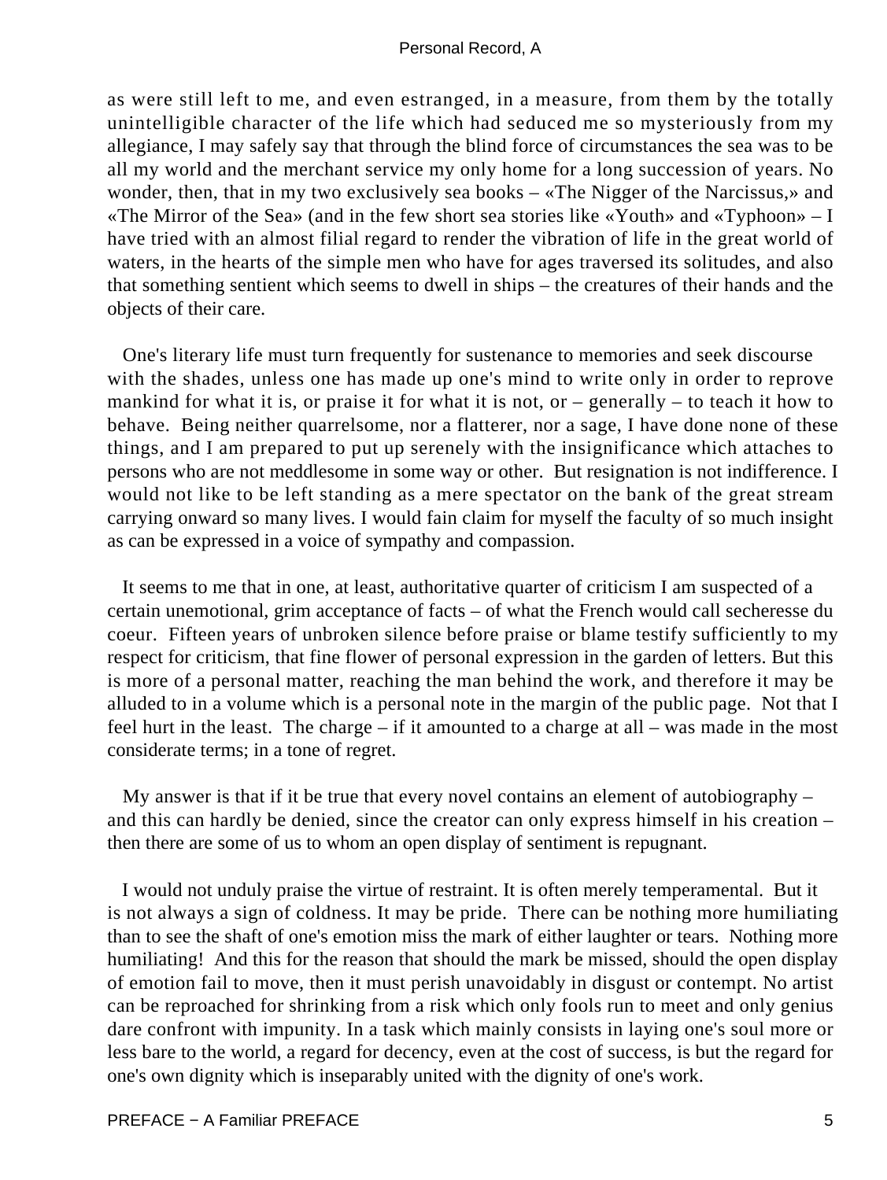as were still left to me, and even estranged, in a measure, from them by the totally unintelligible character of the life which had seduced me so mysteriously from my allegiance, I may safely say that through the blind force of circumstances the sea was to be all my world and the merchant service my only home for a long succession of years. No wonder, then, that in my two exclusively sea books – «The Nigger of the Narcissus,» and «The Mirror of the Sea» (and in the few short sea stories like «Youth» and «Typhoon» – I have tried with an almost filial regard to render the vibration of life in the great world of waters, in the hearts of the simple men who have for ages traversed its solitudes, and also that something sentient which seems to dwell in ships – the creatures of their hands and the objects of their care.

One's literary life must turn frequently for sustenance to memories and seek discourse with the shades, unless one has made up one's mind to write only in order to reprove mankind for what it is, or praise it for what it is not, or – generally – to teach it how to behave. Being neither quarrelsome, nor a flatterer, nor a sage, I have done none of these things, and I am prepared to put up serenely with the insignificance which attaches to persons who are not meddlesome in some way or other. But resignation is not indifference. I would not like to be left standing as a mere spectator on the bank of the great stream carrying onward so many lives. I would fain claim for myself the faculty of so much insight as can be expressed in a voice of sympathy and compassion.

It seems to me that in one, at least, authoritative quarter of criticism I am suspected of a certain unemotional, grim acceptance of facts – of what the French would call secheresse du coeur. Fifteen years of unbroken silence before praise or blame testify sufficiently to my respect for criticism, that fine flower of personal expression in the garden of letters. But this is more of a personal matter, reaching the man behind the work, and therefore it may be alluded to in a volume which is a personal note in the margin of the public page. Not that I feel hurt in the least. The charge – if it amounted to a charge at all – was made in the most considerate terms; in a tone of regret.

My answer is that if it be true that every novel contains an element of autobiography – and this can hardly be denied, since the creator can only express himself in his creation – then there are some of us to whom an open display of sentiment is repugnant.

I would not unduly praise the virtue of restraint. It is often merely temperamental. But it is not always a sign of coldness. It may be pride. There can be nothing more humiliating than to see the shaft of one's emotion miss the mark of either laughter or tears. Nothing more humiliating! And this for the reason that should the mark be missed, should the open display of emotion fail to move, then it must perish unavoidably in disgust or contempt. No artist can be reproached for shrinking from a risk which only fools run to meet and only genius dare confront with impunity. In a task which mainly consists in laying one's soul more or less bare to the world, a regard for decency, even at the cost of success, is but the regard for one's own dignity which is inseparably united with the dignity of one's work.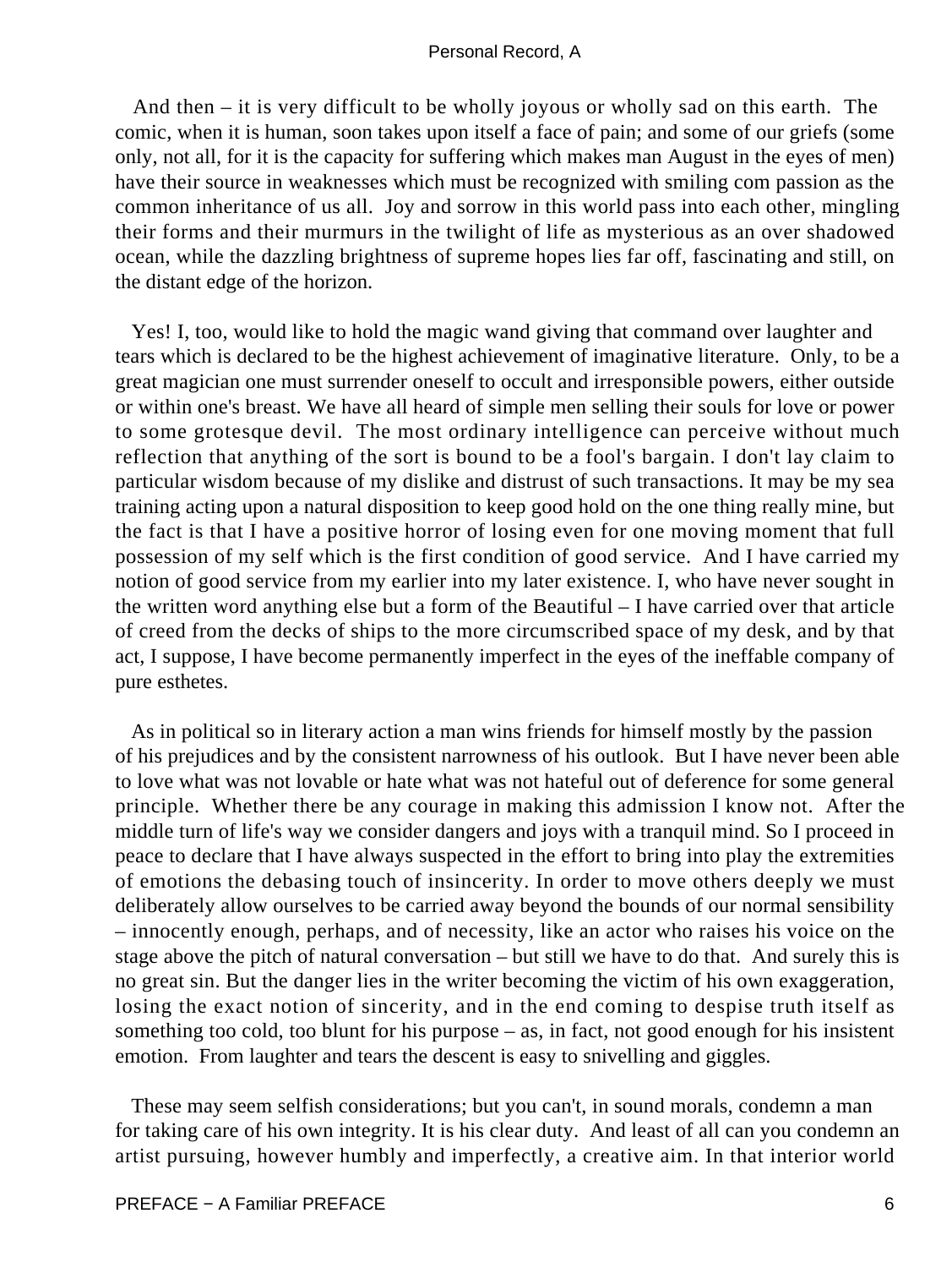And then – it is very difficult to be wholly joyous or wholly sad on this earth. The comic, when it is human, soon takes upon itself a face of pain; and some of our griefs (some only, not all, for it is the capacity for suffering which makes man August in the eyes of men) have their source in weaknesses which must be recognized with smiling com passion as the common inheritance of us all. Joy and sorrow in this world pass into each other, mingling their forms and their murmurs in the twilight of life as mysterious as an over shadowed ocean, while the dazzling brightness of supreme hopes lies far off, fascinating and still, on the distant edge of the horizon.

Yes! I, too, would like to hold the magic wand giving that command over laughter and tears which is declared to be the highest achievement of imaginative literature. Only, to be a great magician one must surrender oneself to occult and irresponsible powers, either outside or within one's breast. We have all heard of simple men selling their souls for love or power to some grotesque devil. The most ordinary intelligence can perceive without much reflection that anything of the sort is bound to be a fool's bargain. I don't lay claim to particular wisdom because of my dislike and distrust of such transactions. It may be my sea training acting upon a natural disposition to keep good hold on the one thing really mine, but the fact is that I have a positive horror of losing even for one moving moment that full possession of my self which is the first condition of good service. And I have carried my notion of good service from my earlier into my later existence. I, who have never sought in the written word anything else but a form of the Beautiful – I have carried over that article of creed from the decks of ships to the more circumscribed space of my desk, and by that act, I suppose, I have become permanently imperfect in the eyes of the ineffable company of pure esthetes.

As in political so in literary action a man wins friends for himself mostly by the passion of his prejudices and by the consistent narrowness of his outlook. But I have never been able to love what was not lovable or hate what was not hateful out of deference for some general principle. Whether there be any courage in making this admission I know not. After the middle turn of life's way we consider dangers and joys with a tranquil mind. So I proceed in peace to declare that I have always suspected in the effort to bring into play the extremities of emotions the debasing touch of insincerity. In order to move others deeply we must deliberately allow ourselves to be carried away beyond the bounds of our normal sensibility – innocently enough, perhaps, and of necessity, like an actor who raises his voice on the stage above the pitch of natural conversation – but still we have to do that. And surely this is no great sin. But the danger lies in the writer becoming the victim of his own exaggeration, losing the exact notion of sincerity, and in the end coming to despise truth itself as something too cold, too blunt for his purpose – as, in fact, not good enough for his insistent emotion. From laughter and tears the descent is easy to snivelling and giggles.

These may seem selfish considerations; but you can't, in sound morals, condemn a man for taking care of his own integrity. It is his clear duty. And least of all can you condemn an artist pursuing, however humbly and imperfectly, a creative aim. In that interior world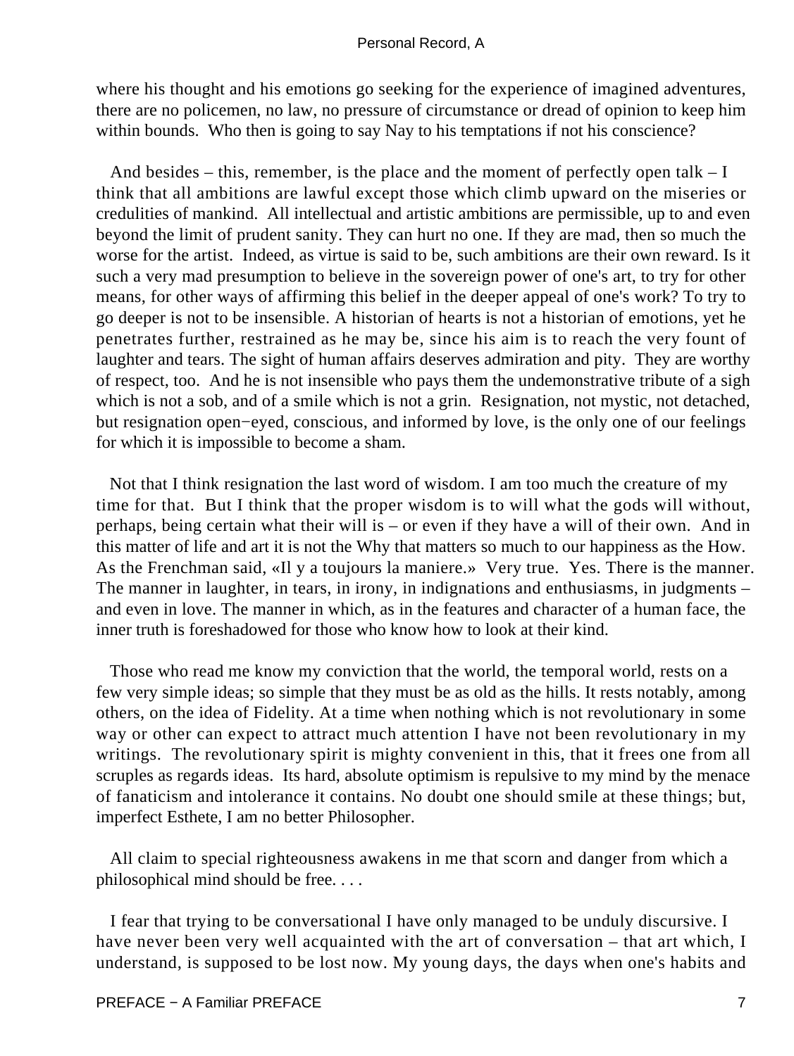where his thought and his emotions go seeking for the experience of imagined adventures, there are no policemen, no law, no pressure of circumstance or dread of opinion to keep him within bounds. Who then is going to say Nay to his temptations if not his conscience?

And besides – this, remember, is the place and the moment of perfectly open talk – I think that all ambitions are lawful except those which climb upward on the miseries or credulities of mankind. All intellectual and artistic ambitions are permissible, up to and even beyond the limit of prudent sanity. They can hurt no one. If they are mad, then so much the worse for the artist. Indeed, as virtue is said to be, such ambitions are their own reward. Is it such a very mad presumption to believe in the sovereign power of one's art, to try for other means, for other ways of affirming this belief in the deeper appeal of one's work? To try to go deeper is not to be insensible. A historian of hearts is not a historian of emotions, yet he penetrates further, restrained as he may be, since his aim is to reach the very fount of laughter and tears. The sight of human affairs deserves admiration and pity. They are worthy of respect, too. And he is not insensible who pays them the undemonstrative tribute of a sigh which is not a sob, and of a smile which is not a grin. Resignation, not mystic, not detached, but resignation open−eyed, conscious, and informed by love, is the only one of our feelings for which it is impossible to become a sham.

Not that I think resignation the last word of wisdom. I am too much the creature of my time for that. But I think that the proper wisdom is to will what the gods will without, perhaps, being certain what their will is – or even if they have a will of their own. And in this matter of life and art it is not the Why that matters so much to our happiness as the How. As the Frenchman said, «Il y a toujours la maniere.» Very true. Yes. There is the manner. The manner in laughter, in tears, in irony, in indignations and enthusiasms, in judgments – and even in love. The manner in which, as in the features and character of a human face, the inner truth is foreshadowed for those who know how to look at their kind.

Those who read me know my conviction that the world, the temporal world, rests on a few very simple ideas; so simple that they must be as old as the hills. It rests notably, among others, on the idea of Fidelity. At a time when nothing which is not revolutionary in some way or other can expect to attract much attention I have not been revolutionary in my writings. The revolutionary spirit is mighty convenient in this, that it frees one from all scruples as regards ideas. Its hard, absolute optimism is repulsive to my mind by the menace of fanaticism and intolerance it contains. No doubt one should smile at these things; but, imperfect Esthete, I am no better Philosopher.

All claim to special righteousness awakens in me that scorn and danger from which a philosophical mind should be free. . . .

I fear that trying to be conversational I have only managed to be unduly discursive. I have never been very well acquainted with the art of conversation – that art which, I understand, is supposed to be lost now. My young days, the days when one's habits and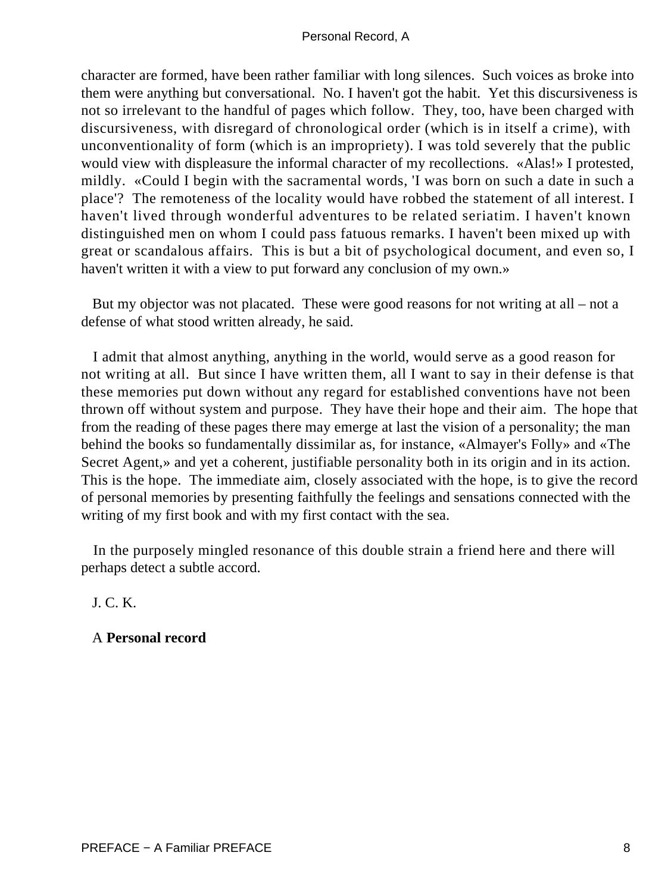character are formed, have been rather familiar with long silences. Such voices as broke into them were anything but conversational. No. I haven't got the habit. Yet this discursiveness is not so irrelevant to the handful of pages which follow. They, too, have been charged with discursiveness, with disregard of chronological order (which is in itself a crime), with unconventionality of form (which is an impropriety). I was told severely that the public would view with displeasure the informal character of my recollections. «Alas!» I protested, mildly. «Could I begin with the sacramental words, 'I was born on such a date in such a place'? The remoteness of the locality would have robbed the statement of all interest. I haven't lived through wonderful adventures to be related seriatim. I haven't known distinguished men on whom I could pass fatuous remarks. I haven't been mixed up with great or scandalous affairs. This is but a bit of psychological document, and even so, I haven't written it with a view to put forward any conclusion of my own.»

But my objector was not placated. These were good reasons for not writing at all – not a defense of what stood written already, he said.

I admit that almost anything, anything in the world, would serve as a good reason for not writing at all. But since I have written them, all I want to say in their defense is that these memories put down without any regard for established conventions have not been thrown off without system and purpose. They have their hope and their aim. The hope that from the reading of these pages there may emerge at last the vision of a personality; the man behind the books so fundamentally dissimilar as, for instance, «Almayer's Folly» and «The Secret Agent,» and yet a coherent, justifiable personality both in its origin and in its action. This is the hope. The immediate aim, closely associated with the hope, is to give the record of personal memories by presenting faithfully the feelings and sensations connected with the writing of my first book and with my first contact with the sea.

In the purposely mingled resonance of this double strain a friend here and there will perhaps detect a subtle accord.

J. C. K.

A **Personal record**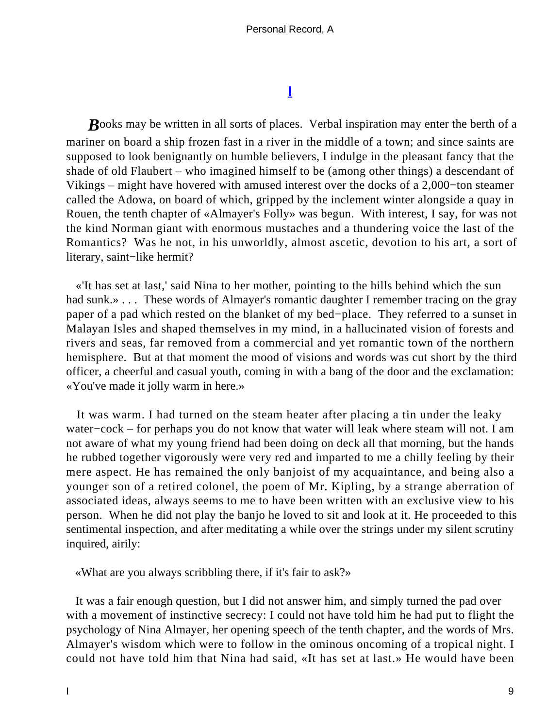# I

**B**ooks may be written in all sorts of places. Verbal inspiration may enter the berth of a mariner on board a ship frozen fast in a river in the middle of a town; and since saints are supposed to look benignantly on humble believers, I indulge in the pleasant fancy that the shade of old Flaubert – who imagined himself to be (among other things) a descendant of Vikings – might have hovered with amused interest over the docks of a 2,000−ton steamer called the Adowa, on board of which, gripped by the inclement winter alongside a quay in Rouen, the tenth chapter of «Almayer's Folly» was begun. With interest, I say, for was not the kind Norman giant with enormous mustaches and a thundering voice the last of the Romantics? Was he not, in his unworldly, almost ascetic, devotion to his art, a sort of literary, saint−like hermit?

«'It has set at last,' said Nina to her mother, pointing to the hills behind which the sun had sunk.» . . . These words of Almayer's romantic daughter I remember tracing on the gray paper of a pad which rested on the blanket of my bed−place. They referred to a sunset in Malayan Isles and shaped themselves in my mind, in a hallucinated vision of forests and rivers and seas, far removed from a commercial and yet romantic town of the northern hemisphere. But at that moment the mood of visions and words was cut short by the third officer, a cheerful and casual youth, coming in with a bang of the door and the exclamation: «You've made it jolly warm in here.»

It was warm. I had turned on the steam heater after placing a tin under the leaky water−cock – for perhaps you do not know that water will leak where steam will not. I am not aware of what my young friend had been doing on deck all that morning, but the hands he rubbed together vigorously were very red and imparted to me a chilly feeling by their mere aspect. He has remained the only banjoist of my acquaintance, and being also a younger son of a retired colonel, the poem of Mr. Kipling, by a strange aberration of associated ideas, always seems to me to have been written with an exclusive view to his person. When he did not play the banjo he loved to sit and look at it. He proceeded to this sentimental inspection, and after meditating a while over the strings under my silent scrutiny inquired, airily:

«What are you always scribbling there, if it's fair to ask?»

It was a fair enough question, but I did not answer him, and simply turned the pad over with a movement of instinctive secrecy: I could not have told him he had put to flight the psychology of Nina Almayer, her opening speech of the tenth chapter, and the words of Mrs. Almayer's wisdom which were to follow in the ominous oncoming of a tropical night. I could not have told him that Nina had said, «It has set at last.» He would have been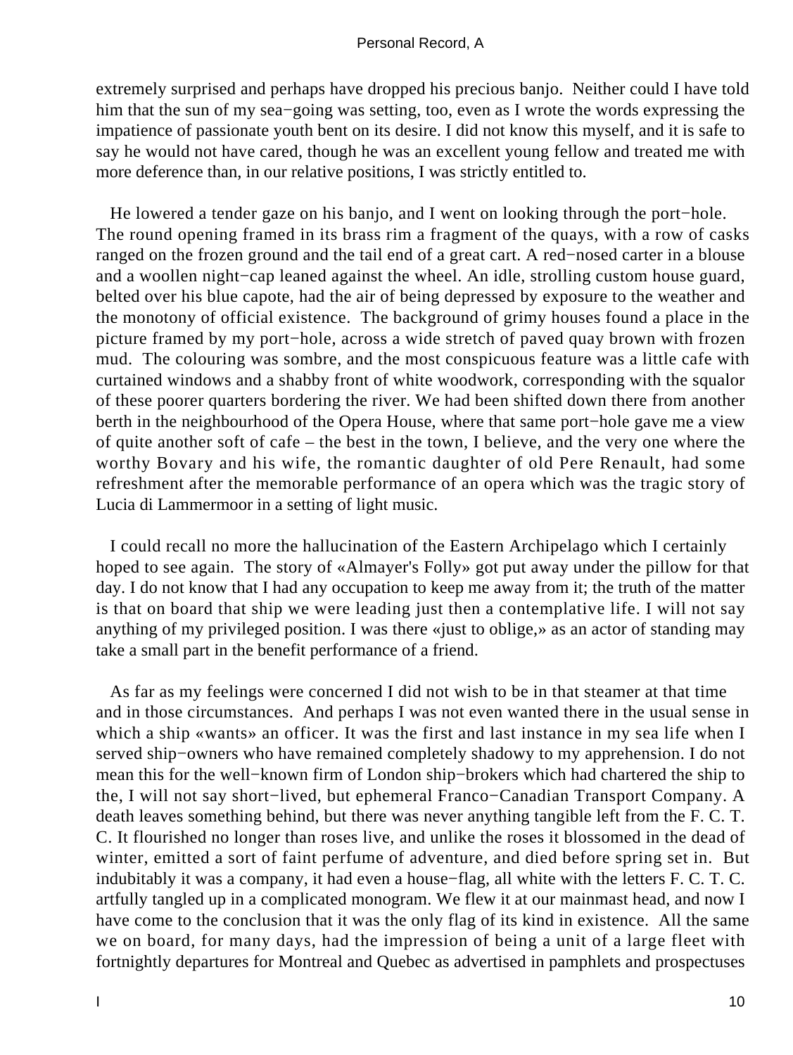extremely surprised and perhaps have dropped his precious banjo. Neither could I have told him that the sun of my sea−going was setting, too, even as I wrote the words expressing the impatience of passionate youth bent on its desire. I did not know this myself, and it is safe to say he would not have cared, though he was an excellent young fellow and treated me with more deference than, in our relative positions, I was strictly entitled to.

He lowered a tender gaze on his banjo, and I went on looking through the port−hole. The round opening framed in its brass rim a fragment of the quays, with a row of casks ranged on the frozen ground and the tail end of a great cart. A red−nosed carter in a blouse and a woollen night−cap leaned against the wheel. An idle, strolling custom house guard, belted over his blue capote, had the air of being depressed by exposure to the weather and the monotony of official existence. The background of grimy houses found a place in the picture framed by my port−hole, across a wide stretch of paved quay brown with frozen mud. The colouring was sombre, and the most conspicuous feature was a little cafe with curtained windows and a shabby front of white woodwork, corresponding with the squalor of these poorer quarters bordering the river. We had been shifted down there from another berth in the neighbourhood of the Opera House, where that same port−hole gave me a view of quite another soft of cafe – the best in the town, I believe, and the very one where the worthy Bovary and his wife, the romantic daughter of old Pere Renault, had some refreshment after the memorable performance of an opera which was the tragic story of Lucia di Lammermoor in a setting of light music.

I could recall no more the hallucination of the Eastern Archipelago which I certainly hoped to see again. The story of «Almayer's Folly» got put away under the pillow for that day. I do not know that I had any occupation to keep me away from it; the truth of the matter is that on board that ship we were leading just then a contemplative life. I will not say anything of my privileged position. I was there «just to oblige,» as an actor of standing may take a small part in the benefit performance of a friend.

As far as my feelings were concerned I did not wish to be in that steamer at that time and in those circumstances. And perhaps I was not even wanted there in the usual sense in which a ship «wants» an officer. It was the first and last instance in my sea life when I served ship−owners who have remained completely shadowy to my apprehension. I do not mean this for the well−known firm of London ship−brokers which had chartered the ship to the, I will not say short−lived, but ephemeral Franco−Canadian Transport Company. A death leaves something behind, but there was never anything tangible left from the F. C. T. C. It flourished no longer than roses live, and unlike the roses it blossomed in the dead of winter, emitted a sort of faint perfume of adventure, and died before spring set in. But indubitably it was a company, it had even a house−flag, all white with the letters F. C. T. C. artfully tangled up in a complicated monogram. We flew it at our mainmast head, and now I have come to the conclusion that it was the only flag of its kind in existence. All the same we on board, for many days, had the impression of being a unit of a large fleet with fortnightly departures for Montreal and Quebec as advertised in pamphlets and prospectuses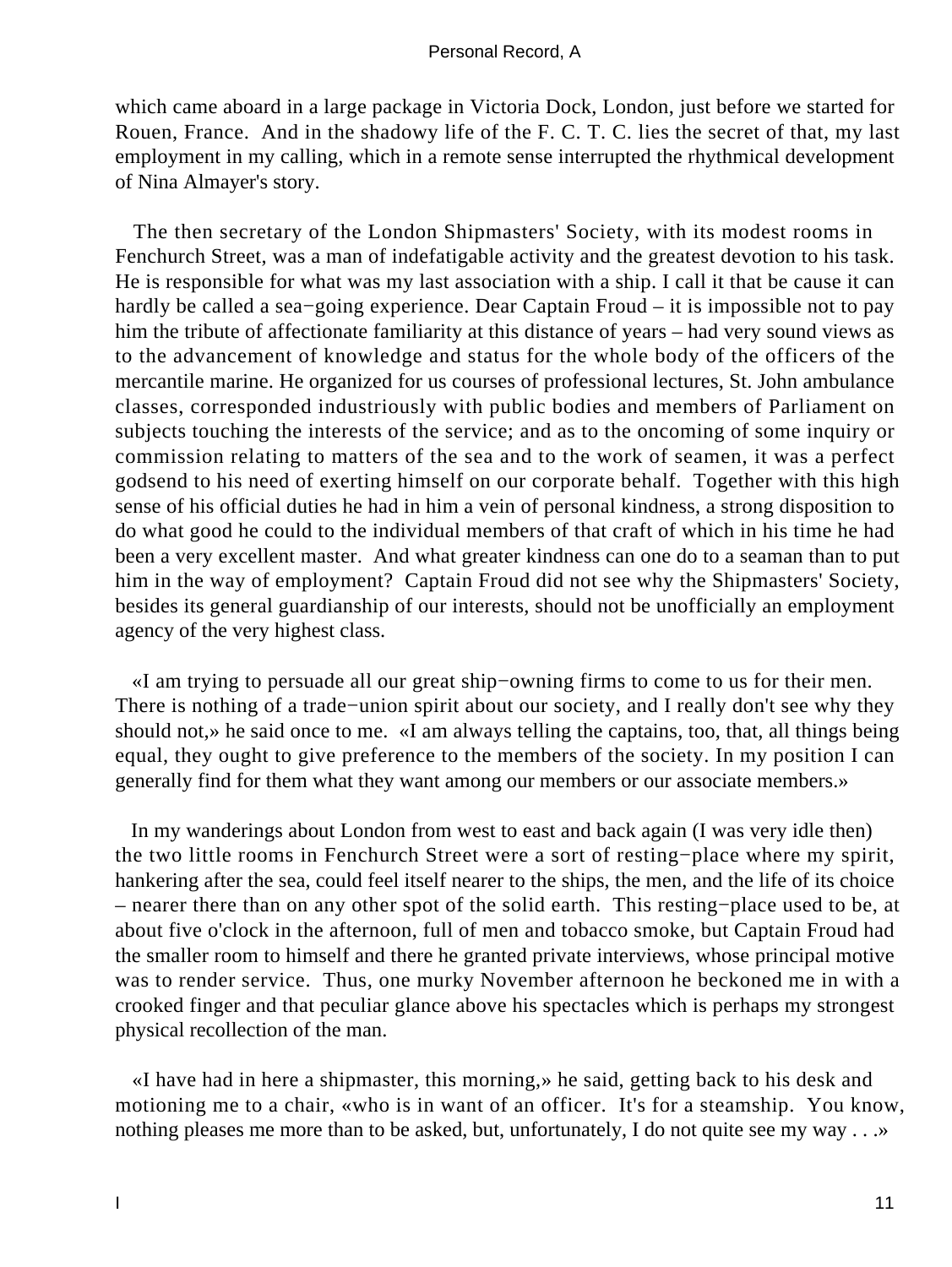which came aboard in a large package in Victoria Dock, London, just before we started for Rouen, France. And in the shadowy life of the F. C. T. C. lies the secret of that, my last employment in my calling, which in a remote sense interrupted the rhythmical development of Nina Almayer's story.

The then secretary of the London Shipmasters' Society, with its modest rooms in Fenchurch Street, was a man of indefatigable activity and the greatest devotion to his task. He is responsible for what was my last association with a ship. I call it that be cause it can hardly be called a sea−going experience. Dear Captain Froud – it is impossible not to pay him the tribute of affectionate familiarity at this distance of years – had very sound views as to the advancement of knowledge and status for the whole body of the officers of the mercantile marine. He organized for us courses of professional lectures, St. John ambulance classes, corresponded industriously with public bodies and members of Parliament on subjects touching the interests of the service; and as to the oncoming of some inquiry or commission relating to matters of the sea and to the work of seamen, it was a perfect godsend to his need of exerting himself on our corporate behalf. Together with this high sense of his official duties he had in him a vein of personal kindness, a strong disposition to do what good he could to the individual members of that craft of which in his time he had been a very excellent master. And what greater kindness can one do to a seaman than to put him in the way of employment? Captain Froud did not see why the Shipmasters' Society, besides its general guardianship of our interests, should not be unofficially an employment agency of the very highest class.

«I am trying to persuade all our great ship−owning firms to come to us for their men. There is nothing of a trade−union spirit about our society, and I really don't see why they should not,» he said once to me. «I am always telling the captains, too, that, all things being equal, they ought to give preference to the members of the society. In my position I can generally find for them what they want among our members or our associate members.»

In my wanderings about London from west to east and back again (I was very idle then) the two little rooms in Fenchurch Street were a sort of resting−place where my spirit, hankering after the sea, could feel itself nearer to the ships, the men, and the life of its choice – nearer there than on any other spot of the solid earth. This resting−place used to be, at about five o'clock in the afternoon, full of men and tobacco smoke, but Captain Froud had the smaller room to himself and there he granted private interviews, whose principal motive was to render service. Thus, one murky November afternoon he beckoned me in with a crooked finger and that peculiar glance above his spectacles which is perhaps my strongest physical recollection of the man.

«I have had in here a shipmaster, this morning,» he said, getting back to his desk and motioning me to a chair, «who is in want of an officer. It's for a steamship. You know, nothing pleases me more than to be asked, but, unfortunately, I do not quite see my way . . .»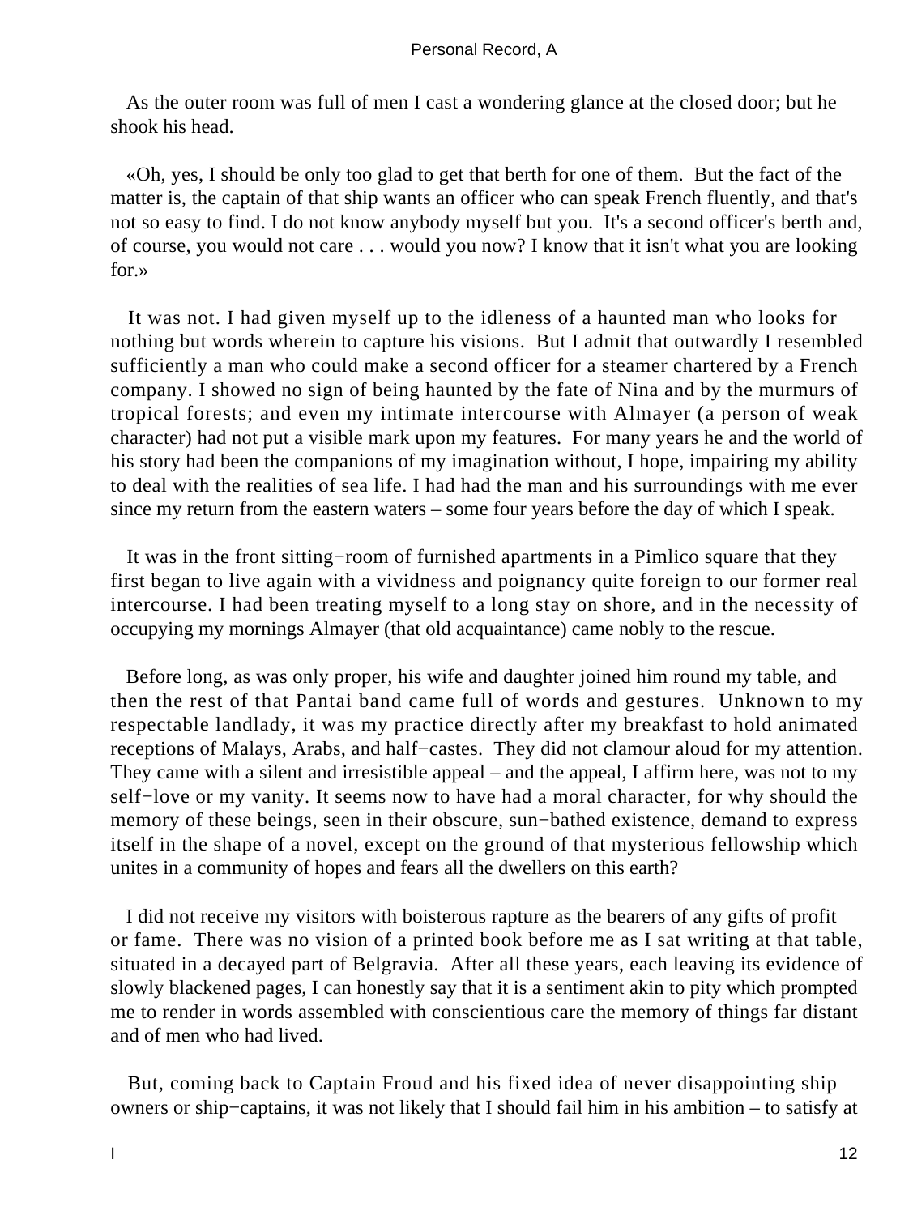As the outer room was full of men I cast a wondering glance at the closed door; but he shook his head.

«Oh, yes, I should be only too glad to get that berth for one of them. But the fact of the matter is, the captain of that ship wants an officer who can speak French fluently, and that's not so easy to find. I do not know anybody myself but you. It's a second officer's berth and, of course, you would not care . . . would you now? I know that it isn't what you are looking for.»

It was not. I had given myself up to the idleness of a haunted man who looks for nothing but words wherein to capture his visions. But I admit that outwardly I resembled sufficiently a man who could make a second officer for a steamer chartered by a French company. I showed no sign of being haunted by the fate of Nina and by the murmurs of tropical forests; and even my intimate intercourse with Almayer (a person of weak character) had not put a visible mark upon my features. For many years he and the world of his story had been the companions of my imagination without, I hope, impairing my ability to deal with the realities of sea life. I had had the man and his surroundings with me ever since my return from the eastern waters – some four years before the day of which I speak.

It was in the front sitting−room of furnished apartments in a Pimlico square that they first began to live again with a vividness and poignancy quite foreign to our former real intercourse. I had been treating myself to a long stay on shore, and in the necessity of occupying my mornings Almayer (that old acquaintance) came nobly to the rescue.

Before long, as was only proper, his wife and daughter joined him round my table, and then the rest of that Pantai band came full of words and gestures. Unknown to my respectable landlady, it was my practice directly after my breakfast to hold animated receptions of Malays, Arabs, and half−castes. They did not clamour aloud for my attention. They came with a silent and irresistible appeal – and the appeal, I affirm here, was not to my self−love or my vanity. It seems now to have had a moral character, for why should the memory of these beings, seen in their obscure, sun−bathed existence, demand to express itself in the shape of a novel, except on the ground of that mysterious fellowship which unites in a community of hopes and fears all the dwellers on this earth?

I did not receive my visitors with boisterous rapture as the bearers of any gifts of profit or fame. There was no vision of a printed book before me as I sat writing at that table, situated in a decayed part of Belgravia. After all these years, each leaving its evidence of slowly blackened pages, I can honestly say that it is a sentiment akin to pity which prompted me to render in words assembled with conscientious care the memory of things far distant and of men who had lived.

But, coming back to Captain Froud and his fixed idea of never disappointing ship owners or ship−captains, it was not likely that I should fail him in his ambition – to satisfy at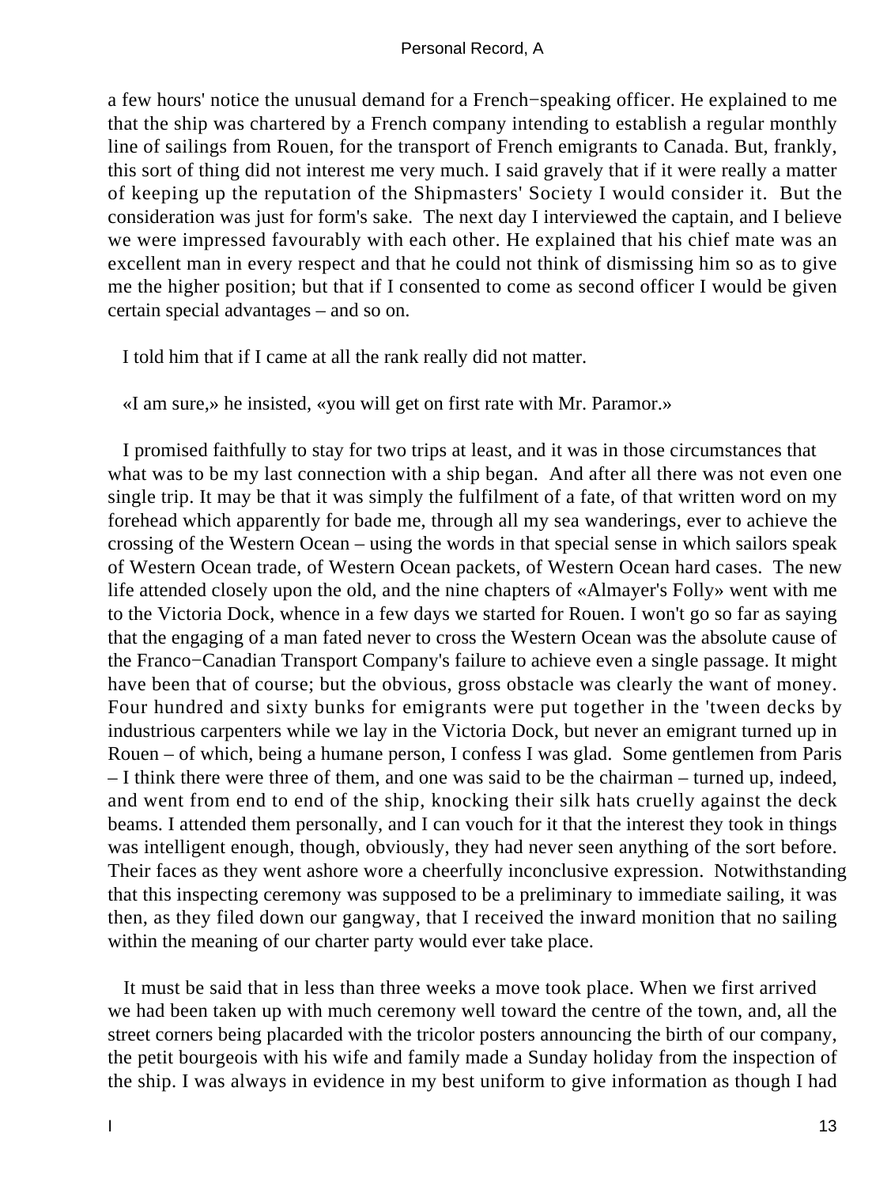a few hours' notice the unusual demand for a French−speaking officer. He explained to me that the ship was chartered by a French company intending to establish a regular monthly line of sailings from Rouen, for the transport of French emigrants to Canada. But, frankly, this sort of thing did not interest me very much. I said gravely that if it were really a matter of keeping up the reputation of the Shipmasters' Society I would consider it. But the consideration was just for form's sake. The next day I interviewed the captain, and I believe we were impressed favourably with each other. He explained that his chief mate was an excellent man in every respect and that he could not think of dismissing him so as to give me the higher position; but that if I consented to come as second officer I would be given certain special advantages – and so on.

I told him that if I came at all the rank really did not matter.

«I am sure,» he insisted, «you will get on first rate with Mr. Paramor.»

I promised faithfully to stay for two trips at least, and it was in those circumstances that what was to be my last connection with a ship began. And after all there was not even one single trip. It may be that it was simply the fulfilment of a fate, of that written word on my forehead which apparently for bade me, through all my sea wanderings, ever to achieve the crossing of the Western Ocean – using the words in that special sense in which sailors speak of Western Ocean trade, of Western Ocean packets, of Western Ocean hard cases. The new life attended closely upon the old, and the nine chapters of «Almayer's Folly» went with me to the Victoria Dock, whence in a few days we started for Rouen. I won't go so far as saying that the engaging of a man fated never to cross the Western Ocean was the absolute cause of the Franco−Canadian Transport Company's failure to achieve even a single passage. It might have been that of course; but the obvious, gross obstacle was clearly the want of money. Four hundred and sixty bunks for emigrants were put together in the 'tween decks by industrious carpenters while we lay in the Victoria Dock, but never an emigrant turned up in Rouen – of which, being a humane person, I confess I was glad. Some gentlemen from Paris – I think there were three of them, and one was said to be the chairman – turned up, indeed, and went from end to end of the ship, knocking their silk hats cruelly against the deck beams. I attended them personally, and I can vouch for it that the interest they took in things was intelligent enough, though, obviously, they had never seen anything of the sort before. Their faces as they went ashore wore a cheerfully inconclusive expression. Notwithstanding that this inspecting ceremony was supposed to be a preliminary to immediate sailing, it was then, as they filed down our gangway, that I received the inward monition that no sailing within the meaning of our charter party would ever take place.

It must be said that in less than three weeks a move took place. When we first arrived we had been taken up with much ceremony well toward the centre of the town, and, all the street corners being placarded with the tricolor posters announcing the birth of our company, the petit bourgeois with his wife and family made a Sunday holiday from the inspection of the ship. I was always in evidence in my best uniform to give information as though I had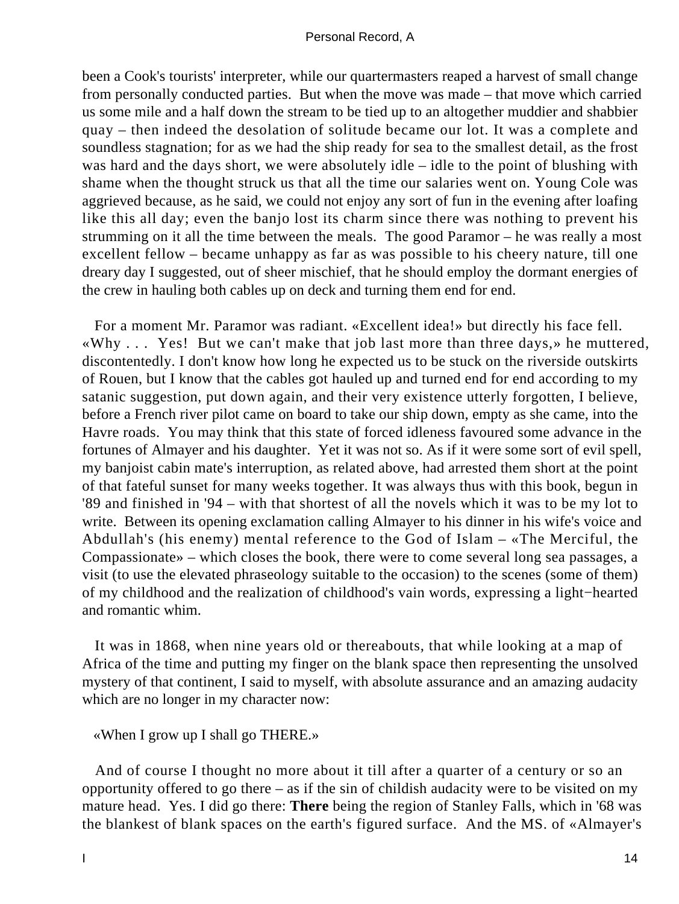been a Cook's tourists' interpreter, while our quartermasters reaped a harvest of small change from personally conducted parties. But when the move was made – that move which carried us some mile and a half down the stream to be tied up to an altogether muddier and shabbier quay – then indeed the desolation of solitude became our lot. It was a complete and soundless stagnation; for as we had the ship ready for sea to the smallest detail, as the frost was hard and the days short, we were absolutely idle – idle to the point of blushing with shame when the thought struck us that all the time our salaries went on. Young Cole was aggrieved because, as he said, we could not enjoy any sort of fun in the evening after loafing like this all day; even the banjo lost its charm since there was nothing to prevent his strumming on it all the time between the meals. The good Paramor – he was really a most excellent fellow – became unhappy as far as was possible to his cheery nature, till one dreary day I suggested, out of sheer mischief, that he should employ the dormant energies of the crew in hauling both cables up on deck and turning them end for end.

For a moment Mr. Paramor was radiant. «Excellent idea!» but directly his face fell. «Why . . . Yes! But we can't make that job last more than three days,» he muttered, discontentedly. I don't know how long he expected us to be stuck on the riverside outskirts of Rouen, but I know that the cables got hauled up and turned end for end according to my satanic suggestion, put down again, and their very existence utterly forgotten, I believe, before a French river pilot came on board to take our ship down, empty as she came, into the Havre roads. You may think that this state of forced idleness favoured some advance in the fortunes of Almayer and his daughter. Yet it was not so. As if it were some sort of evil spell, my banjoist cabin mate's interruption, as related above, had arrested them short at the point of that fateful sunset for many weeks together. It was always thus with this book, begun in '89 and finished in '94 – with that shortest of all the novels which it was to be my lot to write. Between its opening exclamation calling Almayer to his dinner in his wife's voice and Abdullah's (his enemy) mental reference to the God of Islam – «The Merciful, the Compassionate» – which closes the book, there were to come several long sea passages, a visit (to use the elevated phraseology suitable to the occasion) to the scenes (some of them) of my childhood and the realization of childhood's vain words, expressing a light−hearted and romantic whim.

It was in 1868, when nine years old or thereabouts, that while looking at a map of Africa of the time and putting my finger on the blank space then representing the unsolved mystery of that continent, I said to myself, with absolute assurance and an amazing audacity which are no longer in my character now:

«When I grow up I shall go THERE.»

And of course I thought no more about it till after a quarter of a century or so an opportunity offered to go there – as if the sin of childish audacity were to be visited on my mature head. Yes. I did go there: **There** being the region of Stanley Falls, which in '68 was the blankest of blank spaces on the earth's figured surface. And the MS. of «Almayer's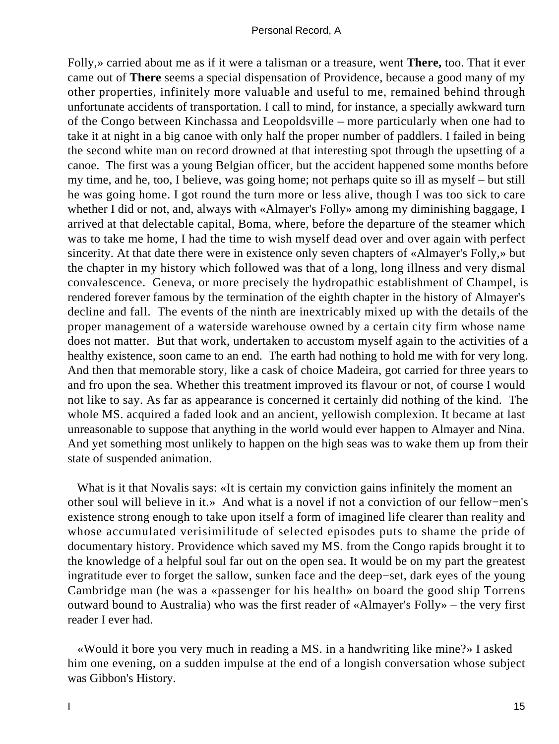Folly,» carried about me as if it were a talisman or a treasure, went **There,** too. That it ever came out of **There** seems a special dispensation of Providence, because a good many of my other properties, infinitely more valuable and useful to me, remained behind through unfortunate accidents of transportation. I call to mind, for instance, a specially awkward turn of the Congo between Kinchassa and Leopoldsville – more particularly when one had to take it at night in a big canoe with only half the proper number of paddlers. I failed in being the second white man on record drowned at that interesting spot through the upsetting of a canoe. The first was a young Belgian officer, but the accident happened some months before my time, and he, too, I believe, was going home; not perhaps quite so ill as myself – but still he was going home. I got round the turn more or less alive, though I was too sick to care whether I did or not, and, always with «Almayer's Folly» among my diminishing baggage, I arrived at that delectable capital, Boma, where, before the departure of the steamer which was to take me home, I had the time to wish myself dead over and over again with perfect sincerity. At that date there were in existence only seven chapters of «Almayer's Folly,» but the chapter in my history which followed was that of a long, long illness and very dismal convalescence. Geneva, or more precisely the hydropathic establishment of Champel, is rendered forever famous by the termination of the eighth chapter in the history of Almayer's decline and fall. The events of the ninth are inextricably mixed up with the details of the proper management of a waterside warehouse owned by a certain city firm whose name does not matter. But that work, undertaken to accustom myself again to the activities of a healthy existence, soon came to an end. The earth had nothing to hold me with for very long. And then that memorable story, like a cask of choice Madeira, got carried for three years to and fro upon the sea. Whether this treatment improved its flavour or not, of course I would not like to say. As far as appearance is concerned it certainly did nothing of the kind. The whole MS. acquired a faded look and an ancient, yellowish complexion. It became at last unreasonable to suppose that anything in the world would ever happen to Almayer and Nina. And yet something most unlikely to happen on the high seas was to wake them up from their state of suspended animation.

What is it that Novalis says: «It is certain my conviction gains infinitely the moment an other soul will believe in it.» And what is a novel if not a conviction of our fellow−men's existence strong enough to take upon itself a form of imagined life clearer than reality and whose accumulated verisimilitude of selected episodes puts to shame the pride of documentary history. Providence which saved my MS. from the Congo rapids brought it to the knowledge of a helpful soul far out on the open sea. It would be on my part the greatest ingratitude ever to forget the sallow, sunken face and the deep−set, dark eyes of the young Cambridge man (he was a «passenger for his health» on board the good ship Torrens outward bound to Australia) who was the first reader of «Almayer's Folly» – the very first reader I ever had.

«Would it bore you very much in reading a MS. in a handwriting like mine?» I asked him one evening, on a sudden impulse at the end of a longish conversation whose subject was Gibbon's History.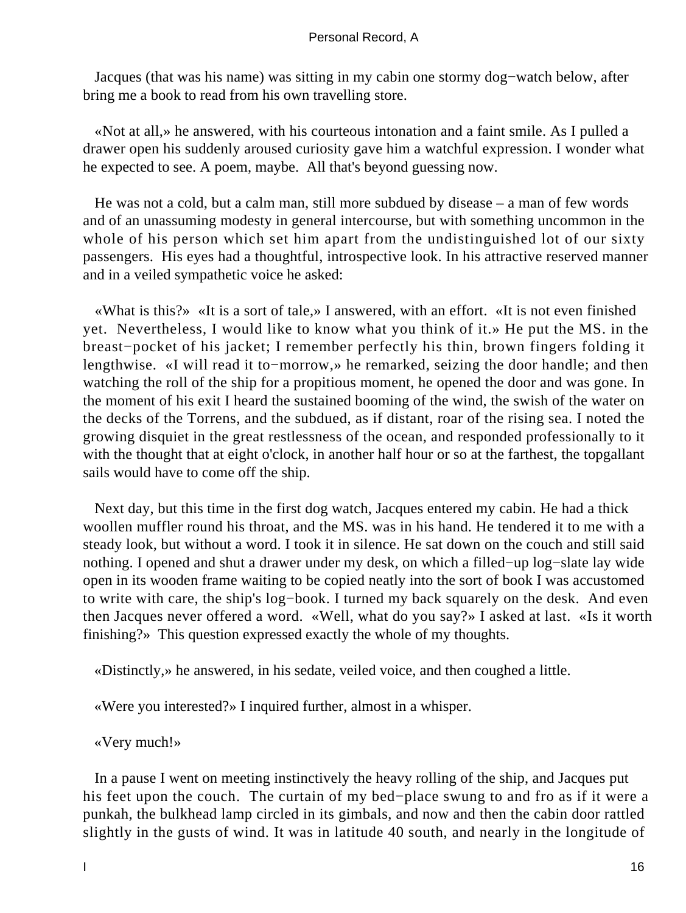Jacques (that was his name) was sitting in my cabin one stormy dog−watch below, after bring me a book to read from his own travelling store.

«Not at all,» he answered, with his courteous intonation and a faint smile. As I pulled a drawer open his suddenly aroused curiosity gave him a watchful expression. I wonder what he expected to see. A poem, maybe. All that's beyond guessing now.

He was not a cold, but a calm man, still more subdued by disease – a man of few words and of an unassuming modesty in general intercourse, but with something uncommon in the whole of his person which set him apart from the undistinguished lot of our sixty passengers. His eyes had a thoughtful, introspective look. In his attractive reserved manner and in a veiled sympathetic voice he asked:

«What is this?» «It is a sort of tale,» I answered, with an effort. «It is not even finished yet. Nevertheless, I would like to know what you think of it.» He put the MS. in the breast−pocket of his jacket; I remember perfectly his thin, brown fingers folding it lengthwise. «I will read it to−morrow,» he remarked, seizing the door handle; and then watching the roll of the ship for a propitious moment, he opened the door and was gone. In the moment of his exit I heard the sustained booming of the wind, the swish of the water on the decks of the Torrens, and the subdued, as if distant, roar of the rising sea. I noted the growing disquiet in the great restlessness of the ocean, and responded professionally to it with the thought that at eight o'clock, in another half hour or so at the farthest, the topgallant sails would have to come off the ship.

Next day, but this time in the first dog watch, Jacques entered my cabin. He had a thick woollen muffler round his throat, and the MS. was in his hand. He tendered it to me with a steady look, but without a word. I took it in silence. He sat down on the couch and still said nothing. I opened and shut a drawer under my desk, on which a filled−up log−slate lay wide open in its wooden frame waiting to be copied neatly into the sort of book I was accustomed to write with care, the ship's log−book. I turned my back squarely on the desk. And even then Jacques never offered a word. «Well, what do you say?» I asked at last. «Is it worth finishing?» This question expressed exactly the whole of my thoughts.

«Distinctly,» he answered, in his sedate, veiled voice, and then coughed a little.

«Were you interested?» I inquired further, almost in a whisper.

«Very much!»

In a pause I went on meeting instinctively the heavy rolling of the ship, and Jacques put his feet upon the couch. The curtain of my bed−place swung to and fro as if it were a punkah, the bulkhead lamp circled in its gimbals, and now and then the cabin door rattled slightly in the gusts of wind. It was in latitude 40 south, and nearly in the longitude of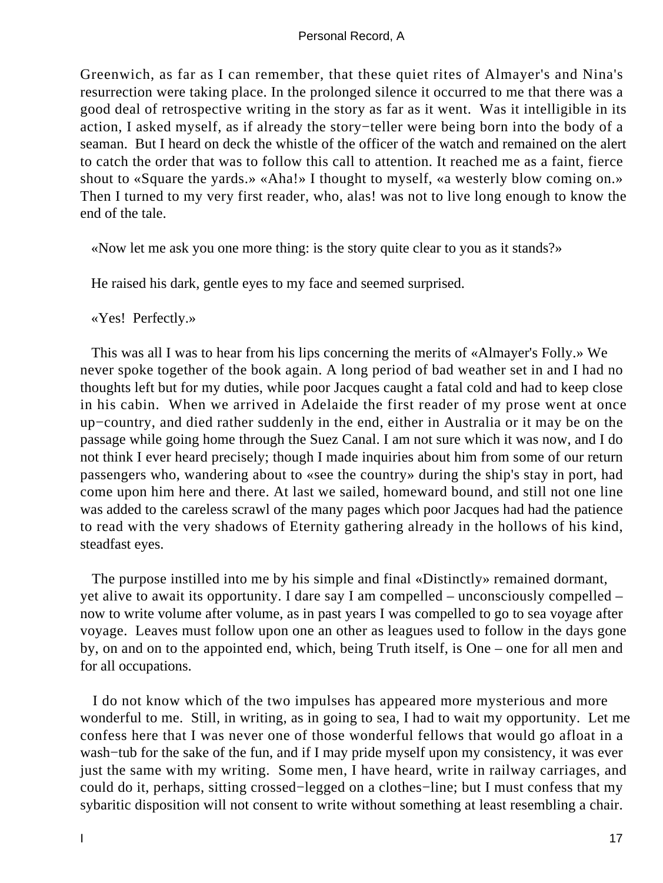Greenwich, as far as I can remember, that these quiet rites of Almayer's and Nina's resurrection were taking place. In the prolonged silence it occurred to me that there was a good deal of retrospective writing in the story as far as it went. Was it intelligible in its action, I asked myself, as if already the story−teller were being born into the body of a seaman. But I heard on deck the whistle of the officer of the watch and remained on the alert to catch the order that was to follow this call to attention. It reached me as a faint, fierce shout to «Square the yards.» «Aha!» I thought to myself, «a westerly blow coming on.» Then I turned to my very first reader, who, alas! was not to live long enough to know the end of the tale.

«Now let me ask you one more thing: is the story quite clear to you as it stands?»

He raised his dark, gentle eyes to my face and seemed surprised.

«Yes! Perfectly.»

This was all I was to hear from his lips concerning the merits of «Almayer's Folly.» We never spoke together of the book again. A long period of bad weather set in and I had no thoughts left but for my duties, while poor Jacques caught a fatal cold and had to keep close in his cabin. When we arrived in Adelaide the first reader of my prose went at once up−country, and died rather suddenly in the end, either in Australia or it may be on the passage while going home through the Suez Canal. I am not sure which it was now, and I do not think I ever heard precisely; though I made inquiries about him from some of our return passengers who, wandering about to «see the country» during the ship's stay in port, had come upon him here and there. At last we sailed, homeward bound, and still not one line was added to the careless scrawl of the many pages which poor Jacques had had the patience to read with the very shadows of Eternity gathering already in the hollows of his kind, steadfast eyes.

The purpose instilled into me by his simple and final «Distinctly» remained dormant, yet alive to await its opportunity. I dare say I am compelled – unconsciously compelled – now to write volume after volume, as in past years I was compelled to go to sea voyage after voyage. Leaves must follow upon one an other as leagues used to follow in the days gone by, on and on to the appointed end, which, being Truth itself, is One – one for all men and for all occupations.

I do not know which of the two impulses has appeared more mysterious and more wonderful to me. Still, in writing, as in going to sea, I had to wait my opportunity. Let me confess here that I was never one of those wonderful fellows that would go afloat in a wash−tub for the sake of the fun, and if I may pride myself upon my consistency, it was ever just the same with my writing. Some men, I have heard, write in railway carriages, and could do it, perhaps, sitting crossed−legged on a clothes−line; but I must confess that my sybaritic disposition will not consent to write without something at least resembling a chair.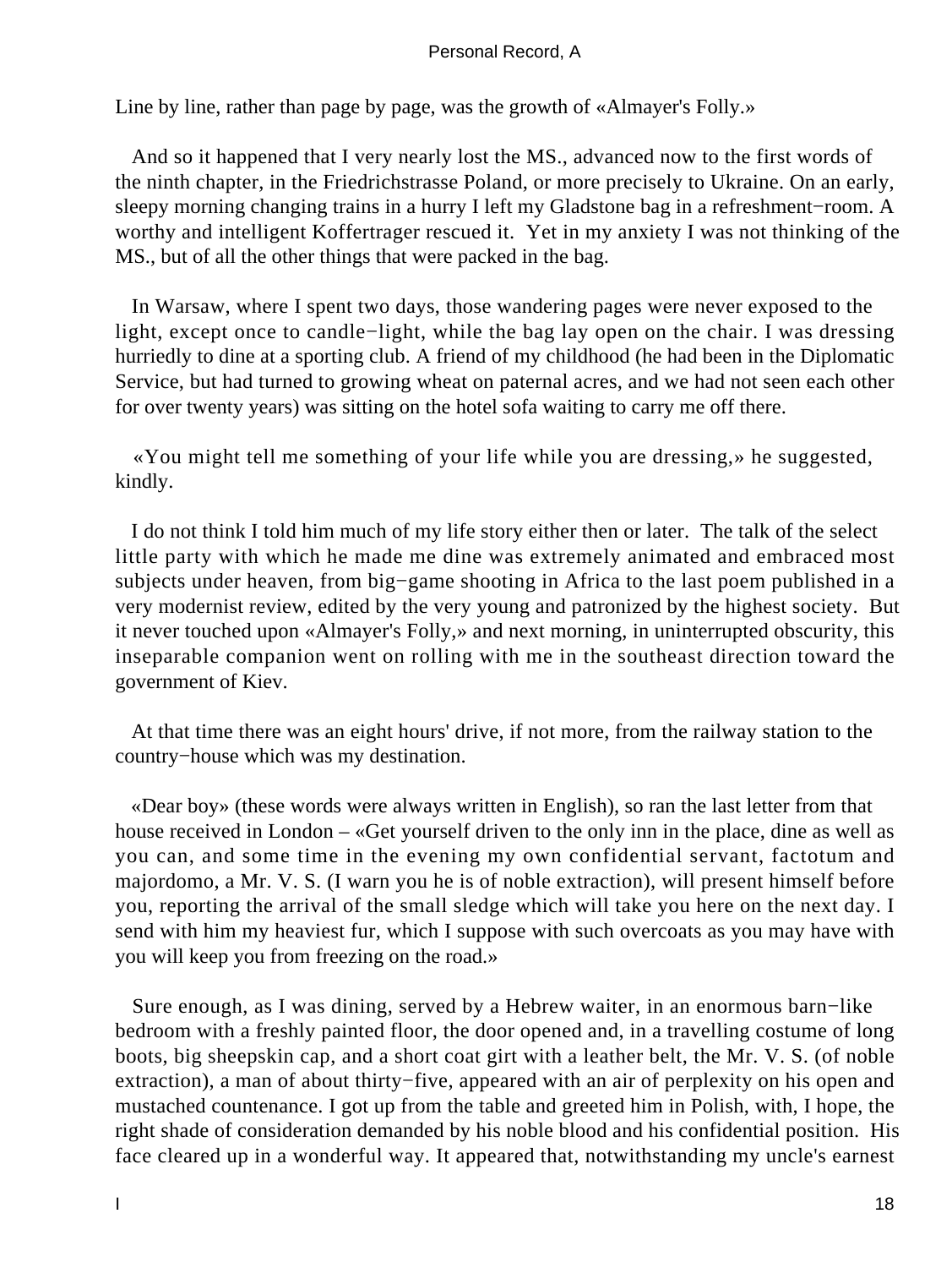Line by line, rather than page by page, was the growth of «Almayer's Folly.»

And so it happened that I very nearly lost the MS., advanced now to the first words of the ninth chapter, in the Friedrichstrasse Poland, or more precisely to Ukraine. On an early, sleepy morning changing trains in a hurry I left my Gladstone bag in a refreshment−room. A worthy and intelligent Koffertrager rescued it. Yet in my anxiety I was not thinking of the MS., but of all the other things that were packed in the bag.

In Warsaw, where I spent two days, those wandering pages were never exposed to the light, except once to candle−light, while the bag lay open on the chair. I was dressing hurriedly to dine at a sporting club. A friend of my childhood (he had been in the Diplomatic Service, but had turned to growing wheat on paternal acres, and we had not seen each other for over twenty years) was sitting on the hotel sofa waiting to carry me off there.

«You might tell me something of your life while you are dressing,» he suggested, kindly.

I do not think I told him much of my life story either then or later. The talk of the select little party with which he made me dine was extremely animated and embraced most subjects under heaven, from big−game shooting in Africa to the last poem published in a very modernist review, edited by the very young and patronized by the highest society. But it never touched upon «Almayer's Folly,» and next morning, in uninterrupted obscurity, this inseparable companion went on rolling with me in the southeast direction toward the government of Kiev.

At that time there was an eight hours' drive, if not more, from the railway station to the country−house which was my destination.

«Dear boy» (these words were always written in English), so ran the last letter from that house received in London – «Get yourself driven to the only inn in the place, dine as well as you can, and some time in the evening my own confidential servant, factotum and majordomo, a Mr. V. S. (I warn you he is of noble extraction), will present himself before you, reporting the arrival of the small sledge which will take you here on the next day. I send with him my heaviest fur, which I suppose with such overcoats as you may have with you will keep you from freezing on the road.»

Sure enough, as I was dining, served by a Hebrew waiter, in an enormous barn−like bedroom with a freshly painted floor, the door opened and, in a travelling costume of long boots, big sheepskin cap, and a short coat girt with a leather belt, the Mr. V. S. (of noble extraction), a man of about thirty−five, appeared with an air of perplexity on his open and mustached countenance. I got up from the table and greeted him in Polish, with, I hope, the right shade of consideration demanded by his noble blood and his confidential position. His face cleared up in a wonderful way. It appeared that, notwithstanding my uncle's earnest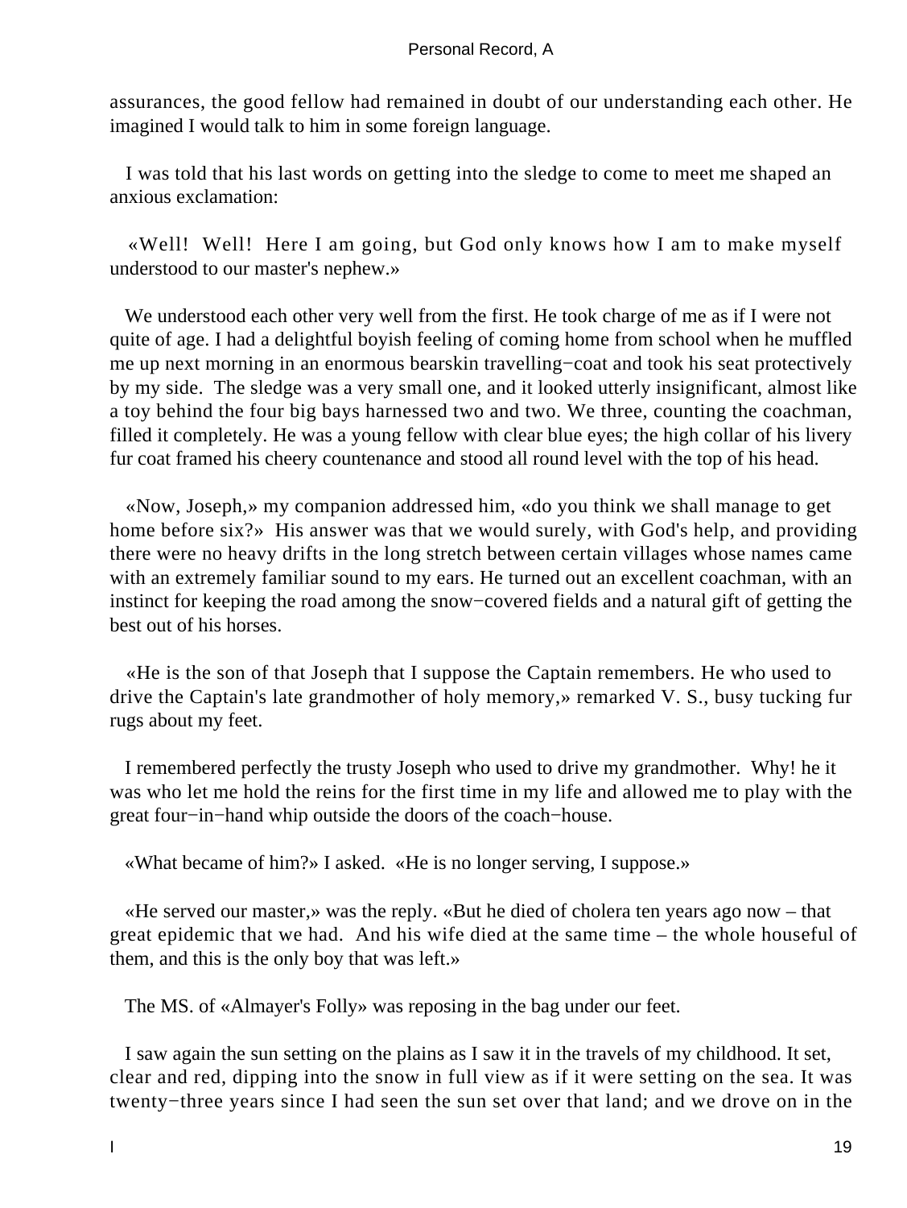assurances, the good fellow had remained in doubt of our understanding each other. He imagined I would talk to him in some foreign language.

I was told that his last words on getting into the sledge to come to meet me shaped an anxious exclamation:

«Well! Well! Here I am going, but God only knows how I am to make myself understood to our master's nephew.»

We understood each other very well from the first. He took charge of me as if I were not quite of age. I had a delightful boyish feeling of coming home from school when he muffled me up next morning in an enormous bearskin travelling−coat and took his seat protectively by my side. The sledge was a very small one, and it looked utterly insignificant, almost like a toy behind the four big bays harnessed two and two. We three, counting the coachman, filled it completely. He was a young fellow with clear blue eyes; the high collar of his livery fur coat framed his cheery countenance and stood all round level with the top of his head.

«Now, Joseph,» my companion addressed him, «do you think we shall manage to get home before six?» His answer was that we would surely, with God's help, and providing there were no heavy drifts in the long stretch between certain villages whose names came with an extremely familiar sound to my ears. He turned out an excellent coachman, with an instinct for keeping the road among the snow−covered fields and a natural gift of getting the best out of his horses.

«He is the son of that Joseph that I suppose the Captain remembers. He who used to drive the Captain's late grandmother of holy memory,» remarked V. S., busy tucking fur rugs about my feet.

I remembered perfectly the trusty Joseph who used to drive my grandmother. Why! he it was who let me hold the reins for the first time in my life and allowed me to play with the great four−in−hand whip outside the doors of the coach−house.

«What became of him?» I asked. «He is no longer serving, I suppose.»

«He served our master,» was the reply. «But he died of cholera ten years ago now – that great epidemic that we had. And his wife died at the same time – the whole houseful of them, and this is the only boy that was left.»

The MS. of «Almayer's Folly» was reposing in the bag under our feet.

I saw again the sun setting on the plains as I saw it in the travels of my childhood. It set, clear and red, dipping into the snow in full view as if it were setting on the sea. It was twenty−three years since I had seen the sun set over that land; and we drove on in the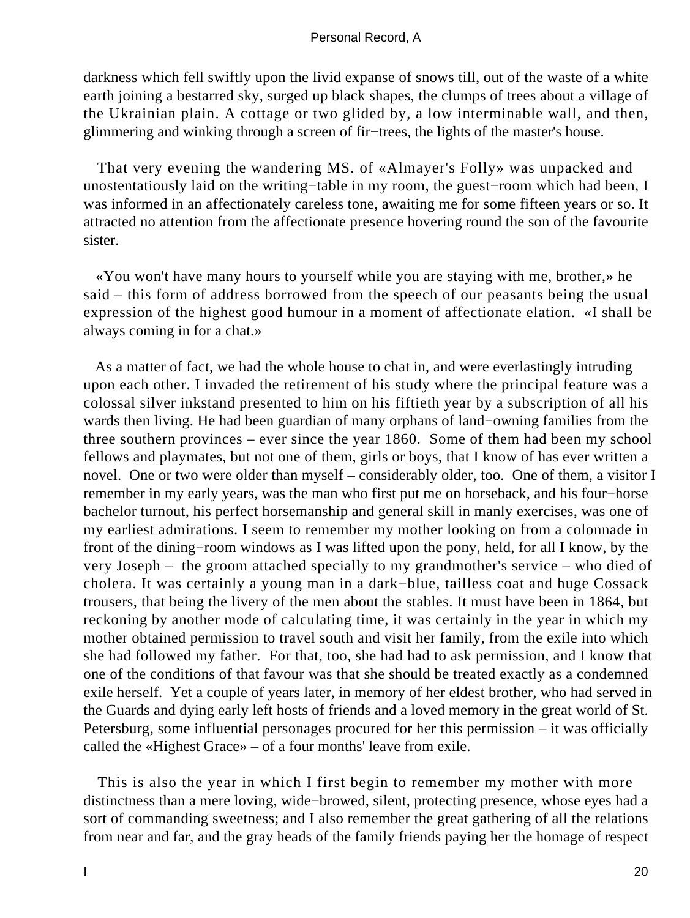darkness which fell swiftly upon the livid expanse of snows till, out of the waste of a white earth joining a bestarred sky, surged up black shapes, the clumps of trees about a village of the Ukrainian plain. A cottage or two glided by, a low interminable wall, and then, glimmering and winking through a screen of fir−trees, the lights of the master's house.

That very evening the wandering MS. of «Almayer's Folly» was unpacked and unostentatiously laid on the writing−table in my room, the guest−room which had been, I was informed in an affectionately careless tone, awaiting me for some fifteen years or so. It attracted no attention from the affectionate presence hovering round the son of the favourite sister.

«You won't have many hours to yourself while you are staying with me, brother,» he said – this form of address borrowed from the speech of our peasants being the usual expression of the highest good humour in a moment of affectionate elation. «I shall be always coming in for a chat.»

As a matter of fact, we had the whole house to chat in, and were everlastingly intruding upon each other. I invaded the retirement of his study where the principal feature was a colossal silver inkstand presented to him on his fiftieth year by a subscription of all his wards then living. He had been guardian of many orphans of land−owning families from the three southern provinces – ever since the year 1860. Some of them had been my school fellows and playmates, but not one of them, girls or boys, that I know of has ever written a novel. One or two were older than myself – considerably older, too. One of them, a visitor I remember in my early years, was the man who first put me on horseback, and his four−horse bachelor turnout, his perfect horsemanship and general skill in manly exercises, was one of my earliest admirations. I seem to remember my mother looking on from a colonnade in front of the dining−room windows as I was lifted upon the pony, held, for all I know, by the very Joseph – the groom attached specially to my grandmother's service – who died of cholera. It was certainly a young man in a dark−blue, tailless coat and huge Cossack trousers, that being the livery of the men about the stables. It must have been in 1864, but reckoning by another mode of calculating time, it was certainly in the year in which my mother obtained permission to travel south and visit her family, from the exile into which she had followed my father. For that, too, she had had to ask permission, and I know that one of the conditions of that favour was that she should be treated exactly as a condemned exile herself. Yet a couple of years later, in memory of her eldest brother, who had served in the Guards and dying early left hosts of friends and a loved memory in the great world of St. Petersburg, some influential personages procured for her this permission – it was officially called the «Highest Grace» – of a four months' leave from exile.

This is also the year in which I first begin to remember my mother with more distinctness than a mere loving, wide−browed, silent, protecting presence, whose eyes had a sort of commanding sweetness; and I also remember the great gathering of all the relations from near and far, and the gray heads of the family friends paying her the homage of respect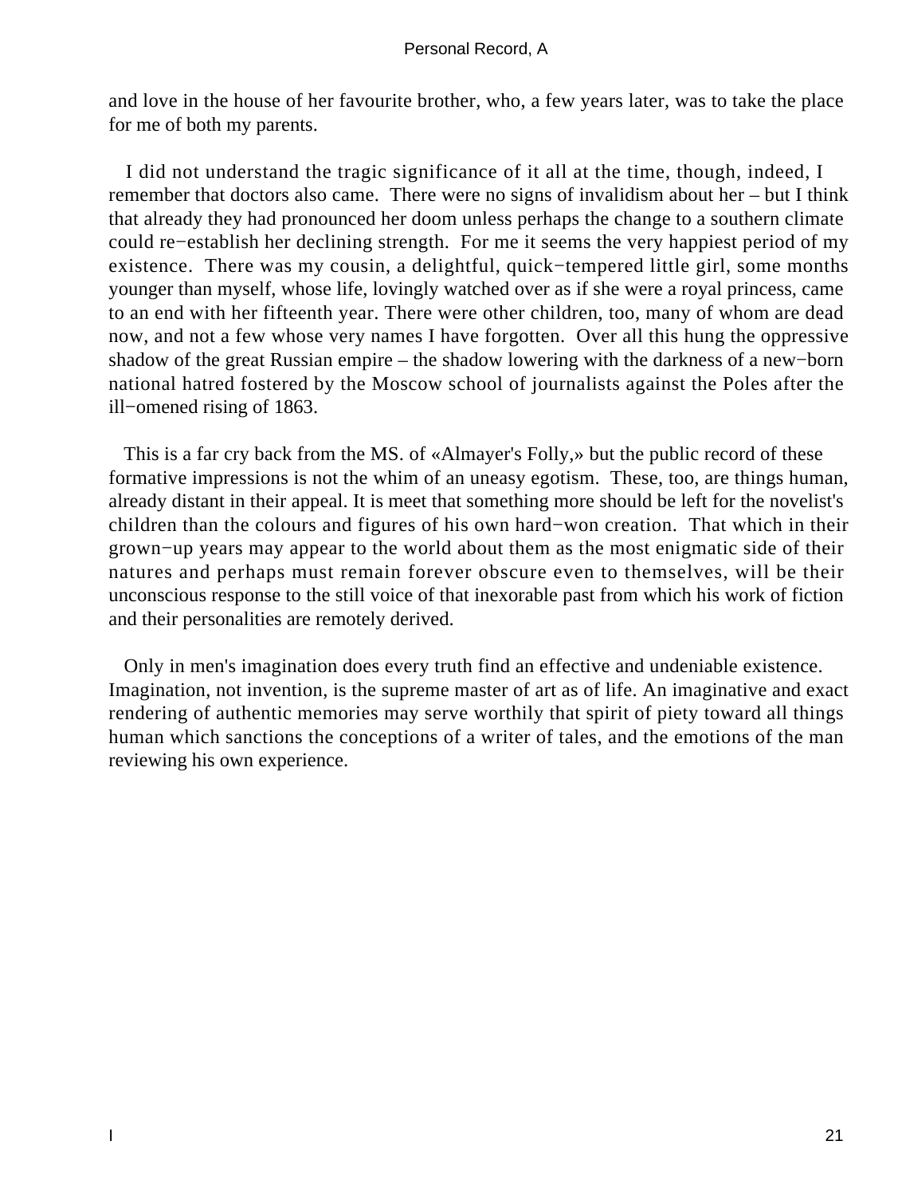and love in the house of her favourite brother, who, a few years later, was to take the place for me of both my parents.

I did not understand the tragic significance of it all at the time, though, indeed, I remember that doctors also came. There were no signs of invalidism about her – but I think that already they had pronounced her doom unless perhaps the change to a southern climate could re−establish her declining strength. For me it seems the very happiest period of my existence. There was my cousin, a delightful, quick−tempered little girl, some months younger than myself, whose life, lovingly watched over as if she were a royal princess, came to an end with her fifteenth year. There were other children, too, many of whom are dead now, and not a few whose very names I have forgotten. Over all this hung the oppressive shadow of the great Russian empire – the shadow lowering with the darkness of a new−born national hatred fostered by the Moscow school of journalists against the Poles after the ill−omened rising of 1863.

This is a far cry back from the MS. of «Almayer's Folly,» but the public record of these formative impressions is not the whim of an uneasy egotism. These, too, are things human, already distant in their appeal. It is meet that something more should be left for the novelist's children than the colours and figures of his own hard−won creation. That which in their grown−up years may appear to the world about them as the most enigmatic side of their natures and perhaps must remain forever obscure even to themselves, will be their unconscious response to the still voice of that inexorable past from which his work of fiction and their personalities are remotely derived.

Only in men's imagination does every truth find an effective and undeniable existence. Imagination, not invention, is the supreme master of art as of life. An imaginative and exact rendering of authentic memories may serve worthily that spirit of piety toward all things human which sanctions the conceptions of a writer of tales, and the emotions of the man reviewing his own experience.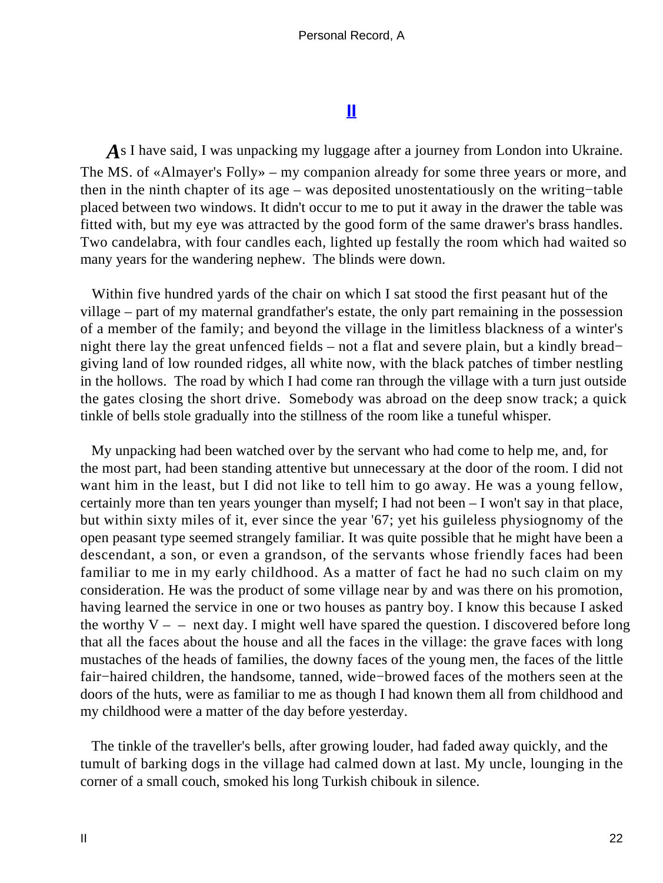## II

As I have said, I was unpacking my luggage after a journey from London into Ukraine. The MS. of «Almayer's Folly» – my companion already for some three years or more, and then in the ninth chapter of its age – was deposited unostentatiously on the writing−table placed between two windows. It didn't occur to me to put it away in the drawer the table was fitted with, but my eye was attracted by the good form of the same drawer's brass handles. Two candelabra, with four candles each, lighted up festally the room which had waited so many years for the wandering nephew. The blinds were down.

Within five hundred yards of the chair on which I sat stood the first peasant hut of the village – part of my maternal grandfather's estate, the only part remaining in the possession of a member of the family; and beyond the village in the limitless blackness of a winter's night there lay the great unfenced fields – not a flat and severe plain, but a kindly bread−giving land of low rounded ridges, all white now, with the black patches of timber nestling in the hollows. The road by which I had come ran through the village with a turn just outside the gates closing the short drive. Somebody was abroad on the deep snow track; a quick tinkle of bells stole gradually into the stillness of the room like a tuneful whisper.

My unpacking had been watched over by the servant who had come to help me, and, for the most part, had been standing attentive but unnecessary at the door of the room. I did not want him in the least, but I did not like to tell him to go away. He was a young fellow, certainly more than ten years younger than myself; I had not been – I won't say in that place, but within sixty miles of it, ever since the year '67; yet his guileless physiognomy of the open peasant type seemed strangely familiar. It was quite possible that he might have been a descendant, a son, or even a grandson, of the servants whose friendly faces had been familiar to me in my early childhood. As a matter of fact he had no such claim on my consideration. He was the product of some village near by and was there on his promotion, having learned the service in one or two houses as pantry boy. I know this because I asked the worthy V – – next day. I might well have spared the question. I discovered before long that all the faces about the house and all the faces in the village: the grave faces with long mustaches of the heads of families, the downy faces of the young men, the faces of the little fair−haired children, the handsome, tanned, wide−browed faces of the mothers seen at the doors of the huts, were as familiar to me as though I had known them all from childhood and my childhood were a matter of the day before yesterday.

The tinkle of the traveller's bells, after growing louder, had faded away quickly, and the tumult of barking dogs in the village had calmed down at last. My uncle, lounging in the corner of a small couch, smoked his long Turkish chibouk in silence.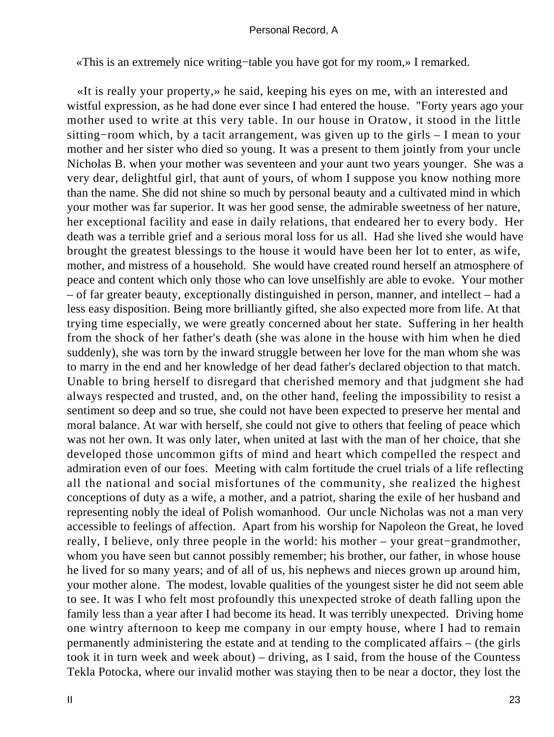«This is an extremely nice writing−table you have got for my room,» I remarked.

«It is really your property,» he said, keeping his eyes on me, with an interested and wistful expression, as he had done ever since I had entered the house. "Forty years ago your mother used to write at this very table. In our house in Oratow, it stood in the little sitting−room which, by a tacit arrangement, was given up to the girls – I mean to your mother and her sister who died so young. It was a present to them jointly from your uncle Nicholas B. when your mother was seventeen and your aunt two years younger. She was a very dear, delightful girl, that aunt of yours, of whom I suppose you know nothing more than the name. She did not shine so much by personal beauty and a cultivated mind in which your mother was far superior. It was her good sense, the admirable sweetness of her nature, her exceptional facility and ease in daily relations, that endeared her to every body. Her death was a terrible grief and a serious moral loss for us all. Had she lived she would have brought the greatest blessings to the house it would have been her lot to enter, as wife, mother, and mistress of a household. She would have created round herself an atmosphere of peace and content which only those who can love unselfishly are able to evoke. Your mother – of far greater beauty, exceptionally distinguished in person, manner, and intellect – had a less easy disposition. Being more brilliantly gifted, she also expected more from life. At that trying time especially, we were greatly concerned about her state. Suffering in her health from the shock of her father's death (she was alone in the house with him when he died suddenly), she was torn by the inward struggle between her love for the man whom she was to marry in the end and her knowledge of her dead father's declared objection to that match. Unable to bring herself to disregard that cherished memory and that judgment she had always respected and trusted, and, on the other hand, feeling the impossibility to resist a sentiment so deep and so true, she could not have been expected to preserve her mental and moral balance. At war with herself, she could not give to others that feeling of peace which was not her own. It was only later, when united at last with the man of her choice, that she developed those uncommon gifts of mind and heart which compelled the respect and admiration even of our foes. Meeting with calm fortitude the cruel trials of a life reflecting all the national and social misfortunes of the community, she realized the highest conceptions of duty as a wife, a mother, and a patriot, sharing the exile of her husband and representing nobly the ideal of Polish womanhood. Our uncle Nicholas was not a man very accessible to feelings of affection. Apart from his worship for Napoleon the Great, he loved really, I believe, only three people in the world: his mother – your great−grandmother, whom you have seen but cannot possibly remember; his brother, our father, in whose house he lived for so many years; and of all of us, his nephews and nieces grown up around him, your mother alone. The modest, lovable qualities of the youngest sister he did not seem able to see. It was I who felt most profoundly this unexpected stroke of death falling upon the family less than a year after I had become its head. It was terribly unexpected. Driving home one wintry afternoon to keep me company in our empty house, where I had to remain permanently administering the estate and at tending to the complicated affairs – (the girls took it in turn week and week about) – driving, as I said, from the house of the Countess Tekla Potocka, where our invalid mother was staying then to be near a doctor, they lost the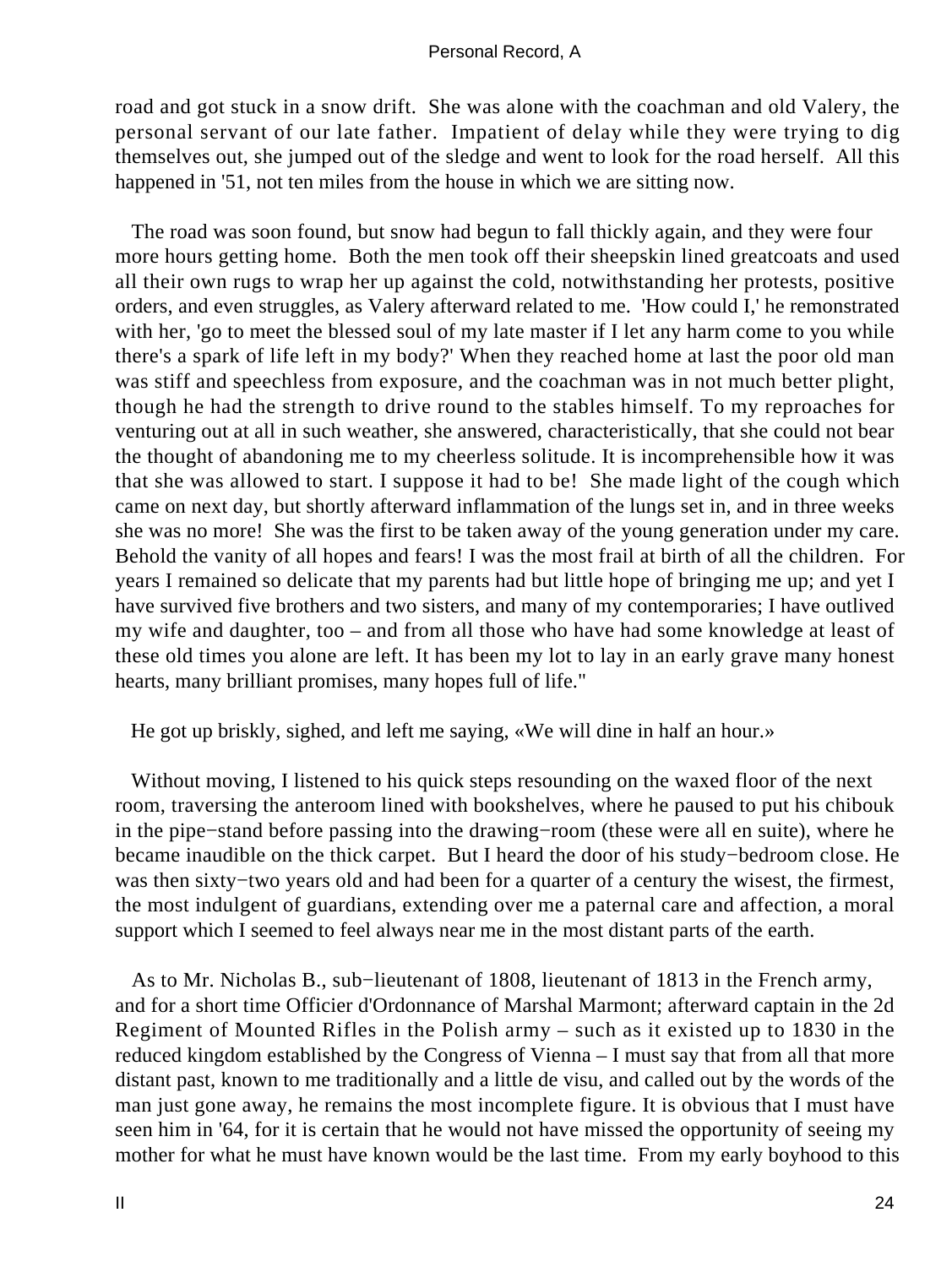road and got stuck in a snow drift. She was alone with the coachman and old Valery, the personal servant of our late father. Impatient of delay while they were trying to dig themselves out, she jumped out of the sledge and went to look for the road herself. All this happened in '51, not ten miles from the house in which we are sitting now.

The road was soon found, but snow had begun to fall thickly again, and they were four more hours getting home. Both the men took off their sheepskin lined greatcoats and used all their own rugs to wrap her up against the cold, notwithstanding her protests, positive orders, and even struggles, as Valery afterward related to me. 'How could I,' he remonstrated with her, 'go to meet the blessed soul of my late master if I let any harm come to you while there's a spark of life left in my body?' When they reached home at last the poor old man was stiff and speechless from exposure, and the coachman was in not much better plight, though he had the strength to drive round to the stables himself. To my reproaches for venturing out at all in such weather, she answered, characteristically, that she could not bear the thought of abandoning me to my cheerless solitude. It is incomprehensible how it was that she was allowed to start. I suppose it had to be! She made light of the cough which came on next day, but shortly afterward inflammation of the lungs set in, and in three weeks she was no more! She was the first to be taken away of the young generation under my care. Behold the vanity of all hopes and fears! I was the most frail at birth of all the children. For years I remained so delicate that my parents had but little hope of bringing me up; and yet I have survived five brothers and two sisters, and many of my contemporaries; I have outlived my wife and daughter, too – and from all those who have had some knowledge at least of these old times you alone are left. It has been my lot to lay in an early grave many honest hearts, many brilliant promises, many hopes full of life."

He got up briskly, sighed, and left me saying, «We will dine in half an hour.»

Without moving, I listened to his quick steps resounding on the waxed floor of the next room, traversing the anteroom lined with bookshelves, where he paused to put his chibouk in the pipe−stand before passing into the drawing−room (these were all en suite), where he became inaudible on the thick carpet. But I heard the door of his study−bedroom close. He was then sixty−two years old and had been for a quarter of a century the wisest, the firmest, the most indulgent of guardians, extending over me a paternal care and affection, a moral support which I seemed to feel always near me in the most distant parts of the earth.

As to Mr. Nicholas B., sub−lieutenant of 1808, lieutenant of 1813 in the French army, and for a short time Officier d'Ordonnance of Marshal Marmont; afterward captain in the 2d Regiment of Mounted Rifles in the Polish army – such as it existed up to 1830 in the reduced kingdom established by the Congress of Vienna – I must say that from all that more distant past, known to me traditionally and a little de visu, and called out by the words of the man just gone away, he remains the most incomplete figure. It is obvious that I must have seen him in '64, for it is certain that he would not have missed the opportunity of seeing my mother for what he must have known would be the last time. From my early boyhood to this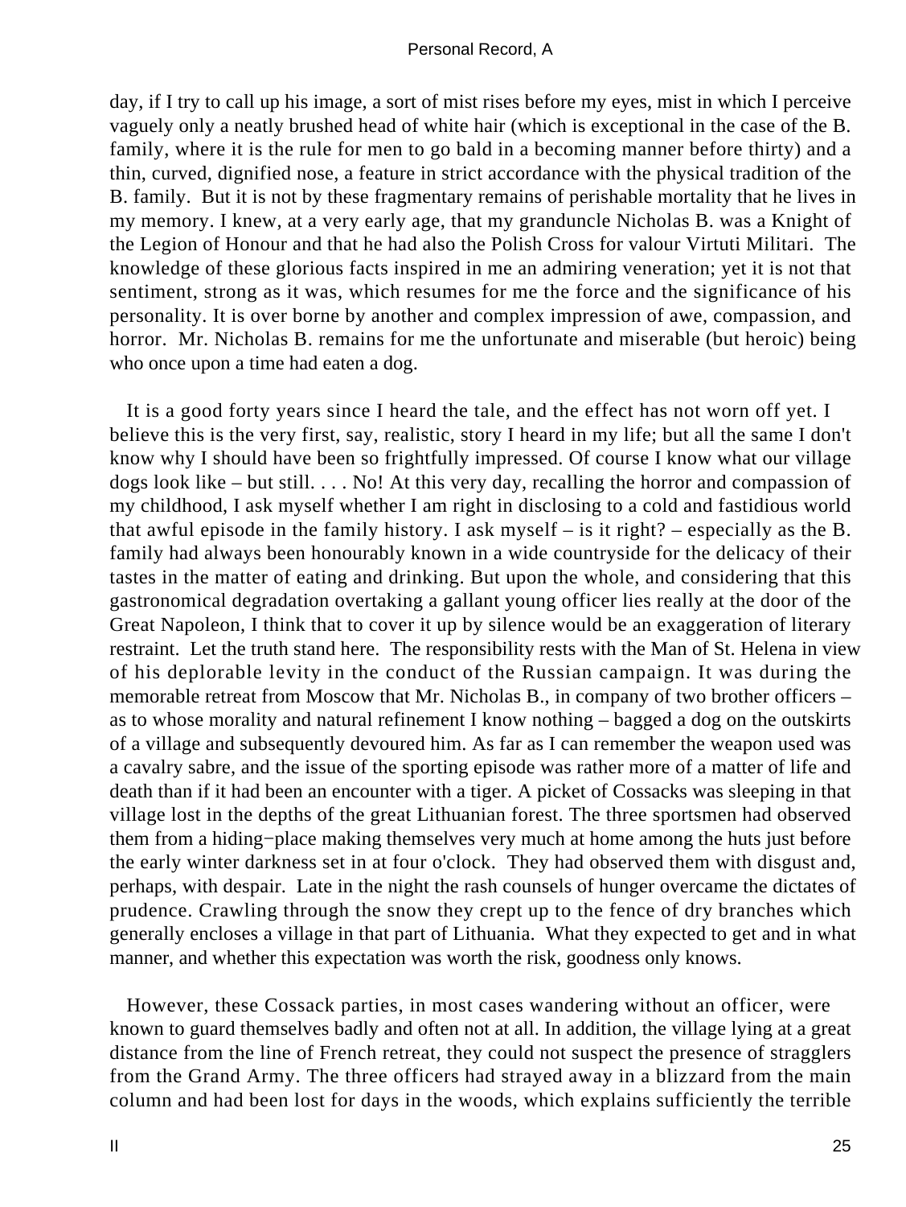day, if I try to call up his image, a sort of mist rises before my eyes, mist in which I perceive vaguely only a neatly brushed head of white hair (which is exceptional in the case of the B. family, where it is the rule for men to go bald in a becoming manner before thirty) and a thin, curved, dignified nose, a feature in strict accordance with the physical tradition of the B. family. But it is not by these fragmentary remains of perishable mortality that he lives in my memory. I knew, at a very early age, that my granduncle Nicholas B. was a Knight of the Legion of Honour and that he had also the Polish Cross for valour Virtuti Militari. The knowledge of these glorious facts inspired in me an admiring veneration; yet it is not that sentiment, strong as it was, which resumes for me the force and the significance of his personality. It is over borne by another and complex impression of awe, compassion, and horror. Mr. Nicholas B. remains for me the unfortunate and miserable (but heroic) being who once upon a time had eaten a dog.

It is a good forty years since I heard the tale, and the effect has not worn off yet. I believe this is the very first, say, realistic, story I heard in my life; but all the same I don't know why I should have been so frightfully impressed. Of course I know what our village dogs look like – but still. . . . No! At this very day, recalling the horror and compassion of my childhood, I ask myself whether I am right in disclosing to a cold and fastidious world that awful episode in the family history. I ask myself – is it right? – especially as the B. family had always been honourably known in a wide countryside for the delicacy of their tastes in the matter of eating and drinking. But upon the whole, and considering that this gastronomical degradation overtaking a gallant young officer lies really at the door of the Great Napoleon, I think that to cover it up by silence would be an exaggeration of literary restraint. Let the truth stand here. The responsibility rests with the Man of St. Helena in view of his deplorable levity in the conduct of the Russian campaign. It was during the memorable retreat from Moscow that Mr. Nicholas B., in company of two brother officers – as to whose morality and natural refinement I know nothing – bagged a dog on the outskirts of a village and subsequently devoured him. As far as I can remember the weapon used was a cavalry sabre, and the issue of the sporting episode was rather more of a matter of life and death than if it had been an encounter with a tiger. A picket of Cossacks was sleeping in that village lost in the depths of the great Lithuanian forest. The three sportsmen had observed them from a hiding−place making themselves very much at home among the huts just before the early winter darkness set in at four o'clock. They had observed them with disgust and, perhaps, with despair. Late in the night the rash counsels of hunger overcame the dictates of prudence. Crawling through the snow they crept up to the fence of dry branches which generally encloses a village in that part of Lithuania. What they expected to get and in what manner, and whether this expectation was worth the risk, goodness only knows.

However, these Cossack parties, in most cases wandering without an officer, were known to guard themselves badly and often not at all. In addition, the village lying at a great distance from the line of French retreat, they could not suspect the presence of stragglers from the Grand Army. The three officers had strayed away in a blizzard from the main column and had been lost for days in the woods, which explains sufficiently the terrible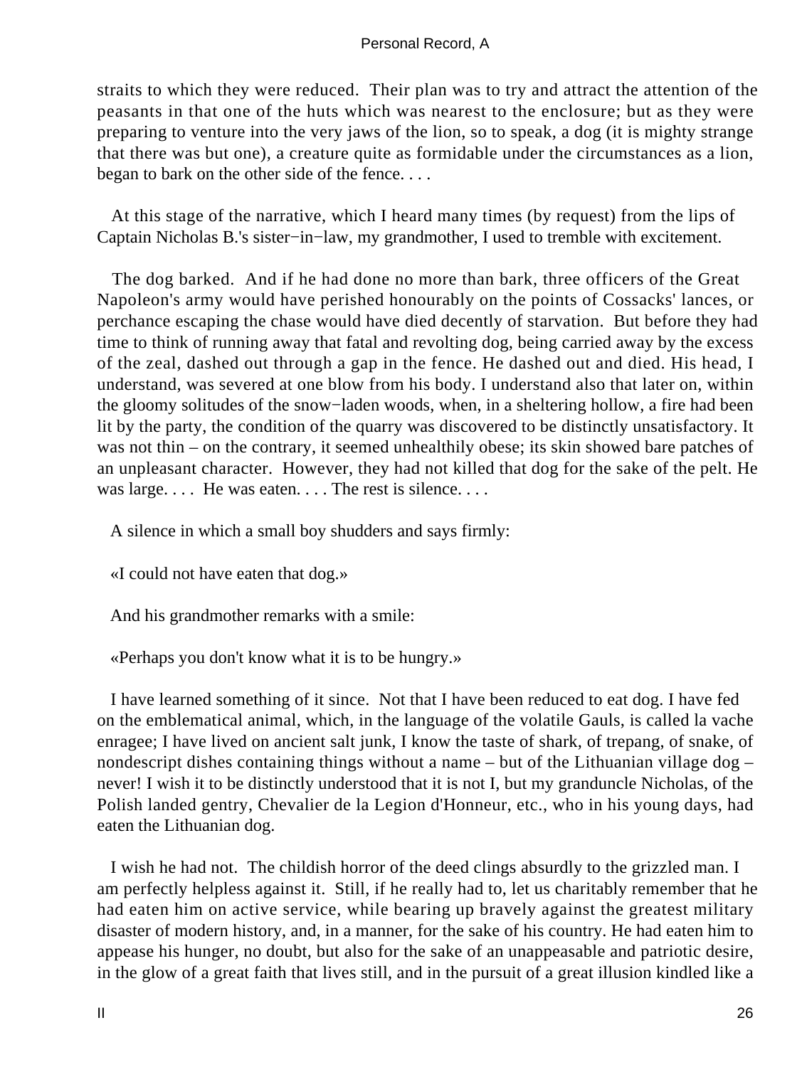straits to which they were reduced. Their plan was to try and attract the attention of the peasants in that one of the huts which was nearest to the enclosure; but as they were preparing to venture into the very jaws of the lion, so to speak, a dog (it is mighty strange that there was but one), a creature quite as formidable under the circumstances as a lion, began to bark on the other side of the fence. . . .

At this stage of the narrative, which I heard many times (by request) from the lips of Captain Nicholas B.'s sister−in−law, my grandmother, I used to tremble with excitement.

The dog barked. And if he had done no more than bark, three officers of the Great Napoleon's army would have perished honourably on the points of Cossacks' lances, or perchance escaping the chase would have died decently of starvation. But before they had time to think of running away that fatal and revolting dog, being carried away by the excess of the zeal, dashed out through a gap in the fence. He dashed out and died. His head, I understand, was severed at one blow from his body. I understand also that later on, within the gloomy solitudes of the snow−laden woods, when, in a sheltering hollow, a fire had been lit by the party, the condition of the quarry was discovered to be distinctly unsatisfactory. It was not thin – on the contrary, it seemed unhealthily obese; its skin showed bare patches of an unpleasant character. However, they had not killed that dog for the sake of the pelt. He was large. . . . He was eaten. . . . The rest is silence. . . .

A silence in which a small boy shudders and says firmly:

«I could not have eaten that dog.»

And his grandmother remarks with a smile:

«Perhaps you don't know what it is to be hungry.»

I have learned something of it since. Not that I have been reduced to eat dog. I have fed on the emblematical animal, which, in the language of the volatile Gauls, is called la vache enragee; I have lived on ancient salt junk, I know the taste of shark, of trepang, of snake, of nondescript dishes containing things without a name – but of the Lithuanian village dog – never! I wish it to be distinctly understood that it is not I, but my granduncle Nicholas, of the Polish landed gentry, Chevalier de la Legion d'Honneur, etc., who in his young days, had eaten the Lithuanian dog.

I wish he had not. The childish horror of the deed clings absurdly to the grizzled man. I am perfectly helpless against it. Still, if he really had to, let us charitably remember that he had eaten him on active service, while bearing up bravely against the greatest military disaster of modern history, and, in a manner, for the sake of his country. He had eaten him to appease his hunger, no doubt, but also for the sake of an unappeasable and patriotic desire, in the glow of a great faith that lives still, and in the pursuit of a great illusion kindled like a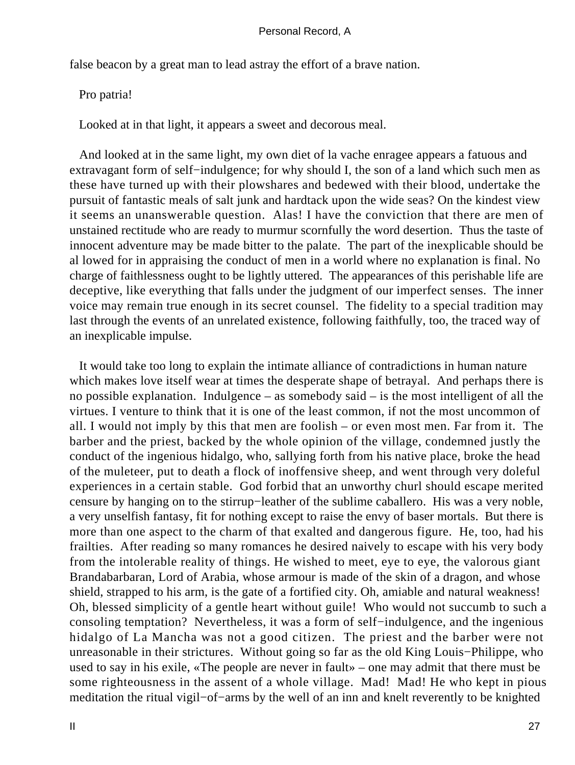false beacon by a great man to lead astray the effort of a brave nation.

Pro patria!

Looked at in that light, it appears a sweet and decorous meal.

And looked at in the same light, my own diet of la vache enragee appears a fatuous and extravagant form of self−indulgence; for why should I, the son of a land which such men as these have turned up with their plowshares and bedewed with their blood, undertake the pursuit of fantastic meals of salt junk and hardtack upon the wide seas? On the kindest view it seems an unanswerable question. Alas! I have the conviction that there are men of unstained rectitude who are ready to murmur scornfully the word desertion. Thus the taste of innocent adventure may be made bitter to the palate. The part of the inexplicable should be al lowed for in appraising the conduct of men in a world where no explanation is final. No charge of faithlessness ought to be lightly uttered. The appearances of this perishable life are deceptive, like everything that falls under the judgment of our imperfect senses. The inner voice may remain true enough in its secret counsel. The fidelity to a special tradition may last through the events of an unrelated existence, following faithfully, too, the traced way of an inexplicable impulse.

It would take too long to explain the intimate alliance of contradictions in human nature which makes love itself wear at times the desperate shape of betrayal. And perhaps there is no possible explanation. Indulgence – as somebody said – is the most intelligent of all the virtues. I venture to think that it is one of the least common, if not the most uncommon of all. I would not imply by this that men are foolish – or even most men. Far from it. The barber and the priest, backed by the whole opinion of the village, condemned justly the conduct of the ingenious hidalgo, who, sallying forth from his native place, broke the head of the muleteer, put to death a flock of inoffensive sheep, and went through very doleful experiences in a certain stable. God forbid that an unworthy churl should escape merited censure by hanging on to the stirrup−leather of the sublime caballero. His was a very noble, a very unselfish fantasy, fit for nothing except to raise the envy of baser mortals. But there is more than one aspect to the charm of that exalted and dangerous figure. He, too, had his frailties. After reading so many romances he desired naively to escape with his very body from the intolerable reality of things. He wished to meet, eye to eye, the valorous giant Brandabarbaran, Lord of Arabia, whose armour is made of the skin of a dragon, and whose shield, strapped to his arm, is the gate of a fortified city. Oh, amiable and natural weakness! Oh, blessed simplicity of a gentle heart without guile! Who would not succumb to such a consoling temptation? Nevertheless, it was a form of self−indulgence, and the ingenious hidalgo of La Mancha was not a good citizen. The priest and the barber were not unreasonable in their strictures. Without going so far as the old King Louis−Philippe, who used to say in his exile, «The people are never in fault» – one may admit that there must be some righteousness in the assent of a whole village. Mad! Mad! He who kept in pious meditation the ritual vigil−of−arms by the well of an inn and knelt reverently to be knighted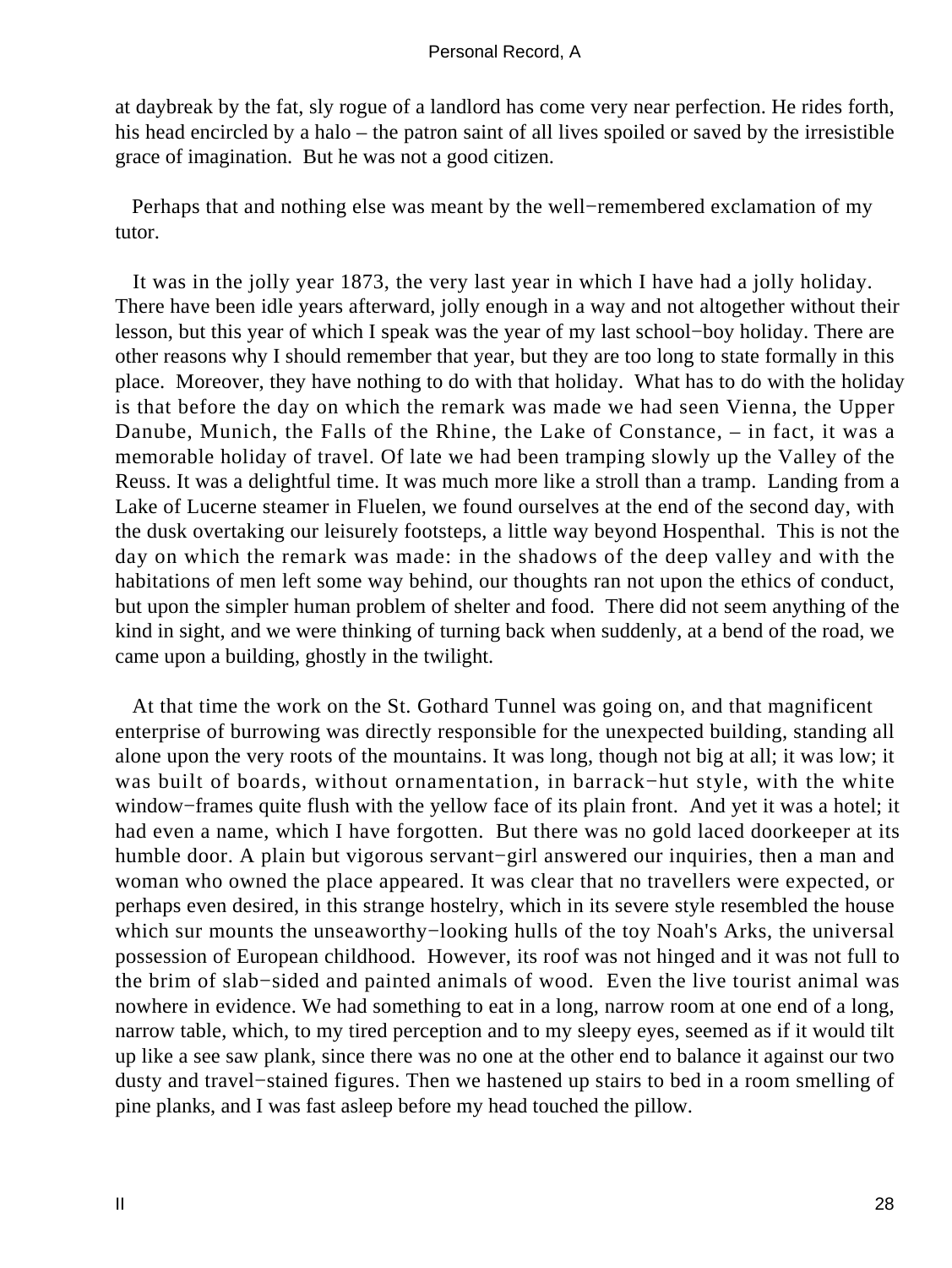at daybreak by the fat, sly rogue of a landlord has come very near perfection. He rides forth, his head encircled by a halo – the patron saint of all lives spoiled or saved by the irresistible grace of imagination. But he was not a good citizen.

Perhaps that and nothing else was meant by the well−remembered exclamation of my tutor.

It was in the jolly year 1873, the very last year in which I have had a jolly holiday. There have been idle years afterward, jolly enough in a way and not altogether without their lesson, but this year of which I speak was the year of my last school−boy holiday. There are other reasons why I should remember that year, but they are too long to state formally in this place. Moreover, they have nothing to do with that holiday. What has to do with the holiday is that before the day on which the remark was made we had seen Vienna, the Upper Danube, Munich, the Falls of the Rhine, the Lake of Constance, – in fact, it was a memorable holiday of travel. Of late we had been tramping slowly up the Valley of the Reuss. It was a delightful time. It was much more like a stroll than a tramp. Landing from a Lake of Lucerne steamer in Fluelen, we found ourselves at the end of the second day, with the dusk overtaking our leisurely footsteps, a little way beyond Hospenthal. This is not the day on which the remark was made: in the shadows of the deep valley and with the habitations of men left some way behind, our thoughts ran not upon the ethics of conduct, but upon the simpler human problem of shelter and food. There did not seem anything of the kind in sight, and we were thinking of turning back when suddenly, at a bend of the road, we came upon a building, ghostly in the twilight.

At that time the work on the St. Gothard Tunnel was going on, and that magnificent enterprise of burrowing was directly responsible for the unexpected building, standing all alone upon the very roots of the mountains. It was long, though not big at all; it was low; it was built of boards, without ornamentation, in barrack−hut style, with the white window−frames quite flush with the yellow face of its plain front. And yet it was a hotel; it had even a name, which I have forgotten. But there was no gold laced doorkeeper at its humble door. A plain but vigorous servant−girl answered our inquiries, then a man and woman who owned the place appeared. It was clear that no travellers were expected, or perhaps even desired, in this strange hostelry, which in its severe style resembled the house which sur mounts the unseaworthy−looking hulls of the toy Noah's Arks, the universal possession of European childhood. However, its roof was not hinged and it was not full to the brim of slab−sided and painted animals of wood. Even the live tourist animal was nowhere in evidence. We had something to eat in a long, narrow room at one end of a long, narrow table, which, to my tired perception and to my sleepy eyes, seemed as if it would tilt up like a see saw plank, since there was no one at the other end to balance it against our two dusty and travel−stained figures. Then we hastened up stairs to bed in a room smelling of pine planks, and I was fast asleep before my head touched the pillow.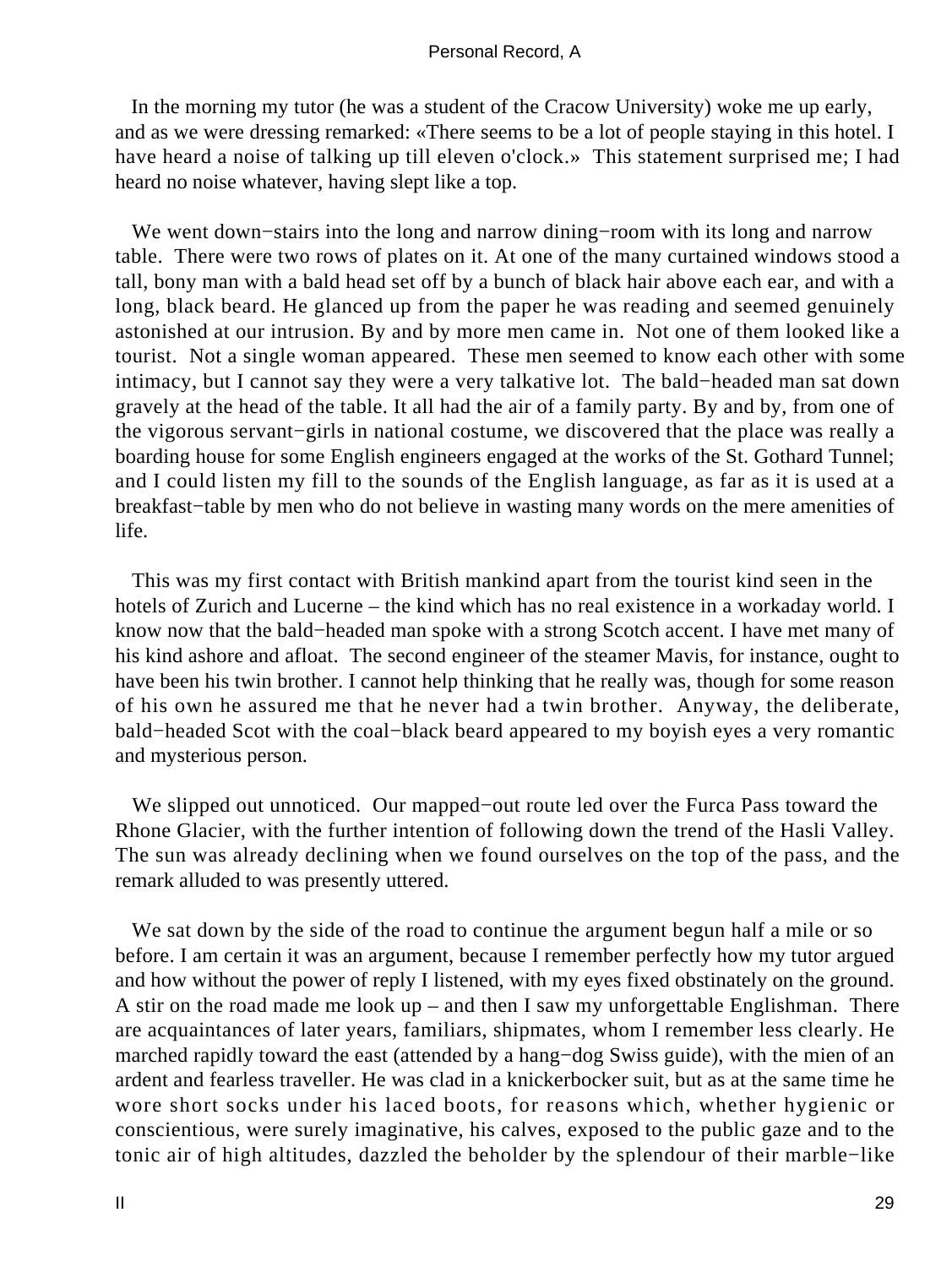In the morning my tutor (he was a student of the Cracow University) woke me up early, and as we were dressing remarked: «There seems to be a lot of people staying in this hotel. I have heard a noise of talking up till eleven o'clock.» This statement surprised me; I had heard no noise whatever, having slept like a top.

We went down−stairs into the long and narrow dining−room with its long and narrow table. There were two rows of plates on it. At one of the many curtained windows stood a tall, bony man with a bald head set off by a bunch of black hair above each ear, and with a long, black beard. He glanced up from the paper he was reading and seemed genuinely astonished at our intrusion. By and by more men came in. Not one of them looked like a tourist. Not a single woman appeared. These men seemed to know each other with some intimacy, but I cannot say they were a very talkative lot. The bald−headed man sat down gravely at the head of the table. It all had the air of a family party. By and by, from one of the vigorous servant−girls in national costume, we discovered that the place was really a boarding house for some English engineers engaged at the works of the St. Gothard Tunnel; and I could listen my fill to the sounds of the English language, as far as it is used at a breakfast−table by men who do not believe in wasting many words on the mere amenities of life.

This was my first contact with British mankind apart from the tourist kind seen in the hotels of Zurich and Lucerne – the kind which has no real existence in a workaday world. I know now that the bald−headed man spoke with a strong Scotch accent. I have met many of his kind ashore and afloat. The second engineer of the steamer Mavis, for instance, ought to have been his twin brother. I cannot help thinking that he really was, though for some reason of his own he assured me that he never had a twin brother. Anyway, the deliberate, bald−headed Scot with the coal−black beard appeared to my boyish eyes a very romantic and mysterious person.

We slipped out unnoticed. Our mapped−out route led over the Furca Pass toward the Rhone Glacier, with the further intention of following down the trend of the Hasli Valley. The sun was already declining when we found ourselves on the top of the pass, and the remark alluded to was presently uttered.

We sat down by the side of the road to continue the argument begun half a mile or so before. I am certain it was an argument, because I remember perfectly how my tutor argued and how without the power of reply I listened, with my eyes fixed obstinately on the ground. A stir on the road made me look up – and then I saw my unforgettable Englishman. There are acquaintances of later years, familiars, shipmates, whom I remember less clearly. He marched rapidly toward the east (attended by a hang−dog Swiss guide), with the mien of an ardent and fearless traveller. He was clad in a knickerbocker suit, but as at the same time he wore short socks under his laced boots, for reasons which, whether hygienic or conscientious, were surely imaginative, his calves, exposed to the public gaze and to the tonic air of high altitudes, dazzled the beholder by the splendour of their marble−like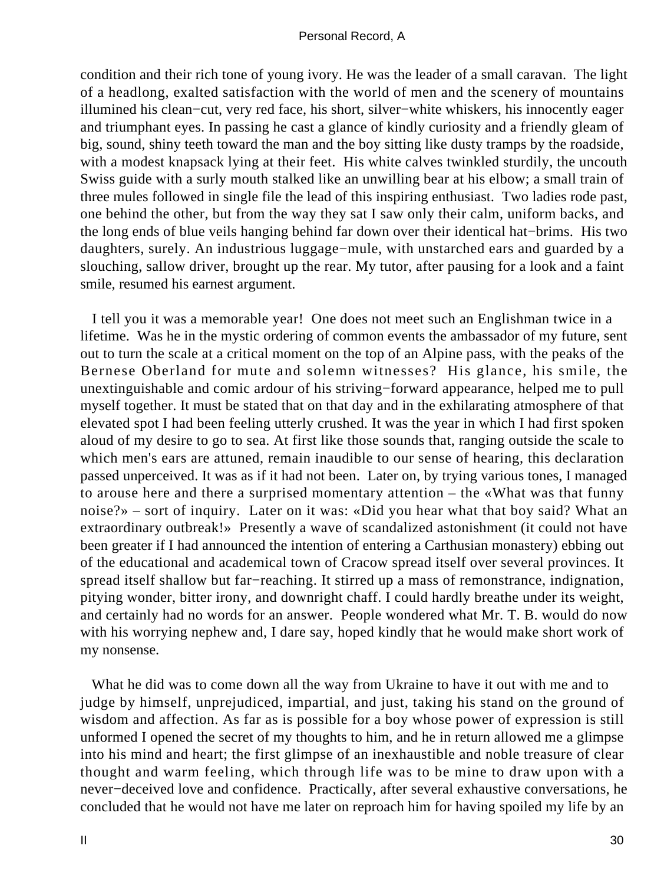condition and their rich tone of young ivory. He was the leader of a small caravan. The light of a headlong, exalted satisfaction with the world of men and the scenery of mountains illumined his clean−cut, very red face, his short, silver−white whiskers, his innocently eager and triumphant eyes. In passing he cast a glance of kindly curiosity and a friendly gleam of big, sound, shiny teeth toward the man and the boy sitting like dusty tramps by the roadside, with a modest knapsack lying at their feet. His white calves twinkled sturdily, the uncouth Swiss guide with a surly mouth stalked like an unwilling bear at his elbow; a small train of three mules followed in single file the lead of this inspiring enthusiast. Two ladies rode past, one behind the other, but from the way they sat I saw only their calm, uniform backs, and the long ends of blue veils hanging behind far down over their identical hat−brims. His two daughters, surely. An industrious luggage−mule, with unstarched ears and guarded by a slouching, sallow driver, brought up the rear. My tutor, after pausing for a look and a faint smile, resumed his earnest argument.

I tell you it was a memorable year! One does not meet such an Englishman twice in a lifetime. Was he in the mystic ordering of common events the ambassador of my future, sent out to turn the scale at a critical moment on the top of an Alpine pass, with the peaks of the Bernese Oberland for mute and solemn witnesses? His glance, his smile, the unextinguishable and comic ardour of his striving−forward appearance, helped me to pull myself together. It must be stated that on that day and in the exhilarating atmosphere of that elevated spot I had been feeling utterly crushed. It was the year in which I had first spoken aloud of my desire to go to sea. At first like those sounds that, ranging outside the scale to which men's ears are attuned, remain inaudible to our sense of hearing, this declaration passed unperceived. It was as if it had not been. Later on, by trying various tones, I managed to arouse here and there a surprised momentary attention – the «What was that funny noise?» – sort of inquiry. Later on it was: «Did you hear what that boy said? What an extraordinary outbreak!» Presently a wave of scandalized astonishment (it could not have been greater if I had announced the intention of entering a Carthusian monastery) ebbing out of the educational and academical town of Cracow spread itself over several provinces. It spread itself shallow but far−reaching. It stirred up a mass of remonstrance, indignation, pitying wonder, bitter irony, and downright chaff. I could hardly breathe under its weight, and certainly had no words for an answer. People wondered what Mr. T. B. would do now with his worrying nephew and, I dare say, hoped kindly that he would make short work of my nonsense.

What he did was to come down all the way from Ukraine to have it out with me and to judge by himself, unprejudiced, impartial, and just, taking his stand on the ground of wisdom and affection. As far as is possible for a boy whose power of expression is still unformed I opened the secret of my thoughts to him, and he in return allowed me a glimpse into his mind and heart; the first glimpse of an inexhaustible and noble treasure of clear thought and warm feeling, which through life was to be mine to draw upon with a never−deceived love and confidence. Practically, after several exhaustive conversations, he concluded that he would not have me later on reproach him for having spoiled my life by an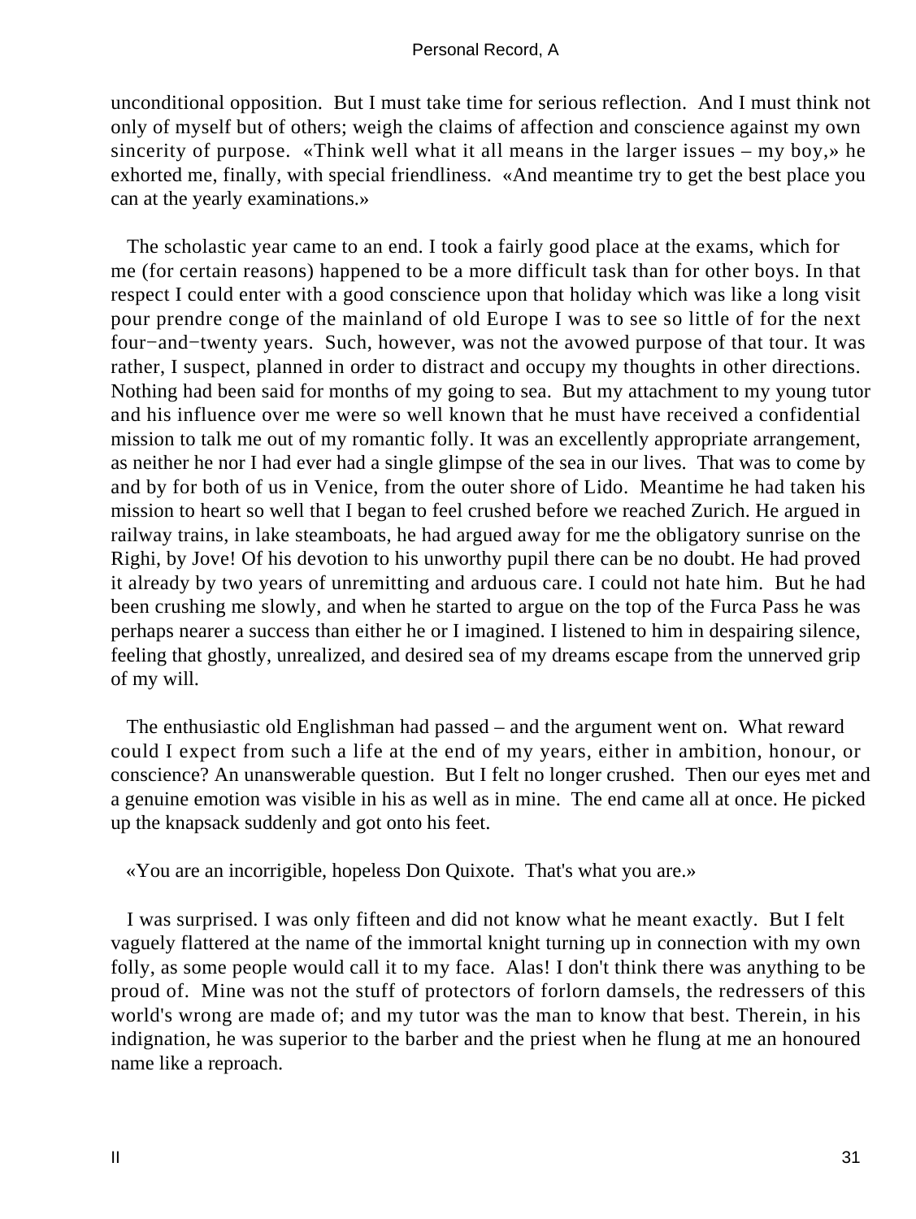unconditional opposition. But I must take time for serious reflection. And I must think not only of myself but of others; weigh the claims of affection and conscience against my own sincerity of purpose. «Think well what it all means in the larger issues – my boy,» he exhorted me, finally, with special friendliness. «And meantime try to get the best place you can at the yearly examinations.»

The scholastic year came to an end. I took a fairly good place at the exams, which for me (for certain reasons) happened to be a more difficult task than for other boys. In that respect I could enter with a good conscience upon that holiday which was like a long visit pour prendre conge of the mainland of old Europe I was to see so little of for the next four−and−twenty years. Such, however, was not the avowed purpose of that tour. It was rather, I suspect, planned in order to distract and occupy my thoughts in other directions. Nothing had been said for months of my going to sea. But my attachment to my young tutor and his influence over me were so well known that he must have received a confidential mission to talk me out of my romantic folly. It was an excellently appropriate arrangement, as neither he nor I had ever had a single glimpse of the sea in our lives. That was to come by and by for both of us in Venice, from the outer shore of Lido. Meantime he had taken his mission to heart so well that I began to feel crushed before we reached Zurich. He argued in railway trains, in lake steamboats, he had argued away for me the obligatory sunrise on the Righi, by Jove! Of his devotion to his unworthy pupil there can be no doubt. He had proved it already by two years of unremitting and arduous care. I could not hate him. But he had been crushing me slowly, and when he started to argue on the top of the Furca Pass he was perhaps nearer a success than either he or I imagined. I listened to him in despairing silence, feeling that ghostly, unrealized, and desired sea of my dreams escape from the unnerved grip of my will.

The enthusiastic old Englishman had passed – and the argument went on. What reward could I expect from such a life at the end of my years, either in ambition, honour, or conscience? An unanswerable question. But I felt no longer crushed. Then our eyes met and a genuine emotion was visible in his as well as in mine. The end came all at once. He picked up the knapsack suddenly and got onto his feet.

«You are an incorrigible, hopeless Don Quixote. That's what you are.»

I was surprised. I was only fifteen and did not know what he meant exactly. But I felt vaguely flattered at the name of the immortal knight turning up in connection with my own folly, as some people would call it to my face. Alas! I don't think there was anything to be proud of. Mine was not the stuff of protectors of forlorn damsels, the redressers of this world's wrong are made of; and my tutor was the man to know that best. Therein, in his indignation, he was superior to the barber and the priest when he flung at me an honoured name like a reproach.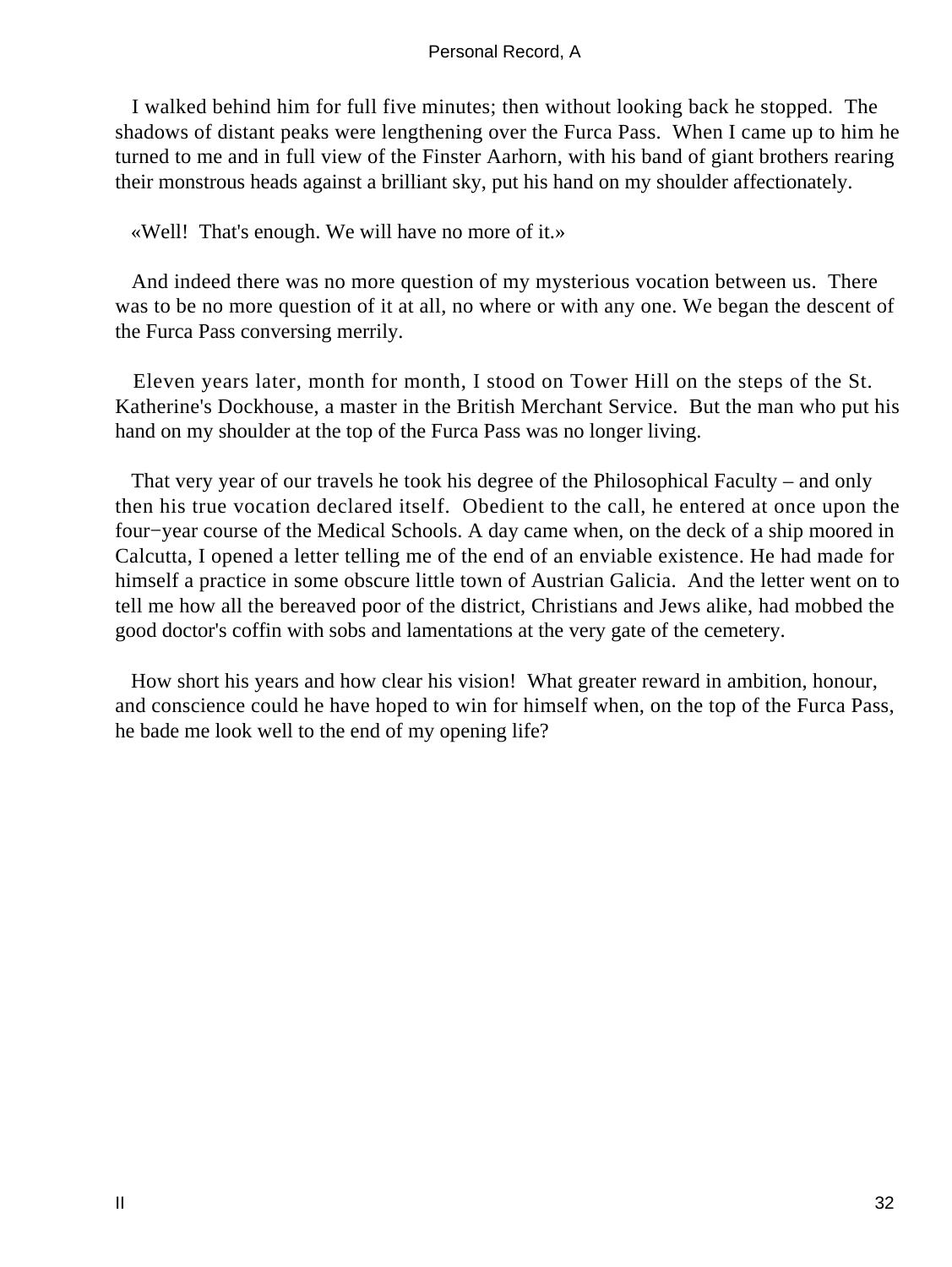I walked behind him for full five minutes; then without looking back he stopped. The shadows of distant peaks were lengthening over the Furca Pass. When I came up to him he turned to me and in full view of the Finster Aarhorn, with his band of giant brothers rearing their monstrous heads against a brilliant sky, put his hand on my shoulder affectionately.

«Well! That's enough. We will have no more of it.»

And indeed there was no more question of my mysterious vocation between us. There was to be no more question of it at all, no where or with any one. We began the descent of the Furca Pass conversing merrily.

Eleven years later, month for month, I stood on Tower Hill on the steps of the St. Katherine's Dockhouse, a master in the British Merchant Service. But the man who put his hand on my shoulder at the top of the Furca Pass was no longer living.

That very year of our travels he took his degree of the Philosophical Faculty – and only then his true vocation declared itself. Obedient to the call, he entered at once upon the four−year course of the Medical Schools. A day came when, on the deck of a ship moored in Calcutta, I opened a letter telling me of the end of an enviable existence. He had made for himself a practice in some obscure little town of Austrian Galicia. And the letter went on to tell me how all the bereaved poor of the district, Christians and Jews alike, had mobbed the good doctor's coffin with sobs and lamentations at the very gate of the cemetery.

How short his years and how clear his vision! What greater reward in ambition, honour, and conscience could he have hoped to win for himself when, on the top of the Furca Pass, he bade me look well to the end of my opening life?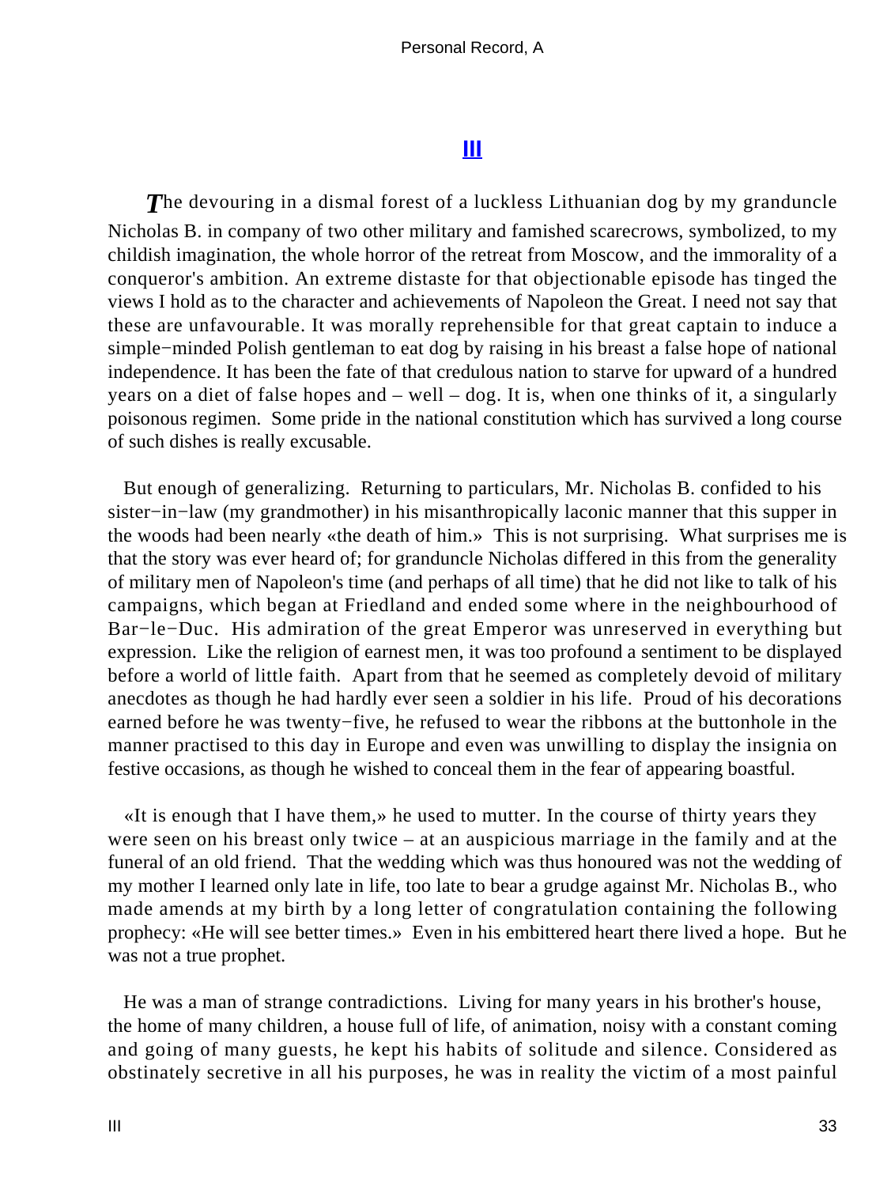## III

*T*he devouring in a dismal forest of a luckless Lithuanian dog by my granduncle Nicholas B. in company of two other military and famished scarecrows, symbolized, to my childish imagination, the whole horror of the retreat from Moscow, and the immorality of a conqueror's ambition. An extreme distaste for that objectionable episode has tinged the views I hold as to the character and achievements of Napoleon the Great. I need not say that these are unfavourable. It was morally reprehensible for that great captain to induce a simple−minded Polish gentleman to eat dog by raising in his breast a false hope of national independence. It has been the fate of that credulous nation to starve for upward of a hundred years on a diet of false hopes and – well – dog. It is, when one thinks of it, a singularly poisonous regimen. Some pride in the national constitution which has survived a long course of such dishes is really excusable.

But enough of generalizing. Returning to particulars, Mr. Nicholas B. confided to his sister−in−law (my grandmother) in his misanthropically laconic manner that this supper in the woods had been nearly «the death of him.» This is not surprising. What surprises me is that the story was ever heard of; for granduncle Nicholas differed in this from the generality of military men of Napoleon's time (and perhaps of all time) that he did not like to talk of his campaigns, which began at Friedland and ended some where in the neighbourhood of Bar−le−Duc. His admiration of the great Emperor was unreserved in everything but expression. Like the religion of earnest men, it was too profound a sentiment to be displayed before a world of little faith. Apart from that he seemed as completely devoid of military anecdotes as though he had hardly ever seen a soldier in his life. Proud of his decorations earned before he was twenty−five, he refused to wear the ribbons at the buttonhole in the manner practised to this day in Europe and even was unwilling to display the insignia on festive occasions, as though he wished to conceal them in the fear of appearing boastful.

«It is enough that I have them,» he used to mutter. In the course of thirty years they were seen on his breast only twice – at an auspicious marriage in the family and at the funeral of an old friend. That the wedding which was thus honoured was not the wedding of my mother I learned only late in life, too late to bear a grudge against Mr. Nicholas B., who made amends at my birth by a long letter of congratulation containing the following prophecy: «He will see better times.» Even in his embittered heart there lived a hope. But he was not a true prophet.

He was a man of strange contradictions. Living for many years in his brother's house, the home of many children, a house full of life, of animation, noisy with a constant coming and going of many guests, he kept his habits of solitude and silence. Considered as obstinately secretive in all his purposes, he was in reality the victim of a most painful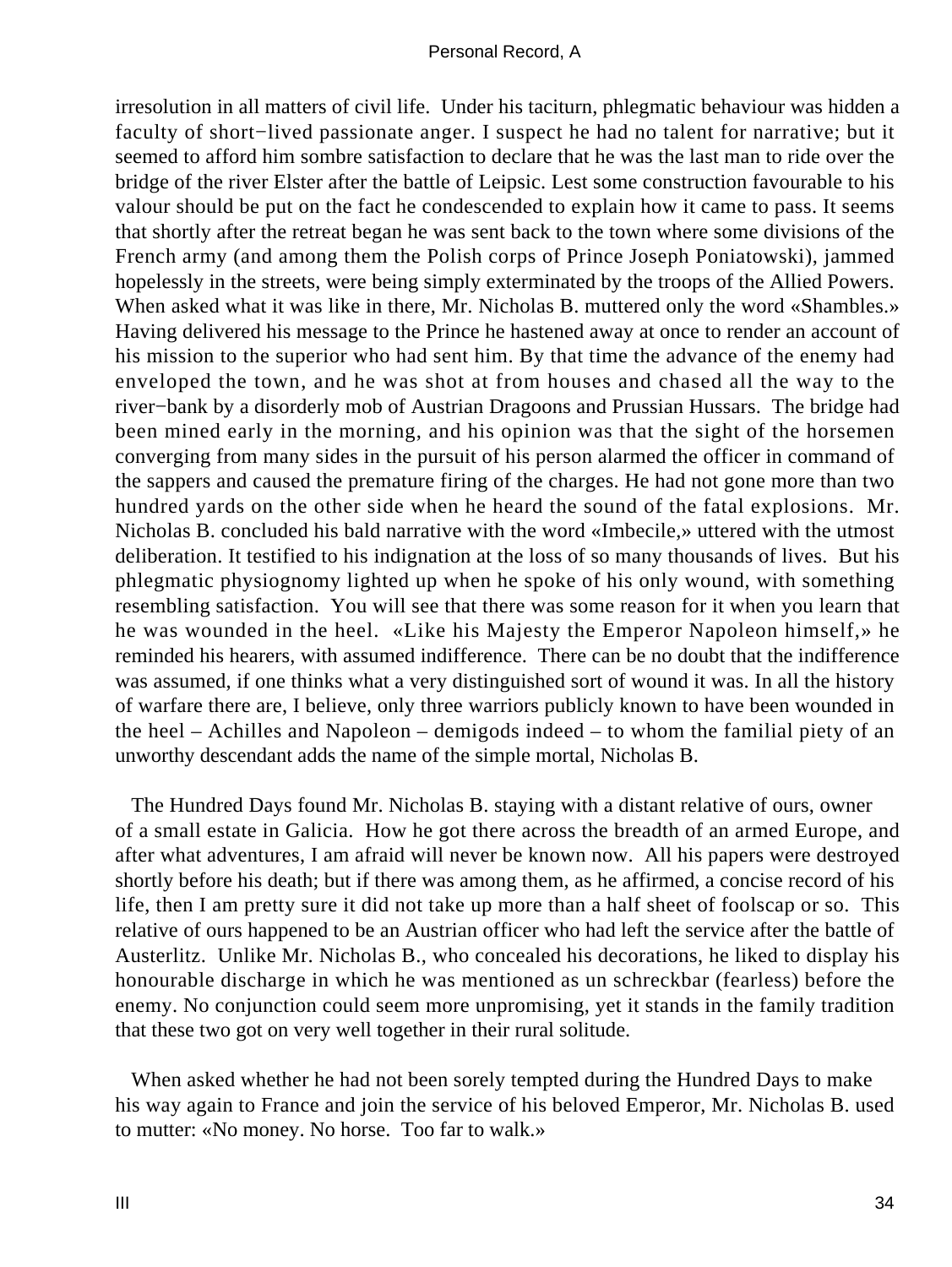irresolution in all matters of civil life. Under his taciturn, phlegmatic behaviour was hidden a faculty of short−lived passionate anger. I suspect he had no talent for narrative; but it seemed to afford him sombre satisfaction to declare that he was the last man to ride over the bridge of the river Elster after the battle of Leipsic. Lest some construction favourable to his valour should be put on the fact he condescended to explain how it came to pass. It seems that shortly after the retreat began he was sent back to the town where some divisions of the French army (and among them the Polish corps of Prince Joseph Poniatowski), jammed hopelessly in the streets, were being simply exterminated by the troops of the Allied Powers. When asked what it was like in there, Mr. Nicholas B. muttered only the word «Shambles.» Having delivered his message to the Prince he hastened away at once to render an account of his mission to the superior who had sent him. By that time the advance of the enemy had enveloped the town, and he was shot at from houses and chased all the way to the river−bank by a disorderly mob of Austrian Dragoons and Prussian Hussars. The bridge had been mined early in the morning, and his opinion was that the sight of the horsemen converging from many sides in the pursuit of his person alarmed the officer in command of the sappers and caused the premature firing of the charges. He had not gone more than two hundred yards on the other side when he heard the sound of the fatal explosions. Mr. Nicholas B. concluded his bald narrative with the word «Imbecile,» uttered with the utmost deliberation. It testified to his indignation at the loss of so many thousands of lives. But his phlegmatic physiognomy lighted up when he spoke of his only wound, with something resembling satisfaction. You will see that there was some reason for it when you learn that he was wounded in the heel. «Like his Majesty the Emperor Napoleon himself,» he reminded his hearers, with assumed indifference. There can be no doubt that the indifference was assumed, if one thinks what a very distinguished sort of wound it was. In all the history of warfare there are, I believe, only three warriors publicly known to have been wounded in the heel – Achilles and Napoleon – demigods indeed – to whom the familial piety of an unworthy descendant adds the name of the simple mortal, Nicholas B.

The Hundred Days found Mr. Nicholas B. staying with a distant relative of ours, owner of a small estate in Galicia. How he got there across the breadth of an armed Europe, and after what adventures, I am afraid will never be known now. All his papers were destroyed shortly before his death; but if there was among them, as he affirmed, a concise record of his life, then I am pretty sure it did not take up more than a half sheet of foolscap or so. This relative of ours happened to be an Austrian officer who had left the service after the battle of Austerlitz. Unlike Mr. Nicholas B., who concealed his decorations, he liked to display his honourable discharge in which he was mentioned as un schreckbar (fearless) before the enemy. No conjunction could seem more unpromising, yet it stands in the family tradition that these two got on very well together in their rural solitude.

When asked whether he had not been sorely tempted during the Hundred Days to make his way again to France and join the service of his beloved Emperor, Mr. Nicholas B. used to mutter: «No money. No horse. Too far to walk.»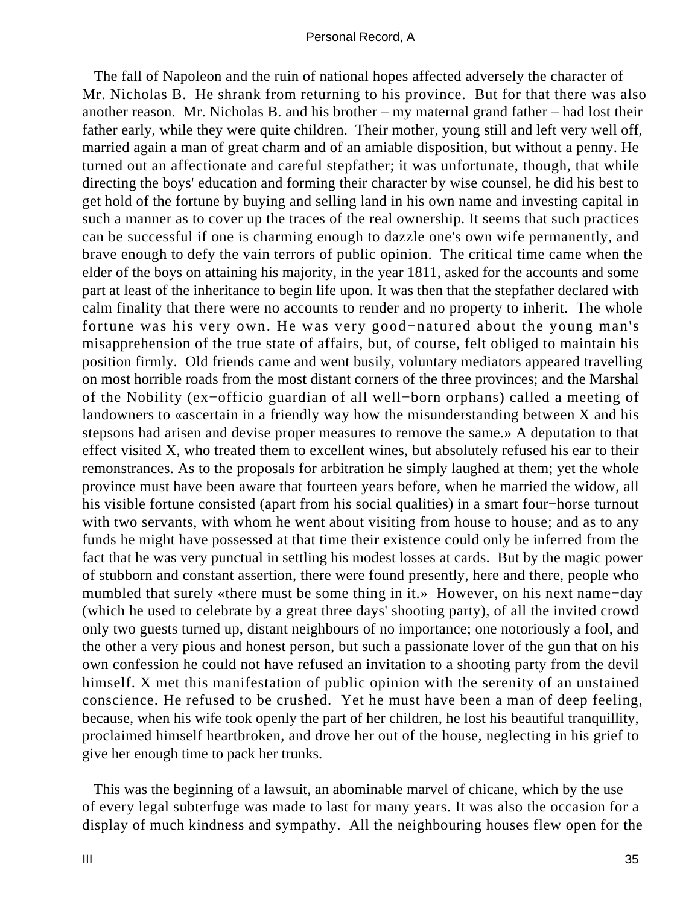The fall of Napoleon and the ruin of national hopes affected adversely the character of Mr. Nicholas B. He shrank from returning to his province. But for that there was also another reason. Mr. Nicholas B. and his brother – my maternal grand father – had lost their father early, while they were quite children. Their mother, young still and left very well off, married again a man of great charm and of an amiable disposition, but without a penny. He turned out an affectionate and careful stepfather; it was unfortunate, though, that while directing the boys' education and forming their character by wise counsel, he did his best to get hold of the fortune by buying and selling land in his own name and investing capital in such a manner as to cover up the traces of the real ownership. It seems that such practices can be successful if one is charming enough to dazzle one's own wife permanently, and brave enough to defy the vain terrors of public opinion. The critical time came when the elder of the boys on attaining his majority, in the year 1811, asked for the accounts and some part at least of the inheritance to begin life upon. It was then that the stepfather declared with calm finality that there were no accounts to render and no property to inherit. The whole fortune was his very own. He was very good−natured about the young man's misapprehension of the true state of affairs, but, of course, felt obliged to maintain his position firmly. Old friends came and went busily, voluntary mediators appeared travelling on most horrible roads from the most distant corners of the three provinces; and the Marshal of the Nobility (ex−officio guardian of all well−born orphans) called a meeting of landowners to «ascertain in a friendly way how the misunderstanding between X and his stepsons had arisen and devise proper measures to remove the same.» A deputation to that effect visited X, who treated them to excellent wines, but absolutely refused his ear to their remonstrances. As to the proposals for arbitration he simply laughed at them; yet the whole province must have been aware that fourteen years before, when he married the widow, all his visible fortune consisted (apart from his social qualities) in a smart four−horse turnout with two servants, with whom he went about visiting from house to house; and as to any funds he might have possessed at that time their existence could only be inferred from the fact that he was very punctual in settling his modest losses at cards. But by the magic power of stubborn and constant assertion, there were found presently, here and there, people who mumbled that surely «there must be some thing in it.» However, on his next name−day (which he used to celebrate by a great three days' shooting party), of all the invited crowd only two guests turned up, distant neighbours of no importance; one notoriously a fool, and the other a very pious and honest person, but such a passionate lover of the gun that on his own confession he could not have refused an invitation to a shooting party from the devil himself. X met this manifestation of public opinion with the serenity of an unstained conscience. He refused to be crushed. Yet he must have been a man of deep feeling, because, when his wife took openly the part of her children, he lost his beautiful tranquillity, proclaimed himself heartbroken, and drove her out of the house, neglecting in his grief to give her enough time to pack her trunks.

This was the beginning of a lawsuit, an abominable marvel of chicane, which by the use of every legal subterfuge was made to last for many years. It was also the occasion for a display of much kindness and sympathy. All the neighbouring houses flew open for the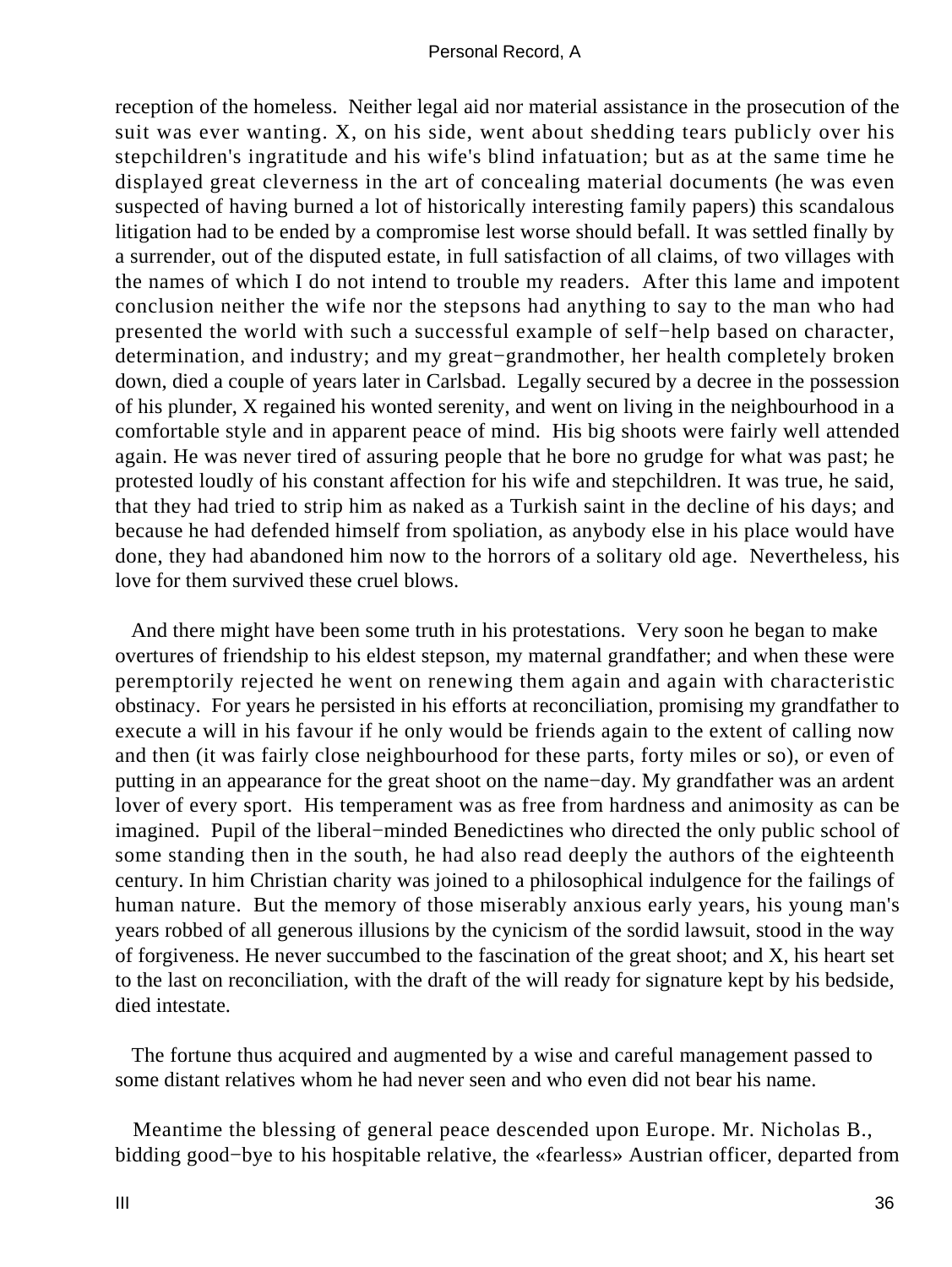reception of the homeless. Neither legal aid nor material assistance in the prosecution of the suit was ever wanting. X, on his side, went about shedding tears publicly over his stepchildren's ingratitude and his wife's blind infatuation; but as at the same time he displayed great cleverness in the art of concealing material documents (he was even suspected of having burned a lot of historically interesting family papers) this scandalous litigation had to be ended by a compromise lest worse should befall. It was settled finally by a surrender, out of the disputed estate, in full satisfaction of all claims, of two villages with the names of which I do not intend to trouble my readers. After this lame and impotent conclusion neither the wife nor the stepsons had anything to say to the man who had presented the world with such a successful example of self−help based on character, determination, and industry; and my great−grandmother, her health completely broken down, died a couple of years later in Carlsbad. Legally secured by a decree in the possession of his plunder, X regained his wonted serenity, and went on living in the neighbourhood in a comfortable style and in apparent peace of mind. His big shoots were fairly well attended again. He was never tired of assuring people that he bore no grudge for what was past; he protested loudly of his constant affection for his wife and stepchildren. It was true, he said, that they had tried to strip him as naked as a Turkish saint in the decline of his days; and because he had defended himself from spoliation, as anybody else in his place would have done, they had abandoned him now to the horrors of a solitary old age. Nevertheless, his love for them survived these cruel blows.

And there might have been some truth in his protestations. Very soon he began to make overtures of friendship to his eldest stepson, my maternal grandfather; and when these were peremptorily rejected he went on renewing them again and again with characteristic obstinacy. For years he persisted in his efforts at reconciliation, promising my grandfather to execute a will in his favour if he only would be friends again to the extent of calling now and then (it was fairly close neighbourhood for these parts, forty miles or so), or even of putting in an appearance for the great shoot on the name−day. My grandfather was an ardent lover of every sport. His temperament was as free from hardness and animosity as can be imagined. Pupil of the liberal−minded Benedictines who directed the only public school of some standing then in the south, he had also read deeply the authors of the eighteenth century. In him Christian charity was joined to a philosophical indulgence for the failings of human nature. But the memory of those miserably anxious early years, his young man's years robbed of all generous illusions by the cynicism of the sordid lawsuit, stood in the way of forgiveness. He never succumbed to the fascination of the great shoot; and X, his heart set to the last on reconciliation, with the draft of the will ready for signature kept by his bedside, died intestate.

The fortune thus acquired and augmented by a wise and careful management passed to some distant relatives whom he had never seen and who even did not bear his name.

Meantime the blessing of general peace descended upon Europe. Mr. Nicholas B., bidding good−bye to his hospitable relative, the «fearless» Austrian officer, departed from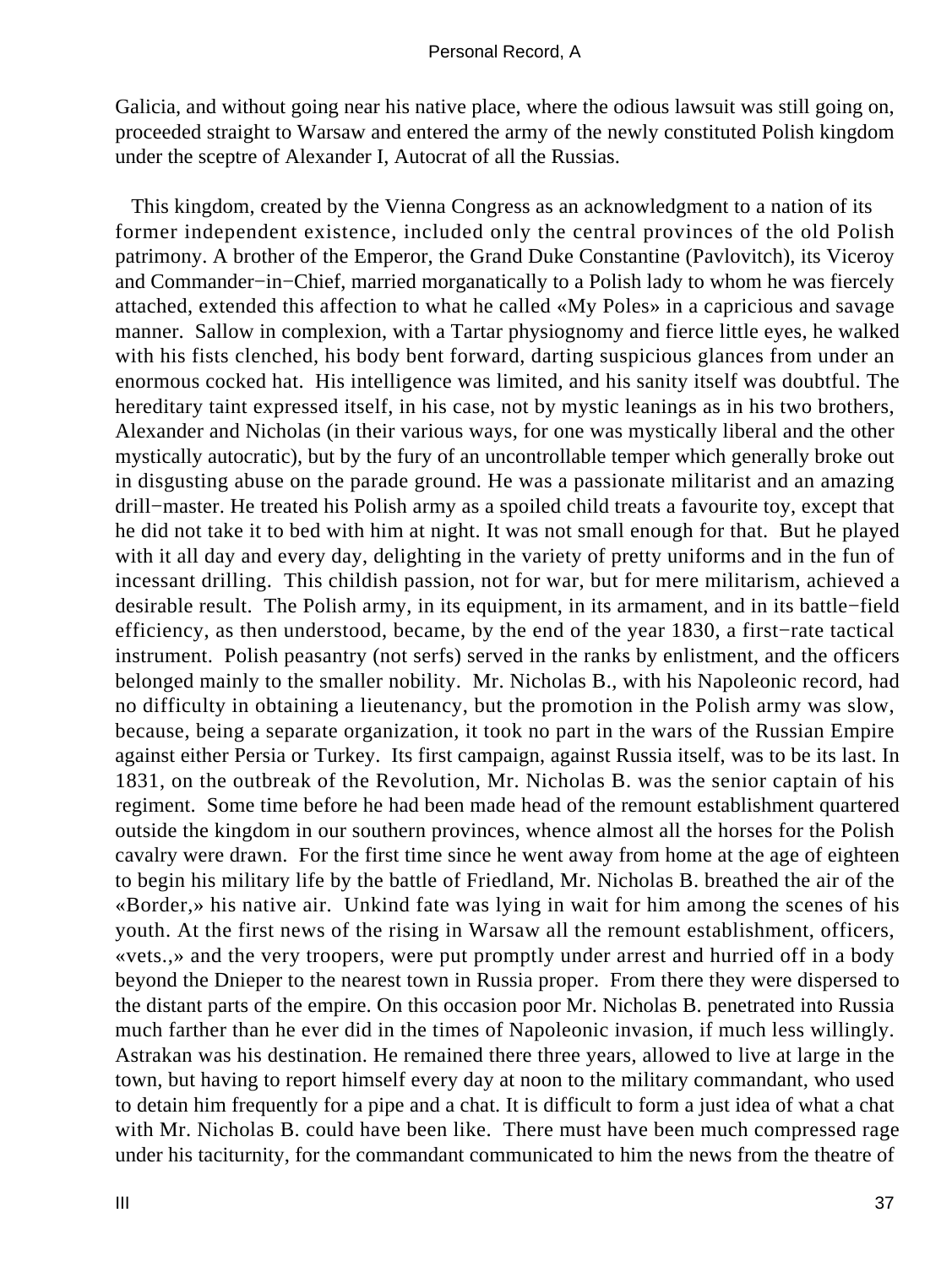Galicia, and without going near his native place, where the odious lawsuit was still going on, proceeded straight to Warsaw and entered the army of the newly constituted Polish kingdom under the sceptre of Alexander I, Autocrat of all the Russias.

This kingdom, created by the Vienna Congress as an acknowledgment to a nation of its former independent existence, included only the central provinces of the old Polish patrimony. A brother of the Emperor, the Grand Duke Constantine (Pavlovitch), its Viceroy and Commander−in−Chief, married morganatically to a Polish lady to whom he was fiercely attached, extended this affection to what he called «My Poles» in a capricious and savage manner. Sallow in complexion, with a Tartar physiognomy and fierce little eyes, he walked with his fists clenched, his body bent forward, darting suspicious glances from under an enormous cocked hat. His intelligence was limited, and his sanity itself was doubtful. The hereditary taint expressed itself, in his case, not by mystic leanings as in his two brothers, Alexander and Nicholas (in their various ways, for one was mystically liberal and the other mystically autocratic), but by the fury of an uncontrollable temper which generally broke out in disgusting abuse on the parade ground. He was a passionate militarist and an amazing drill−master. He treated his Polish army as a spoiled child treats a favourite toy, except that he did not take it to bed with him at night. It was not small enough for that. But he played with it all day and every day, delighting in the variety of pretty uniforms and in the fun of incessant drilling. This childish passion, not for war, but for mere militarism, achieved a desirable result. The Polish army, in its equipment, in its armament, and in its battle−field efficiency, as then understood, became, by the end of the year 1830, a first−rate tactical instrument. Polish peasantry (not serfs) served in the ranks by enlistment, and the officers belonged mainly to the smaller nobility. Mr. Nicholas B., with his Napoleonic record, had no difficulty in obtaining a lieutenancy, but the promotion in the Polish army was slow, because, being a separate organization, it took no part in the wars of the Russian Empire against either Persia or Turkey. Its first campaign, against Russia itself, was to be its last. In 1831, on the outbreak of the Revolution, Mr. Nicholas B. was the senior captain of his regiment. Some time before he had been made head of the remount establishment quartered outside the kingdom in our southern provinces, whence almost all the horses for the Polish cavalry were drawn. For the first time since he went away from home at the age of eighteen to begin his military life by the battle of Friedland, Mr. Nicholas B. breathed the air of the «Border,» his native air. Unkind fate was lying in wait for him among the scenes of his youth. At the first news of the rising in Warsaw all the remount establishment, officers, «vets.,» and the very troopers, were put promptly under arrest and hurried off in a body beyond the Dnieper to the nearest town in Russia proper. From there they were dispersed to the distant parts of the empire. On this occasion poor Mr. Nicholas B. penetrated into Russia much farther than he ever did in the times of Napoleonic invasion, if much less willingly. Astrakan was his destination. He remained there three years, allowed to live at large in the town, but having to report himself every day at noon to the military commandant, who used to detain him frequently for a pipe and a chat. It is difficult to form a just idea of what a chat with Mr. Nicholas B. could have been like. There must have been much compressed rage under his taciturnity, for the commandant communicated to him the news from the theatre of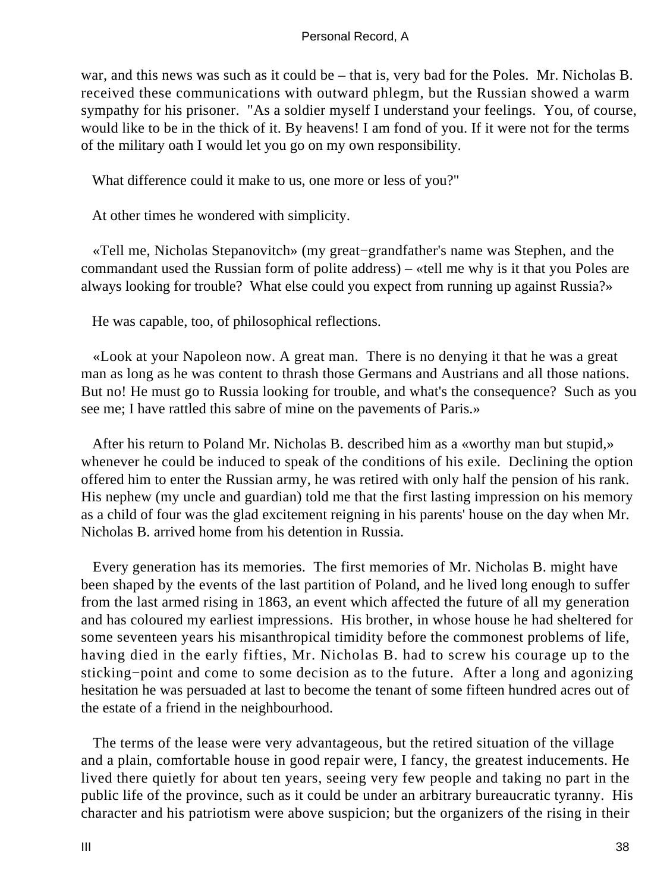war, and this news was such as it could be – that is, very bad for the Poles. Mr. Nicholas B. received these communications with outward phlegm, but the Russian showed a warm sympathy for his prisoner. "As a soldier myself I understand your feelings. You, of course, would like to be in the thick of it. By heavens! I am fond of you. If it were not for the terms of the military oath I would let you go on my own responsibility.

What difference could it make to us, one more or less of you?"

At other times he wondered with simplicity.

«Tell me, Nicholas Stepanovitch» (my great−grandfather's name was Stephen, and the commandant used the Russian form of polite address) – «tell me why is it that you Poles are always looking for trouble? What else could you expect from running up against Russia?»

He was capable, too, of philosophical reflections.

«Look at your Napoleon now. A great man. There is no denying it that he was a great man as long as he was content to thrash those Germans and Austrians and all those nations. But no! He must go to Russia looking for trouble, and what's the consequence? Such as you see me; I have rattled this sabre of mine on the pavements of Paris.»

After his return to Poland Mr. Nicholas B. described him as a «worthy man but stupid,» whenever he could be induced to speak of the conditions of his exile. Declining the option offered him to enter the Russian army, he was retired with only half the pension of his rank. His nephew (my uncle and guardian) told me that the first lasting impression on his memory as a child of four was the glad excitement reigning in his parents' house on the day when Mr. Nicholas B. arrived home from his detention in Russia.

Every generation has its memories. The first memories of Mr. Nicholas B. might have been shaped by the events of the last partition of Poland, and he lived long enough to suffer from the last armed rising in 1863, an event which affected the future of all my generation and has coloured my earliest impressions. His brother, in whose house he had sheltered for some seventeen years his misanthropical timidity before the commonest problems of life, having died in the early fifties, Mr. Nicholas B. had to screw his courage up to the sticking−point and come to some decision as to the future. After a long and agonizing hesitation he was persuaded at last to become the tenant of some fifteen hundred acres out of the estate of a friend in the neighbourhood.

The terms of the lease were very advantageous, but the retired situation of the village and a plain, comfortable house in good repair were, I fancy, the greatest inducements. He lived there quietly for about ten years, seeing very few people and taking no part in the public life of the province, such as it could be under an arbitrary bureaucratic tyranny. His character and his patriotism were above suspicion; but the organizers of the rising in their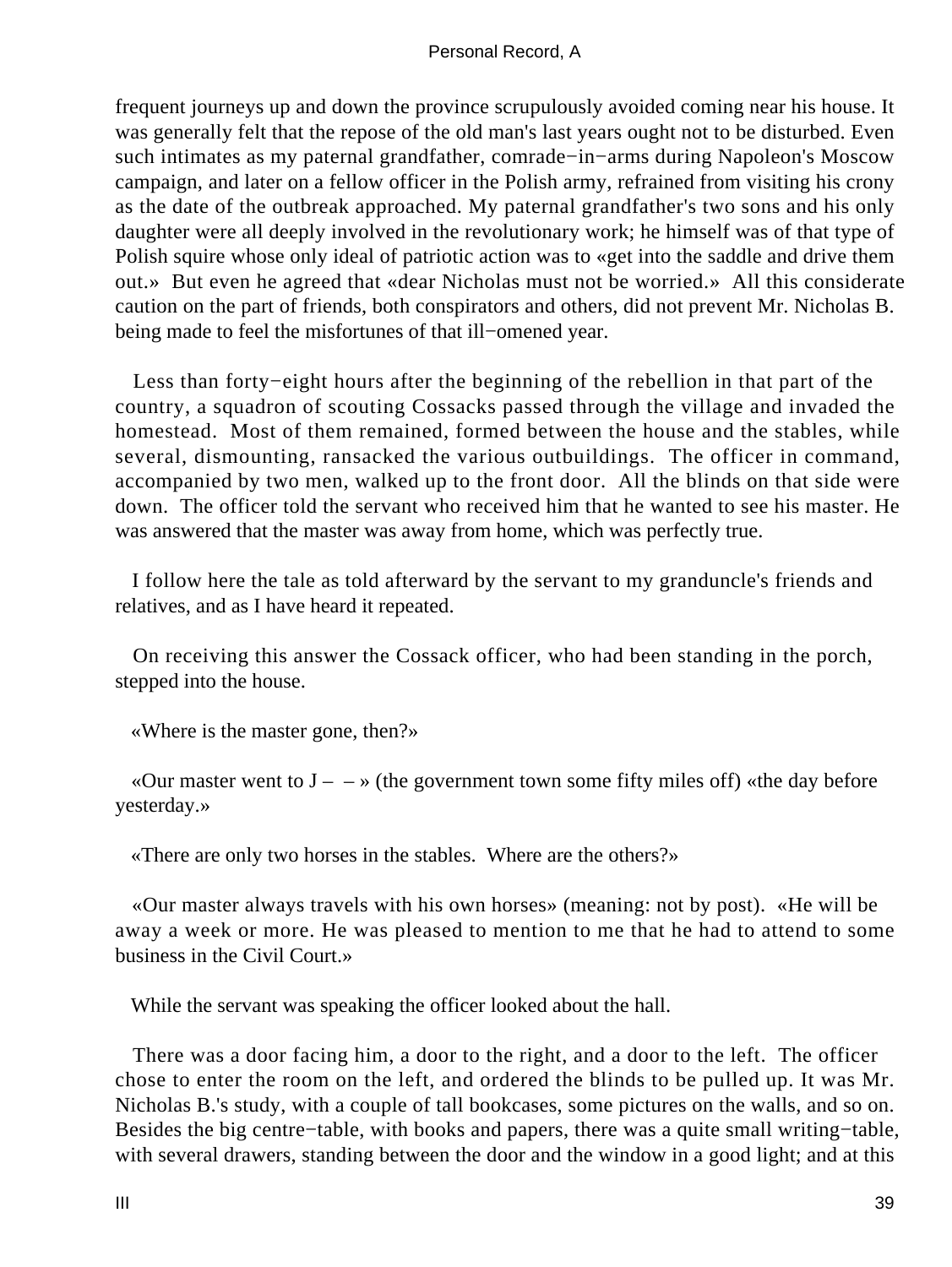frequent journeys up and down the province scrupulously avoided coming near his house. It was generally felt that the repose of the old man's last years ought not to be disturbed. Even such intimates as my paternal grandfather, comrade−in−arms during Napoleon's Moscow campaign, and later on a fellow officer in the Polish army, refrained from visiting his crony as the date of the outbreak approached. My paternal grandfather's two sons and his only daughter were all deeply involved in the revolutionary work; he himself was of that type of Polish squire whose only ideal of patriotic action was to «get into the saddle and drive them out.» But even he agreed that «dear Nicholas must not be worried.» All this considerate caution on the part of friends, both conspirators and others, did not prevent Mr. Nicholas B. being made to feel the misfortunes of that ill−omened year.

Less than forty−eight hours after the beginning of the rebellion in that part of the country, a squadron of scouting Cossacks passed through the village and invaded the homestead. Most of them remained, formed between the house and the stables, while several, dismounting, ransacked the various outbuildings. The officer in command, accompanied by two men, walked up to the front door. All the blinds on that side were down. The officer told the servant who received him that he wanted to see his master. He was answered that the master was away from home, which was perfectly true.

I follow here the tale as told afterward by the servant to my granduncle's friends and relatives, and as I have heard it repeated.

On receiving this answer the Cossack officer, who had been standing in the porch, stepped into the house.

«Where is the master gone, then?»

«Our master went to J – – » (the government town some fifty miles off) «the day before yesterday.»

«There are only two horses in the stables. Where are the others?»

«Our master always travels with his own horses» (meaning: not by post). «He will be away a week or more. He was pleased to mention to me that he had to attend to some business in the Civil Court.»

While the servant was speaking the officer looked about the hall.

There was a door facing him, a door to the right, and a door to the left. The officer chose to enter the room on the left, and ordered the blinds to be pulled up. It was Mr. Nicholas B.'s study, with a couple of tall bookcases, some pictures on the walls, and so on. Besides the big centre−table, with books and papers, there was a quite small writing−table, with several drawers, standing between the door and the window in a good light; and at this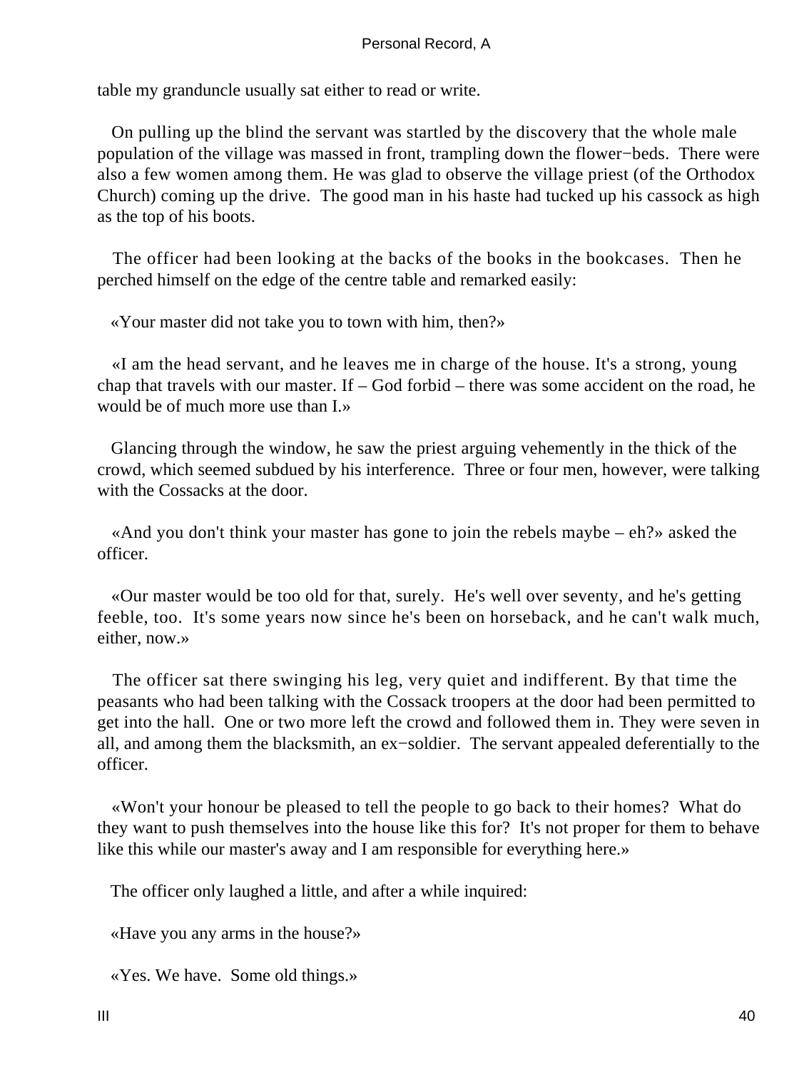table my granduncle usually sat either to read or write.

On pulling up the blind the servant was startled by the discovery that the whole male population of the village was massed in front, trampling down the flower−beds. There were also a few women among them. He was glad to observe the village priest (of the Orthodox Church) coming up the drive. The good man in his haste had tucked up his cassock as high as the top of his boots.

The officer had been looking at the backs of the books in the bookcases. Then he perched himself on the edge of the centre table and remarked easily:

«Your master did not take you to town with him, then?»

«I am the head servant, and he leaves me in charge of the house. It's a strong, young chap that travels with our master. If – God forbid – there was some accident on the road, he would be of much more use than I.»

Glancing through the window, he saw the priest arguing vehemently in the thick of the crowd, which seemed subdued by his interference. Three or four men, however, were talking with the Cossacks at the door.

«And you don't think your master has gone to join the rebels maybe – eh?» asked the officer.

«Our master would be too old for that, surely. He's well over seventy, and he's getting feeble, too. It's some years now since he's been on horseback, and he can't walk much, either, now.»

The officer sat there swinging his leg, very quiet and indifferent. By that time the peasants who had been talking with the Cossack troopers at the door had been permitted to get into the hall. One or two more left the crowd and followed them in. They were seven in all, and among them the blacksmith, an ex−soldier. The servant appealed deferentially to the officer.

«Won't your honour be pleased to tell the people to go back to their homes? What do they want to push themselves into the house like this for? It's not proper for them to behave like this while our master's away and I am responsible for everything here.»

The officer only laughed a little, and after a while inquired:

«Have you any arms in the house?»

«Yes. We have. Some old things.»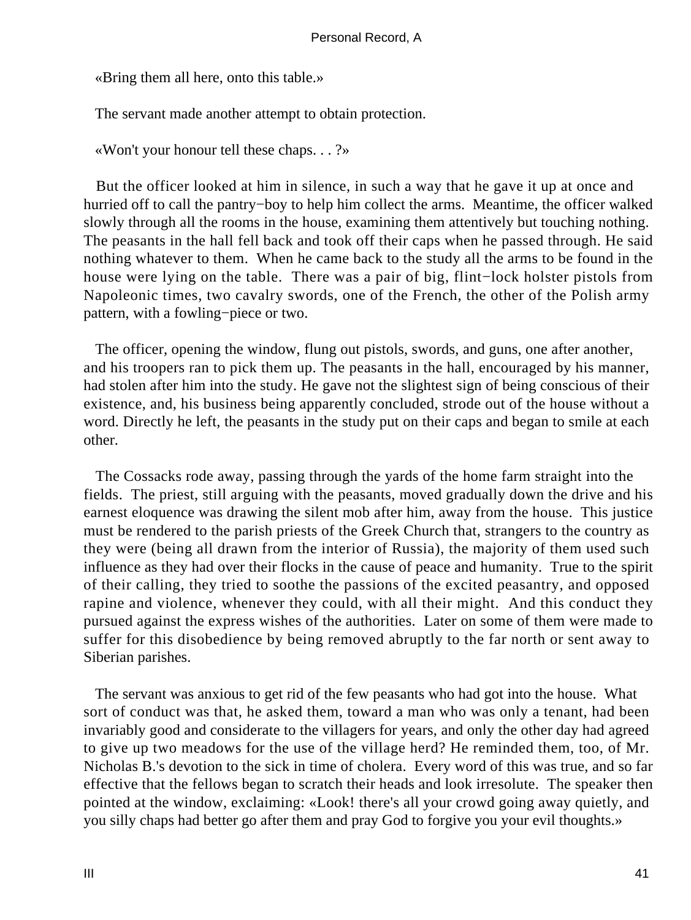«Bring them all here, onto this table.»

The servant made another attempt to obtain protection.

«Won't your honour tell these chaps. . . ?»

But the officer looked at him in silence, in such a way that he gave it up at once and hurried off to call the pantry−boy to help him collect the arms. Meantime, the officer walked slowly through all the rooms in the house, examining them attentively but touching nothing. The peasants in the hall fell back and took off their caps when he passed through. He said nothing whatever to them. When he came back to the study all the arms to be found in the house were lying on the table. There was a pair of big, flint−lock holster pistols from Napoleonic times, two cavalry swords, one of the French, the other of the Polish army pattern, with a fowling−piece or two.

The officer, opening the window, flung out pistols, swords, and guns, one after another, and his troopers ran to pick them up. The peasants in the hall, encouraged by his manner, had stolen after him into the study. He gave not the slightest sign of being conscious of their existence, and, his business being apparently concluded, strode out of the house without a word. Directly he left, the peasants in the study put on their caps and began to smile at each other.

The Cossacks rode away, passing through the yards of the home farm straight into the fields. The priest, still arguing with the peasants, moved gradually down the drive and his earnest eloquence was drawing the silent mob after him, away from the house. This justice must be rendered to the parish priests of the Greek Church that, strangers to the country as they were (being all drawn from the interior of Russia), the majority of them used such influence as they had over their flocks in the cause of peace and humanity. True to the spirit of their calling, they tried to soothe the passions of the excited peasantry, and opposed rapine and violence, whenever they could, with all their might. And this conduct they pursued against the express wishes of the authorities. Later on some of them were made to suffer for this disobedience by being removed abruptly to the far north or sent away to Siberian parishes.

The servant was anxious to get rid of the few peasants who had got into the house. What sort of conduct was that, he asked them, toward a man who was only a tenant, had been invariably good and considerate to the villagers for years, and only the other day had agreed to give up two meadows for the use of the village herd? He reminded them, too, of Mr. Nicholas B.'s devotion to the sick in time of cholera. Every word of this was true, and so far effective that the fellows began to scratch their heads and look irresolute. The speaker then pointed at the window, exclaiming: «Look! there's all your crowd going away quietly, and you silly chaps had better go after them and pray God to forgive you your evil thoughts.»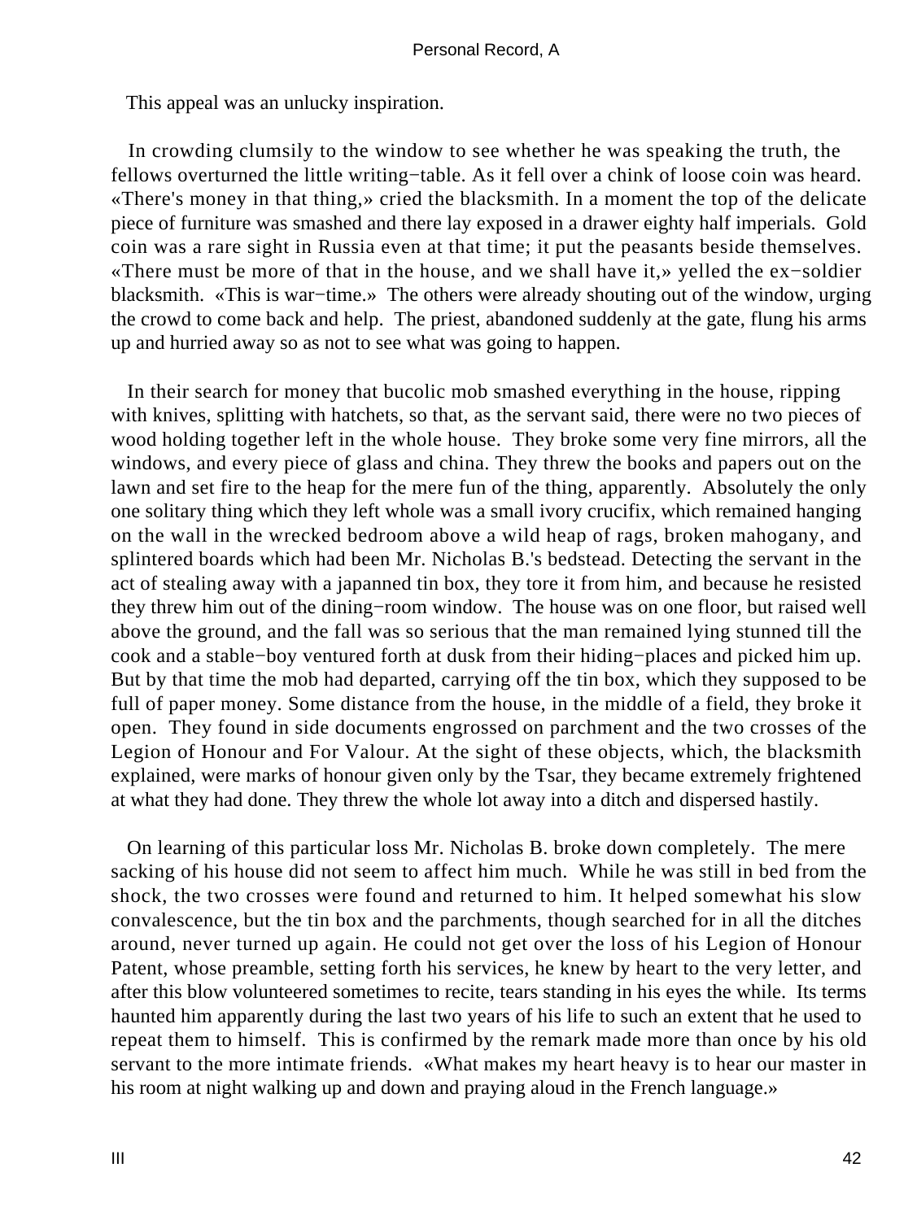This appeal was an unlucky inspiration.

In crowding clumsily to the window to see whether he was speaking the truth, the fellows overturned the little writing−table. As it fell over a chink of loose coin was heard. «There's money in that thing,» cried the blacksmith. In a moment the top of the delicate piece of furniture was smashed and there lay exposed in a drawer eighty half imperials. Gold coin was a rare sight in Russia even at that time; it put the peasants beside themselves. «There must be more of that in the house, and we shall have it,» yelled the ex−soldier blacksmith. «This is war−time.» The others were already shouting out of the window, urging the crowd to come back and help. The priest, abandoned suddenly at the gate, flung his arms up and hurried away so as not to see what was going to happen.

In their search for money that bucolic mob smashed everything in the house, ripping with knives, splitting with hatchets, so that, as the servant said, there were no two pieces of wood holding together left in the whole house. They broke some very fine mirrors, all the windows, and every piece of glass and china. They threw the books and papers out on the lawn and set fire to the heap for the mere fun of the thing, apparently. Absolutely the only one solitary thing which they left whole was a small ivory crucifix, which remained hanging on the wall in the wrecked bedroom above a wild heap of rags, broken mahogany, and splintered boards which had been Mr. Nicholas B.'s bedstead. Detecting the servant in the act of stealing away with a japanned tin box, they tore it from him, and because he resisted they threw him out of the dining−room window. The house was on one floor, but raised well above the ground, and the fall was so serious that the man remained lying stunned till the cook and a stable−boy ventured forth at dusk from their hiding−places and picked him up. But by that time the mob had departed, carrying off the tin box, which they supposed to be full of paper money. Some distance from the house, in the middle of a field, they broke it open. They found in side documents engrossed on parchment and the two crosses of the Legion of Honour and For Valour. At the sight of these objects, which, the blacksmith explained, were marks of honour given only by the Tsar, they became extremely frightened at what they had done. They threw the whole lot away into a ditch and dispersed hastily.

On learning of this particular loss Mr. Nicholas B. broke down completely. The mere sacking of his house did not seem to affect him much. While he was still in bed from the shock, the two crosses were found and returned to him. It helped somewhat his slow convalescence, but the tin box and the parchments, though searched for in all the ditches around, never turned up again. He could not get over the loss of his Legion of Honour Patent, whose preamble, setting forth his services, he knew by heart to the very letter, and after this blow volunteered sometimes to recite, tears standing in his eyes the while. Its terms haunted him apparently during the last two years of his life to such an extent that he used to repeat them to himself. This is confirmed by the remark made more than once by his old servant to the more intimate friends. «What makes my heart heavy is to hear our master in his room at night walking up and down and praying aloud in the French language.»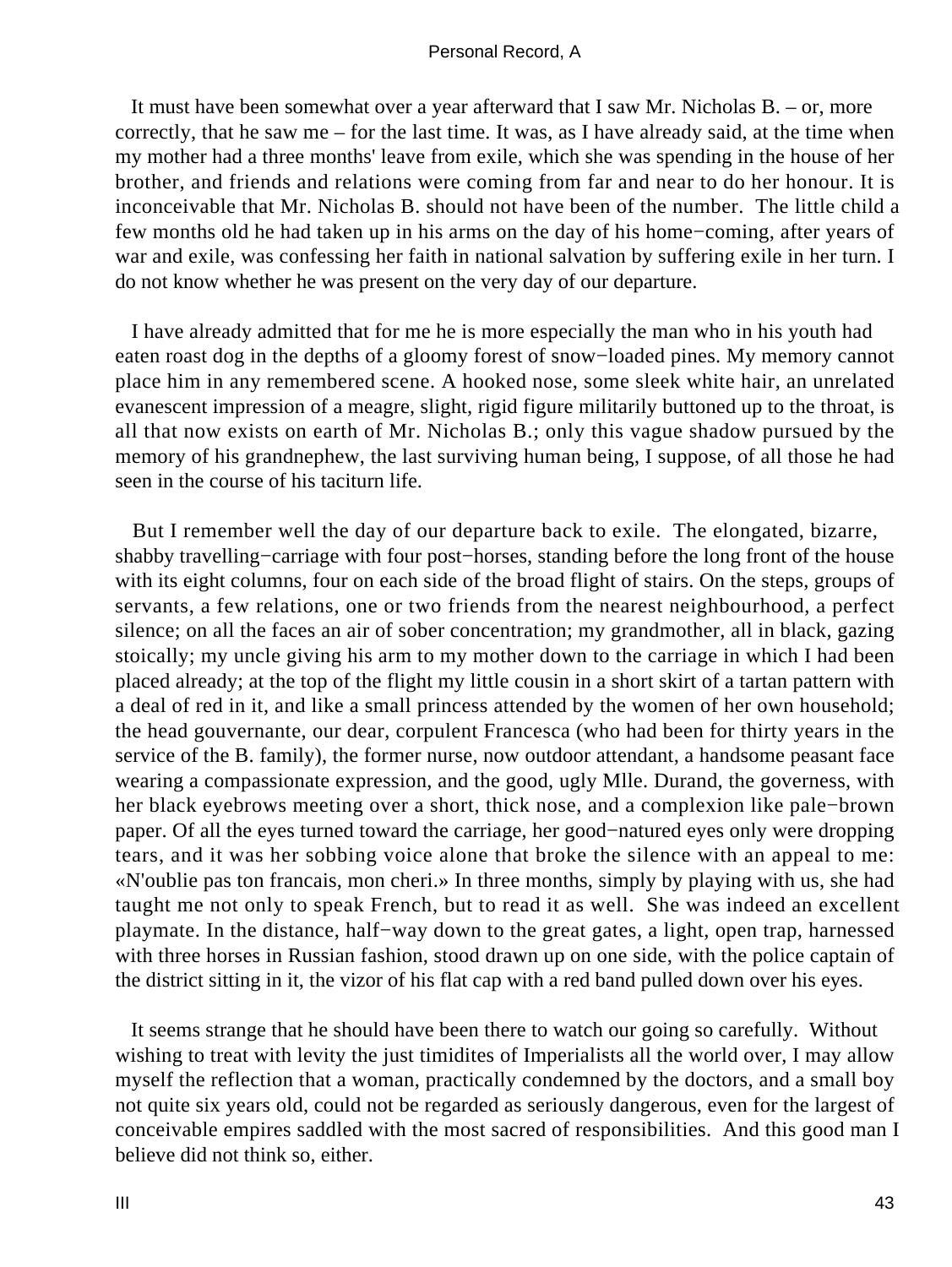It must have been somewhat over a year afterward that I saw Mr. Nicholas B. – or, more correctly, that he saw me – for the last time. It was, as I have already said, at the time when my mother had a three months' leave from exile, which she was spending in the house of her brother, and friends and relations were coming from far and near to do her honour. It is inconceivable that Mr. Nicholas B. should not have been of the number. The little child a few months old he had taken up in his arms on the day of his home−coming, after years of war and exile, was confessing her faith in national salvation by suffering exile in her turn. I do not know whether he was present on the very day of our departure.

I have already admitted that for me he is more especially the man who in his youth had eaten roast dog in the depths of a gloomy forest of snow−loaded pines. My memory cannot place him in any remembered scene. A hooked nose, some sleek white hair, an unrelated evanescent impression of a meagre, slight, rigid figure militarily buttoned up to the throat, is all that now exists on earth of Mr. Nicholas B.; only this vague shadow pursued by the memory of his grandnephew, the last surviving human being, I suppose, of all those he had seen in the course of his taciturn life.

But I remember well the day of our departure back to exile. The elongated, bizarre, shabby travelling−carriage with four post−horses, standing before the long front of the house with its eight columns, four on each side of the broad flight of stairs. On the steps, groups of servants, a few relations, one or two friends from the nearest neighbourhood, a perfect silence; on all the faces an air of sober concentration; my grandmother, all in black, gazing stoically; my uncle giving his arm to my mother down to the carriage in which I had been placed already; at the top of the flight my little cousin in a short skirt of a tartan pattern with a deal of red in it, and like a small princess attended by the women of her own household; the head gouvernante, our dear, corpulent Francesca (who had been for thirty years in the service of the B. family), the former nurse, now outdoor attendant, a handsome peasant face wearing a compassionate expression, and the good, ugly Mlle. Durand, the governess, with her black eyebrows meeting over a short, thick nose, and a complexion like pale−brown paper. Of all the eyes turned toward the carriage, her good−natured eyes only were dropping tears, and it was her sobbing voice alone that broke the silence with an appeal to me: «N'oublie pas ton francais, mon cheri.» In three months, simply by playing with us, she had taught me not only to speak French, but to read it as well. She was indeed an excellent playmate. In the distance, half−way down to the great gates, a light, open trap, harnessed with three horses in Russian fashion, stood drawn up on one side, with the police captain of the district sitting in it, the vizor of his flat cap with a red band pulled down over his eyes.

It seems strange that he should have been there to watch our going so carefully. Without wishing to treat with levity the just timidites of Imperialists all the world over, I may allow myself the reflection that a woman, practically condemned by the doctors, and a small boy not quite six years old, could not be regarded as seriously dangerous, even for the largest of conceivable empires saddled with the most sacred of responsibilities. And this good man I believe did not think so, either.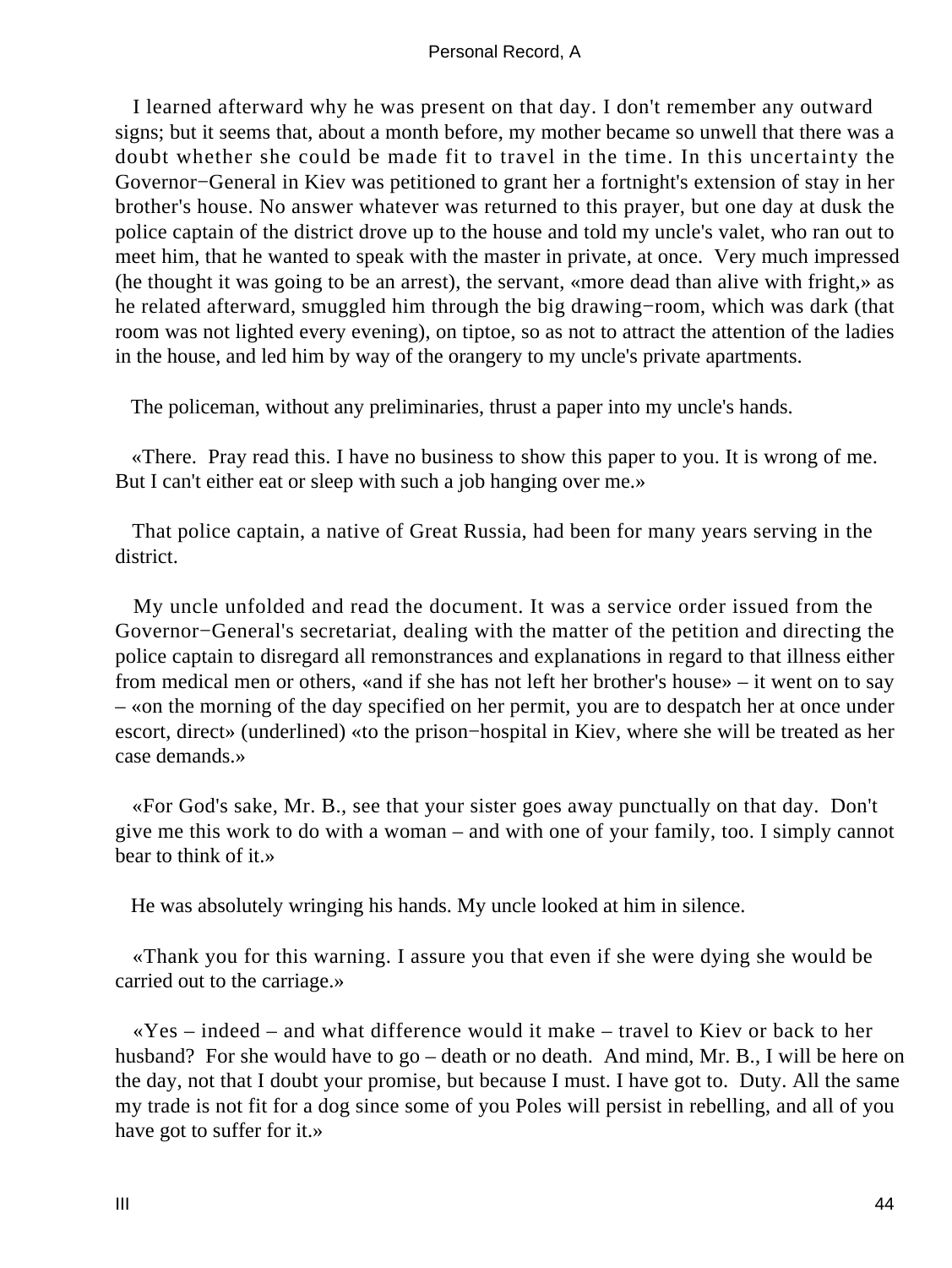I learned afterward why he was present on that day. I don't remember any outward signs; but it seems that, about a month before, my mother became so unwell that there was a doubt whether she could be made fit to travel in the time. In this uncertainty the Governor−General in Kiev was petitioned to grant her a fortnight's extension of stay in her brother's house. No answer whatever was returned to this prayer, but one day at dusk the police captain of the district drove up to the house and told my uncle's valet, who ran out to meet him, that he wanted to speak with the master in private, at once. Very much impressed (he thought it was going to be an arrest), the servant, «more dead than alive with fright,» as he related afterward, smuggled him through the big drawing−room, which was dark (that room was not lighted every evening), on tiptoe, so as not to attract the attention of the ladies in the house, and led him by way of the orangery to my uncle's private apartments.

The policeman, without any preliminaries, thrust a paper into my uncle's hands.

«There. Pray read this. I have no business to show this paper to you. It is wrong of me. But I can't either eat or sleep with such a job hanging over me.»

That police captain, a native of Great Russia, had been for many years serving in the district.

My uncle unfolded and read the document. It was a service order issued from the Governor−General's secretariat, dealing with the matter of the petition and directing the police captain to disregard all remonstrances and explanations in regard to that illness either from medical men or others, «and if she has not left her brother's house» – it went on to say – «on the morning of the day specified on her permit, you are to despatch her at once under escort, direct» (underlined) «to the prison−hospital in Kiev, where she will be treated as her case demands.»

«For God's sake, Mr. B., see that your sister goes away punctually on that day. Don't give me this work to do with a woman – and with one of your family, too. I simply cannot bear to think of it.»

He was absolutely wringing his hands. My uncle looked at him in silence.

«Thank you for this warning. I assure you that even if she were dying she would be carried out to the carriage.»

«Yes – indeed – and what difference would it make – travel to Kiev or back to her husband? For she would have to go – death or no death. And mind, Mr. B., I will be here on the day, not that I doubt your promise, but because I must. I have got to. Duty. All the same my trade is not fit for a dog since some of you Poles will persist in rebelling, and all of you have got to suffer for it.»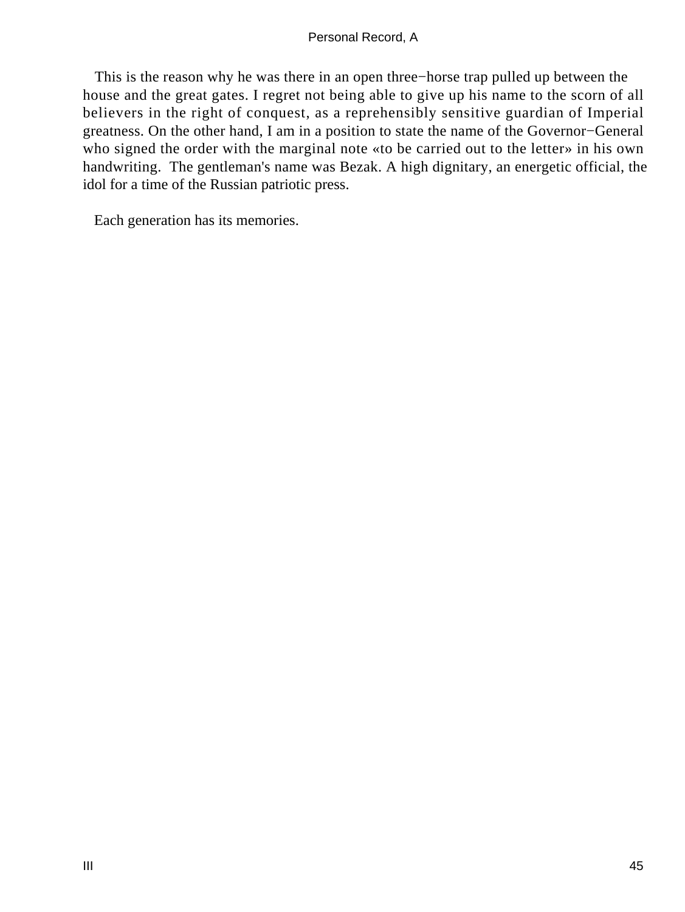This is the reason why he was there in an open three−horse trap pulled up between the house and the great gates. I regret not being able to give up his name to the scorn of all believers in the right of conquest, as a reprehensibly sensitive guardian of Imperial greatness. On the other hand, I am in a position to state the name of the Governor−General who signed the order with the marginal note «to be carried out to the letter» in his own handwriting. The gentleman's name was Bezak. A high dignitary, an energetic official, the idol for a time of the Russian patriotic press.

Each generation has its memories.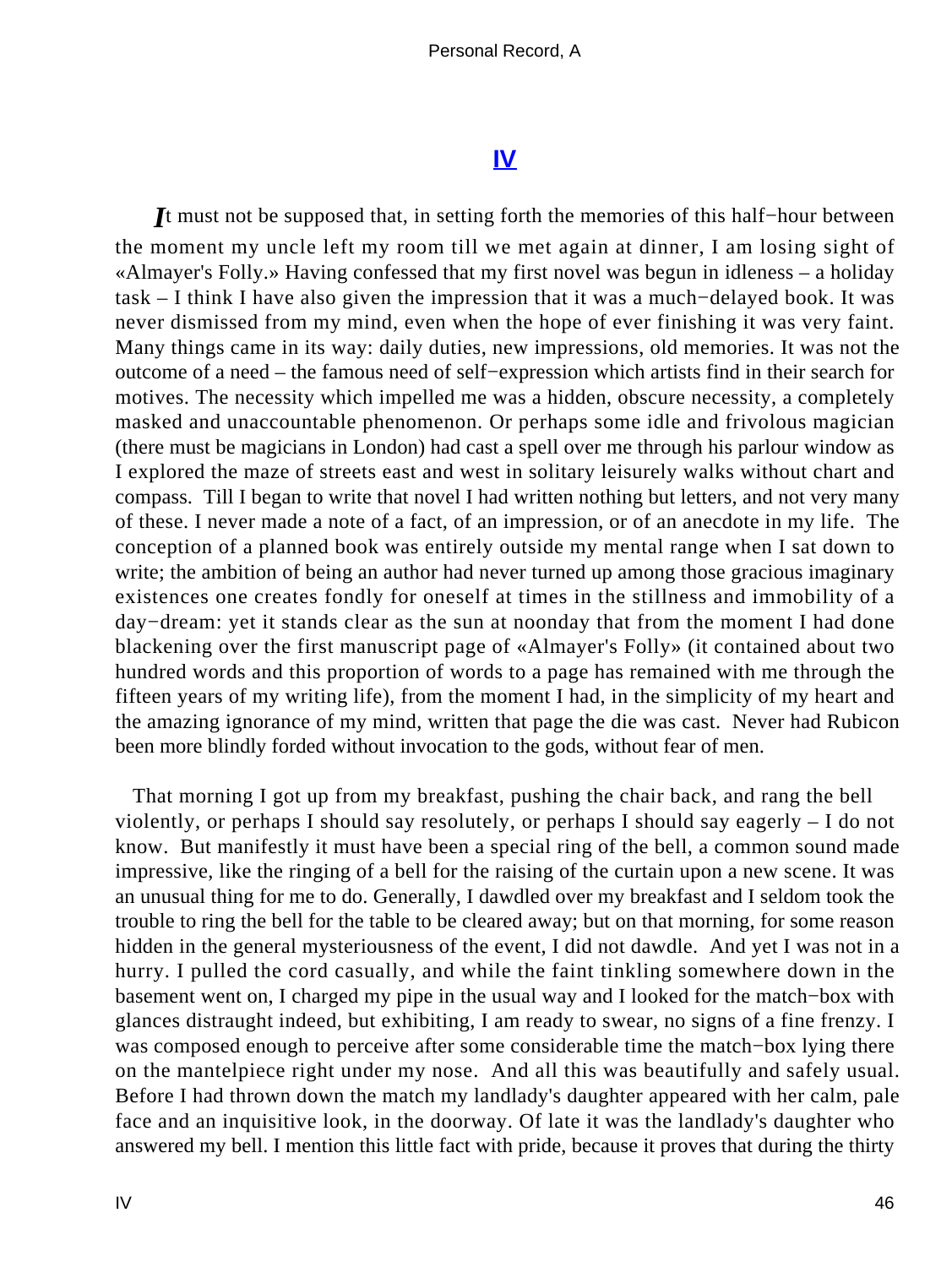## IV

*I*t must not be supposed that, in setting forth the memories of this half−hour between the moment my uncle left my room till we met again at dinner, I am losing sight of «Almayer's Folly.» Having confessed that my first novel was begun in idleness – a holiday task – I think I have also given the impression that it was a much−delayed book. It was never dismissed from my mind, even when the hope of ever finishing it was very faint. Many things came in its way: daily duties, new impressions, old memories. It was not the outcome of a need – the famous need of self−expression which artists find in their search for motives. The necessity which impelled me was a hidden, obscure necessity, a completely masked and unaccountable phenomenon. Or perhaps some idle and frivolous magician (there must be magicians in London) had cast a spell over me through his parlour window as I explored the maze of streets east and west in solitary leisurely walks without chart and compass. Till I began to write that novel I had written nothing but letters, and not very many of these. I never made a note of a fact, of an impression, or of an anecdote in my life. The conception of a planned book was entirely outside my mental range when I sat down to write; the ambition of being an author had never turned up among those gracious imaginary existences one creates fondly for oneself at times in the stillness and immobility of a day−dream: yet it stands clear as the sun at noonday that from the moment I had done blackening over the first manuscript page of «Almayer's Folly» (it contained about two hundred words and this proportion of words to a page has remained with me through the fifteen years of my writing life), from the moment I had, in the simplicity of my heart and the amazing ignorance of my mind, written that page the die was cast. Never had Rubicon been more blindly forded without invocation to the gods, without fear of men.

That morning I got up from my breakfast, pushing the chair back, and rang the bell violently, or perhaps I should say resolutely, or perhaps I should say eagerly – I do not know. But manifestly it must have been a special ring of the bell, a common sound made impressive, like the ringing of a bell for the raising of the curtain upon a new scene. It was an unusual thing for me to do. Generally, I dawdled over my breakfast and I seldom took the trouble to ring the bell for the table to be cleared away; but on that morning, for some reason hidden in the general mysteriousness of the event, I did not dawdle. And yet I was not in a hurry. I pulled the cord casually, and while the faint tinkling somewhere down in the basement went on, I charged my pipe in the usual way and I looked for the match−box with glances distraught indeed, but exhibiting, I am ready to swear, no signs of a fine frenzy. I was composed enough to perceive after some considerable time the match−box lying there on the mantelpiece right under my nose. And all this was beautifully and safely usual. Before I had thrown down the match my landlady's daughter appeared with her calm, pale face and an inquisitive look, in the doorway. Of late it was the landlady's daughter who answered my bell. I mention this little fact with pride, because it proves that during the thirty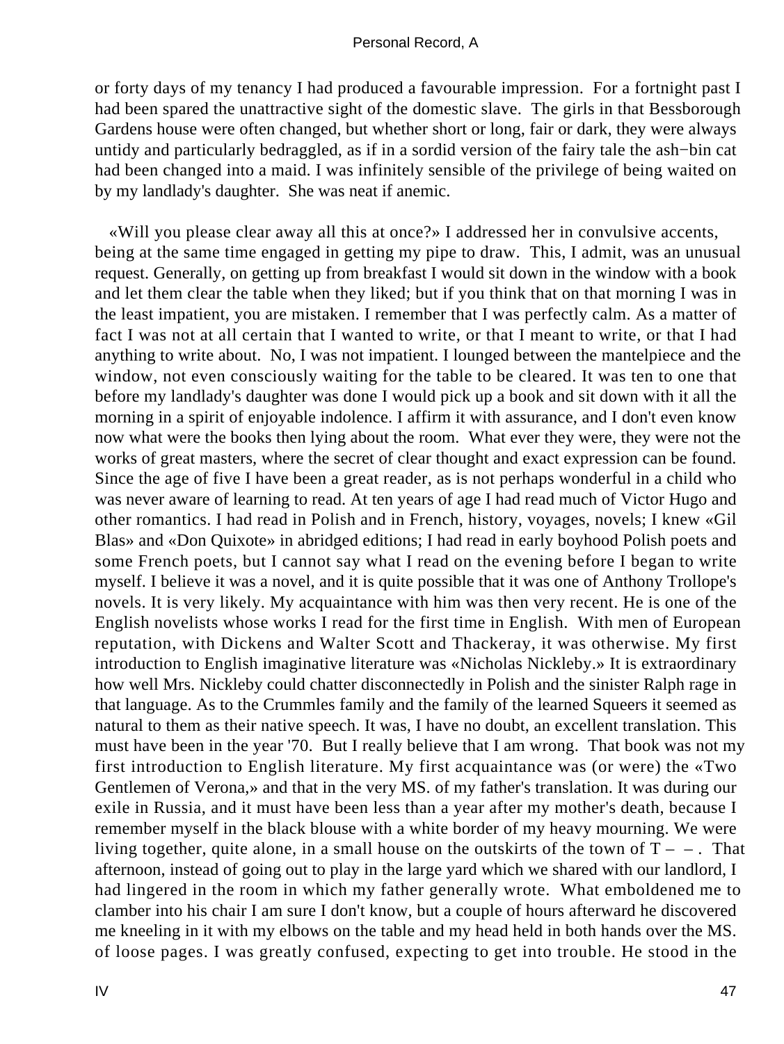or forty days of my tenancy I had produced a favourable impression. For a fortnight past I had been spared the unattractive sight of the domestic slave. The girls in that Bessborough Gardens house were often changed, but whether short or long, fair or dark, they were always untidy and particularly bedraggled, as if in a sordid version of the fairy tale the ash−bin cat had been changed into a maid. I was infinitely sensible of the privilege of being waited on by my landlady's daughter. She was neat if anemic.

«Will you please clear away all this at once?» I addressed her in convulsive accents, being at the same time engaged in getting my pipe to draw. This, I admit, was an unusual request. Generally, on getting up from breakfast I would sit down in the window with a book and let them clear the table when they liked; but if you think that on that morning I was in the least impatient, you are mistaken. I remember that I was perfectly calm. As a matter of fact I was not at all certain that I wanted to write, or that I meant to write, or that I had anything to write about. No, I was not impatient. I lounged between the mantelpiece and the window, not even consciously waiting for the table to be cleared. It was ten to one that before my landlady's daughter was done I would pick up a book and sit down with it all the morning in a spirit of enjoyable indolence. I affirm it with assurance, and I don't even know now what were the books then lying about the room. What ever they were, they were not the works of great masters, where the secret of clear thought and exact expression can be found. Since the age of five I have been a great reader, as is not perhaps wonderful in a child who was never aware of learning to read. At ten years of age I had read much of Victor Hugo and other romantics. I had read in Polish and in French, history, voyages, novels; I knew «Gil Blas» and «Don Quixote» in abridged editions; I had read in early boyhood Polish poets and some French poets, but I cannot say what I read on the evening before I began to write myself. I believe it was a novel, and it is quite possible that it was one of Anthony Trollope's novels. It is very likely. My acquaintance with him was then very recent. He is one of the English novelists whose works I read for the first time in English. With men of European reputation, with Dickens and Walter Scott and Thackeray, it was otherwise. My first introduction to English imaginative literature was «Nicholas Nickleby.» It is extraordinary how well Mrs. Nickleby could chatter disconnectedly in Polish and the sinister Ralph rage in that language. As to the Crummles family and the family of the learned Squeers it seemed as natural to them as their native speech. It was, I have no doubt, an excellent translation. This must have been in the year '70. But I really believe that I am wrong. That book was not my first introduction to English literature. My first acquaintance was (or were) the «Two Gentlemen of Verona,» and that in the very MS. of my father's translation. It was during our exile in Russia, and it must have been less than a year after my mother's death, because I remember myself in the black blouse with a white border of my heavy mourning. We were living together, quite alone, in a small house on the outskirts of the town of T – – . That afternoon, instead of going out to play in the large yard which we shared with our landlord, I had lingered in the room in which my father generally wrote. What emboldened me to clamber into his chair I am sure I don't know, but a couple of hours afterward he discovered me kneeling in it with my elbows on the table and my head held in both hands over the MS. of loose pages. I was greatly confused, expecting to get into trouble. He stood in the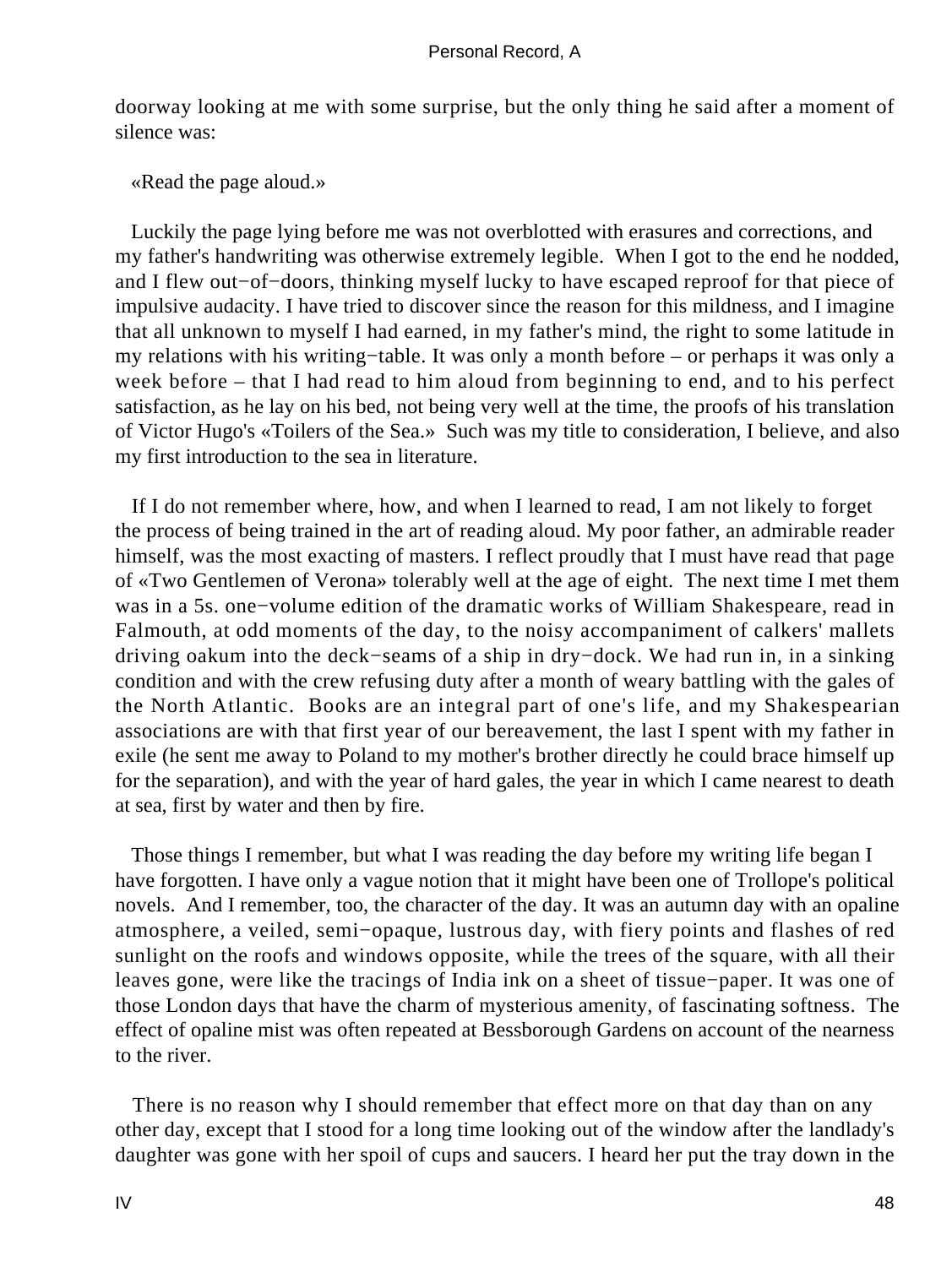doorway looking at me with some surprise, but the only thing he said after a moment of silence was:

«Read the page aloud.»

Luckily the page lying before me was not overblotted with erasures and corrections, and my father's handwriting was otherwise extremely legible. When I got to the end he nodded, and I flew out−of−doors, thinking myself lucky to have escaped reproof for that piece of impulsive audacity. I have tried to discover since the reason for this mildness, and I imagine that all unknown to myself I had earned, in my father's mind, the right to some latitude in my relations with his writing−table. It was only a month before – or perhaps it was only a week before – that I had read to him aloud from beginning to end, and to his perfect satisfaction, as he lay on his bed, not being very well at the time, the proofs of his translation of Victor Hugo's «Toilers of the Sea.» Such was my title to consideration, I believe, and also my first introduction to the sea in literature.

If I do not remember where, how, and when I learned to read, I am not likely to forget the process of being trained in the art of reading aloud. My poor father, an admirable reader himself, was the most exacting of masters. I reflect proudly that I must have read that page of «Two Gentlemen of Verona» tolerably well at the age of eight. The next time I met them was in a 5s. one−volume edition of the dramatic works of William Shakespeare, read in Falmouth, at odd moments of the day, to the noisy accompaniment of calkers' mallets driving oakum into the deck−seams of a ship in dry−dock. We had run in, in a sinking condition and with the crew refusing duty after a month of weary battling with the gales of the North Atlantic. Books are an integral part of one's life, and my Shakespearian associations are with that first year of our bereavement, the last I spent with my father in exile (he sent me away to Poland to my mother's brother directly he could brace himself up for the separation), and with the year of hard gales, the year in which I came nearest to death at sea, first by water and then by fire.

Those things I remember, but what I was reading the day before my writing life began I have forgotten. I have only a vague notion that it might have been one of Trollope's political novels. And I remember, too, the character of the day. It was an autumn day with an opaline atmosphere, a veiled, semi−opaque, lustrous day, with fiery points and flashes of red sunlight on the roofs and windows opposite, while the trees of the square, with all their leaves gone, were like the tracings of India ink on a sheet of tissue−paper. It was one of those London days that have the charm of mysterious amenity, of fascinating softness. The effect of opaline mist was often repeated at Bessborough Gardens on account of the nearness to the river.

There is no reason why I should remember that effect more on that day than on any other day, except that I stood for a long time looking out of the window after the landlady's daughter was gone with her spoil of cups and saucers. I heard her put the tray down in the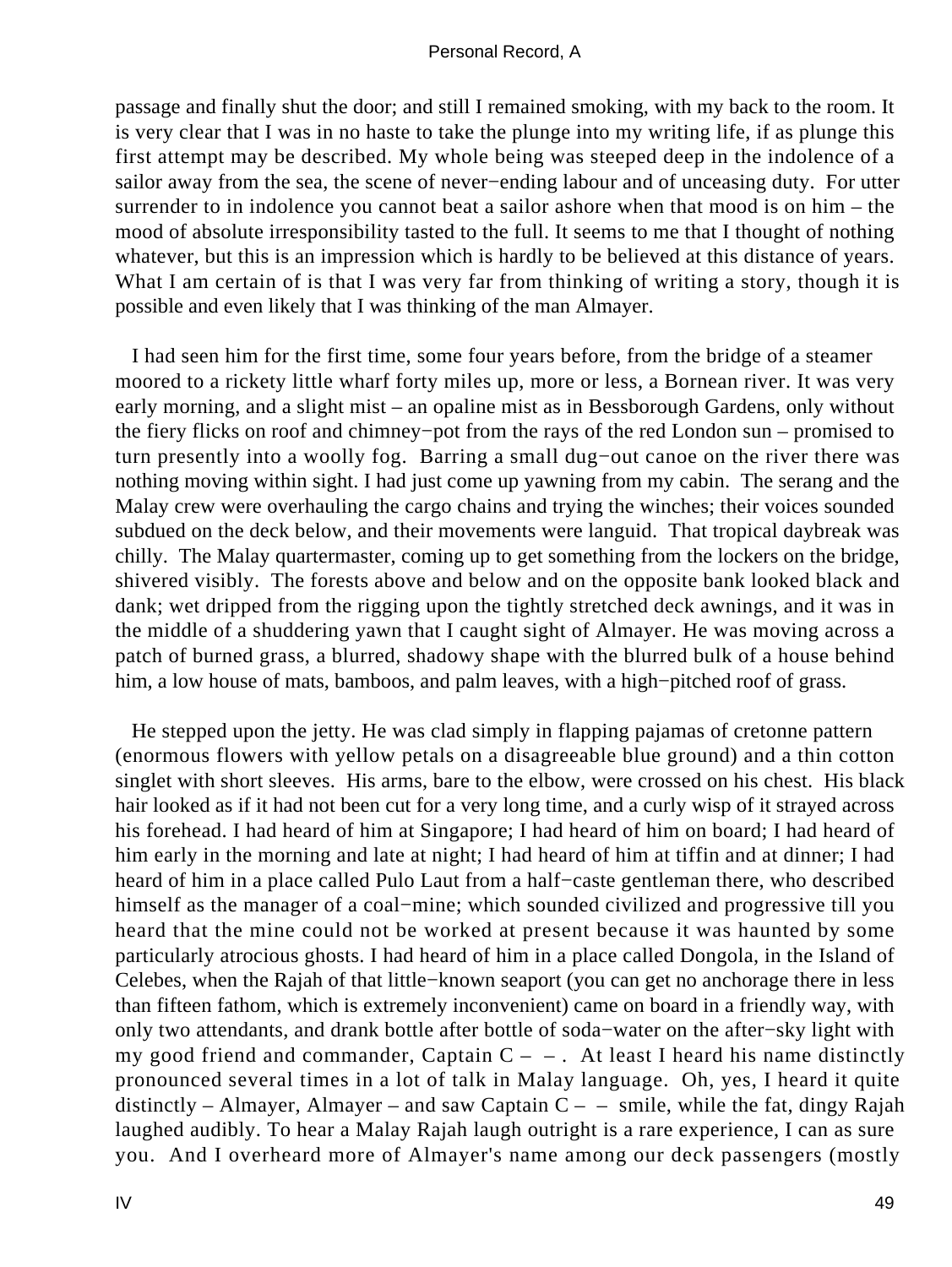passage and finally shut the door; and still I remained smoking, with my back to the room. It is very clear that I was in no haste to take the plunge into my writing life, if as plunge this first attempt may be described. My whole being was steeped deep in the indolence of a sailor away from the sea, the scene of never−ending labour and of unceasing duty. For utter surrender to in indolence you cannot beat a sailor ashore when that mood is on him – the mood of absolute irresponsibility tasted to the full. It seems to me that I thought of nothing whatever, but this is an impression which is hardly to be believed at this distance of years. What I am certain of is that I was very far from thinking of writing a story, though it is possible and even likely that I was thinking of the man Almayer.

I had seen him for the first time, some four years before, from the bridge of a steamer moored to a rickety little wharf forty miles up, more or less, a Bornean river. It was very early morning, and a slight mist – an opaline mist as in Bessborough Gardens, only without the fiery flicks on roof and chimney−pot from the rays of the red London sun – promised to turn presently into a woolly fog. Barring a small dug−out canoe on the river there was nothing moving within sight. I had just come up yawning from my cabin. The serang and the Malay crew were overhauling the cargo chains and trying the winches; their voices sounded subdued on the deck below, and their movements were languid. That tropical daybreak was chilly. The Malay quartermaster, coming up to get something from the lockers on the bridge, shivered visibly. The forests above and below and on the opposite bank looked black and dank; wet dripped from the rigging upon the tightly stretched deck awnings, and it was in the middle of a shuddering yawn that I caught sight of Almayer. He was moving across a patch of burned grass, a blurred, shadowy shape with the blurred bulk of a house behind him, a low house of mats, bamboos, and palm leaves, with a high−pitched roof of grass.

He stepped upon the jetty. He was clad simply in flapping pajamas of cretonne pattern (enormous flowers with yellow petals on a disagreeable blue ground) and a thin cotton singlet with short sleeves. His arms, bare to the elbow, were crossed on his chest. His black hair looked as if it had not been cut for a very long time, and a curly wisp of it strayed across his forehead. I had heard of him at Singapore; I had heard of him on board; I had heard of him early in the morning and late at night; I had heard of him at tiffin and at dinner; I had heard of him in a place called Pulo Laut from a half−caste gentleman there, who described himself as the manager of a coal−mine; which sounded civilized and progressive till you heard that the mine could not be worked at present because it was haunted by some particularly atrocious ghosts. I had heard of him in a place called Dongola, in the Island of Celebes, when the Rajah of that little−known seaport (you can get no anchorage there in less than fifteen fathom, which is extremely inconvenient) came on board in a friendly way, with only two attendants, and drank bottle after bottle of soda−water on the after−sky light with my good friend and commander, Captain C – – . At least I heard his name distinctly pronounced several times in a lot of talk in Malay language. Oh, yes, I heard it quite distinctly – Almayer, Almayer – and saw Captain C – – smile, while the fat, dingy Rajah laughed audibly. To hear a Malay Rajah laugh outright is a rare experience, I can as sure you. And I overheard more of Almayer's name among our deck passengers (mostly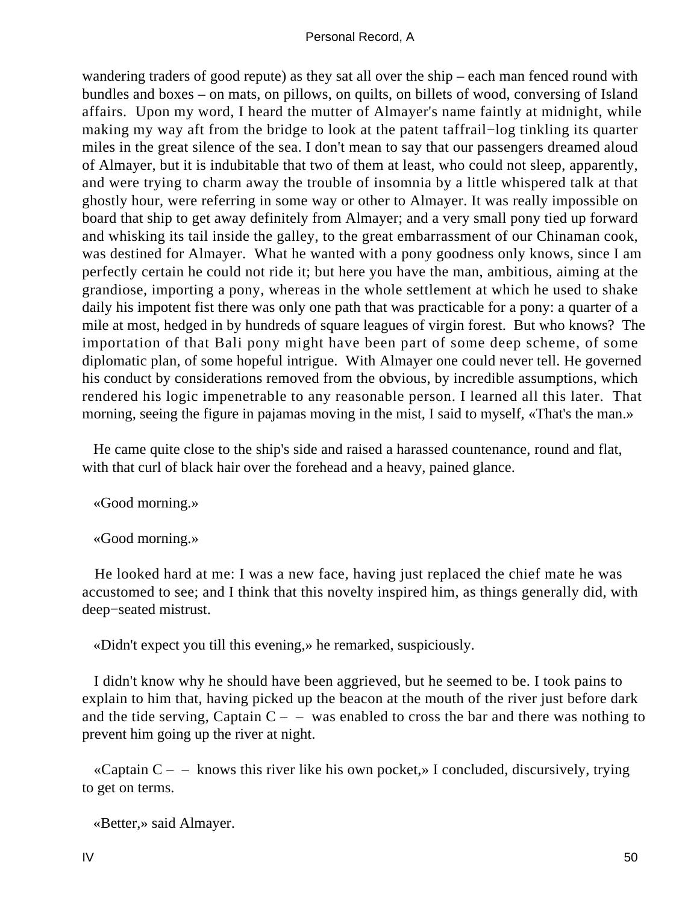wandering traders of good repute) as they sat all over the ship – each man fenced round with bundles and boxes – on mats, on pillows, on quilts, on billets of wood, conversing of Island affairs. Upon my word, I heard the mutter of Almayer's name faintly at midnight, while making my way aft from the bridge to look at the patent taffrail−log tinkling its quarter miles in the great silence of the sea. I don't mean to say that our passengers dreamed aloud of Almayer, but it is indubitable that two of them at least, who could not sleep, apparently, and were trying to charm away the trouble of insomnia by a little whispered talk at that ghostly hour, were referring in some way or other to Almayer. It was really impossible on board that ship to get away definitely from Almayer; and a very small pony tied up forward and whisking its tail inside the galley, to the great embarrassment of our Chinaman cook, was destined for Almayer. What he wanted with a pony goodness only knows, since I am perfectly certain he could not ride it; but here you have the man, ambitious, aiming at the grandiose, importing a pony, whereas in the whole settlement at which he used to shake daily his impotent fist there was only one path that was practicable for a pony: a quarter of a mile at most, hedged in by hundreds of square leagues of virgin forest. But who knows? The importation of that Bali pony might have been part of some deep scheme, of some diplomatic plan, of some hopeful intrigue. With Almayer one could never tell. He governed his conduct by considerations removed from the obvious, by incredible assumptions, which rendered his logic impenetrable to any reasonable person. I learned all this later. That morning, seeing the figure in pajamas moving in the mist, I said to myself, «That's the man.»

He came quite close to the ship's side and raised a harassed countenance, round and flat, with that curl of black hair over the forehead and a heavy, pained glance.

«Good morning.»

«Good morning.»

He looked hard at me: I was a new face, having just replaced the chief mate he was accustomed to see; and I think that this novelty inspired him, as things generally did, with deep−seated mistrust.

«Didn't expect you till this evening,» he remarked, suspiciously.

I didn't know why he should have been aggrieved, but he seemed to be. I took pains to explain to him that, having picked up the beacon at the mouth of the river just before dark and the tide serving, Captain C – – was enabled to cross the bar and there was nothing to prevent him going up the river at night.

«Captain C – – knows this river like his own pocket,» I concluded, discursively, trying to get on terms.

«Better,» said Almayer.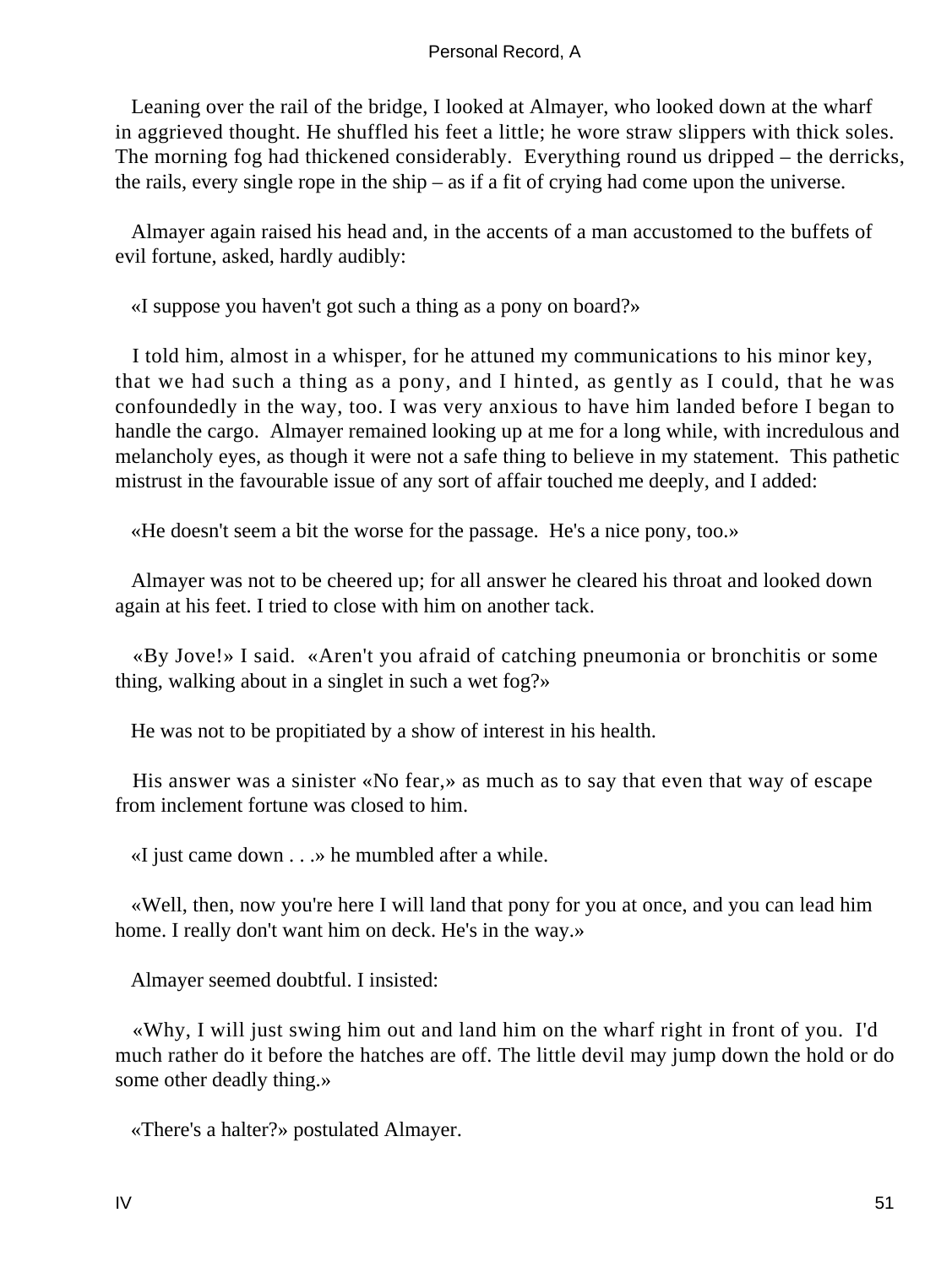Leaning over the rail of the bridge, I looked at Almayer, who looked down at the wharf in aggrieved thought. He shuffled his feet a little; he wore straw slippers with thick soles. The morning fog had thickened considerably. Everything round us dripped – the derricks, the rails, every single rope in the ship – as if a fit of crying had come upon the universe.

Almayer again raised his head and, in the accents of a man accustomed to the buffets of evil fortune, asked, hardly audibly:

«I suppose you haven't got such a thing as a pony on board?»

I told him, almost in a whisper, for he attuned my communications to his minor key, that we had such a thing as a pony, and I hinted, as gently as I could, that he was confoundedly in the way, too. I was very anxious to have him landed before I began to handle the cargo. Almayer remained looking up at me for a long while, with incredulous and melancholy eyes, as though it were not a safe thing to believe in my statement. This pathetic mistrust in the favourable issue of any sort of affair touched me deeply, and I added:

«He doesn't seem a bit the worse for the passage. He's a nice pony, too.»

Almayer was not to be cheered up; for all answer he cleared his throat and looked down again at his feet. I tried to close with him on another tack.

«By Jove!» I said. «Aren't you afraid of catching pneumonia or bronchitis or some thing, walking about in a singlet in such a wet fog?»

He was not to be propitiated by a show of interest in his health.

His answer was a sinister «No fear,» as much as to say that even that way of escape from inclement fortune was closed to him.

«I just came down . . .» he mumbled after a while.

«Well, then, now you're here I will land that pony for you at once, and you can lead him home. I really don't want him on deck. He's in the way.»

Almayer seemed doubtful. I insisted:

«Why, I will just swing him out and land him on the wharf right in front of you. I'd much rather do it before the hatches are off. The little devil may jump down the hold or do some other deadly thing.»

«There's a halter?» postulated Almayer.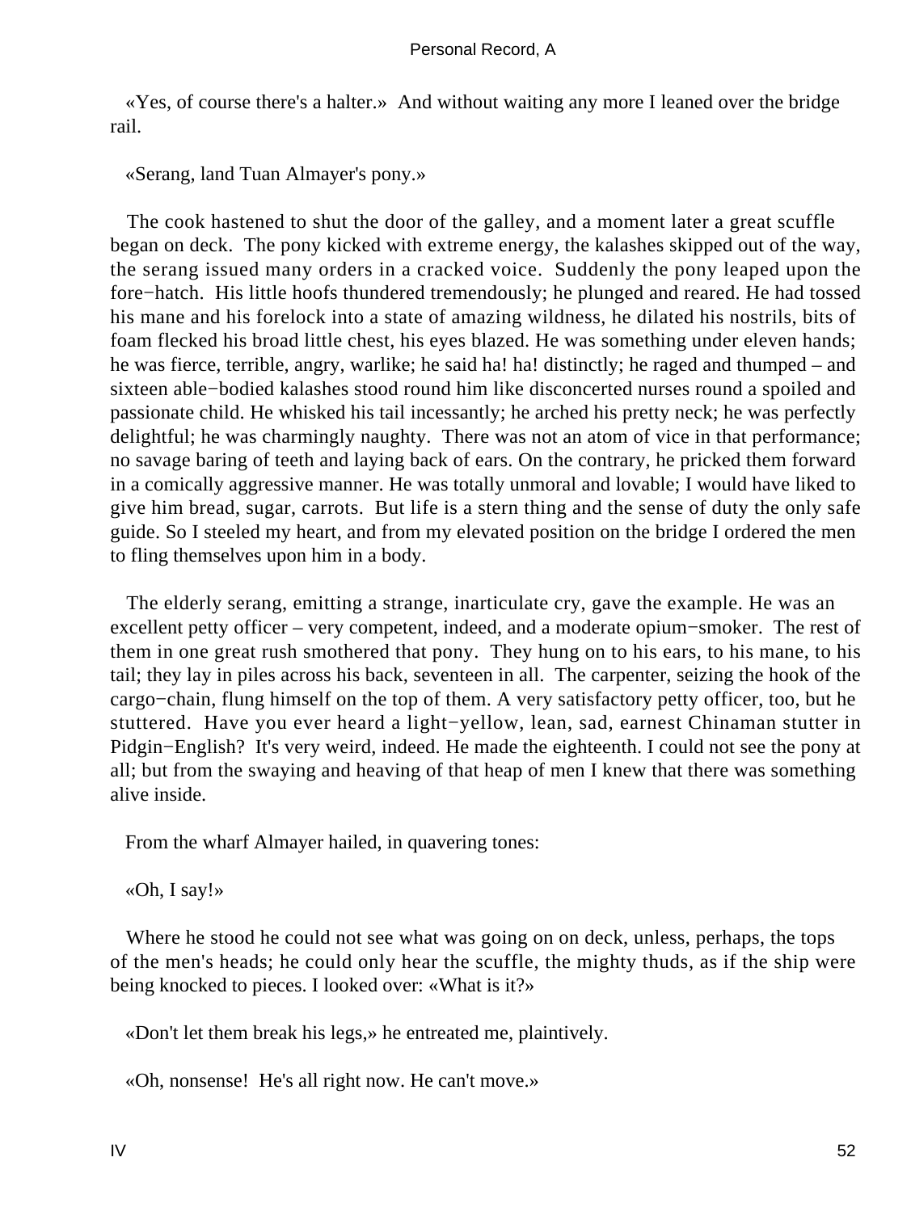«Yes, of course there's a halter.» And without waiting any more I leaned over the bridge rail.

«Serang, land Tuan Almayer's pony.»

The cook hastened to shut the door of the galley, and a moment later a great scuffle began on deck. The pony kicked with extreme energy, the kalashes skipped out of the way, the serang issued many orders in a cracked voice. Suddenly the pony leaped upon the fore−hatch. His little hoofs thundered tremendously; he plunged and reared. He had tossed his mane and his forelock into a state of amazing wildness, he dilated his nostrils, bits of foam flecked his broad little chest, his eyes blazed. He was something under eleven hands; he was fierce, terrible, angry, warlike; he said ha! ha! distinctly; he raged and thumped – and sixteen able−bodied kalashes stood round him like disconcerted nurses round a spoiled and passionate child. He whisked his tail incessantly; he arched his pretty neck; he was perfectly delightful; he was charmingly naughty. There was not an atom of vice in that performance; no savage baring of teeth and laying back of ears. On the contrary, he pricked them forward in a comically aggressive manner. He was totally unmoral and lovable; I would have liked to give him bread, sugar, carrots. But life is a stern thing and the sense of duty the only safe guide. So I steeled my heart, and from my elevated position on the bridge I ordered the men to fling themselves upon him in a body.

The elderly serang, emitting a strange, inarticulate cry, gave the example. He was an excellent petty officer – very competent, indeed, and a moderate opium−smoker. The rest of them in one great rush smothered that pony. They hung on to his ears, to his mane, to his tail; they lay in piles across his back, seventeen in all. The carpenter, seizing the hook of the cargo−chain, flung himself on the top of them. A very satisfactory petty officer, too, but he stuttered. Have you ever heard a light−yellow, lean, sad, earnest Chinaman stutter in Pidgin−English? It's very weird, indeed. He made the eighteenth. I could not see the pony at all; but from the swaying and heaving of that heap of men I knew that there was something alive inside.

From the wharf Almayer hailed, in quavering tones:

«Oh, I say!»

Where he stood he could not see what was going on on deck, unless, perhaps, the tops of the men's heads; he could only hear the scuffle, the mighty thuds, as if the ship were being knocked to pieces. I looked over: «What is it?»

«Don't let them break his legs,» he entreated me, plaintively.

«Oh, nonsense! He's all right now. He can't move.»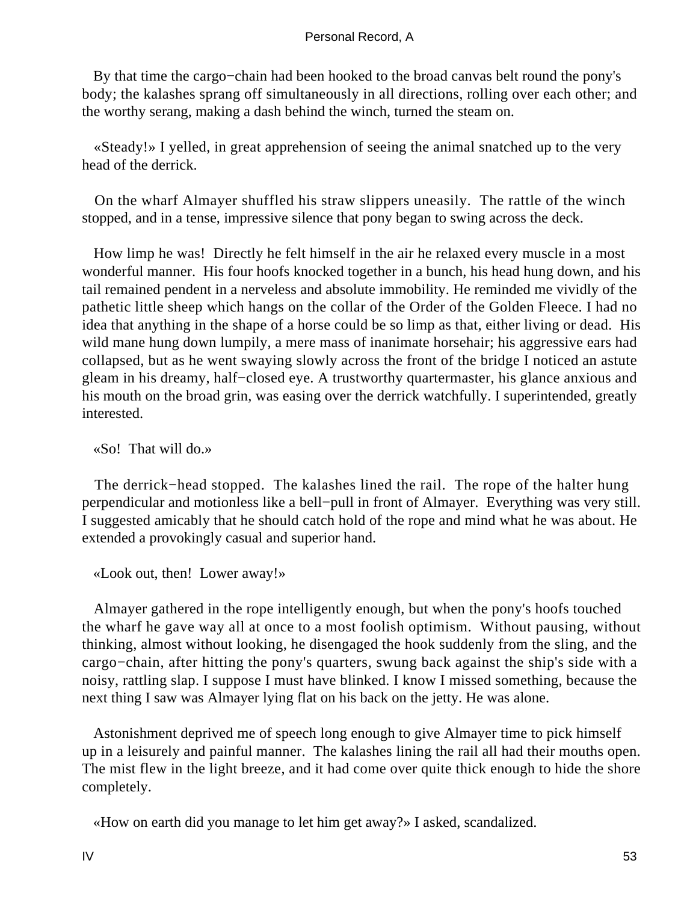By that time the cargo−chain had been hooked to the broad canvas belt round the pony's body; the kalashes sprang off simultaneously in all directions, rolling over each other; and the worthy serang, making a dash behind the winch, turned the steam on.

«Steady!» I yelled, in great apprehension of seeing the animal snatched up to the very head of the derrick.

On the wharf Almayer shuffled his straw slippers uneasily. The rattle of the winch stopped, and in a tense, impressive silence that pony began to swing across the deck.

How limp he was! Directly he felt himself in the air he relaxed every muscle in a most wonderful manner. His four hoofs knocked together in a bunch, his head hung down, and his tail remained pendent in a nerveless and absolute immobility. He reminded me vividly of the pathetic little sheep which hangs on the collar of the Order of the Golden Fleece. I had no idea that anything in the shape of a horse could be so limp as that, either living or dead. His wild mane hung down lumpily, a mere mass of inanimate horsehair; his aggressive ears had collapsed, but as he went swaying slowly across the front of the bridge I noticed an astute gleam in his dreamy, half−closed eye. A trustworthy quartermaster, his glance anxious and his mouth on the broad grin, was easing over the derrick watchfully. I superintended, greatly interested.

«So! That will do.»

The derrick−head stopped. The kalashes lined the rail. The rope of the halter hung perpendicular and motionless like a bell−pull in front of Almayer. Everything was very still. I suggested amicably that he should catch hold of the rope and mind what he was about. He extended a provokingly casual and superior hand.

«Look out, then! Lower away!»

Almayer gathered in the rope intelligently enough, but when the pony's hoofs touched the wharf he gave way all at once to a most foolish optimism. Without pausing, without thinking, almost without looking, he disengaged the hook suddenly from the sling, and the cargo−chain, after hitting the pony's quarters, swung back against the ship's side with a noisy, rattling slap. I suppose I must have blinked. I know I missed something, because the next thing I saw was Almayer lying flat on his back on the jetty. He was alone.

Astonishment deprived me of speech long enough to give Almayer time to pick himself up in a leisurely and painful manner. The kalashes lining the rail all had their mouths open. The mist flew in the light breeze, and it had come over quite thick enough to hide the shore completely.

«How on earth did you manage to let him get away?» I asked, scandalized.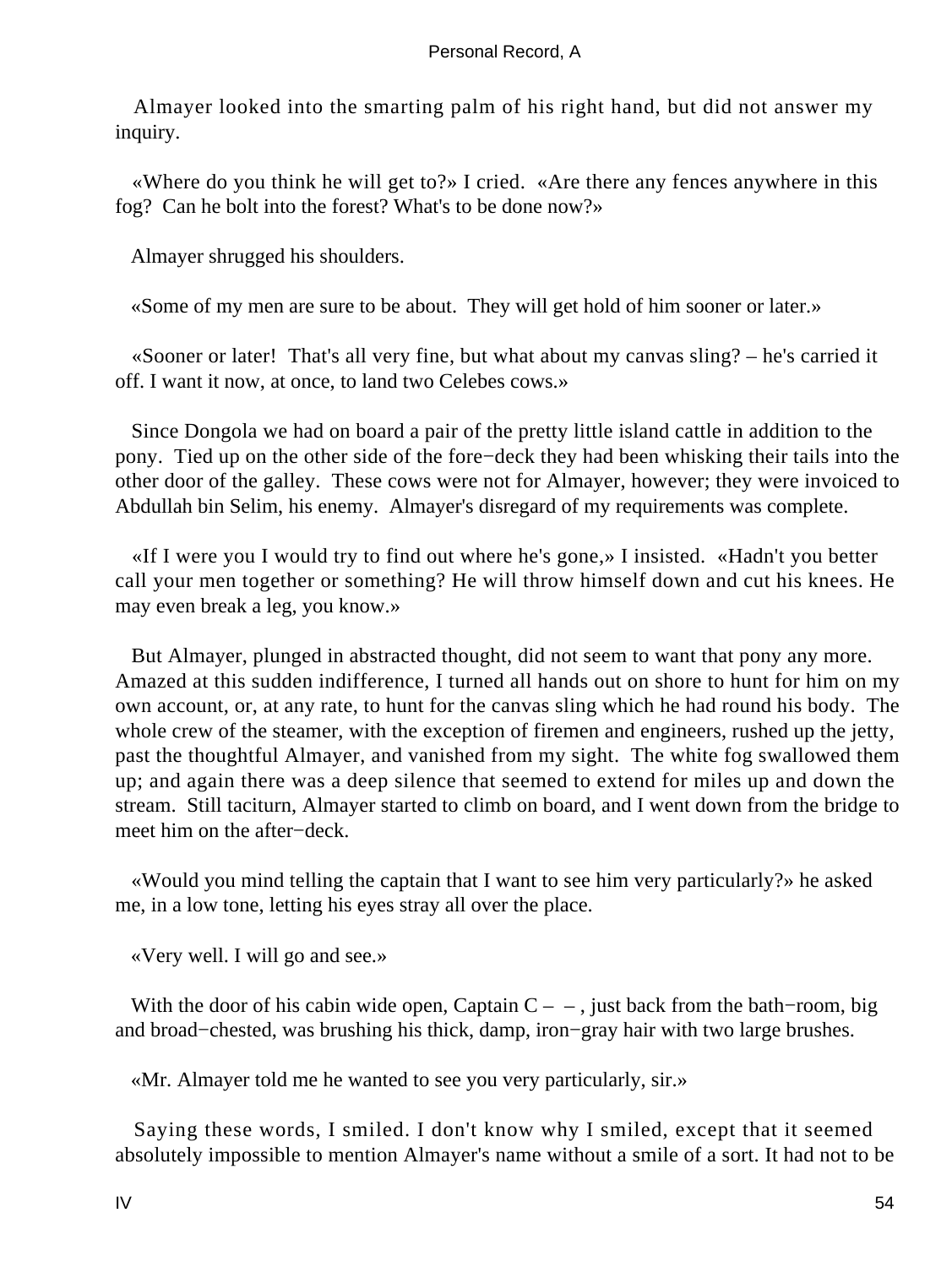Almayer looked into the smarting palm of his right hand, but did not answer my inquiry.

«Where do you think he will get to?» I cried. «Are there any fences anywhere in this fog? Can he bolt into the forest? What's to be done now?»

Almayer shrugged his shoulders.

«Some of my men are sure to be about. They will get hold of him sooner or later.»

«Sooner or later! That's all very fine, but what about my canvas sling? – he's carried it off. I want it now, at once, to land two Celebes cows.»

Since Dongola we had on board a pair of the pretty little island cattle in addition to the pony. Tied up on the other side of the fore−deck they had been whisking their tails into the other door of the galley. These cows were not for Almayer, however; they were invoiced to Abdullah bin Selim, his enemy. Almayer's disregard of my requirements was complete.

«If I were you I would try to find out where he's gone,» I insisted. «Hadn't you better call your men together or something? He will throw himself down and cut his knees. He may even break a leg, you know.»

But Almayer, plunged in abstracted thought, did not seem to want that pony any more. Amazed at this sudden indifference, I turned all hands out on shore to hunt for him on my own account, or, at any rate, to hunt for the canvas sling which he had round his body. The whole crew of the steamer, with the exception of firemen and engineers, rushed up the jetty, past the thoughtful Almayer, and vanished from my sight. The white fog swallowed them up; and again there was a deep silence that seemed to extend for miles up and down the stream. Still taciturn, Almayer started to climb on board, and I went down from the bridge to meet him on the after−deck.

«Would you mind telling the captain that I want to see him very particularly?» he asked me, in a low tone, letting his eyes stray all over the place.

«Very well. I will go and see.»

With the door of his cabin wide open, Captain C – – , just back from the bath−room, big and broad−chested, was brushing his thick, damp, iron−gray hair with two large brushes.

«Mr. Almayer told me he wanted to see you very particularly, sir.»

Saying these words, I smiled. I don't know why I smiled, except that it seemed absolutely impossible to mention Almayer's name without a smile of a sort. It had not to be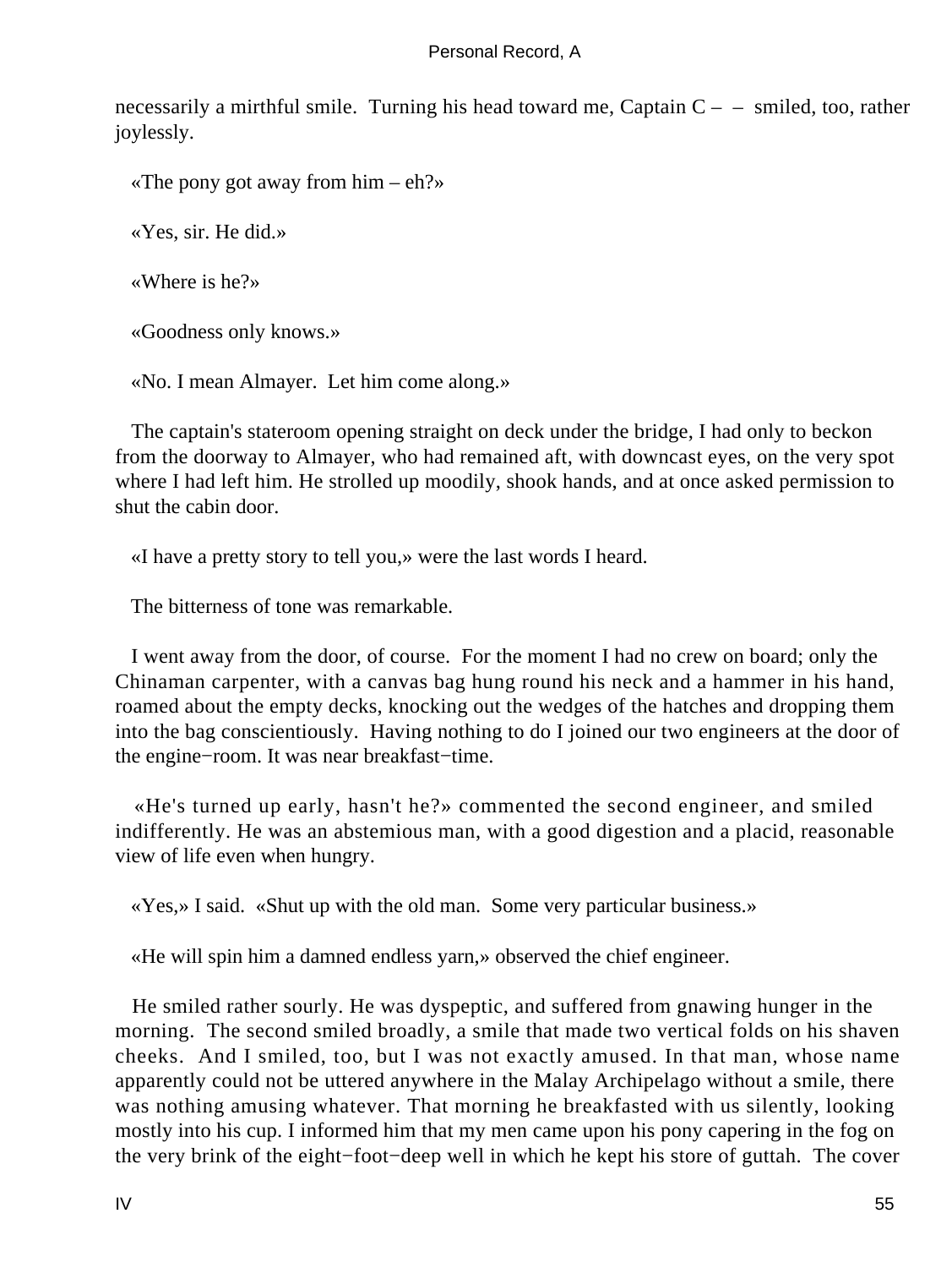necessarily a mirthful smile. Turning his head toward me, Captain C – – smiled, too, rather joylessly.

«The pony got away from him – eh?»

«Yes, sir. He did.»

«Where is he?»

«Goodness only knows.»

«No. I mean Almayer. Let him come along.»

The captain's stateroom opening straight on deck under the bridge, I had only to beckon from the doorway to Almayer, who had remained aft, with downcast eyes, on the very spot where I had left him. He strolled up moodily, shook hands, and at once asked permission to shut the cabin door.

«I have a pretty story to tell you,» were the last words I heard.

The bitterness of tone was remarkable.

I went away from the door, of course. For the moment I had no crew on board; only the Chinaman carpenter, with a canvas bag hung round his neck and a hammer in his hand, roamed about the empty decks, knocking out the wedges of the hatches and dropping them into the bag conscientiously. Having nothing to do I joined our two engineers at the door of the engine−room. It was near breakfast−time.

«He's turned up early, hasn't he?» commented the second engineer, and smiled indifferently. He was an abstemious man, with a good digestion and a placid, reasonable view of life even when hungry.

«Yes,» I said. «Shut up with the old man. Some very particular business.»

«He will spin him a damned endless yarn,» observed the chief engineer.

He smiled rather sourly. He was dyspeptic, and suffered from gnawing hunger in the morning. The second smiled broadly, a smile that made two vertical folds on his shaven cheeks. And I smiled, too, but I was not exactly amused. In that man, whose name apparently could not be uttered anywhere in the Malay Archipelago without a smile, there was nothing amusing whatever. That morning he breakfasted with us silently, looking mostly into his cup. I informed him that my men came upon his pony capering in the fog on the very brink of the eight−foot−deep well in which he kept his store of guttah. The cover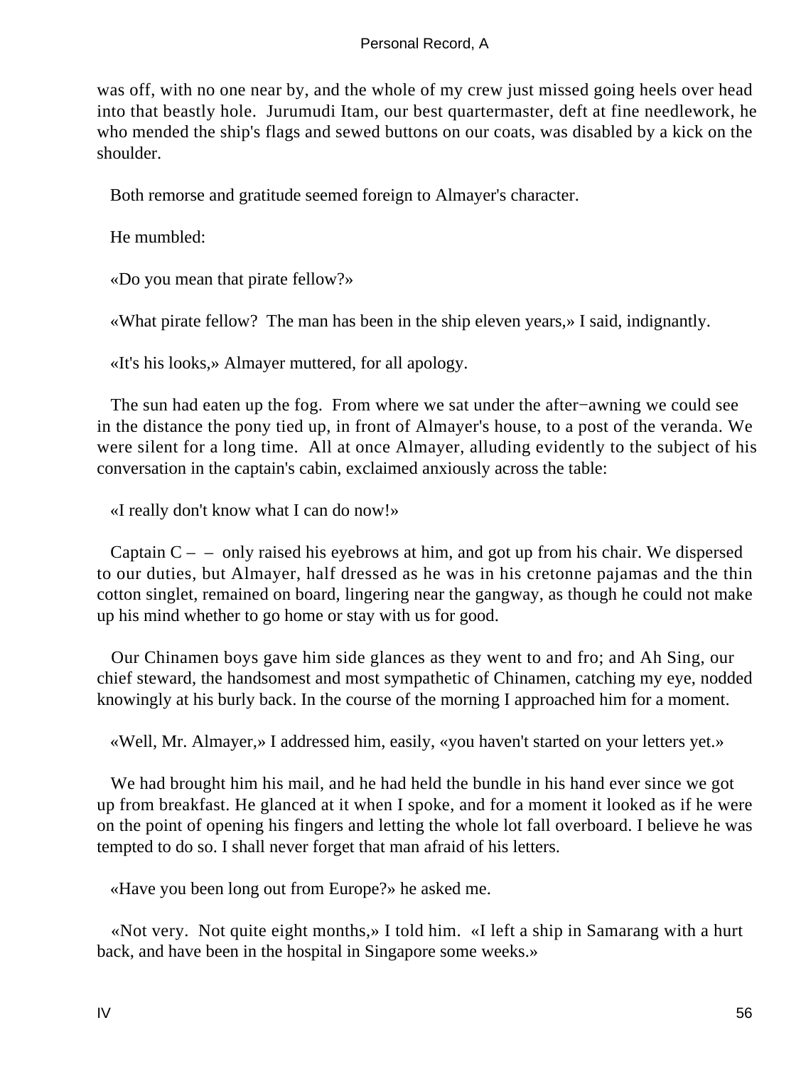was off, with no one near by, and the whole of my crew just missed going heels over head into that beastly hole. Jurumudi Itam, our best quartermaster, deft at fine needlework, he who mended the ship's flags and sewed buttons on our coats, was disabled by a kick on the shoulder.

Both remorse and gratitude seemed foreign to Almayer's character.

He mumbled:

«Do you mean that pirate fellow?»

«What pirate fellow? The man has been in the ship eleven years,» I said, indignantly.

«It's his looks,» Almayer muttered, for all apology.

The sun had eaten up the fog. From where we sat under the after−awning we could see in the distance the pony tied up, in front of Almayer's house, to a post of the veranda. We were silent for a long time. All at once Almayer, alluding evidently to the subject of his conversation in the captain's cabin, exclaimed anxiously across the table:

«I really don't know what I can do now!»

Captain C – – only raised his eyebrows at him, and got up from his chair. We dispersed to our duties, but Almayer, half dressed as he was in his cretonne pajamas and the thin cotton singlet, remained on board, lingering near the gangway, as though he could not make up his mind whether to go home or stay with us for good.

Our Chinamen boys gave him side glances as they went to and fro; and Ah Sing, our chief steward, the handsomest and most sympathetic of Chinamen, catching my eye, nodded knowingly at his burly back. In the course of the morning I approached him for a moment.

«Well, Mr. Almayer,» I addressed him, easily, «you haven't started on your letters yet.»

We had brought him his mail, and he had held the bundle in his hand ever since we got up from breakfast. He glanced at it when I spoke, and for a moment it looked as if he were on the point of opening his fingers and letting the whole lot fall overboard. I believe he was tempted to do so. I shall never forget that man afraid of his letters.

«Have you been long out from Europe?» he asked me.

«Not very. Not quite eight months,» I told him. «I left a ship in Samarang with a hurt back, and have been in the hospital in Singapore some weeks.»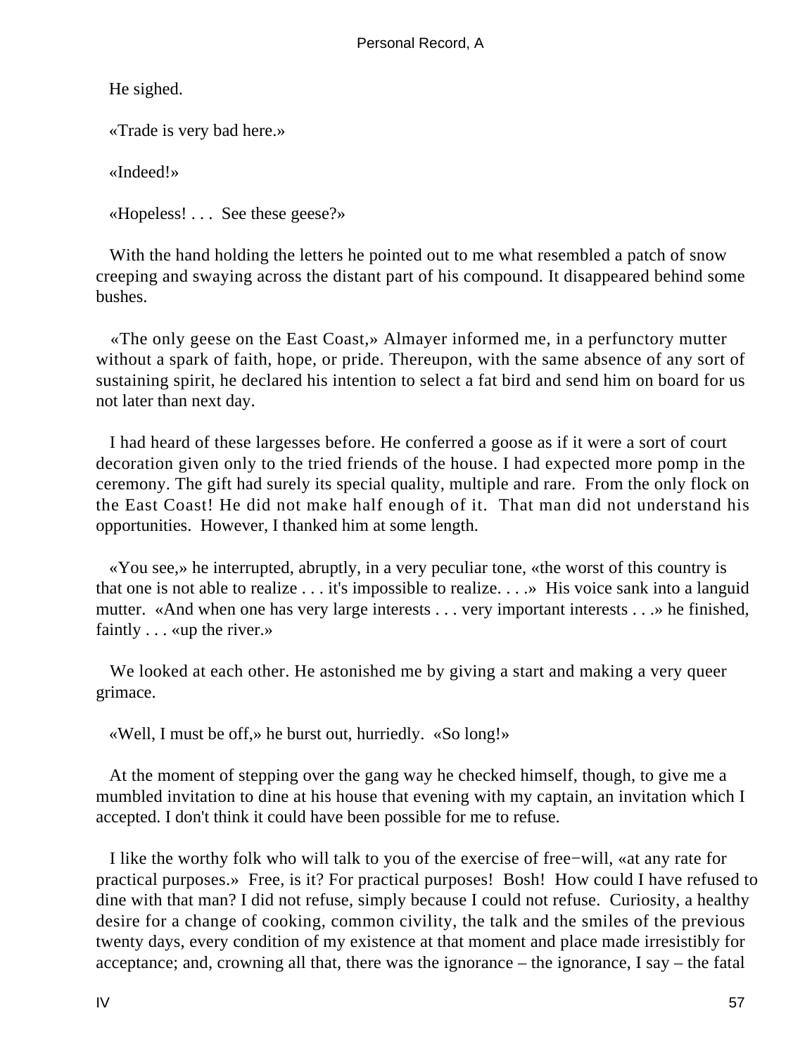He sighed.

«Trade is very bad here.»

«Indeed!»

«Hopeless! . . . See these geese?»

With the hand holding the letters he pointed out to me what resembled a patch of snow creeping and swaying across the distant part of his compound. It disappeared behind some bushes.

«The only geese on the East Coast,» Almayer informed me, in a perfunctory mutter without a spark of faith, hope, or pride. Thereupon, with the same absence of any sort of sustaining spirit, he declared his intention to select a fat bird and send him on board for us not later than next day.

I had heard of these largesses before. He conferred a goose as if it were a sort of court decoration given only to the tried friends of the house. I had expected more pomp in the ceremony. The gift had surely its special quality, multiple and rare. From the only flock on the East Coast! He did not make half enough of it. That man did not understand his opportunities. However, I thanked him at some length.

«You see,» he interrupted, abruptly, in a very peculiar tone, «the worst of this country is that one is not able to realize . . . it's impossible to realize. . . .» His voice sank into a languid mutter. «And when one has very large interests . . . very important interests . . .» he finished, faintly . . . «up the river.»

We looked at each other. He astonished me by giving a start and making a very queer grimace.

«Well, I must be off,» he burst out, hurriedly. «So long!»

At the moment of stepping over the gang way he checked himself, though, to give me a mumbled invitation to dine at his house that evening with my captain, an invitation which I accepted. I don't think it could have been possible for me to refuse.

I like the worthy folk who will talk to you of the exercise of free−will, «at any rate for practical purposes.» Free, is it? For practical purposes! Bosh! How could I have refused to dine with that man? I did not refuse, simply because I could not refuse. Curiosity, a healthy desire for a change of cooking, common civility, the talk and the smiles of the previous twenty days, every condition of my existence at that moment and place made irresistibly for acceptance; and, crowning all that, there was the ignorance – the ignorance, I say – the fatal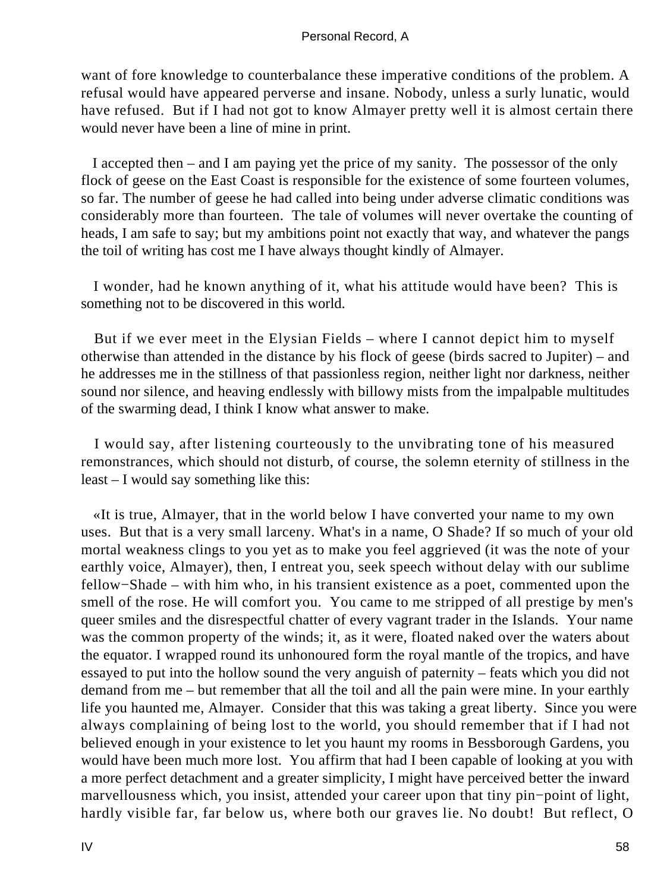want of fore knowledge to counterbalance these imperative conditions of the problem. A refusal would have appeared perverse and insane. Nobody, unless a surly lunatic, would have refused. But if I had not got to know Almayer pretty well it is almost certain there would never have been a line of mine in print.

I accepted then – and I am paying yet the price of my sanity. The possessor of the only flock of geese on the East Coast is responsible for the existence of some fourteen volumes, so far. The number of geese he had called into being under adverse climatic conditions was considerably more than fourteen. The tale of volumes will never overtake the counting of heads, I am safe to say; but my ambitions point not exactly that way, and whatever the pangs the toil of writing has cost me I have always thought kindly of Almayer.

I wonder, had he known anything of it, what his attitude would have been? This is something not to be discovered in this world.

But if we ever meet in the Elysian Fields – where I cannot depict him to myself otherwise than attended in the distance by his flock of geese (birds sacred to Jupiter) – and he addresses me in the stillness of that passionless region, neither light nor darkness, neither sound nor silence, and heaving endlessly with billowy mists from the impalpable multitudes of the swarming dead, I think I know what answer to make.

I would say, after listening courteously to the unvibrating tone of his measured remonstrances, which should not disturb, of course, the solemn eternity of stillness in the least – I would say something like this:

«It is true, Almayer, that in the world below I have converted your name to my own uses. But that is a very small larceny. What's in a name, O Shade? If so much of your old mortal weakness clings to you yet as to make you feel aggrieved (it was the note of your earthly voice, Almayer), then, I entreat you, seek speech without delay with our sublime fellow−Shade – with him who, in his transient existence as a poet, commented upon the smell of the rose. He will comfort you. You came to me stripped of all prestige by men's queer smiles and the disrespectful chatter of every vagrant trader in the Islands. Your name was the common property of the winds; it, as it were, floated naked over the waters about the equator. I wrapped round its unhonoured form the royal mantle of the tropics, and have essayed to put into the hollow sound the very anguish of paternity – feats which you did not demand from me – but remember that all the toil and all the pain were mine. In your earthly life you haunted me, Almayer. Consider that this was taking a great liberty. Since you were always complaining of being lost to the world, you should remember that if I had not believed enough in your existence to let you haunt my rooms in Bessborough Gardens, you would have been much more lost. You affirm that had I been capable of looking at you with a more perfect detachment and a greater simplicity, I might have perceived better the inward marvellousness which, you insist, attended your career upon that tiny pin−point of light, hardly visible far, far below us, where both our graves lie. No doubt! But reflect, O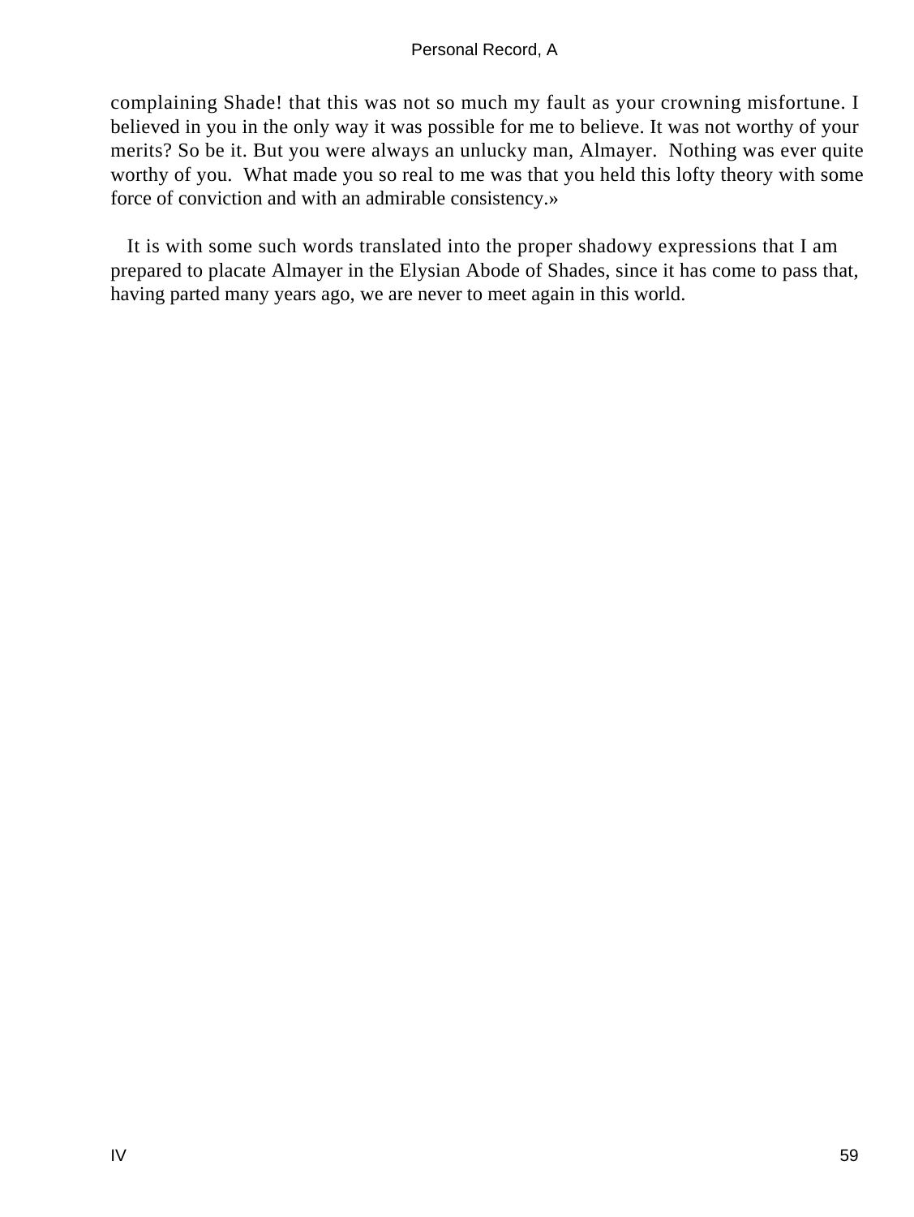complaining Shade! that this was not so much my fault as your crowning misfortune. I believed in you in the only way it was possible for me to believe. It was not worthy of your merits? So be it. But you were always an unlucky man, Almayer. Nothing was ever quite worthy of you. What made you so real to me was that you held this lofty theory with some force of conviction and with an admirable consistency.»

It is with some such words translated into the proper shadowy expressions that I am prepared to placate Almayer in the Elysian Abode of Shades, since it has come to pass that, having parted many years ago, we are never to meet again in this world.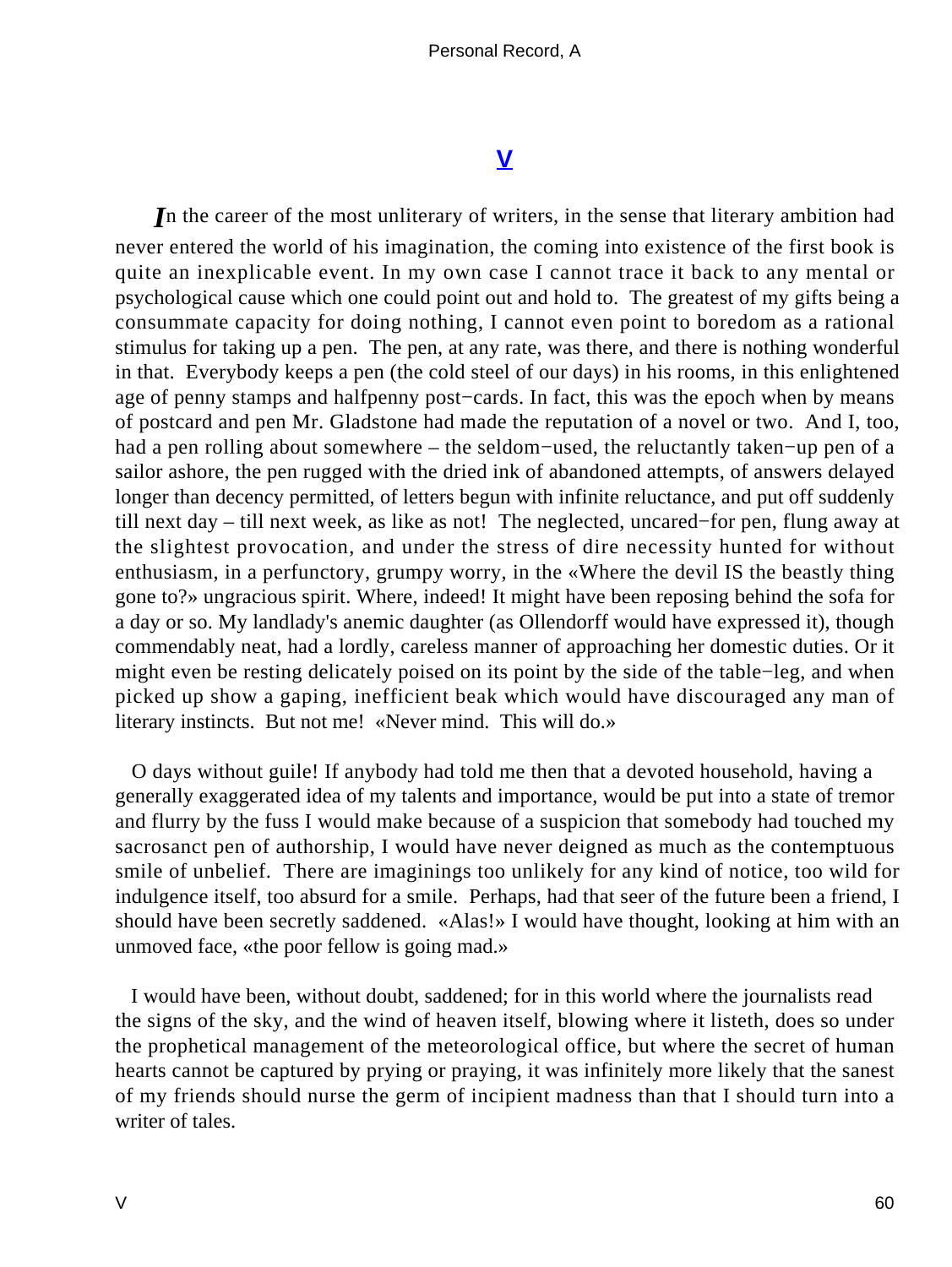## V

*I*n the career of the most unliterary of writers, in the sense that literary ambition had never entered the world of his imagination, the coming into existence of the first book is quite an inexplicable event. In my own case I cannot trace it back to any mental or psychological cause which one could point out and hold to. The greatest of my gifts being a consummate capacity for doing nothing, I cannot even point to boredom as a rational stimulus for taking up a pen. The pen, at any rate, was there, and there is nothing wonderful in that. Everybody keeps a pen (the cold steel of our days) in his rooms, in this enlightened age of penny stamps and halfpenny post−cards. In fact, this was the epoch when by means of postcard and pen Mr. Gladstone had made the reputation of a novel or two. And I, too, had a pen rolling about somewhere – the seldom−used, the reluctantly taken−up pen of a sailor ashore, the pen rugged with the dried ink of abandoned attempts, of answers delayed longer than decency permitted, of letters begun with infinite reluctance, and put off suddenly till next day – till next week, as like as not! The neglected, uncared−for pen, flung away at the slightest provocation, and under the stress of dire necessity hunted for without enthusiasm, in a perfunctory, grumpy worry, in the «Where the devil IS the beastly thing gone to?» ungracious spirit. Where, indeed! It might have been reposing behind the sofa for a day or so. My landlady's anemic daughter (as Ollendorff would have expressed it), though commendably neat, had a lordly, careless manner of approaching her domestic duties. Or it might even be resting delicately poised on its point by the side of the table−leg, and when picked up show a gaping, inefficient beak which would have discouraged any man of literary instincts. But not me! «Never mind. This will do.»

O days without guile! If anybody had told me then that a devoted household, having a generally exaggerated idea of my talents and importance, would be put into a state of tremor and flurry by the fuss I would make because of a suspicion that somebody had touched my sacrosanct pen of authorship, I would have never deigned as much as the contemptuous smile of unbelief. There are imaginings too unlikely for any kind of notice, too wild for indulgence itself, too absurd for a smile. Perhaps, had that seer of the future been a friend, I should have been secretly saddened. «Alas!» I would have thought, looking at him with an unmoved face, «the poor fellow is going mad.»

I would have been, without doubt, saddened; for in this world where the journalists read the signs of the sky, and the wind of heaven itself, blowing where it listeth, does so under the prophetical management of the meteorological office, but where the secret of human hearts cannot be captured by prying or praying, it was infinitely more likely that the sanest of my friends should nurse the germ of incipient madness than that I should turn into a writer of tales.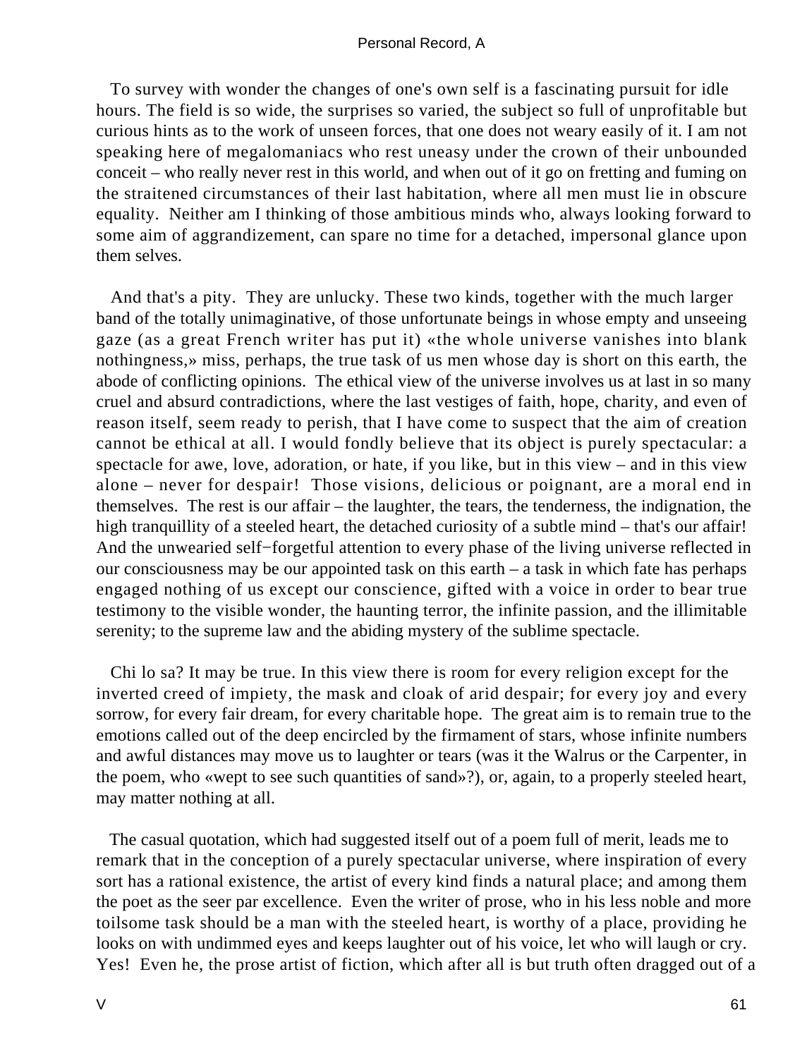To survey with wonder the changes of one's own self is a fascinating pursuit for idle hours. The field is so wide, the surprises so varied, the subject so full of unprofitable but curious hints as to the work of unseen forces, that one does not weary easily of it. I am not speaking here of megalomaniacs who rest uneasy under the crown of their unbounded conceit – who really never rest in this world, and when out of it go on fretting and fuming on the straitened circumstances of their last habitation, where all men must lie in obscure equality. Neither am I thinking of those ambitious minds who, always looking forward to some aim of aggrandizement, can spare no time for a detached, impersonal glance upon them selves.

And that's a pity. They are unlucky. These two kinds, together with the much larger band of the totally unimaginative, of those unfortunate beings in whose empty and unseeing gaze (as a great French writer has put it) «the whole universe vanishes into blank nothingness,» miss, perhaps, the true task of us men whose day is short on this earth, the abode of conflicting opinions. The ethical view of the universe involves us at last in so many cruel and absurd contradictions, where the last vestiges of faith, hope, charity, and even of reason itself, seem ready to perish, that I have come to suspect that the aim of creation cannot be ethical at all. I would fondly believe that its object is purely spectacular: a spectacle for awe, love, adoration, or hate, if you like, but in this view – and in this view alone – never for despair! Those visions, delicious or poignant, are a moral end in themselves. The rest is our affair – the laughter, the tears, the tenderness, the indignation, the high tranquillity of a steeled heart, the detached curiosity of a subtle mind – that's our affair! And the unwearied self−forgetful attention to every phase of the living universe reflected in our consciousness may be our appointed task on this earth – a task in which fate has perhaps engaged nothing of us except our conscience, gifted with a voice in order to bear true testimony to the visible wonder, the haunting terror, the infinite passion, and the illimitable serenity; to the supreme law and the abiding mystery of the sublime spectacle.

Chi lo sa? It may be true. In this view there is room for every religion except for the inverted creed of impiety, the mask and cloak of arid despair; for every joy and every sorrow, for every fair dream, for every charitable hope. The great aim is to remain true to the emotions called out of the deep encircled by the firmament of stars, whose infinite numbers and awful distances may move us to laughter or tears (was it the Walrus or the Carpenter, in the poem, who «wept to see such quantities of sand»?), or, again, to a properly steeled heart, may matter nothing at all.

The casual quotation, which had suggested itself out of a poem full of merit, leads me to remark that in the conception of a purely spectacular universe, where inspiration of every sort has a rational existence, the artist of every kind finds a natural place; and among them the poet as the seer par excellence. Even the writer of prose, who in his less noble and more toilsome task should be a man with the steeled heart, is worthy of a place, providing he looks on with undimmed eyes and keeps laughter out of his voice, let who will laugh or cry. Yes! Even he, the prose artist of fiction, which after all is but truth often dragged out of a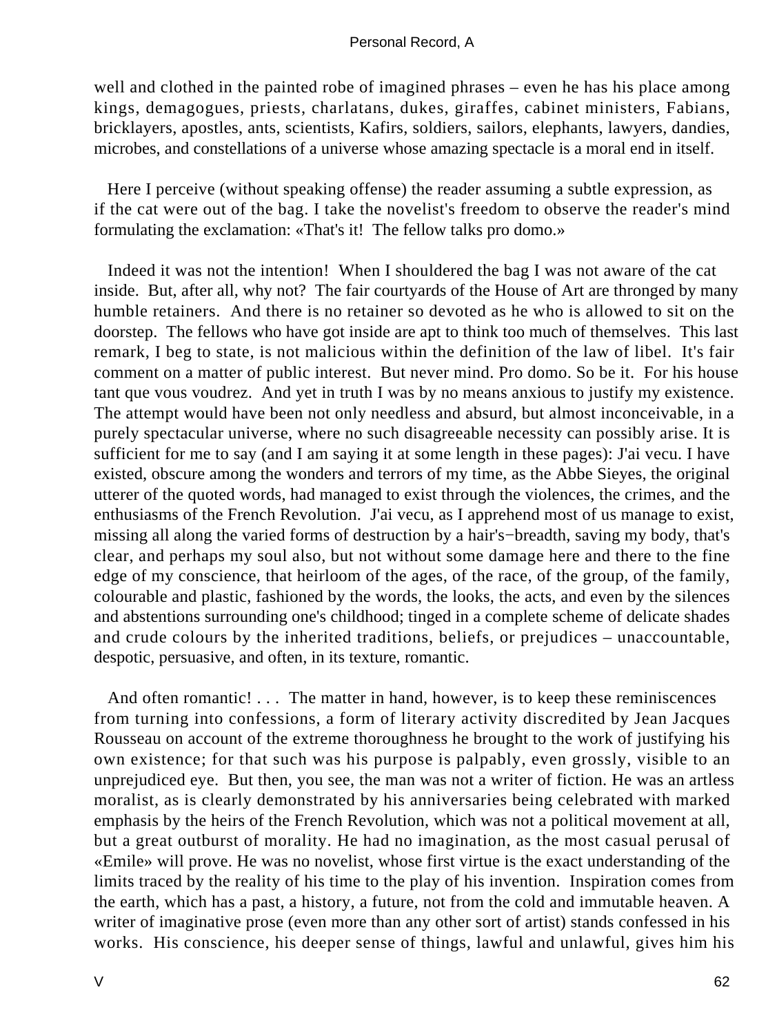well and clothed in the painted robe of imagined phrases – even he has his place among kings, demagogues, priests, charlatans, dukes, giraffes, cabinet ministers, Fabians, bricklayers, apostles, ants, scientists, Kafirs, soldiers, sailors, elephants, lawyers, dandies, microbes, and constellations of a universe whose amazing spectacle is a moral end in itself.

Here I perceive (without speaking offense) the reader assuming a subtle expression, as if the cat were out of the bag. I take the novelist's freedom to observe the reader's mind formulating the exclamation: «That's it! The fellow talks pro domo.»

Indeed it was not the intention! When I shouldered the bag I was not aware of the cat inside. But, after all, why not? The fair courtyards of the House of Art are thronged by many humble retainers. And there is no retainer so devoted as he who is allowed to sit on the doorstep. The fellows who have got inside are apt to think too much of themselves. This last remark, I beg to state, is not malicious within the definition of the law of libel. It's fair comment on a matter of public interest. But never mind. Pro domo. So be it. For his house tant que vous voudrez. And yet in truth I was by no means anxious to justify my existence. The attempt would have been not only needless and absurd, but almost inconceivable, in a purely spectacular universe, where no such disagreeable necessity can possibly arise. It is sufficient for me to say (and I am saying it at some length in these pages): J'ai vecu. I have existed, obscure among the wonders and terrors of my time, as the Abbe Sieyes, the original utterer of the quoted words, had managed to exist through the violences, the crimes, and the enthusiasms of the French Revolution. J'ai vecu, as I apprehend most of us manage to exist, missing all along the varied forms of destruction by a hair's−breadth, saving my body, that's clear, and perhaps my soul also, but not without some damage here and there to the fine edge of my conscience, that heirloom of the ages, of the race, of the group, of the family, colourable and plastic, fashioned by the words, the looks, the acts, and even by the silences and abstentions surrounding one's childhood; tinged in a complete scheme of delicate shades and crude colours by the inherited traditions, beliefs, or prejudices – unaccountable, despotic, persuasive, and often, in its texture, romantic.

And often romantic! . . . The matter in hand, however, is to keep these reminiscences from turning into confessions, a form of literary activity discredited by Jean Jacques Rousseau on account of the extreme thoroughness he brought to the work of justifying his own existence; for that such was his purpose is palpably, even grossly, visible to an unprejudiced eye. But then, you see, the man was not a writer of fiction. He was an artless moralist, as is clearly demonstrated by his anniversaries being celebrated with marked emphasis by the heirs of the French Revolution, which was not a political movement at all, but a great outburst of morality. He had no imagination, as the most casual perusal of «Emile» will prove. He was no novelist, whose first virtue is the exact understanding of the limits traced by the reality of his time to the play of his invention. Inspiration comes from the earth, which has a past, a history, a future, not from the cold and immutable heaven. A writer of imaginative prose (even more than any other sort of artist) stands confessed in his works. His conscience, his deeper sense of things, lawful and unlawful, gives him his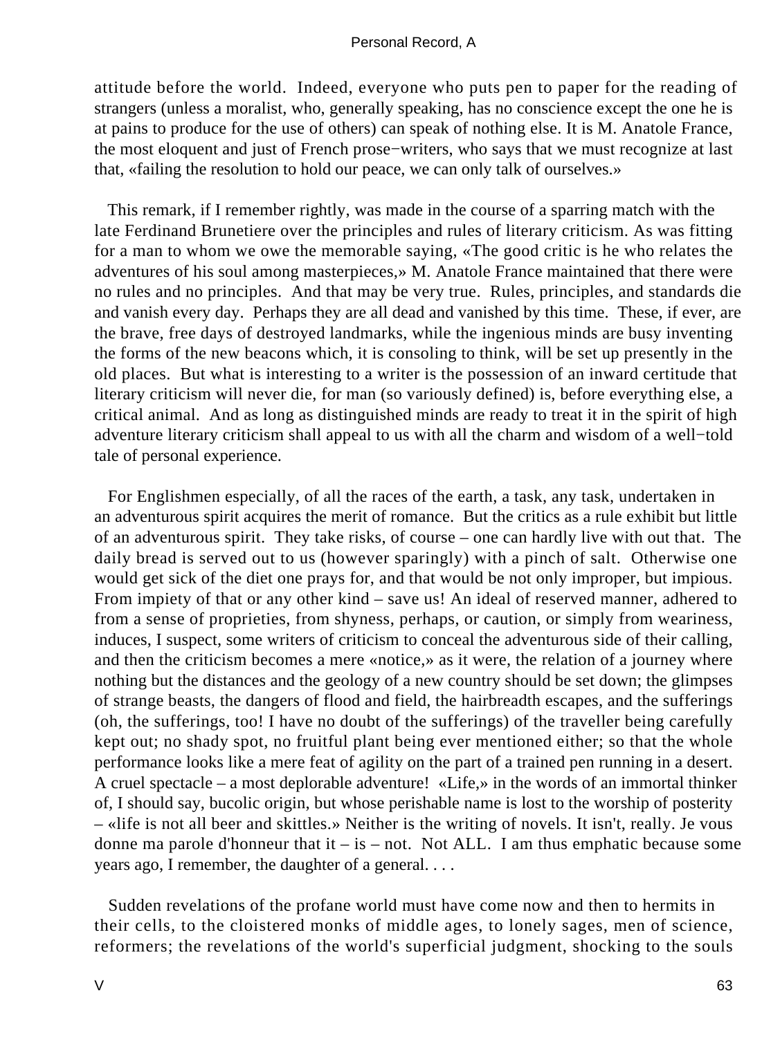attitude before the world. Indeed, everyone who puts pen to paper for the reading of strangers (unless a moralist, who, generally speaking, has no conscience except the one he is at pains to produce for the use of others) can speak of nothing else. It is M. Anatole France, the most eloquent and just of French prose−writers, who says that we must recognize at last that, «failing the resolution to hold our peace, we can only talk of ourselves.»

This remark, if I remember rightly, was made in the course of a sparring match with the late Ferdinand Brunetiere over the principles and rules of literary criticism. As was fitting for a man to whom we owe the memorable saying, «The good critic is he who relates the adventures of his soul among masterpieces,» M. Anatole France maintained that there were no rules and no principles. And that may be very true. Rules, principles, and standards die and vanish every day. Perhaps they are all dead and vanished by this time. These, if ever, are the brave, free days of destroyed landmarks, while the ingenious minds are busy inventing the forms of the new beacons which, it is consoling to think, will be set up presently in the old places. But what is interesting to a writer is the possession of an inward certitude that literary criticism will never die, for man (so variously defined) is, before everything else, a critical animal. And as long as distinguished minds are ready to treat it in the spirit of high adventure literary criticism shall appeal to us with all the charm and wisdom of a well−told tale of personal experience.

For Englishmen especially, of all the races of the earth, a task, any task, undertaken in an adventurous spirit acquires the merit of romance. But the critics as a rule exhibit but little of an adventurous spirit. They take risks, of course – one can hardly live with out that. The daily bread is served out to us (however sparingly) with a pinch of salt. Otherwise one would get sick of the diet one prays for, and that would be not only improper, but impious. From impiety of that or any other kind – save us! An ideal of reserved manner, adhered to from a sense of proprieties, from shyness, perhaps, or caution, or simply from weariness, induces, I suspect, some writers of criticism to conceal the adventurous side of their calling, and then the criticism becomes a mere «notice,» as it were, the relation of a journey where nothing but the distances and the geology of a new country should be set down; the glimpses of strange beasts, the dangers of flood and field, the hairbreadth escapes, and the sufferings (oh, the sufferings, too! I have no doubt of the sufferings) of the traveller being carefully kept out; no shady spot, no fruitful plant being ever mentioned either; so that the whole performance looks like a mere feat of agility on the part of a trained pen running in a desert. A cruel spectacle – a most deplorable adventure! «Life,» in the words of an immortal thinker of, I should say, bucolic origin, but whose perishable name is lost to the worship of posterity – «life is not all beer and skittles.» Neither is the writing of novels. It isn't, really. Je vous donne ma parole d'honneur that it – is – not. Not ALL. I am thus emphatic because some years ago, I remember, the daughter of a general. . . .

Sudden revelations of the profane world must have come now and then to hermits in their cells, to the cloistered monks of middle ages, to lonely sages, men of science, reformers; the revelations of the world's superficial judgment, shocking to the souls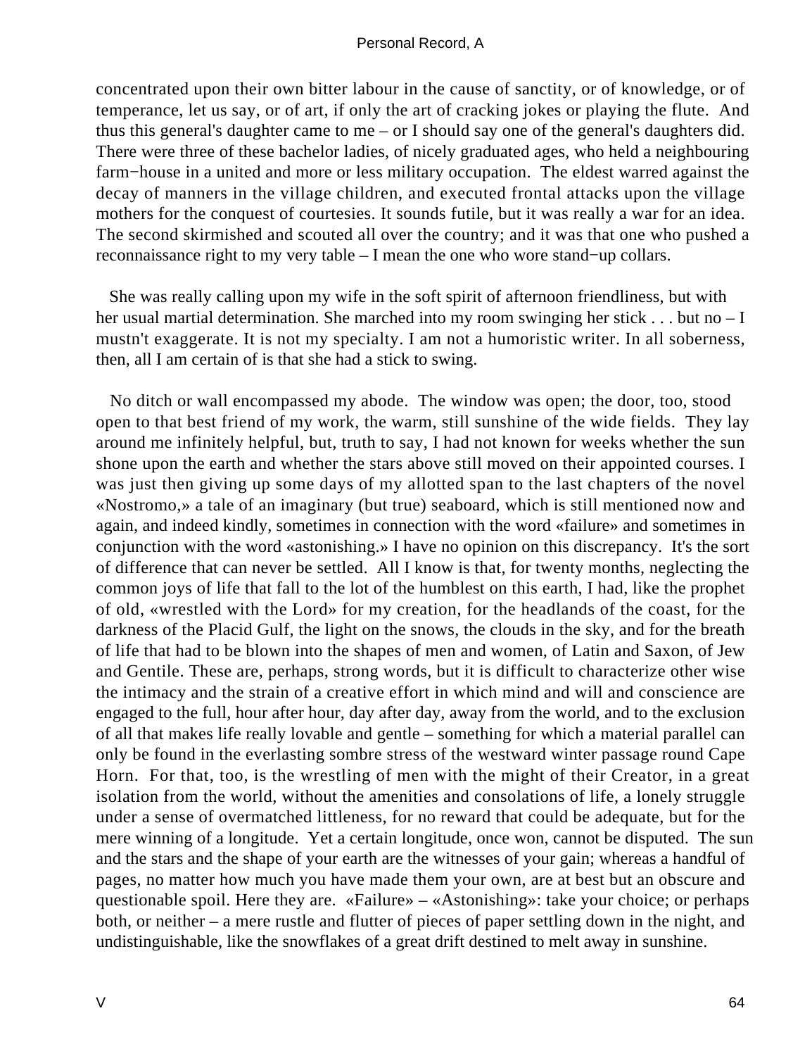concentrated upon their own bitter labour in the cause of sanctity, or of knowledge, or of temperance, let us say, or of art, if only the art of cracking jokes or playing the flute. And thus this general's daughter came to me – or I should say one of the general's daughters did. There were three of these bachelor ladies, of nicely graduated ages, who held a neighbouring farm−house in a united and more or less military occupation. The eldest warred against the decay of manners in the village children, and executed frontal attacks upon the village mothers for the conquest of courtesies. It sounds futile, but it was really a war for an idea. The second skirmished and scouted all over the country; and it was that one who pushed a reconnaissance right to my very table – I mean the one who wore stand−up collars.

She was really calling upon my wife in the soft spirit of afternoon friendliness, but with her usual martial determination. She marched into my room swinging her stick . . . but no – I mustn't exaggerate. It is not my specialty. I am not a humoristic writer. In all soberness, then, all I am certain of is that she had a stick to swing.

No ditch or wall encompassed my abode. The window was open; the door, too, stood open to that best friend of my work, the warm, still sunshine of the wide fields. They lay around me infinitely helpful, but, truth to say, I had not known for weeks whether the sun shone upon the earth and whether the stars above still moved on their appointed courses. I was just then giving up some days of my allotted span to the last chapters of the novel «Nostromo,» a tale of an imaginary (but true) seaboard, which is still mentioned now and again, and indeed kindly, sometimes in connection with the word «failure» and sometimes in conjunction with the word «astonishing.» I have no opinion on this discrepancy. It's the sort of difference that can never be settled. All I know is that, for twenty months, neglecting the common joys of life that fall to the lot of the humblest on this earth, I had, like the prophet of old, «wrestled with the Lord» for my creation, for the headlands of the coast, for the darkness of the Placid Gulf, the light on the snows, the clouds in the sky, and for the breath of life that had to be blown into the shapes of men and women, of Latin and Saxon, of Jew and Gentile. These are, perhaps, strong words, but it is difficult to characterize other wise the intimacy and the strain of a creative effort in which mind and will and conscience are engaged to the full, hour after hour, day after day, away from the world, and to the exclusion of all that makes life really lovable and gentle – something for which a material parallel can only be found in the everlasting sombre stress of the westward winter passage round Cape Horn. For that, too, is the wrestling of men with the might of their Creator, in a great isolation from the world, without the amenities and consolations of life, a lonely struggle under a sense of overmatched littleness, for no reward that could be adequate, but for the mere winning of a longitude. Yet a certain longitude, once won, cannot be disputed. The sun and the stars and the shape of your earth are the witnesses of your gain; whereas a handful of pages, no matter how much you have made them your own, are at best but an obscure and questionable spoil. Here they are. «Failure» – «Astonishing»: take your choice; or perhaps both, or neither – a mere rustle and flutter of pieces of paper settling down in the night, and undistinguishable, like the snowflakes of a great drift destined to melt away in sunshine.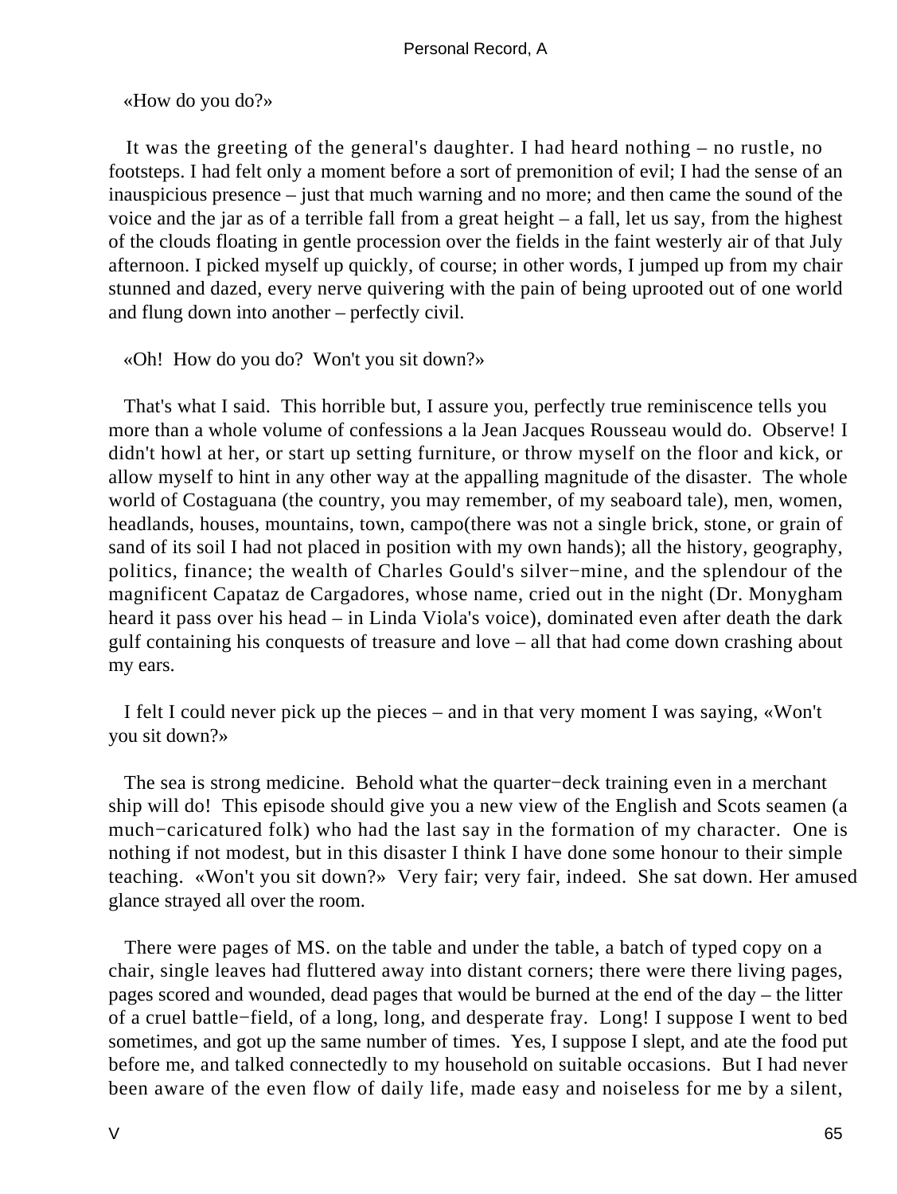«How do you do?»

It was the greeting of the general's daughter. I had heard nothing – no rustle, no footsteps. I had felt only a moment before a sort of premonition of evil; I had the sense of an inauspicious presence – just that much warning and no more; and then came the sound of the voice and the jar as of a terrible fall from a great height – a fall, let us say, from the highest of the clouds floating in gentle procession over the fields in the faint westerly air of that July afternoon. I picked myself up quickly, of course; in other words, I jumped up from my chair stunned and dazed, every nerve quivering with the pain of being uprooted out of one world and flung down into another – perfectly civil.

«Oh! How do you do? Won't you sit down?»

That's what I said. This horrible but, I assure you, perfectly true reminiscence tells you more than a whole volume of confessions a la Jean Jacques Rousseau would do. Observe! I didn't howl at her, or start up setting furniture, or throw myself on the floor and kick, or allow myself to hint in any other way at the appalling magnitude of the disaster. The whole world of Costaguana (the country, you may remember, of my seaboard tale), men, women, headlands, houses, mountains, town, campo(there was not a single brick, stone, or grain of sand of its soil I had not placed in position with my own hands); all the history, geography, politics, finance; the wealth of Charles Gould's silver−mine, and the splendour of the magnificent Capataz de Cargadores, whose name, cried out in the night (Dr. Monygham heard it pass over his head – in Linda Viola's voice), dominated even after death the dark gulf containing his conquests of treasure and love – all that had come down crashing about my ears.

I felt I could never pick up the pieces – and in that very moment I was saying, «Won't you sit down?»

The sea is strong medicine. Behold what the quarter−deck training even in a merchant ship will do! This episode should give you a new view of the English and Scots seamen (a much−caricatured folk) who had the last say in the formation of my character. One is nothing if not modest, but in this disaster I think I have done some honour to their simple teaching. «Won't you sit down?» Very fair; very fair, indeed. She sat down. Her amused glance strayed all over the room.

There were pages of MS. on the table and under the table, a batch of typed copy on a chair, single leaves had fluttered away into distant corners; there were there living pages, pages scored and wounded, dead pages that would be burned at the end of the day – the litter of a cruel battle−field, of a long, long, and desperate fray. Long! I suppose I went to bed sometimes, and got up the same number of times. Yes, I suppose I slept, and ate the food put before me, and talked connectedly to my household on suitable occasions. But I had never been aware of the even flow of daily life, made easy and noiseless for me by a silent,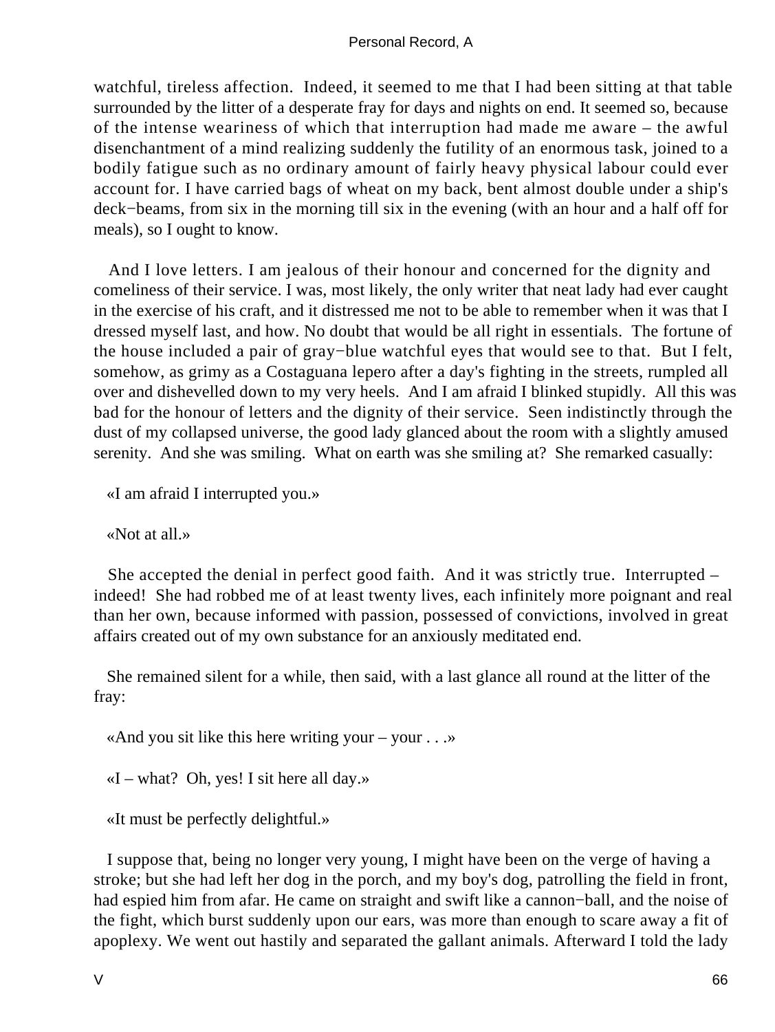watchful, tireless affection. Indeed, it seemed to me that I had been sitting at that table surrounded by the litter of a desperate fray for days and nights on end. It seemed so, because of the intense weariness of which that interruption had made me aware – the awful disenchantment of a mind realizing suddenly the futility of an enormous task, joined to a bodily fatigue such as no ordinary amount of fairly heavy physical labour could ever account for. I have carried bags of wheat on my back, bent almost double under a ship's deck−beams, from six in the morning till six in the evening (with an hour and a half off for meals), so I ought to know.

And I love letters. I am jealous of their honour and concerned for the dignity and comeliness of their service. I was, most likely, the only writer that neat lady had ever caught in the exercise of his craft, and it distressed me not to be able to remember when it was that I dressed myself last, and how. No doubt that would be all right in essentials. The fortune of the house included a pair of gray−blue watchful eyes that would see to that. But I felt, somehow, as grimy as a Costaguana lepero after a day's fighting in the streets, rumpled all over and dishevelled down to my very heels. And I am afraid I blinked stupidly. All this was bad for the honour of letters and the dignity of their service. Seen indistinctly through the dust of my collapsed universe, the good lady glanced about the room with a slightly amused serenity. And she was smiling. What on earth was she smiling at? She remarked casually:

«I am afraid I interrupted you.»

«Not at all.»

She accepted the denial in perfect good faith. And it was strictly true. Interrupted – indeed! She had robbed me of at least twenty lives, each infinitely more poignant and real than her own, because informed with passion, possessed of convictions, involved in great affairs created out of my own substance for an anxiously meditated end.

She remained silent for a while, then said, with a last glance all round at the litter of the fray:

«And you sit like this here writing your – your . . .»

«I – what? Oh, yes! I sit here all day.»

«It must be perfectly delightful.»

I suppose that, being no longer very young, I might have been on the verge of having a stroke; but she had left her dog in the porch, and my boy's dog, patrolling the field in front, had espied him from afar. He came on straight and swift like a cannon−ball, and the noise of the fight, which burst suddenly upon our ears, was more than enough to scare away a fit of apoplexy. We went out hastily and separated the gallant animals. Afterward I told the lady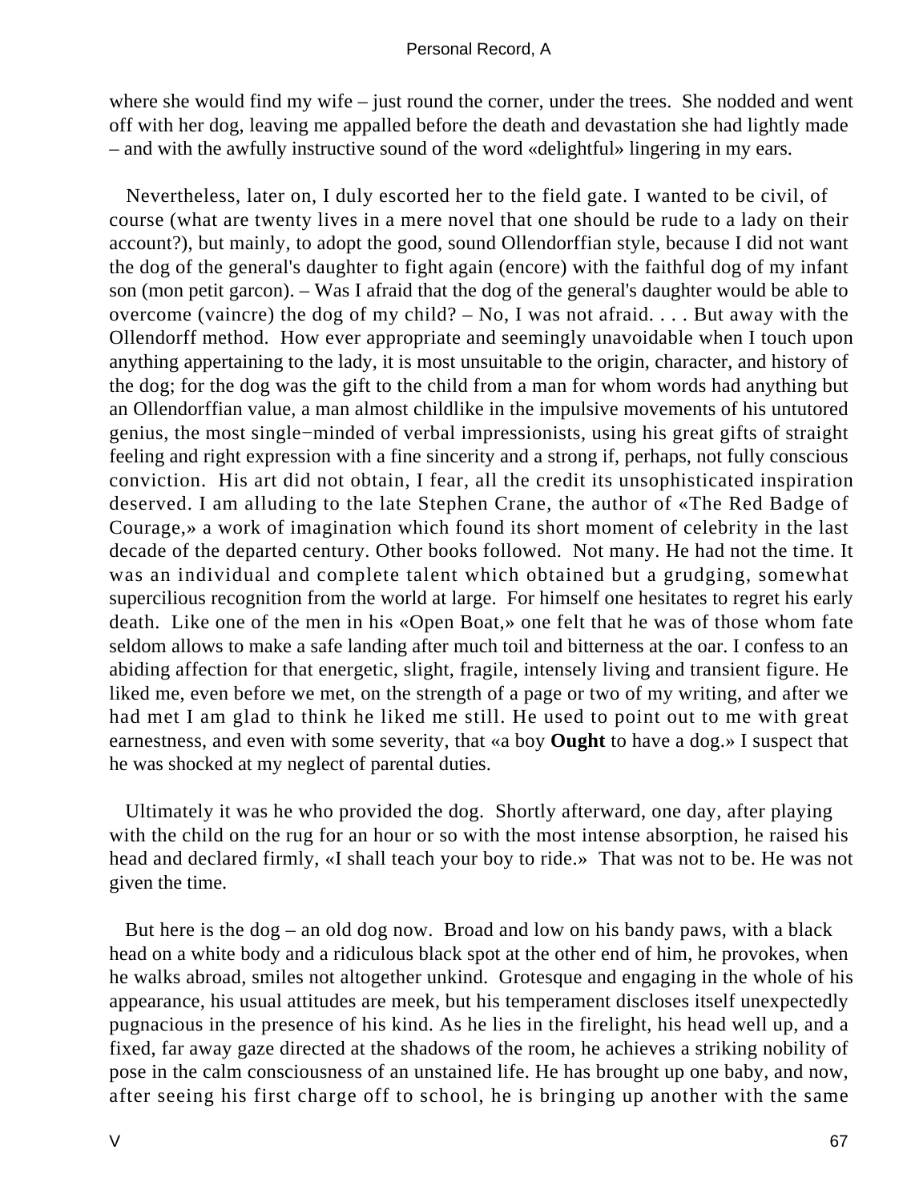where she would find my wife – just round the corner, under the trees. She nodded and went off with her dog, leaving me appalled before the death and devastation she had lightly made – and with the awfully instructive sound of the word «delightful» lingering in my ears.

Nevertheless, later on, I duly escorted her to the field gate. I wanted to be civil, of course (what are twenty lives in a mere novel that one should be rude to a lady on their account?), but mainly, to adopt the good, sound Ollendorffian style, because I did not want the dog of the general's daughter to fight again (encore) with the faithful dog of my infant son (mon petit garcon). – Was I afraid that the dog of the general's daughter would be able to overcome (vaincre) the dog of my child? – No, I was not afraid. . . . But away with the Ollendorff method. How ever appropriate and seemingly unavoidable when I touch upon anything appertaining to the lady, it is most unsuitable to the origin, character, and history of the dog; for the dog was the gift to the child from a man for whom words had anything but an Ollendorffian value, a man almost childlike in the impulsive movements of his untutored genius, the most single−minded of verbal impressionists, using his great gifts of straight feeling and right expression with a fine sincerity and a strong if, perhaps, not fully conscious conviction. His art did not obtain, I fear, all the credit its unsophisticated inspiration deserved. I am alluding to the late Stephen Crane, the author of «The Red Badge of Courage,» a work of imagination which found its short moment of celebrity in the last decade of the departed century. Other books followed. Not many. He had not the time. It was an individual and complete talent which obtained but a grudging, somewhat supercilious recognition from the world at large. For himself one hesitates to regret his early death. Like one of the men in his «Open Boat,» one felt that he was of those whom fate seldom allows to make a safe landing after much toil and bitterness at the oar. I confess to an abiding affection for that energetic, slight, fragile, intensely living and transient figure. He liked me, even before we met, on the strength of a page or two of my writing, and after we had met I am glad to think he liked me still. He used to point out to me with great earnestness, and even with some severity, that «a boy **Ought** to have a dog.» I suspect that he was shocked at my neglect of parental duties.

Ultimately it was he who provided the dog. Shortly afterward, one day, after playing with the child on the rug for an hour or so with the most intense absorption, he raised his head and declared firmly, «I shall teach your boy to ride.» That was not to be. He was not given the time.

But here is the dog – an old dog now. Broad and low on his bandy paws, with a black head on a white body and a ridiculous black spot at the other end of him, he provokes, when he walks abroad, smiles not altogether unkind. Grotesque and engaging in the whole of his appearance, his usual attitudes are meek, but his temperament discloses itself unexpectedly pugnacious in the presence of his kind. As he lies in the firelight, his head well up, and a fixed, far away gaze directed at the shadows of the room, he achieves a striking nobility of pose in the calm consciousness of an unstained life. He has brought up one baby, and now, after seeing his first charge off to school, he is bringing up another with the same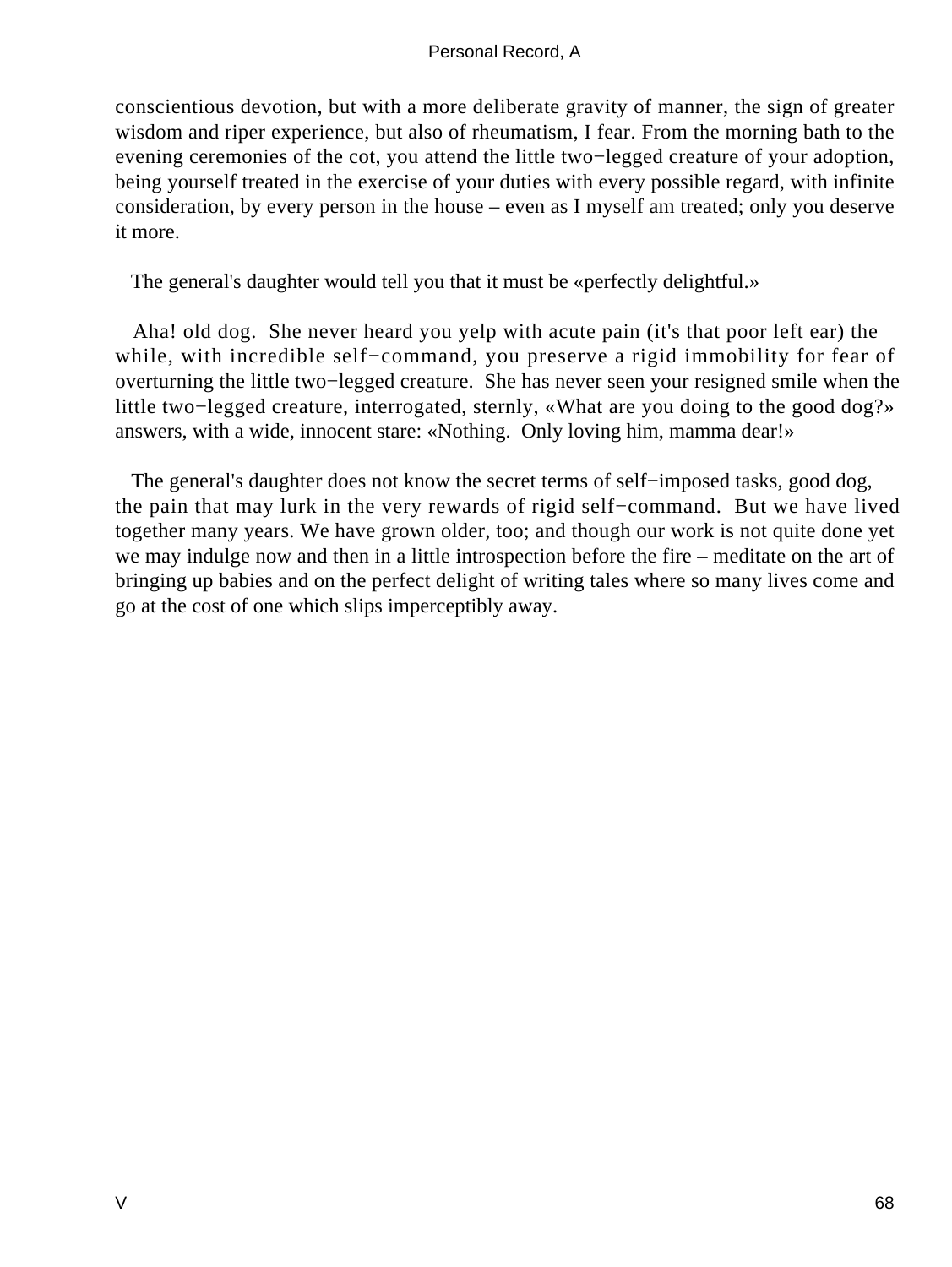conscientious devotion, but with a more deliberate gravity of manner, the sign of greater wisdom and riper experience, but also of rheumatism, I fear. From the morning bath to the evening ceremonies of the cot, you attend the little two−legged creature of your adoption, being yourself treated in the exercise of your duties with every possible regard, with infinite consideration, by every person in the house – even as I myself am treated; only you deserve it more.

The general's daughter would tell you that it must be «perfectly delightful.»

Aha! old dog. She never heard you yelp with acute pain (it's that poor left ear) the while, with incredible self−command, you preserve a rigid immobility for fear of overturning the little two−legged creature. She has never seen your resigned smile when the little two−legged creature, interrogated, sternly, «What are you doing to the good dog?» answers, with a wide, innocent stare: «Nothing. Only loving him, mamma dear!»

The general's daughter does not know the secret terms of self−imposed tasks, good dog, the pain that may lurk in the very rewards of rigid self−command. But we have lived together many years. We have grown older, too; and though our work is not quite done yet we may indulge now and then in a little introspection before the fire – meditate on the art of bringing up babies and on the perfect delight of writing tales where so many lives come and go at the cost of one which slips imperceptibly away.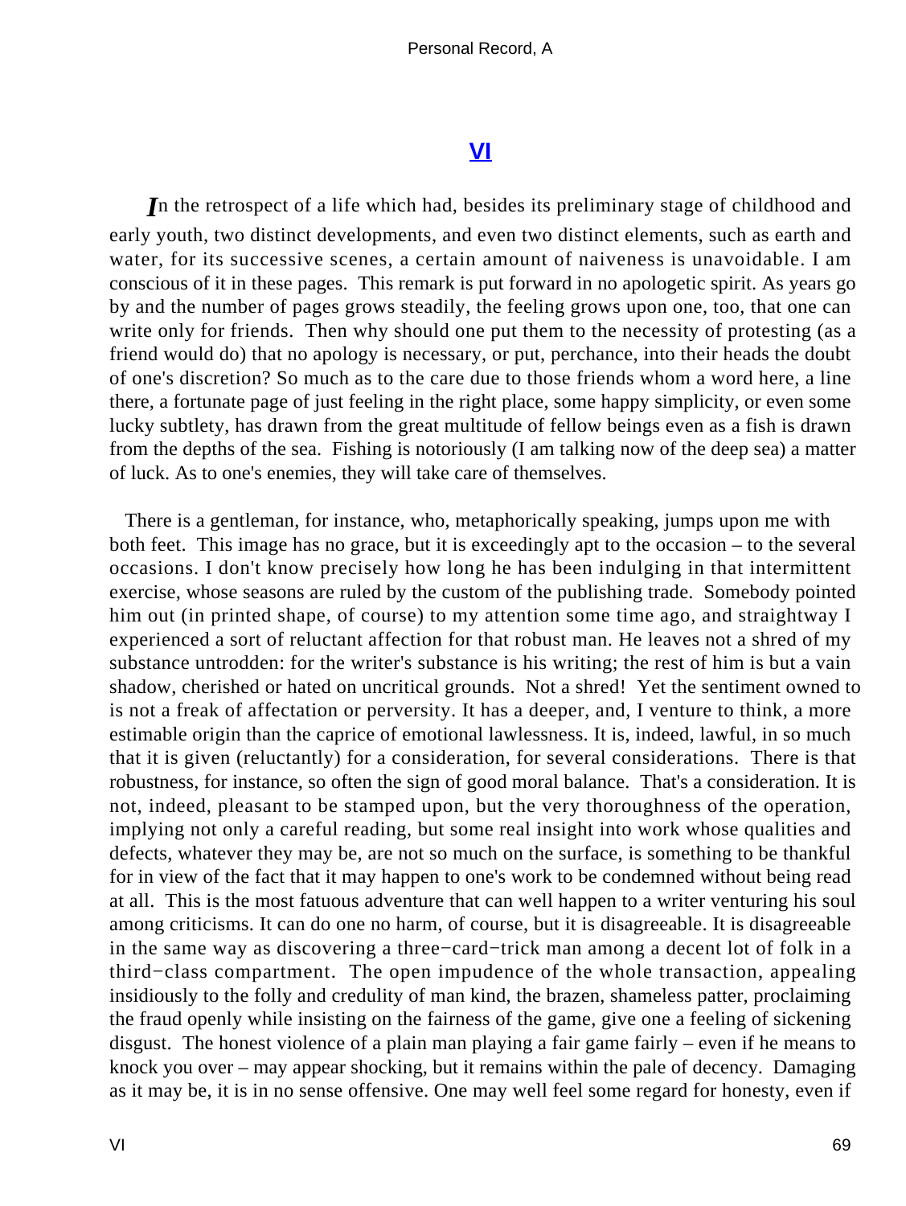# VI

*I*n the retrospect of a life which had, besides its preliminary stage of childhood and early youth, two distinct developments, and even two distinct elements, such as earth and water, for its successive scenes, a certain amount of naiveness is unavoidable. I am conscious of it in these pages. This remark is put forward in no apologetic spirit. As years go by and the number of pages grows steadily, the feeling grows upon one, too, that one can write only for friends. Then why should one put them to the necessity of protesting (as a friend would do) that no apology is necessary, or put, perchance, into their heads the doubt of one's discretion? So much as to the care due to those friends whom a word here, a line there, a fortunate page of just feeling in the right place, some happy simplicity, or even some lucky subtlety, has drawn from the great multitude of fellow beings even as a fish is drawn from the depths of the sea. Fishing is notoriously (I am talking now of the deep sea) a matter of luck. As to one's enemies, they will take care of themselves.

There is a gentleman, for instance, who, metaphorically speaking, jumps upon me with both feet. This image has no grace, but it is exceedingly apt to the occasion – to the several occasions. I don't know precisely how long he has been indulging in that intermittent exercise, whose seasons are ruled by the custom of the publishing trade. Somebody pointed him out (in printed shape, of course) to my attention some time ago, and straightway I experienced a sort of reluctant affection for that robust man. He leaves not a shred of my substance untrodden: for the writer's substance is his writing; the rest of him is but a vain shadow, cherished or hated on uncritical grounds. Not a shred! Yet the sentiment owned to is not a freak of affectation or perversity. It has a deeper, and, I venture to think, a more estimable origin than the caprice of emotional lawlessness. It is, indeed, lawful, in so much that it is given (reluctantly) for a consideration, for several considerations. There is that robustness, for instance, so often the sign of good moral balance. That's a consideration. It is not, indeed, pleasant to be stamped upon, but the very thoroughness of the operation, implying not only a careful reading, but some real insight into work whose qualities and defects, whatever they may be, are not so much on the surface, is something to be thankful for in view of the fact that it may happen to one's work to be condemned without being read at all. This is the most fatuous adventure that can well happen to a writer venturing his soul among criticisms. It can do one no harm, of course, but it is disagreeable. It is disagreeable in the same way as discovering a three−card−trick man among a decent lot of folk in a third−class compartment. The open impudence of the whole transaction, appealing insidiously to the folly and credulity of man kind, the brazen, shameless patter, proclaiming the fraud openly while insisting on the fairness of the game, give one a feeling of sickening disgust. The honest violence of a plain man playing a fair game fairly – even if he means to knock you over – may appear shocking, but it remains within the pale of decency. Damaging as it may be, it is in no sense offensive. One may well feel some regard for honesty, even if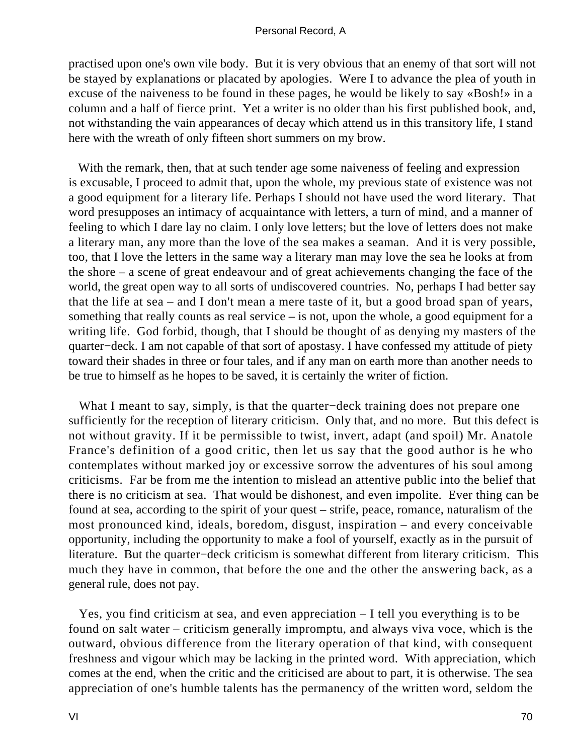practised upon one's own vile body. But it is very obvious that an enemy of that sort will not be stayed by explanations or placated by apologies. Were I to advance the plea of youth in excuse of the naiveness to be found in these pages, he would be likely to say «Bosh!» in a column and a half of fierce print. Yet a writer is no older than his first published book, and, not withstanding the vain appearances of decay which attend us in this transitory life, I stand here with the wreath of only fifteen short summers on my brow.

With the remark, then, that at such tender age some naiveness of feeling and expression is excusable, I proceed to admit that, upon the whole, my previous state of existence was not a good equipment for a literary life. Perhaps I should not have used the word literary. That word presupposes an intimacy of acquaintance with letters, a turn of mind, and a manner of feeling to which I dare lay no claim. I only love letters; but the love of letters does not make a literary man, any more than the love of the sea makes a seaman. And it is very possible, too, that I love the letters in the same way a literary man may love the sea he looks at from the shore – a scene of great endeavour and of great achievements changing the face of the world, the great open way to all sorts of undiscovered countries. No, perhaps I had better say that the life at sea – and I don't mean a mere taste of it, but a good broad span of years, something that really counts as real service – is not, upon the whole, a good equipment for a writing life. God forbid, though, that I should be thought of as denying my masters of the quarter−deck. I am not capable of that sort of apostasy. I have confessed my attitude of piety toward their shades in three or four tales, and if any man on earth more than another needs to be true to himself as he hopes to be saved, it is certainly the writer of fiction.

What I meant to say, simply, is that the quarter−deck training does not prepare one sufficiently for the reception of literary criticism. Only that, and no more. But this defect is not without gravity. If it be permissible to twist, invert, adapt (and spoil) Mr. Anatole France's definition of a good critic, then let us say that the good author is he who contemplates without marked joy or excessive sorrow the adventures of his soul among criticisms. Far be from me the intention to mislead an attentive public into the belief that there is no criticism at sea. That would be dishonest, and even impolite. Ever thing can be found at sea, according to the spirit of your quest – strife, peace, romance, naturalism of the most pronounced kind, ideals, boredom, disgust, inspiration – and every conceivable opportunity, including the opportunity to make a fool of yourself, exactly as in the pursuit of literature. But the quarter−deck criticism is somewhat different from literary criticism. This much they have in common, that before the one and the other the answering back, as a general rule, does not pay.

Yes, you find criticism at sea, and even appreciation – I tell you everything is to be found on salt water – criticism generally impromptu, and always viva voce, which is the outward, obvious difference from the literary operation of that kind, with consequent freshness and vigour which may be lacking in the printed word. With appreciation, which comes at the end, when the critic and the criticised are about to part, it is otherwise. The sea appreciation of one's humble talents has the permanency of the written word, seldom the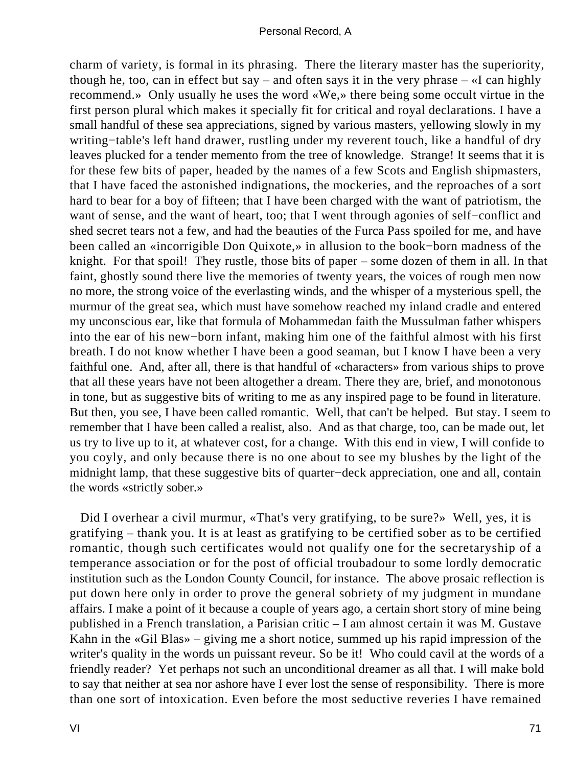charm of variety, is formal in its phrasing. There the literary master has the superiority, though he, too, can in effect but say – and often says it in the very phrase – «I can highly recommend.» Only usually he uses the word «We,» there being some occult virtue in the first person plural which makes it specially fit for critical and royal declarations. I have a small handful of these sea appreciations, signed by various masters, yellowing slowly in my writing−table's left hand drawer, rustling under my reverent touch, like a handful of dry leaves plucked for a tender memento from the tree of knowledge. Strange! It seems that it is for these few bits of paper, headed by the names of a few Scots and English shipmasters, that I have faced the astonished indignations, the mockeries, and the reproaches of a sort hard to bear for a boy of fifteen; that I have been charged with the want of patriotism, the want of sense, and the want of heart, too; that I went through agonies of self−conflict and shed secret tears not a few, and had the beauties of the Furca Pass spoiled for me, and have been called an «incorrigible Don Quixote,» in allusion to the book−born madness of the knight. For that spoil! They rustle, those bits of paper – some dozen of them in all. In that faint, ghostly sound there live the memories of twenty years, the voices of rough men now no more, the strong voice of the everlasting winds, and the whisper of a mysterious spell, the murmur of the great sea, which must have somehow reached my inland cradle and entered my unconscious ear, like that formula of Mohammedan faith the Mussulman father whispers into the ear of his new−born infant, making him one of the faithful almost with his first breath. I do not know whether I have been a good seaman, but I know I have been a very faithful one. And, after all, there is that handful of «characters» from various ships to prove that all these years have not been altogether a dream. There they are, brief, and monotonous in tone, but as suggestive bits of writing to me as any inspired page to be found in literature. But then, you see, I have been called romantic. Well, that can't be helped. But stay. I seem to remember that I have been called a realist, also. And as that charge, too, can be made out, let us try to live up to it, at whatever cost, for a change. With this end in view, I will confide to you coyly, and only because there is no one about to see my blushes by the light of the midnight lamp, that these suggestive bits of quarter−deck appreciation, one and all, contain the words «strictly sober.»

Did I overhear a civil murmur, «That's very gratifying, to be sure?» Well, yes, it is gratifying – thank you. It is at least as gratifying to be certified sober as to be certified romantic, though such certificates would not qualify one for the secretaryship of a temperance association or for the post of official troubadour to some lordly democratic institution such as the London County Council, for instance. The above prosaic reflection is put down here only in order to prove the general sobriety of my judgment in mundane affairs. I make a point of it because a couple of years ago, a certain short story of mine being published in a French translation, a Parisian critic – I am almost certain it was M. Gustave Kahn in the «Gil Blas» – giving me a short notice, summed up his rapid impression of the writer's quality in the words un puissant reveur. So be it! Who could cavil at the words of a friendly reader? Yet perhaps not such an unconditional dreamer as all that. I will make bold to say that neither at sea nor ashore have I ever lost the sense of responsibility. There is more than one sort of intoxication. Even before the most seductive reveries I have remained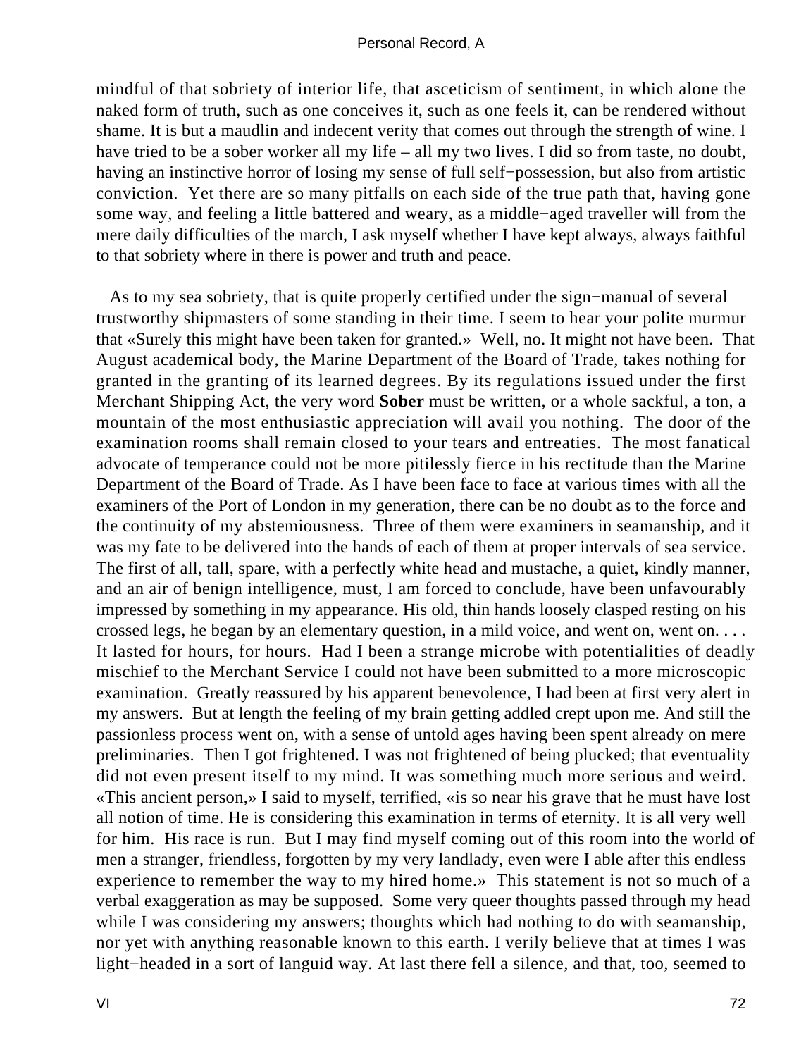mindful of that sobriety of interior life, that asceticism of sentiment, in which alone the naked form of truth, such as one conceives it, such as one feels it, can be rendered without shame. It is but a maudlin and indecent verity that comes out through the strength of wine. I have tried to be a sober worker all my life – all my two lives. I did so from taste, no doubt, having an instinctive horror of losing my sense of full self−possession, but also from artistic conviction. Yet there are so many pitfalls on each side of the true path that, having gone some way, and feeling a little battered and weary, as a middle−aged traveller will from the mere daily difficulties of the march, I ask myself whether I have kept always, always faithful to that sobriety where in there is power and truth and peace.

As to my sea sobriety, that is quite properly certified under the sign−manual of several trustworthy shipmasters of some standing in their time. I seem to hear your polite murmur that «Surely this might have been taken for granted.» Well, no. It might not have been. That August academical body, the Marine Department of the Board of Trade, takes nothing for granted in the granting of its learned degrees. By its regulations issued under the first Merchant Shipping Act, the very word **Sober** must be written, or a whole sackful, a ton, a mountain of the most enthusiastic appreciation will avail you nothing. The door of the examination rooms shall remain closed to your tears and entreaties. The most fanatical advocate of temperance could not be more pitilessly fierce in his rectitude than the Marine Department of the Board of Trade. As I have been face to face at various times with all the examiners of the Port of London in my generation, there can be no doubt as to the force and the continuity of my abstemiousness. Three of them were examiners in seamanship, and it was my fate to be delivered into the hands of each of them at proper intervals of sea service. The first of all, tall, spare, with a perfectly white head and mustache, a quiet, kindly manner, and an air of benign intelligence, must, I am forced to conclude, have been unfavourably impressed by something in my appearance. His old, thin hands loosely clasped resting on his crossed legs, he began by an elementary question, in a mild voice, and went on, went on. . . . It lasted for hours, for hours. Had I been a strange microbe with potentialities of deadly mischief to the Merchant Service I could not have been submitted to a more microscopic examination. Greatly reassured by his apparent benevolence, I had been at first very alert in my answers. But at length the feeling of my brain getting addled crept upon me. And still the passionless process went on, with a sense of untold ages having been spent already on mere preliminaries. Then I got frightened. I was not frightened of being plucked; that eventuality did not even present itself to my mind. It was something much more serious and weird. «This ancient person,» I said to myself, terrified, «is so near his grave that he must have lost all notion of time. He is considering this examination in terms of eternity. It is all very well for him. His race is run. But I may find myself coming out of this room into the world of men a stranger, friendless, forgotten by my very landlady, even were I able after this endless experience to remember the way to my hired home.» This statement is not so much of a verbal exaggeration as may be supposed. Some very queer thoughts passed through my head while I was considering my answers; thoughts which had nothing to do with seamanship, nor yet with anything reasonable known to this earth. I verily believe that at times I was light−headed in a sort of languid way. At last there fell a silence, and that, too, seemed to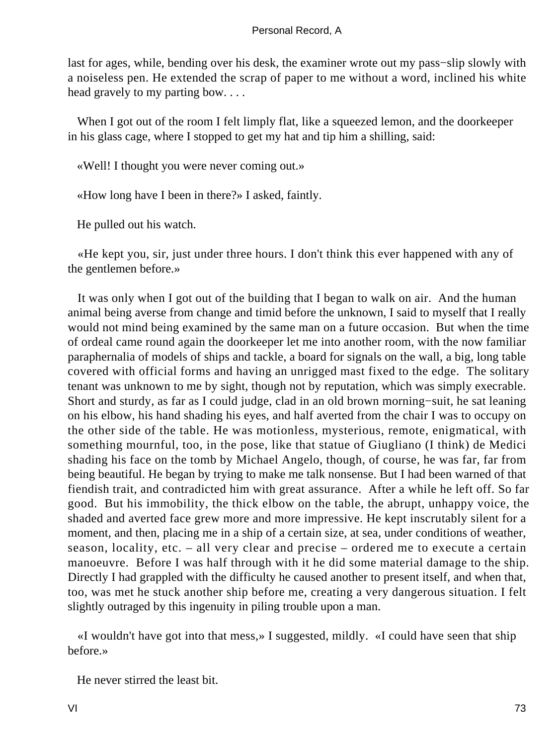last for ages, while, bending over his desk, the examiner wrote out my pass−slip slowly with a noiseless pen. He extended the scrap of paper to me without a word, inclined his white head gravely to my parting bow. . . .

When I got out of the room I felt limply flat, like a squeezed lemon, and the doorkeeper in his glass cage, where I stopped to get my hat and tip him a shilling, said:

«Well! I thought you were never coming out.»

«How long have I been in there?» I asked, faintly.

He pulled out his watch.

«He kept you, sir, just under three hours. I don't think this ever happened with any of the gentlemen before.»

It was only when I got out of the building that I began to walk on air. And the human animal being averse from change and timid before the unknown, I said to myself that I really would not mind being examined by the same man on a future occasion. But when the time of ordeal came round again the doorkeeper let me into another room, with the now familiar paraphernalia of models of ships and tackle, a board for signals on the wall, a big, long table covered with official forms and having an unrigged mast fixed to the edge. The solitary tenant was unknown to me by sight, though not by reputation, which was simply execrable. Short and sturdy, as far as I could judge, clad in an old brown morning−suit, he sat leaning on his elbow, his hand shading his eyes, and half averted from the chair I was to occupy on the other side of the table. He was motionless, mysterious, remote, enigmatical, with something mournful, too, in the pose, like that statue of Giugliano (I think) de Medici shading his face on the tomb by Michael Angelo, though, of course, he was far, far from being beautiful. He began by trying to make me talk nonsense. But I had been warned of that fiendish trait, and contradicted him with great assurance. After a while he left off. So far good. But his immobility, the thick elbow on the table, the abrupt, unhappy voice, the shaded and averted face grew more and more impressive. He kept inscrutably silent for a moment, and then, placing me in a ship of a certain size, at sea, under conditions of weather, season, locality, etc. – all very clear and precise – ordered me to execute a certain manoeuvre. Before I was half through with it he did some material damage to the ship. Directly I had grappled with the difficulty he caused another to present itself, and when that, too, was met he stuck another ship before me, creating a very dangerous situation. I felt slightly outraged by this ingenuity in piling trouble upon a man.

«I wouldn't have got into that mess,» I suggested, mildly. «I could have seen that ship before.»

He never stirred the least bit.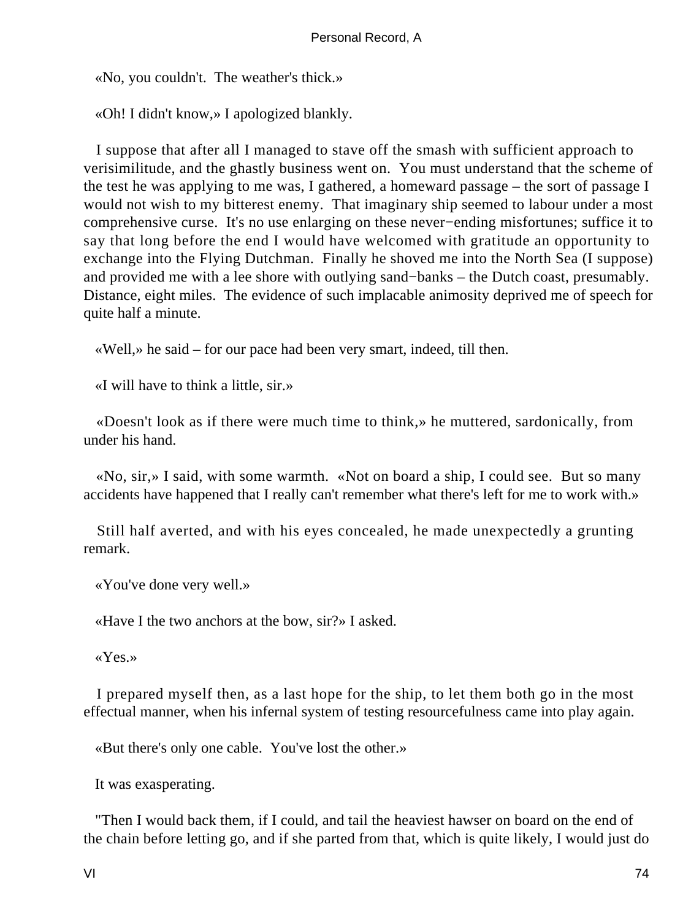«No, you couldn't.  The weather's thick.»

«Oh! I didn't know,» I apologized blankly.

I suppose that after all I managed to stave off the smash with sufficient approach to verisimilitude, and the ghastly business went on.  You must understand that the scheme of the test he was applying to me was, I gathered, a homeward passage – the sort of passage I would not wish to my bitterest enemy.  That imaginary ship seemed to labour under a most comprehensive curse.  It's no use enlarging on these never−ending misfortunes; suffice it to say that long before the end I would have welcomed with gratitude an opportunity to exchange into the Flying Dutchman.  Finally he shoved me into the North Sea (I suppose) and provided me with a lee shore with outlying sand−banks – the Dutch coast, presumably.  Distance, eight miles.  The evidence of such implacable animosity deprived me of speech for quite half a minute.

«Well,» he said – for our pace had been very smart, indeed, till then.

«I will have to think a little, sir.»

«Doesn't look as if there were much time to think,» he muttered, sardonically, from under his hand.

«No, sir,» I said, with some warmth.  «Not on board a ship, I could see.  But so many accidents have happened that I really can't remember what there's left for me to work with.»

Still half averted, and with his eyes concealed, he made unexpectedly a grunting remark.

«You've done very well.»

«Have I the two anchors at the bow, sir?» I asked.

«Yes.»

I prepared myself then, as a last hope for the ship, to let them both go in the most effectual manner, when his infernal system of testing resourcefulness came into play again.

«But there's only one cable.  You've lost the other.»

It was exasperating.

"Then I would back them, if I could, and tail the heaviest hawser on board on the end of the chain before letting go, and if she parted from that, which is quite likely, I would just do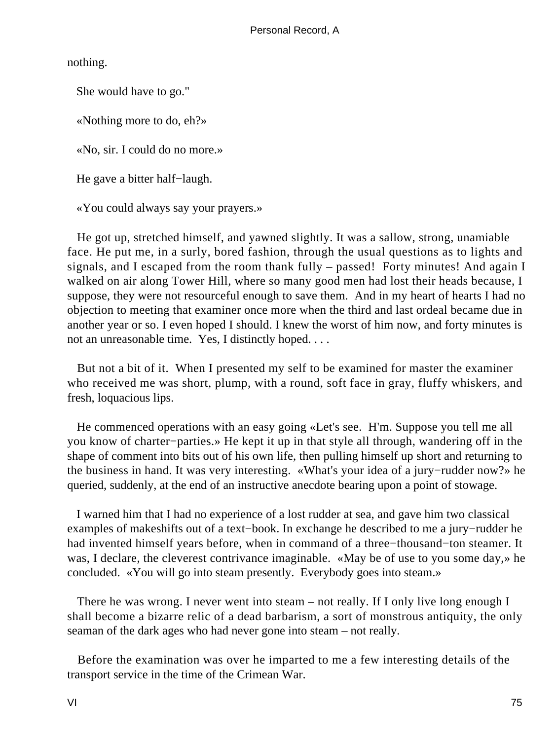nothing.

She would have to go."

«Nothing more to do, eh?»

«No, sir. I could do no more.»

He gave a bitter half−laugh.

«You could always say your prayers.»

He got up, stretched himself, and yawned slightly. It was a sallow, strong, unamiable face. He put me, in a surly, bored fashion, through the usual questions as to lights and signals, and I escaped from the room thank fully – passed! Forty minutes! And again I walked on air along Tower Hill, where so many good men had lost their heads because, I suppose, they were not resourceful enough to save them. And in my heart of hearts I had no objection to meeting that examiner once more when the third and last ordeal became due in another year or so. I even hoped I should. I knew the worst of him now, and forty minutes is not an unreasonable time. Yes, I distinctly hoped. . . .

But not a bit of it. When I presented my self to be examined for master the examiner who received me was short, plump, with a round, soft face in gray, fluffy whiskers, and fresh, loquacious lips.

He commenced operations with an easy going «Let's see. H'm. Suppose you tell me all you know of charter−parties.» He kept it up in that style all through, wandering off in the shape of comment into bits out of his own life, then pulling himself up short and returning to the business in hand. It was very interesting. «What's your idea of a jury−rudder now?» he queried, suddenly, at the end of an instructive anecdote bearing upon a point of stowage.

I warned him that I had no experience of a lost rudder at sea, and gave him two classical examples of makeshifts out of a text−book. In exchange he described to me a jury−rudder he had invented himself years before, when in command of a three−thousand−ton steamer. It was, I declare, the cleverest contrivance imaginable. «May be of use to you some day,» he concluded. «You will go into steam presently. Everybody goes into steam.»

There he was wrong. I never went into steam – not really. If I only live long enough I shall become a bizarre relic of a dead barbarism, a sort of monstrous antiquity, the only seaman of the dark ages who had never gone into steam – not really.

Before the examination was over he imparted to me a few interesting details of the transport service in the time of the Crimean War.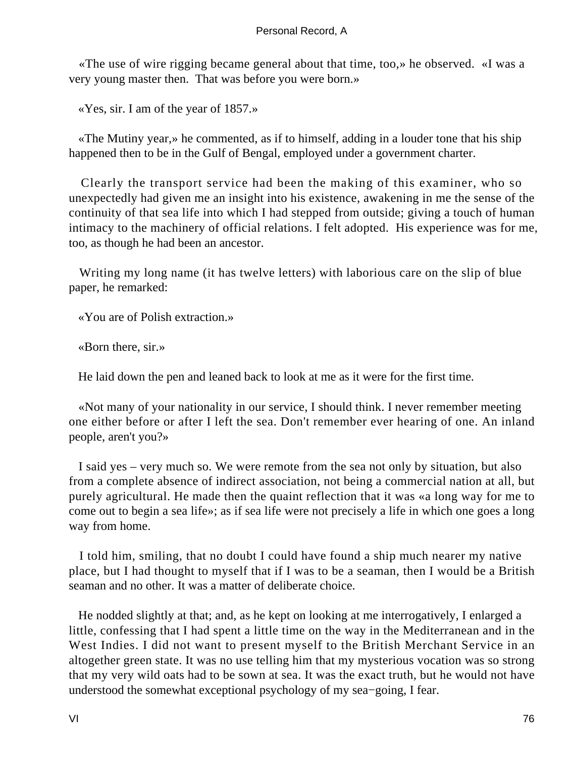«The use of wire rigging became general about that time, too,» he observed. «I was a very young master then. That was before you were born.»

«Yes, sir. I am of the year of 1857.»

«The Mutiny year,» he commented, as if to himself, adding in a louder tone that his ship happened then to be in the Gulf of Bengal, employed under a government charter.

Clearly the transport service had been the making of this examiner, who so unexpectedly had given me an insight into his existence, awakening in me the sense of the continuity of that sea life into which I had stepped from outside; giving a touch of human intimacy to the machinery of official relations. I felt adopted. His experience was for me, too, as though he had been an ancestor.

Writing my long name (it has twelve letters) with laborious care on the slip of blue paper, he remarked:

«You are of Polish extraction.»

«Born there, sir.»

He laid down the pen and leaned back to look at me as it were for the first time.

«Not many of your nationality in our service, I should think. I never remember meeting one either before or after I left the sea. Don't remember ever hearing of one. An inland people, aren't you?»

I said yes – very much so. We were remote from the sea not only by situation, but also from a complete absence of indirect association, not being a commercial nation at all, but purely agricultural. He made then the quaint reflection that it was «a long way for me to come out to begin a sea life»; as if sea life were not precisely a life in which one goes a long way from home.

I told him, smiling, that no doubt I could have found a ship much nearer my native place, but I had thought to myself that if I was to be a seaman, then I would be a British seaman and no other. It was a matter of deliberate choice.

He nodded slightly at that; and, as he kept on looking at me interrogatively, I enlarged a little, confessing that I had spent a little time on the way in the Mediterranean and in the West Indies. I did not want to present myself to the British Merchant Service in an altogether green state. It was no use telling him that my mysterious vocation was so strong that my very wild oats had to be sown at sea. It was the exact truth, but he would not have understood the somewhat exceptional psychology of my sea−going, I fear.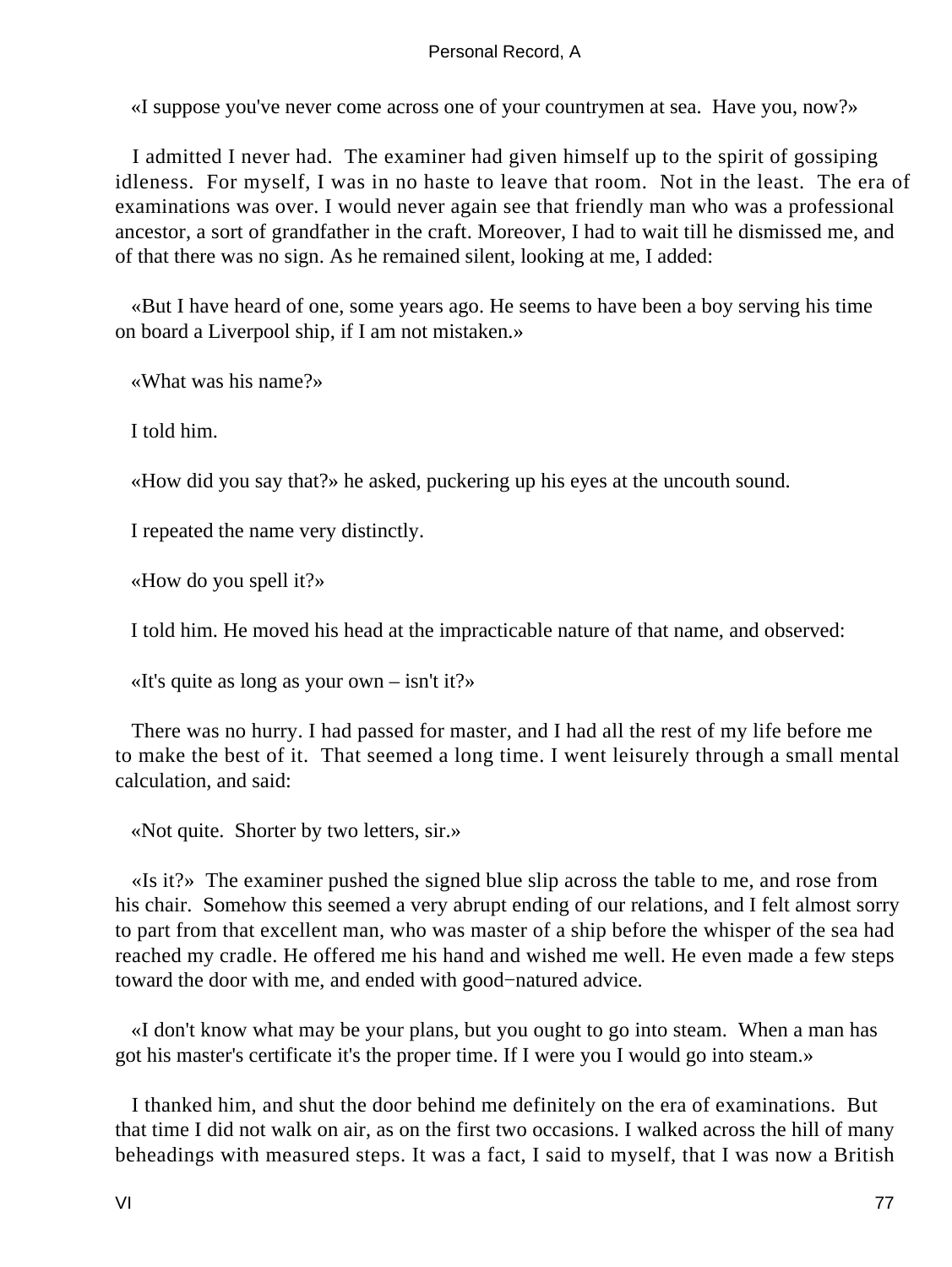«I suppose you've never come across one of your countrymen at sea.  Have you, now?»

I admitted I never had.  The examiner had given himself up to the spirit of gossiping idleness.  For myself, I was in no haste to leave that room.  Not in the least.  The era of examinations was over. I would never again see that friendly man who was a professional ancestor, a sort of grandfather in the craft. Moreover, I had to wait till he dismissed me, and of that there was no sign. As he remained silent, looking at me, I added:

«But I have heard of one, some years ago. He seems to have been a boy serving his time on board a Liverpool ship, if I am not mistaken.»

«What was his name?»

I told him.

«How did you say that?» he asked, puckering up his eyes at the uncouth sound.

I repeated the name very distinctly.

«How do you spell it?»

I told him. He moved his head at the impracticable nature of that name, and observed:

«It's quite as long as your own – isn't it?»

There was no hurry. I had passed for master, and I had all the rest of my life before me to make the best of it.  That seemed a long time. I went leisurely through a small mental calculation, and said:

«Not quite.  Shorter by two letters, sir.»

«Is it?»  The examiner pushed the signed blue slip across the table to me, and rose from his chair.  Somehow this seemed a very abrupt ending of our relations, and I felt almost sorry to part from that excellent man, who was master of a ship before the whisper of the sea had reached my cradle. He offered me his hand and wished me well. He even made a few steps toward the door with me, and ended with good−natured advice.

«I don't know what may be your plans, but you ought to go into steam.  When a man has got his master's certificate it's the proper time. If I were you I would go into steam.»

I thanked him, and shut the door behind me definitely on the era of examinations.  But that time I did not walk on air, as on the first two occasions. I walked across the hill of many beheadings with measured steps. It was a fact, I said to myself, that I was now a British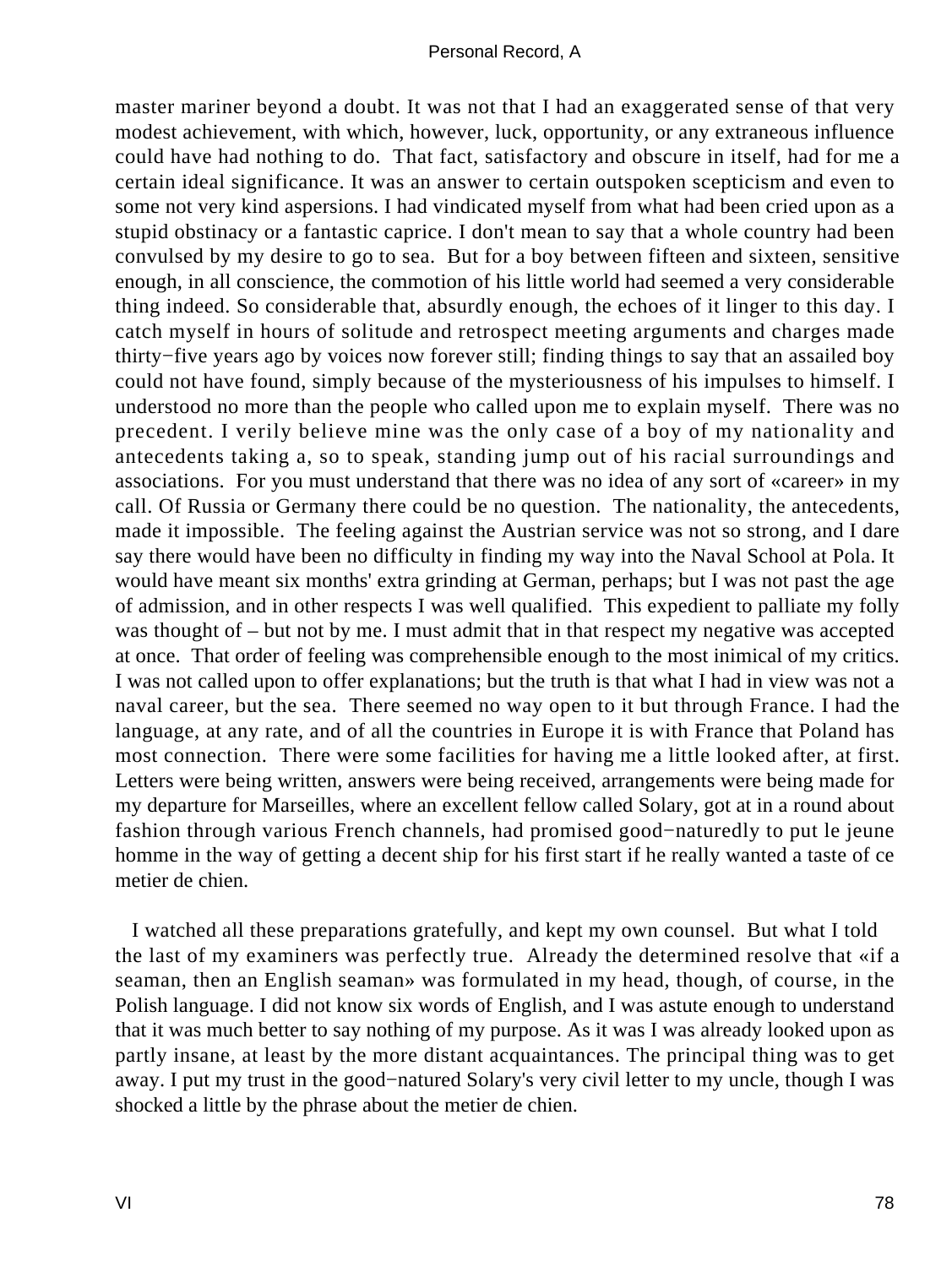master mariner beyond a doubt. It was not that I had an exaggerated sense of that very modest achievement, with which, however, luck, opportunity, or any extraneous influence could have had nothing to do. That fact, satisfactory and obscure in itself, had for me a certain ideal significance. It was an answer to certain outspoken scepticism and even to some not very kind aspersions. I had vindicated myself from what had been cried upon as a stupid obstinacy or a fantastic caprice. I don't mean to say that a whole country had been convulsed by my desire to go to sea. But for a boy between fifteen and sixteen, sensitive enough, in all conscience, the commotion of his little world had seemed a very considerable thing indeed. So considerable that, absurdly enough, the echoes of it linger to this day. I catch myself in hours of solitude and retrospect meeting arguments and charges made thirty−five years ago by voices now forever still; finding things to say that an assailed boy could not have found, simply because of the mysteriousness of his impulses to himself. I understood no more than the people who called upon me to explain myself. There was no precedent. I verily believe mine was the only case of a boy of my nationality and antecedents taking a, so to speak, standing jump out of his racial surroundings and associations. For you must understand that there was no idea of any sort of «career» in my call. Of Russia or Germany there could be no question. The nationality, the antecedents, made it impossible. The feeling against the Austrian service was not so strong, and I dare say there would have been no difficulty in finding my way into the Naval School at Pola. It would have meant six months' extra grinding at German, perhaps; but I was not past the age of admission, and in other respects I was well qualified. This expedient to palliate my folly was thought of – but not by me. I must admit that in that respect my negative was accepted at once. That order of feeling was comprehensible enough to the most inimical of my critics. I was not called upon to offer explanations; but the truth is that what I had in view was not a naval career, but the sea. There seemed no way open to it but through France. I had the language, at any rate, and of all the countries in Europe it is with France that Poland has most connection. There were some facilities for having me a little looked after, at first. Letters were being written, answers were being received, arrangements were being made for my departure for Marseilles, where an excellent fellow called Solary, got at in a round about fashion through various French channels, had promised good−naturedly to put le jeune homme in the way of getting a decent ship for his first start if he really wanted a taste of ce metier de chien.

I watched all these preparations gratefully, and kept my own counsel. But what I told the last of my examiners was perfectly true. Already the determined resolve that «if a seaman, then an English seaman» was formulated in my head, though, of course, in the Polish language. I did not know six words of English, and I was astute enough to understand that it was much better to say nothing of my purpose. As it was I was already looked upon as partly insane, at least by the more distant acquaintances. The principal thing was to get away. I put my trust in the good−natured Solary's very civil letter to my uncle, though I was shocked a little by the phrase about the metier de chien.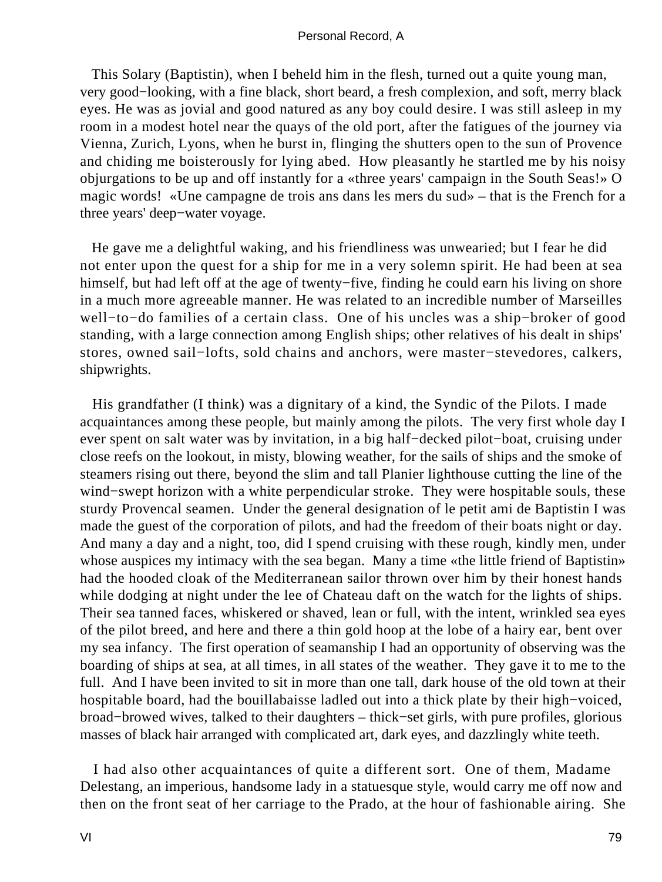This Solary (Baptistin), when I beheld him in the flesh, turned out a quite young man, very good−looking, with a fine black, short beard, a fresh complexion, and soft, merry black eyes. He was as jovial and good natured as any boy could desire. I was still asleep in my room in a modest hotel near the quays of the old port, after the fatigues of the journey via Vienna, Zurich, Lyons, when he burst in, flinging the shutters open to the sun of Provence and chiding me boisterously for lying abed. How pleasantly he startled me by his noisy objurgations to be up and off instantly for a «three years' campaign in the South Seas!» O magic words! «Une campagne de trois ans dans les mers du sud» – that is the French for a three years' deep−water voyage.

He gave me a delightful waking, and his friendliness was unwearied; but I fear he did not enter upon the quest for a ship for me in a very solemn spirit. He had been at sea himself, but had left off at the age of twenty−five, finding he could earn his living on shore in a much more agreeable manner. He was related to an incredible number of Marseilles well−to−do families of a certain class. One of his uncles was a ship−broker of good standing, with a large connection among English ships; other relatives of his dealt in ships' stores, owned sail−lofts, sold chains and anchors, were master−stevedores, calkers, shipwrights.

His grandfather (I think) was a dignitary of a kind, the Syndic of the Pilots. I made acquaintances among these people, but mainly among the pilots. The very first whole day I ever spent on salt water was by invitation, in a big half−decked pilot−boat, cruising under close reefs on the lookout, in misty, blowing weather, for the sails of ships and the smoke of steamers rising out there, beyond the slim and tall Planier lighthouse cutting the line of the wind−swept horizon with a white perpendicular stroke. They were hospitable souls, these sturdy Provencal seamen. Under the general designation of le petit ami de Baptistin I was made the guest of the corporation of pilots, and had the freedom of their boats night or day. And many a day and a night, too, did I spend cruising with these rough, kindly men, under whose auspices my intimacy with the sea began. Many a time «the little friend of Baptistin» had the hooded cloak of the Mediterranean sailor thrown over him by their honest hands while dodging at night under the lee of Chateau daft on the watch for the lights of ships. Their sea tanned faces, whiskered or shaved, lean or full, with the intent, wrinkled sea eyes of the pilot breed, and here and there a thin gold hoop at the lobe of a hairy ear, bent over my sea infancy. The first operation of seamanship I had an opportunity of observing was the boarding of ships at sea, at all times, in all states of the weather. They gave it to me to the full. And I have been invited to sit in more than one tall, dark house of the old town at their hospitable board, had the bouillabaisse ladled out into a thick plate by their high−voiced, broad−browed wives, talked to their daughters – thick−set girls, with pure profiles, glorious masses of black hair arranged with complicated art, dark eyes, and dazzlingly white teeth.

I had also other acquaintances of quite a different sort. One of them, Madame Delestang, an imperious, handsome lady in a statuesque style, would carry me off now and then on the front seat of her carriage to the Prado, at the hour of fashionable airing. She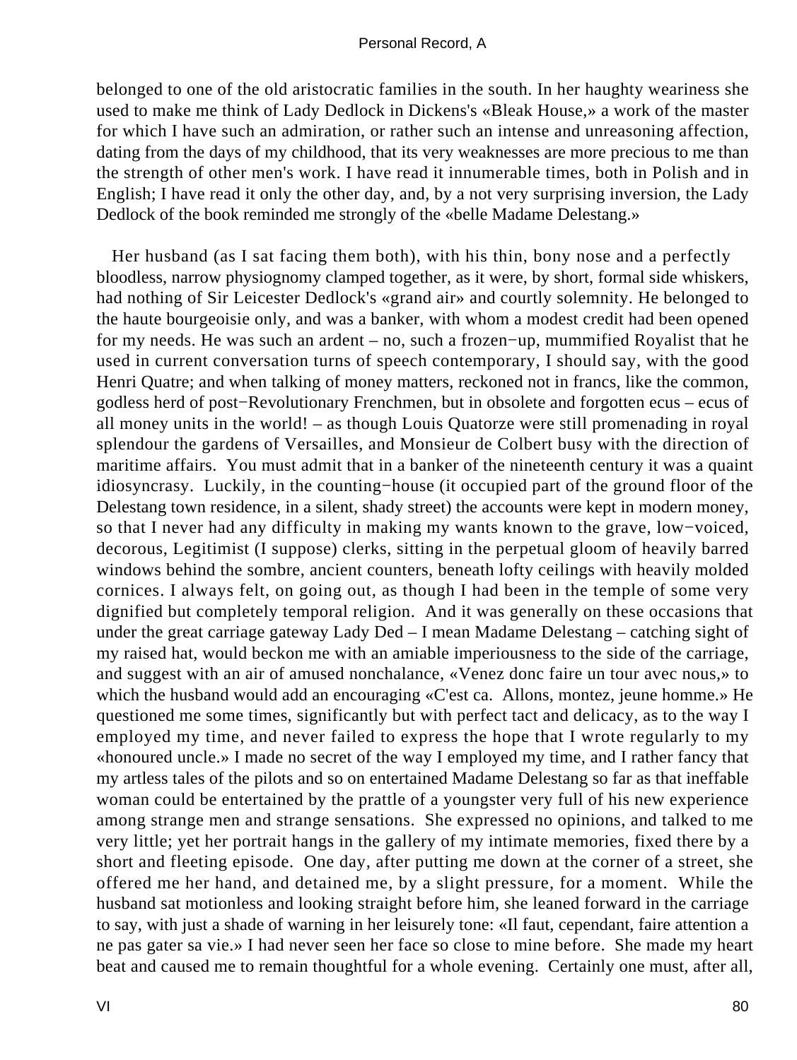belonged to one of the old aristocratic families in the south. In her haughty weariness she used to make me think of Lady Dedlock in Dickens's «Bleak House,» a work of the master for which I have such an admiration, or rather such an intense and unreasoning affection, dating from the days of my childhood, that its very weaknesses are more precious to me than the strength of other men's work. I have read it innumerable times, both in Polish and in English; I have read it only the other day, and, by a not very surprising inversion, the Lady Dedlock of the book reminded me strongly of the «belle Madame Delestang.»

Her husband (as I sat facing them both), with his thin, bony nose and a perfectly bloodless, narrow physiognomy clamped together, as it were, by short, formal side whiskers, had nothing of Sir Leicester Dedlock's «grand air» and courtly solemnity. He belonged to the haute bourgeoisie only, and was a banker, with whom a modest credit had been opened for my needs. He was such an ardent – no, such a frozen−up, mummified Royalist that he used in current conversation turns of speech contemporary, I should say, with the good Henri Quatre; and when talking of money matters, reckoned not in francs, like the common, godless herd of post−Revolutionary Frenchmen, but in obsolete and forgotten ecus – ecus of all money units in the world! – as though Louis Quatorze were still promenading in royal splendour the gardens of Versailles, and Monsieur de Colbert busy with the direction of maritime affairs. You must admit that in a banker of the nineteenth century it was a quaint idiosyncrasy. Luckily, in the counting−house (it occupied part of the ground floor of the Delestang town residence, in a silent, shady street) the accounts were kept in modern money, so that I never had any difficulty in making my wants known to the grave, low−voiced, decorous, Legitimist (I suppose) clerks, sitting in the perpetual gloom of heavily barred windows behind the sombre, ancient counters, beneath lofty ceilings with heavily molded cornices. I always felt, on going out, as though I had been in the temple of some very dignified but completely temporal religion. And it was generally on these occasions that under the great carriage gateway Lady Ded – I mean Madame Delestang – catching sight of my raised hat, would beckon me with an amiable imperiousness to the side of the carriage, and suggest with an air of amused nonchalance, «Venez donc faire un tour avec nous,» to which the husband would add an encouraging «C'est ca. Allons, montez, jeune homme.» He questioned me some times, significantly but with perfect tact and delicacy, as to the way I employed my time, and never failed to express the hope that I wrote regularly to my «honoured uncle.» I made no secret of the way I employed my time, and I rather fancy that my artless tales of the pilots and so on entertained Madame Delestang so far as that ineffable woman could be entertained by the prattle of a youngster very full of his new experience among strange men and strange sensations. She expressed no opinions, and talked to me very little; yet her portrait hangs in the gallery of my intimate memories, fixed there by a short and fleeting episode. One day, after putting me down at the corner of a street, she offered me her hand, and detained me, by a slight pressure, for a moment. While the husband sat motionless and looking straight before him, she leaned forward in the carriage to say, with just a shade of warning in her leisurely tone: «Il faut, cependant, faire attention a ne pas gater sa vie.» I had never seen her face so close to mine before. She made my heart beat and caused me to remain thoughtful for a whole evening. Certainly one must, after all,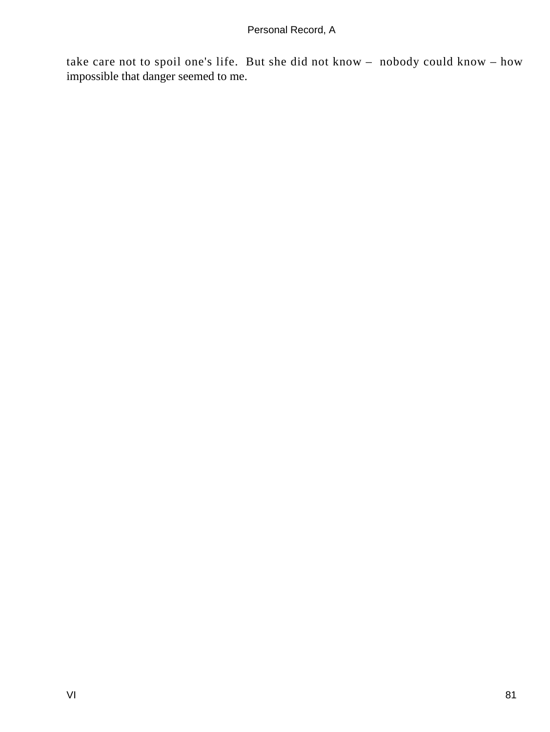take care not to spoil one's life. But she did not know – nobody could know – how impossible that danger seemed to me.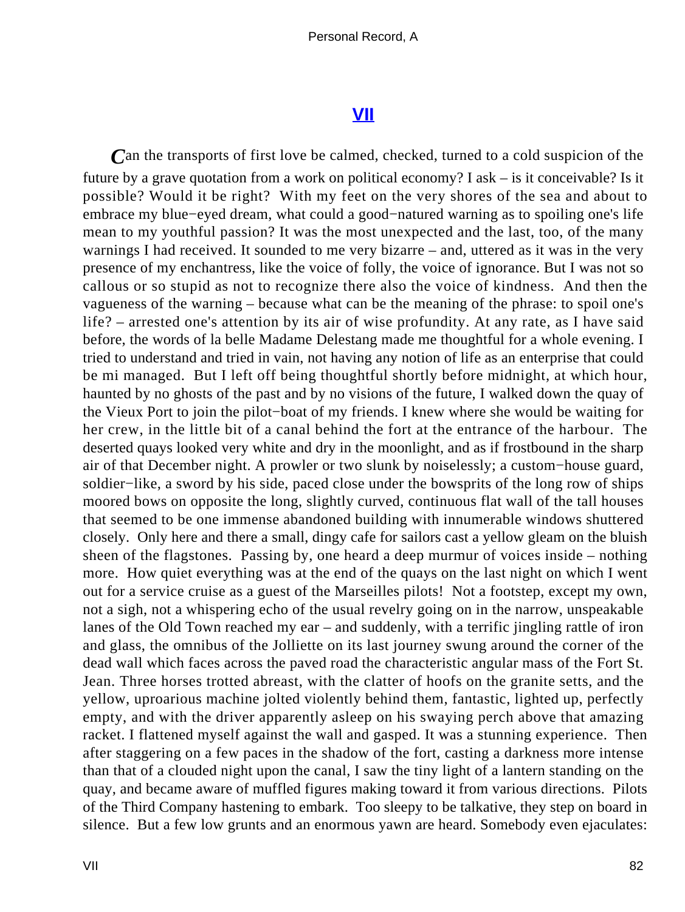## [VII]

*C*an the transports of first love be calmed, checked, turned to a cold suspicion of the future by a grave quotation from a work on political economy? I ask – is it conceivable? Is it possible? Would it be right? With my feet on the very shores of the sea and about to embrace my blue−eyed dream, what could a good−natured warning as to spoiling one's life mean to my youthful passion? It was the most unexpected and the last, too, of the many warnings I had received. It sounded to me very bizarre – and, uttered as it was in the very presence of my enchantress, like the voice of folly, the voice of ignorance. But I was not so callous or so stupid as not to recognize there also the voice of kindness. And then the vagueness of the warning – because what can be the meaning of the phrase: to spoil one's life? – arrested one's attention by its air of wise profundity. At any rate, as I have said before, the words of la belle Madame Delestang made me thoughtful for a whole evening. I tried to understand and tried in vain, not having any notion of life as an enterprise that could be mi managed. But I left off being thoughtful shortly before midnight, at which hour, haunted by no ghosts of the past and by no visions of the future, I walked down the quay of the Vieux Port to join the pilot−boat of my friends. I knew where she would be waiting for her crew, in the little bit of a canal behind the fort at the entrance of the harbour. The deserted quays looked very white and dry in the moonlight, and as if frostbound in the sharp air of that December night. A prowler or two slunk by noiselessly; a custom−house guard, soldier−like, a sword by his side, paced close under the bowsprits of the long row of ships moored bows on opposite the long, slightly curved, continuous flat wall of the tall houses that seemed to be one immense abandoned building with innumerable windows shuttered closely. Only here and there a small, dingy cafe for sailors cast a yellow gleam on the bluish sheen of the flagstones. Passing by, one heard a deep murmur of voices inside – nothing more. How quiet everything was at the end of the quays on the last night on which I went out for a service cruise as a guest of the Marseilles pilots! Not a footstep, except my own, not a sigh, not a whispering echo of the usual revelry going on in the narrow, unspeakable lanes of the Old Town reached my ear – and suddenly, with a terrific jingling rattle of iron and glass, the omnibus of the Jolliette on its last journey swung around the corner of the dead wall which faces across the paved road the characteristic angular mass of the Fort St. Jean. Three horses trotted abreast, with the clatter of hoofs on the granite setts, and the yellow, uproarious machine jolted violently behind them, fantastic, lighted up, perfectly empty, and with the driver apparently asleep on his swaying perch above that amazing racket. I flattened myself against the wall and gasped. It was a stunning experience. Then after staggering on a few paces in the shadow of the fort, casting a darkness more intense than that of a clouded night upon the canal, I saw the tiny light of a lantern standing on the quay, and became aware of muffled figures making toward it from various directions. Pilots of the Third Company hastening to embark. Too sleepy to be talkative, they step on board in silence. But a few low grunts and an enormous yawn are heard. Somebody even ejaculates: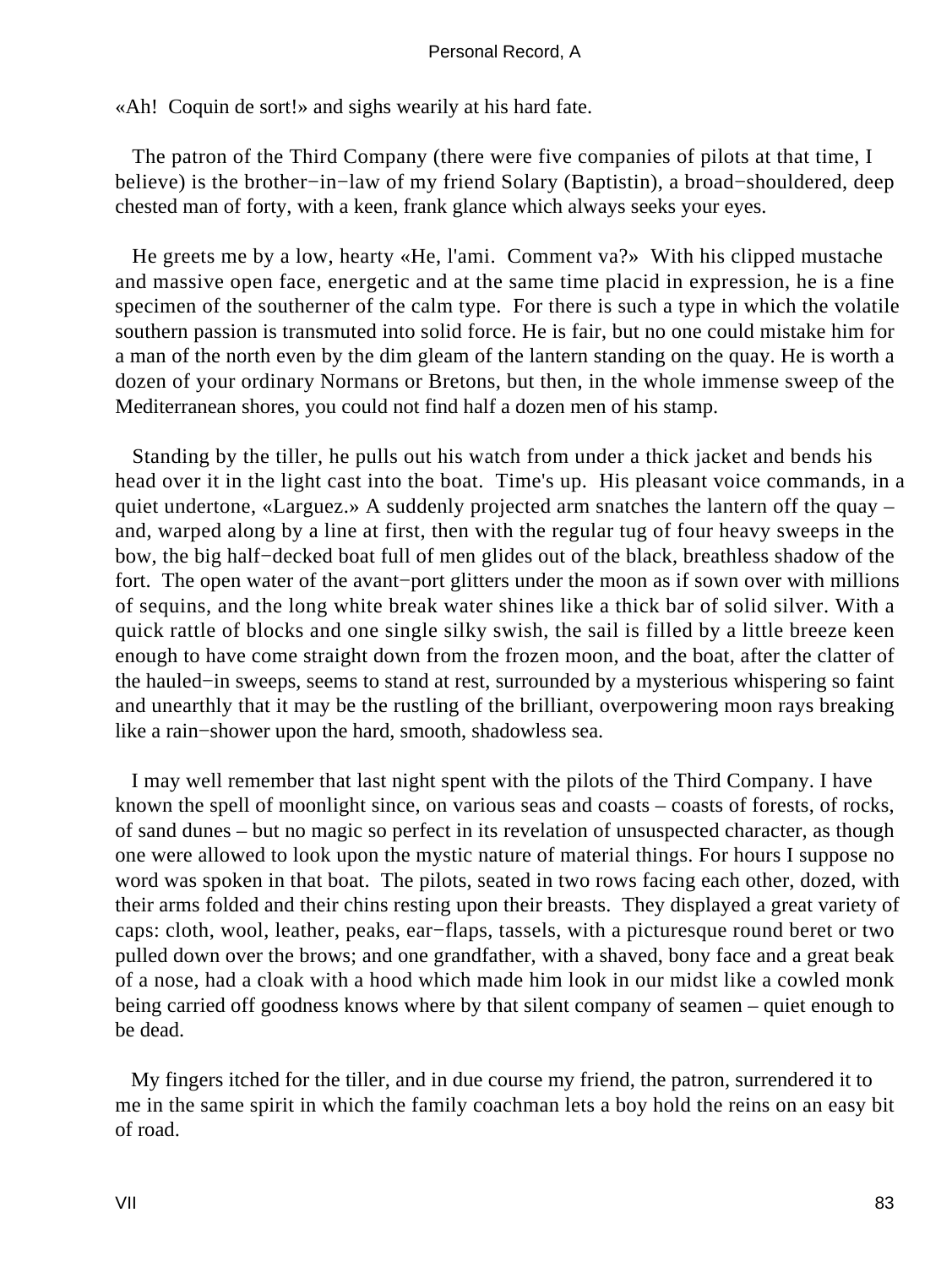«Ah! Coquin de sort!» and sighs wearily at his hard fate.

The patron of the Third Company (there were five companies of pilots at that time, I believe) is the brother−in−law of my friend Solary (Baptistin), a broad−shouldered, deep chested man of forty, with a keen, frank glance which always seeks your eyes.

He greets me by a low, hearty «He, l'ami. Comment va?» With his clipped mustache and massive open face, energetic and at the same time placid in expression, he is a fine specimen of the southerner of the calm type. For there is such a type in which the volatile southern passion is transmuted into solid force. He is fair, but no one could mistake him for a man of the north even by the dim gleam of the lantern standing on the quay. He is worth a dozen of your ordinary Normans or Bretons, but then, in the whole immense sweep of the Mediterranean shores, you could not find half a dozen men of his stamp.

Standing by the tiller, he pulls out his watch from under a thick jacket and bends his head over it in the light cast into the boat. Time's up. His pleasant voice commands, in a quiet undertone, «Larguez.» A suddenly projected arm snatches the lantern off the quay – and, warped along by a line at first, then with the regular tug of four heavy sweeps in the bow, the big half−decked boat full of men glides out of the black, breathless shadow of the fort. The open water of the avant−port glitters under the moon as if sown over with millions of sequins, and the long white break water shines like a thick bar of solid silver. With a quick rattle of blocks and one single silky swish, the sail is filled by a little breeze keen enough to have come straight down from the frozen moon, and the boat, after the clatter of the hauled−in sweeps, seems to stand at rest, surrounded by a mysterious whispering so faint and unearthly that it may be the rustling of the brilliant, overpowering moon rays breaking like a rain−shower upon the hard, smooth, shadowless sea.

I may well remember that last night spent with the pilots of the Third Company. I have known the spell of moonlight since, on various seas and coasts – coasts of forests, of rocks, of sand dunes – but no magic so perfect in its revelation of unsuspected character, as though one were allowed to look upon the mystic nature of material things. For hours I suppose no word was spoken in that boat. The pilots, seated in two rows facing each other, dozed, with their arms folded and their chins resting upon their breasts. They displayed a great variety of caps: cloth, wool, leather, peaks, ear−flaps, tassels, with a picturesque round beret or two pulled down over the brows; and one grandfather, with a shaved, bony face and a great beak of a nose, had a cloak with a hood which made him look in our midst like a cowled monk being carried off goodness knows where by that silent company of seamen – quiet enough to be dead.

My fingers itched for the tiller, and in due course my friend, the patron, surrendered it to me in the same spirit in which the family coachman lets a boy hold the reins on an easy bit of road.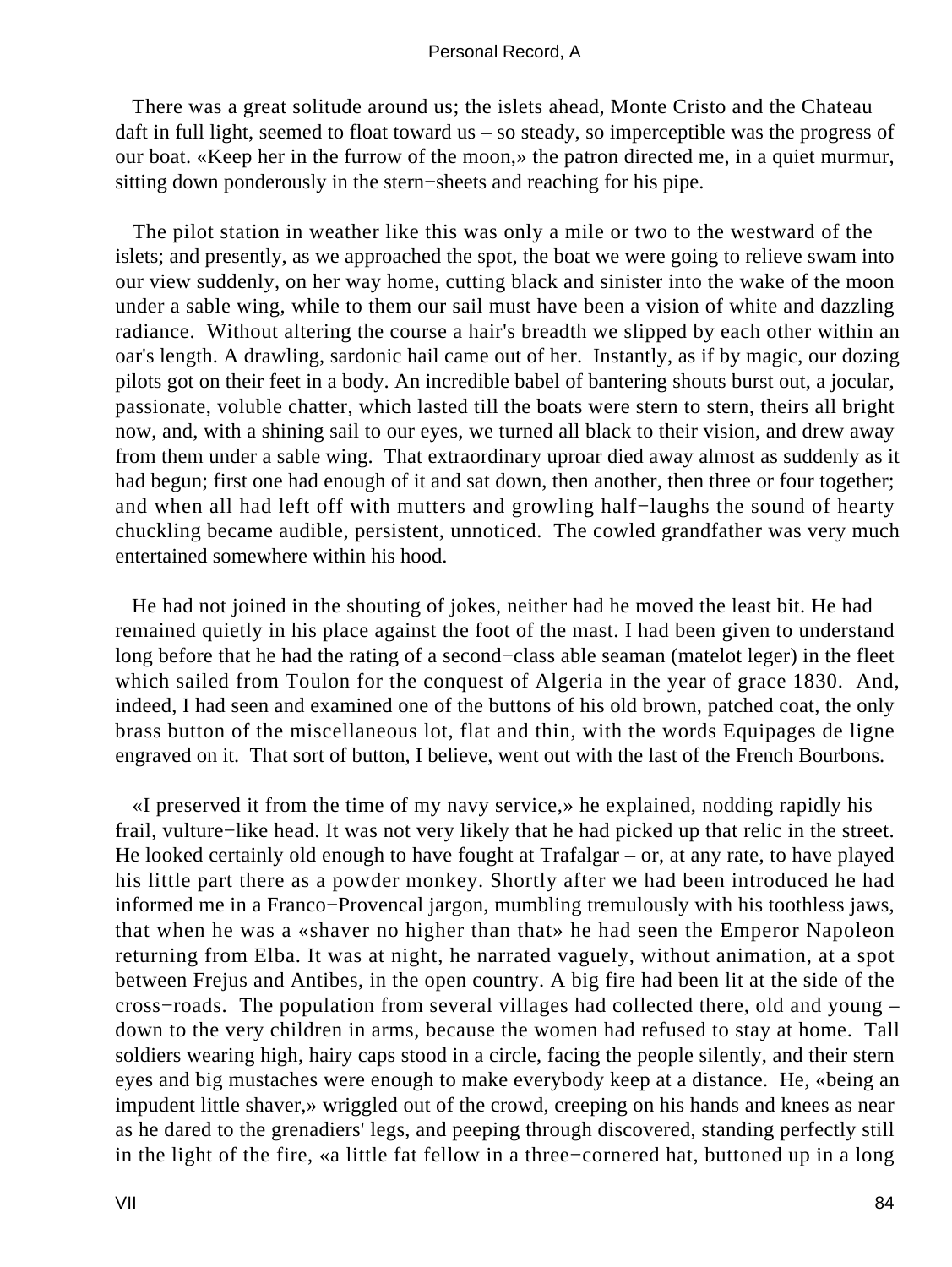There was a great solitude around us; the islets ahead, Monte Cristo and the Chateau daft in full light, seemed to float toward us – so steady, so imperceptible was the progress of our boat. «Keep her in the furrow of the moon,» the patron directed me, in a quiet murmur, sitting down ponderously in the stern−sheets and reaching for his pipe.

The pilot station in weather like this was only a mile or two to the westward of the islets; and presently, as we approached the spot, the boat we were going to relieve swam into our view suddenly, on her way home, cutting black and sinister into the wake of the moon under a sable wing, while to them our sail must have been a vision of white and dazzling radiance. Without altering the course a hair's breadth we slipped by each other within an oar's length. A drawling, sardonic hail came out of her. Instantly, as if by magic, our dozing pilots got on their feet in a body. An incredible babel of bantering shouts burst out, a jocular, passionate, voluble chatter, which lasted till the boats were stern to stern, theirs all bright now, and, with a shining sail to our eyes, we turned all black to their vision, and drew away from them under a sable wing. That extraordinary uproar died away almost as suddenly as it had begun; first one had enough of it and sat down, then another, then three or four together; and when all had left off with mutters and growling half−laughs the sound of hearty chuckling became audible, persistent, unnoticed. The cowled grandfather was very much entertained somewhere within his hood.

He had not joined in the shouting of jokes, neither had he moved the least bit. He had remained quietly in his place against the foot of the mast. I had been given to understand long before that he had the rating of a second−class able seaman (matelot leger) in the fleet which sailed from Toulon for the conquest of Algeria in the year of grace 1830. And, indeed, I had seen and examined one of the buttons of his old brown, patched coat, the only brass button of the miscellaneous lot, flat and thin, with the words Equipages de ligne engraved on it. That sort of button, I believe, went out with the last of the French Bourbons.

«I preserved it from the time of my navy service,» he explained, nodding rapidly his frail, vulture−like head. It was not very likely that he had picked up that relic in the street. He looked certainly old enough to have fought at Trafalgar – or, at any rate, to have played his little part there as a powder monkey. Shortly after we had been introduced he had informed me in a Franco−Provencal jargon, mumbling tremulously with his toothless jaws, that when he was a «shaver no higher than that» he had seen the Emperor Napoleon returning from Elba. It was at night, he narrated vaguely, without animation, at a spot between Frejus and Antibes, in the open country. A big fire had been lit at the side of the cross−roads. The population from several villages had collected there, old and young – down to the very children in arms, because the women had refused to stay at home. Tall soldiers wearing high, hairy caps stood in a circle, facing the people silently, and their stern eyes and big mustaches were enough to make everybody keep at a distance. He, «being an impudent little shaver,» wriggled out of the crowd, creeping on his hands and knees as near as he dared to the grenadiers' legs, and peeping through discovered, standing perfectly still in the light of the fire, «a little fat fellow in a three−cornered hat, buttoned up in a long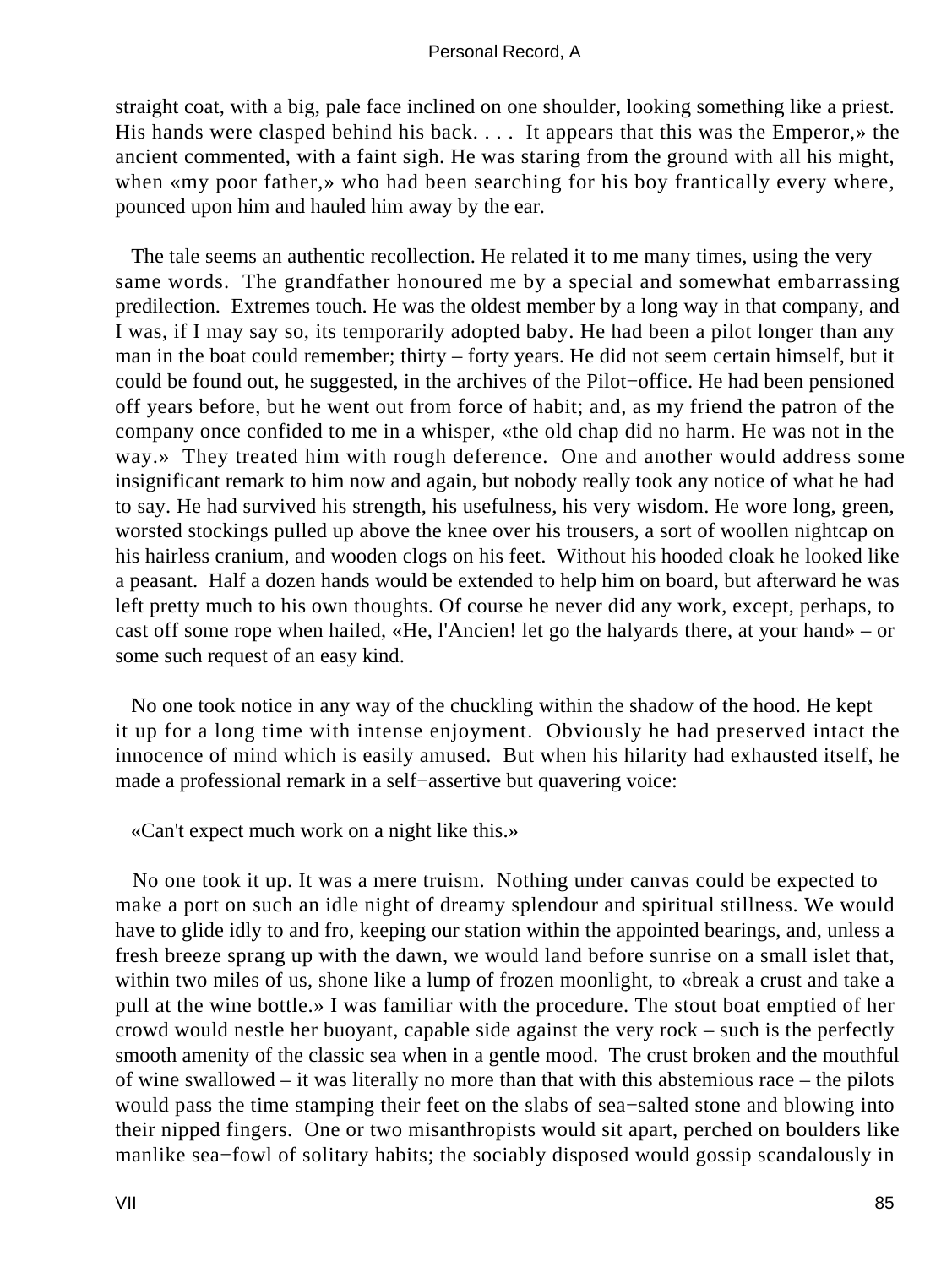straight coat, with a big, pale face inclined on one shoulder, looking something like a priest. His hands were clasped behind his back. . . . It appears that this was the Emperor,» the ancient commented, with a faint sigh. He was staring from the ground with all his might, when «my poor father,» who had been searching for his boy frantically every where, pounced upon him and hauled him away by the ear.

The tale seems an authentic recollection. He related it to me many times, using the very same words. The grandfather honoured me by a special and somewhat embarrassing predilection. Extremes touch. He was the oldest member by a long way in that company, and I was, if I may say so, its temporarily adopted baby. He had been a pilot longer than any man in the boat could remember; thirty – forty years. He did not seem certain himself, but it could be found out, he suggested, in the archives of the Pilot−office. He had been pensioned off years before, but he went out from force of habit; and, as my friend the patron of the company once confided to me in a whisper, «the old chap did no harm. He was not in the way.» They treated him with rough deference. One and another would address some insignificant remark to him now and again, but nobody really took any notice of what he had to say. He had survived his strength, his usefulness, his very wisdom. He wore long, green, worsted stockings pulled up above the knee over his trousers, a sort of woollen nightcap on his hairless cranium, and wooden clogs on his feet. Without his hooded cloak he looked like a peasant. Half a dozen hands would be extended to help him on board, but afterward he was left pretty much to his own thoughts. Of course he never did any work, except, perhaps, to cast off some rope when hailed, «He, l'Ancien! let go the halyards there, at your hand» – or some such request of an easy kind.

No one took notice in any way of the chuckling within the shadow of the hood. He kept it up for a long time with intense enjoyment. Obviously he had preserved intact the innocence of mind which is easily amused. But when his hilarity had exhausted itself, he made a professional remark in a self−assertive but quavering voice:

«Can't expect much work on a night like this.»

No one took it up. It was a mere truism. Nothing under canvas could be expected to make a port on such an idle night of dreamy splendour and spiritual stillness. We would have to glide idly to and fro, keeping our station within the appointed bearings, and, unless a fresh breeze sprang up with the dawn, we would land before sunrise on a small islet that, within two miles of us, shone like a lump of frozen moonlight, to «break a crust and take a pull at the wine bottle.» I was familiar with the procedure. The stout boat emptied of her crowd would nestle her buoyant, capable side against the very rock – such is the perfectly smooth amenity of the classic sea when in a gentle mood. The crust broken and the mouthful of wine swallowed – it was literally no more than that with this abstemious race – the pilots would pass the time stamping their feet on the slabs of sea−salted stone and blowing into their nipped fingers. One or two misanthropists would sit apart, perched on boulders like manlike sea−fowl of solitary habits; the sociably disposed would gossip scandalously in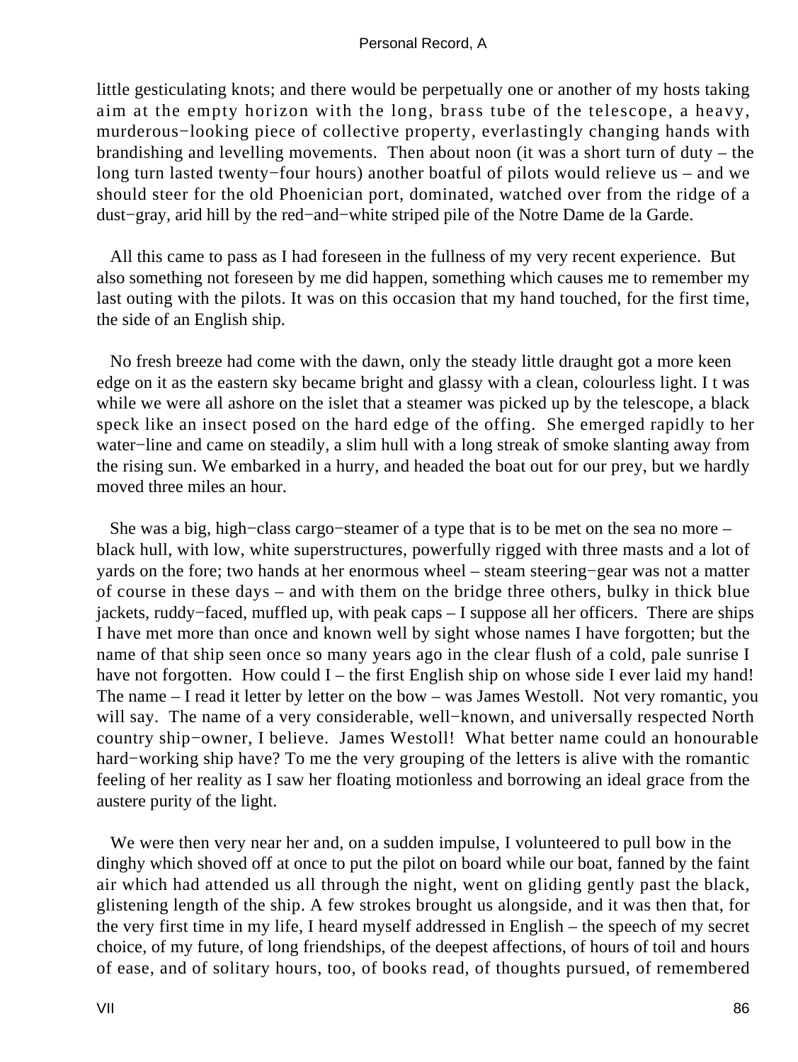little gesticulating knots; and there would be perpetually one or another of my hosts taking aim at the empty horizon with the long, brass tube of the telescope, a heavy, murderous−looking piece of collective property, everlastingly changing hands with brandishing and levelling movements. Then about noon (it was a short turn of duty – the long turn lasted twenty−four hours) another boatful of pilots would relieve us – and we should steer for the old Phoenician port, dominated, watched over from the ridge of a dust−gray, arid hill by the red−and−white striped pile of the Notre Dame de la Garde.

All this came to pass as I had foreseen in the fullness of my very recent experience. But also something not foreseen by me did happen, something which causes me to remember my last outing with the pilots. It was on this occasion that my hand touched, for the first time, the side of an English ship.

No fresh breeze had come with the dawn, only the steady little draught got a more keen edge on it as the eastern sky became bright and glassy with a clean, colourless light. I t was while we were all ashore on the islet that a steamer was picked up by the telescope, a black speck like an insect posed on the hard edge of the offing. She emerged rapidly to her water−line and came on steadily, a slim hull with a long streak of smoke slanting away from the rising sun. We embarked in a hurry, and headed the boat out for our prey, but we hardly moved three miles an hour.

She was a big, high−class cargo−steamer of a type that is to be met on the sea no more – black hull, with low, white superstructures, powerfully rigged with three masts and a lot of yards on the fore; two hands at her enormous wheel – steam steering−gear was not a matter of course in these days – and with them on the bridge three others, bulky in thick blue jackets, ruddy−faced, muffled up, with peak caps – I suppose all her officers. There are ships I have met more than once and known well by sight whose names I have forgotten; but the name of that ship seen once so many years ago in the clear flush of a cold, pale sunrise I have not forgotten. How could I – the first English ship on whose side I ever laid my hand! The name – I read it letter by letter on the bow – was James Westoll. Not very romantic, you will say. The name of a very considerable, well−known, and universally respected North country ship−owner, I believe. James Westoll! What better name could an honourable hard−working ship have? To me the very grouping of the letters is alive with the romantic feeling of her reality as I saw her floating motionless and borrowing an ideal grace from the austere purity of the light.

We were then very near her and, on a sudden impulse, I volunteered to pull bow in the dinghy which shoved off at once to put the pilot on board while our boat, fanned by the faint air which had attended us all through the night, went on gliding gently past the black, glistening length of the ship. A few strokes brought us alongside, and it was then that, for the very first time in my life, I heard myself addressed in English – the speech of my secret choice, of my future, of long friendships, of the deepest affections, of hours of toil and hours of ease, and of solitary hours, too, of books read, of thoughts pursued, of remembered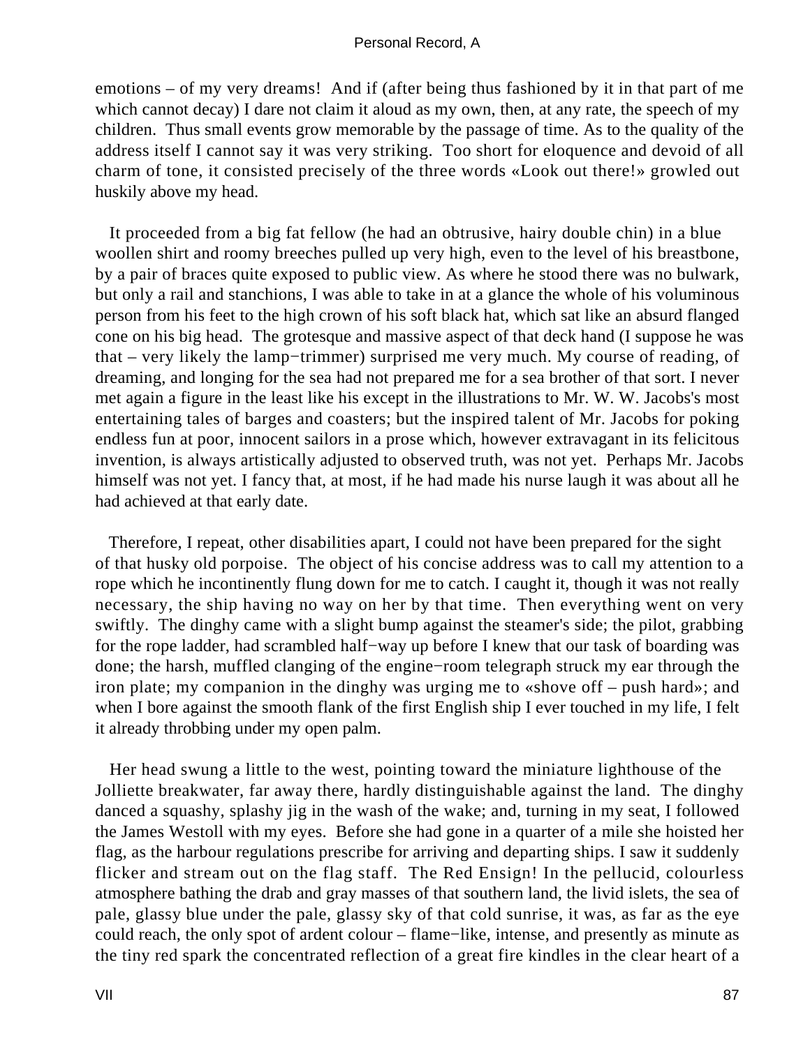emotions – of my very dreams! And if (after being thus fashioned by it in that part of me which cannot decay) I dare not claim it aloud as my own, then, at any rate, the speech of my children. Thus small events grow memorable by the passage of time. As to the quality of the address itself I cannot say it was very striking. Too short for eloquence and devoid of all charm of tone, it consisted precisely of the three words «Look out there!» growled out huskily above my head.

It proceeded from a big fat fellow (he had an obtrusive, hairy double chin) in a blue woollen shirt and roomy breeches pulled up very high, even to the level of his breastbone, by a pair of braces quite exposed to public view. As where he stood there was no bulwark, but only a rail and stanchions, I was able to take in at a glance the whole of his voluminous person from his feet to the high crown of his soft black hat, which sat like an absurd flanged cone on his big head. The grotesque and massive aspect of that deck hand (I suppose he was that – very likely the lamp−trimmer) surprised me very much. My course of reading, of dreaming, and longing for the sea had not prepared me for a sea brother of that sort. I never met again a figure in the least like his except in the illustrations to Mr. W. W. Jacobs's most entertaining tales of barges and coasters; but the inspired talent of Mr. Jacobs for poking endless fun at poor, innocent sailors in a prose which, however extravagant in its felicitous invention, is always artistically adjusted to observed truth, was not yet. Perhaps Mr. Jacobs himself was not yet. I fancy that, at most, if he had made his nurse laugh it was about all he had achieved at that early date.

Therefore, I repeat, other disabilities apart, I could not have been prepared for the sight of that husky old porpoise. The object of his concise address was to call my attention to a rope which he incontinently flung down for me to catch. I caught it, though it was not really necessary, the ship having no way on her by that time. Then everything went on very swiftly. The dinghy came with a slight bump against the steamer's side; the pilot, grabbing for the rope ladder, had scrambled half−way up before I knew that our task of boarding was done; the harsh, muffled clanging of the engine−room telegraph struck my ear through the iron plate; my companion in the dinghy was urging me to «shove off – push hard»; and when I bore against the smooth flank of the first English ship I ever touched in my life, I felt it already throbbing under my open palm.

Her head swung a little to the west, pointing toward the miniature lighthouse of the Jolliette breakwater, far away there, hardly distinguishable against the land. The dinghy danced a squashy, splashy jig in the wash of the wake; and, turning in my seat, I followed the James Westoll with my eyes. Before she had gone in a quarter of a mile she hoisted her flag, as the harbour regulations prescribe for arriving and departing ships. I saw it suddenly flicker and stream out on the flag staff. The Red Ensign! In the pellucid, colourless atmosphere bathing the drab and gray masses of that southern land, the livid islets, the sea of pale, glassy blue under the pale, glassy sky of that cold sunrise, it was, as far as the eye could reach, the only spot of ardent colour – flame−like, intense, and presently as minute as the tiny red spark the concentrated reflection of a great fire kindles in the clear heart of a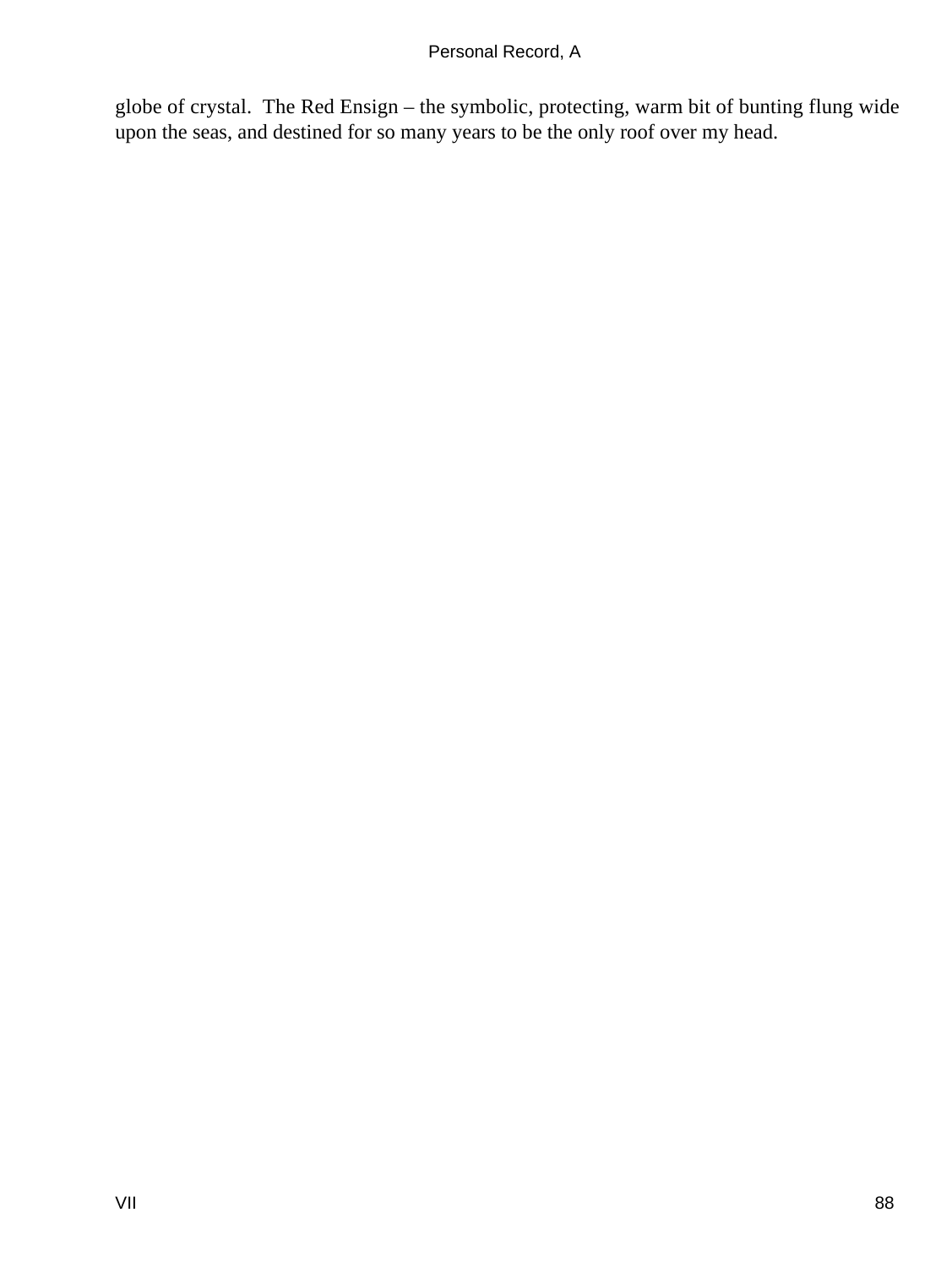globe of crystal. The Red Ensign – the symbolic, protecting, warm bit of bunting flung wide upon the seas, and destined for so many years to be the only roof over my head.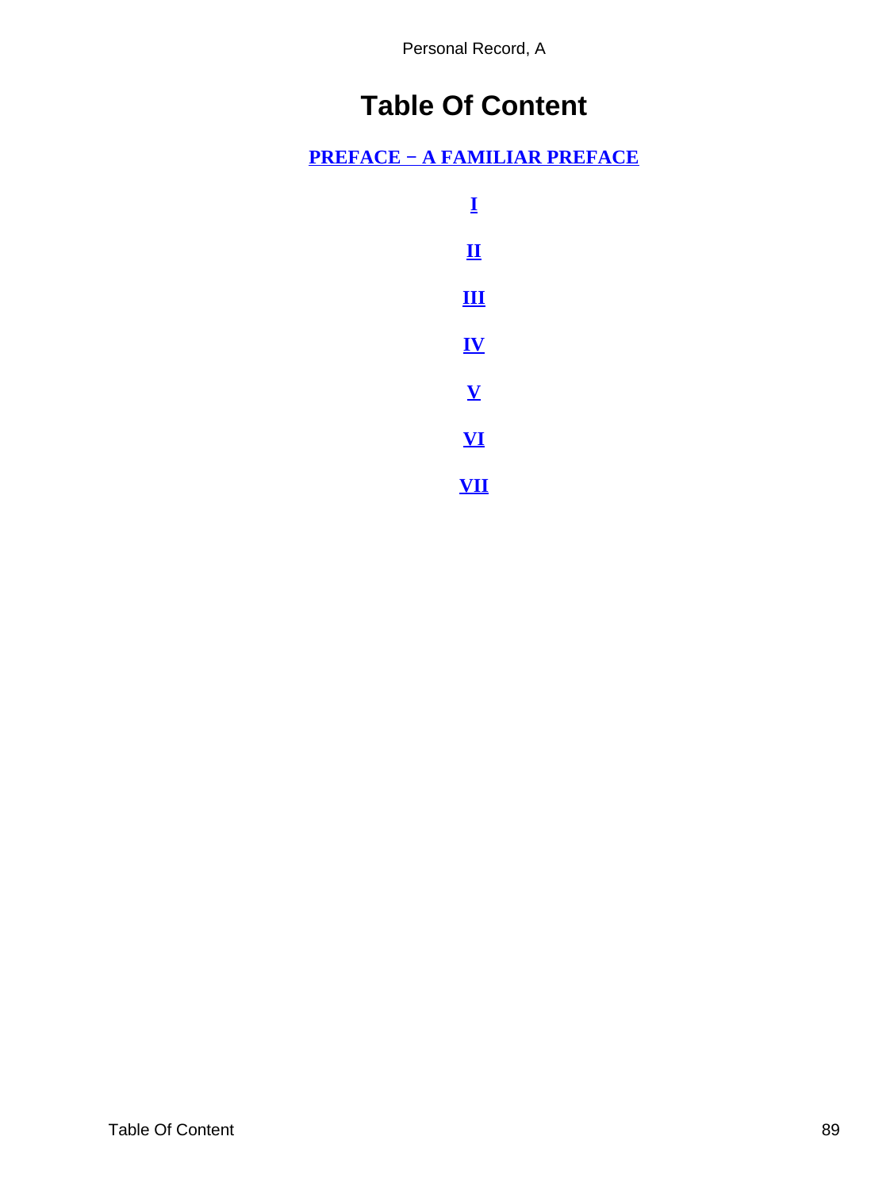# Table Of Content

**PREFACE − A FAMILIAR PREFACE**

**I**

**II**

**III**

**IV**

**V**

**VI**

**VII**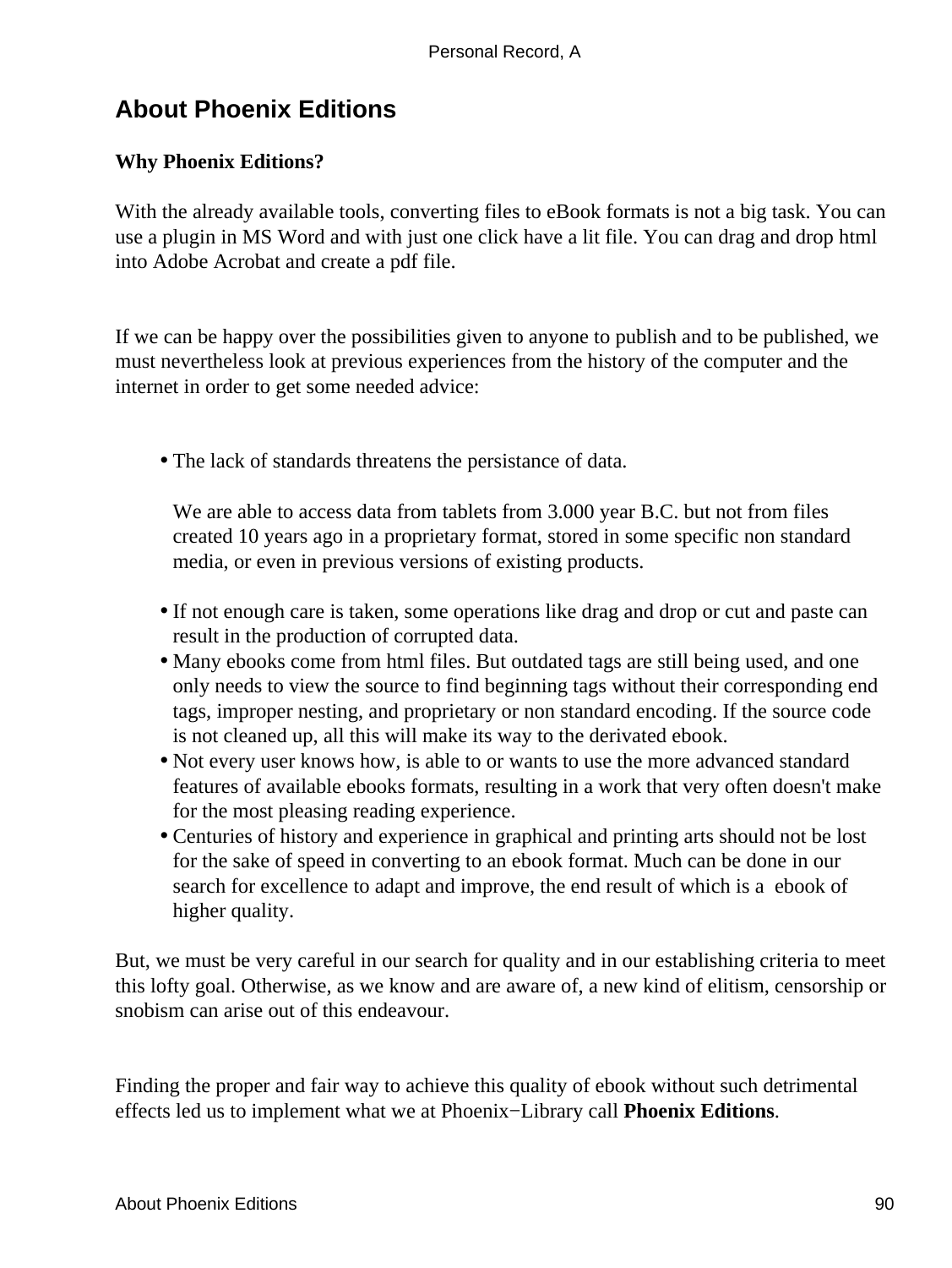## About Phoenix Editions

**Why Phoenix Editions?**

With the already available tools, converting files to eBook formats is not a big task. You can use a plugin in MS Word and with just one click have a lit file. You can drag and drop html into Adobe Acrobat and create a pdf file.

If we can be happy over the possibilities given to anyone to publish and to be published, we must nevertheless look at previous experiences from the history of the computer and the internet in order to get some needed advice:

- The lack of standards threatens the persistance of data.

  We are able to access data from tablets from 3.000 year B.C. but not from files created 10 years ago in a proprietary format, stored in some specific non standard media, or even in previous versions of existing products.
- If not enough care is taken, some operations like drag and drop or cut and paste can result in the production of corrupted data.
- Many ebooks come from html files. But outdated tags are still being used, and one only needs to view the source to find beginning tags without their corresponding end tags, improper nesting, and proprietary or non standard encoding. If the source code is not cleaned up, all this will make its way to the derivated ebook.
- Not every user knows how, is able to or wants to use the more advanced standard features of available ebooks formats, resulting in a work that very often doesn't make for the most pleasing reading experience.
- Centuries of history and experience in graphical and printing arts should not be lost for the sake of speed in converting to an ebook format. Much can be done in our search for excellence to adapt and improve, the end result of which is a ebook of higher quality.

But, we must be very careful in our search for quality and in our establishing criteria to meet this lofty goal. Otherwise, as we know and are aware of, a new kind of elitism, censorship or snobism can arise out of this endeavour.

Finding the proper and fair way to achieve this quality of ebook without such detrimental effects led us to implement what we at Phoenix−Library call **Phoenix Editions**.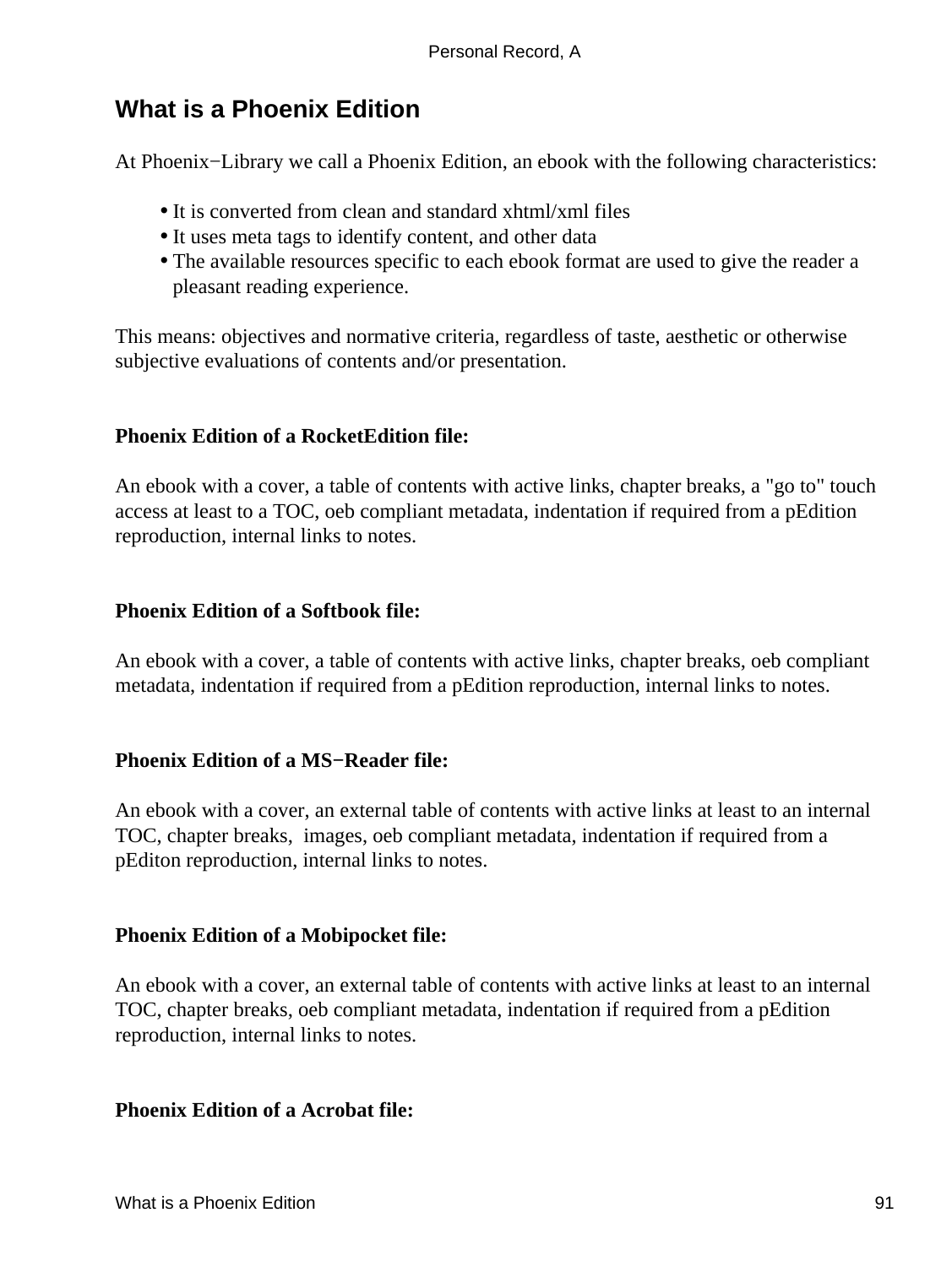## What is a Phoenix Edition

At Phoenix−Library we call a Phoenix Edition, an ebook with the following characteristics:

- It is converted from clean and standard xhtml/xml files
- It uses meta tags to identify content, and other data
- The available resources specific to each ebook format are used to give the reader a pleasant reading experience.

This means: objectives and normative criteria, regardless of taste, aesthetic or otherwise subjective evaluations of contents and/or presentation.

**Phoenix Edition of a RocketEdition file:**

An ebook with a cover, a table of contents with active links, chapter breaks, a "go to" touch access at least to a TOC, oeb compliant metadata, indentation if required from a pEdition reproduction, internal links to notes.

**Phoenix Edition of a Softbook file:**

An ebook with a cover, a table of contents with active links, chapter breaks, oeb compliant metadata, indentation if required from a pEdition reproduction, internal links to notes.

**Phoenix Edition of a MS−Reader file:**

An ebook with a cover, an external table of contents with active links at least to an internal TOC, chapter breaks, images, oeb compliant metadata, indentation if required from a pEditon reproduction, internal links to notes.

**Phoenix Edition of a Mobipocket file:**

An ebook with a cover, an external table of contents with active links at least to an internal TOC, chapter breaks, oeb compliant metadata, indentation if required from a pEdition reproduction, internal links to notes.

**Phoenix Edition of a Acrobat file:**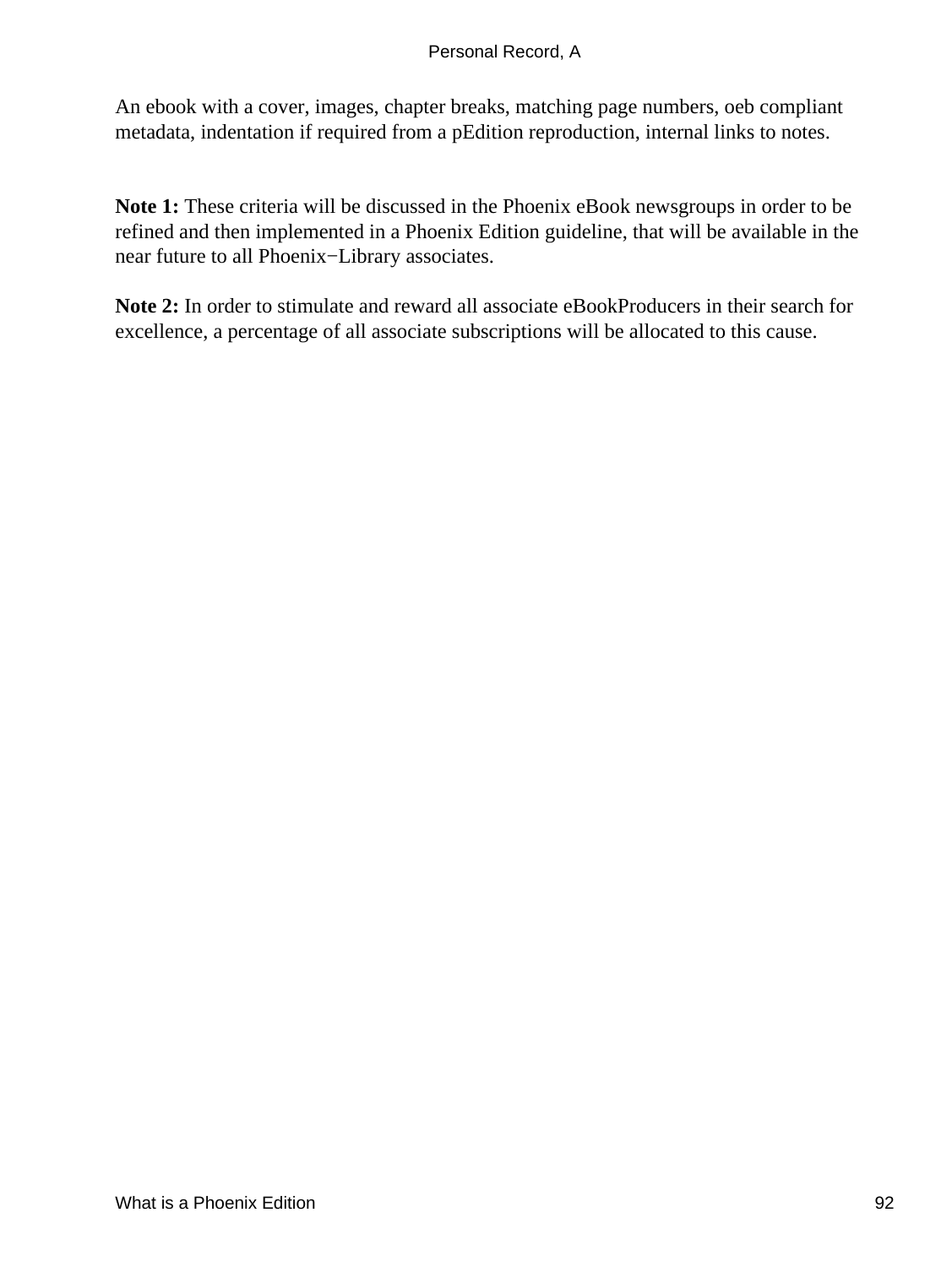An ebook with a cover, images, chapter breaks, matching page numbers, oeb compliant metadata, indentation if required from a pEdition reproduction, internal links to notes.

**Note 1:** These criteria will be discussed in the Phoenix eBook newsgroups in order to be refined and then implemented in a Phoenix Edition guideline, that will be available in the near future to all Phoenix−Library associates.

**Note 2:** In order to stimulate and reward all associate eBookProducers in their search for excellence, a percentage of all associate subscriptions will be allocated to this cause.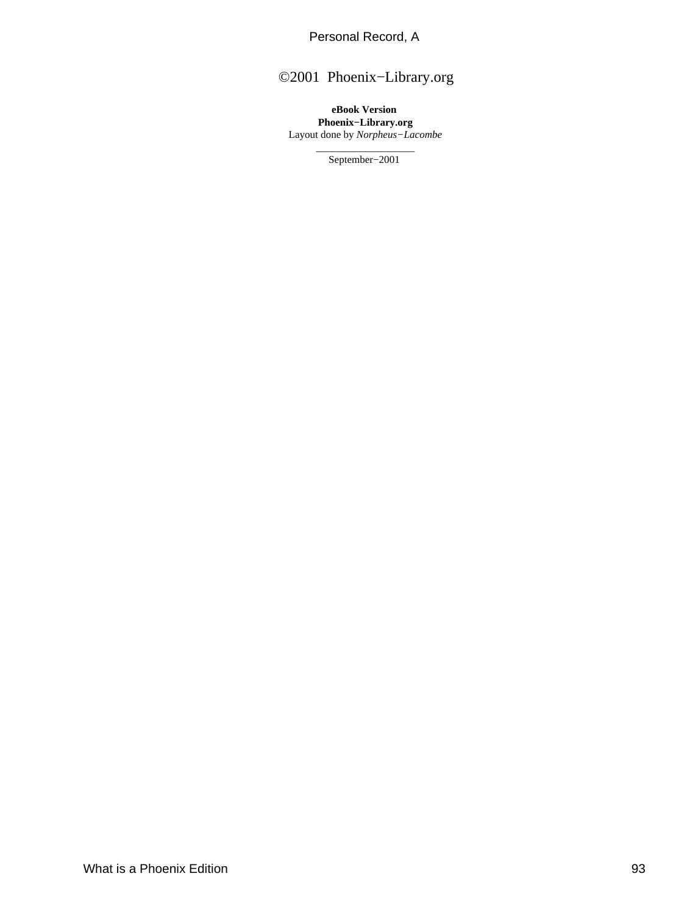©2001 Phoenix−Library.org

**eBook Version**
**Phoenix−Library.org**
Layout done by *Norpheus−Lacombe*

\_\_\_\_\_\_\_\_\_\_\_\_\_\_\_\_\_\_\_\_

September−2001